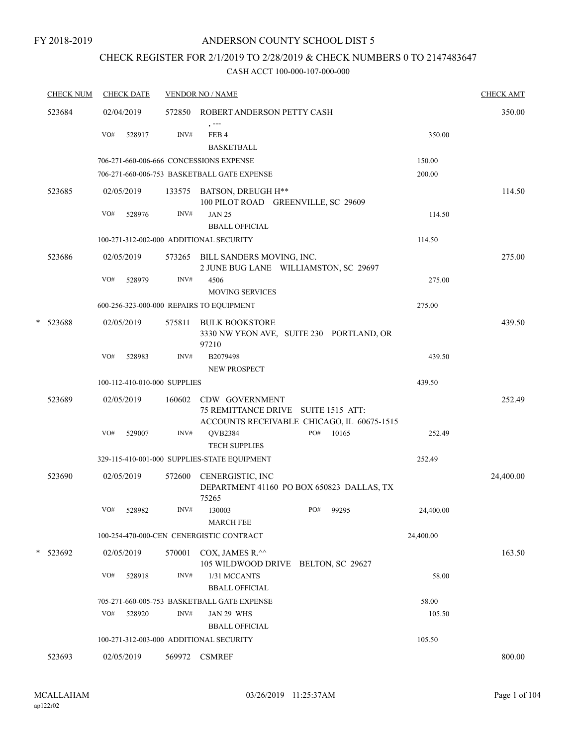FY 2018-2019

# ANDERSON COUNTY SCHOOL DIST 5

## CHECK REGISTER FOR 2/1/2019 TO 2/28/2019 & CHECK NUMBERS 0 TO 2147483647

### CASH ACCT 100-000-107-000-000

| CHECK NUM | CHECK DATE | VENDOR NO / NAME | | | CHECK AMT |
|---|---|---|---|---|---|
| 523684 | 02/04/2019 | 572850 | ROBERT ANDERSON PETTY CASH<br>, --- | | 350.00 |
| | VO# 528917 | INV# | FEB 4<br>BASKETBALL | 350.00 | |
| | 706-271-660-006-666 CONCESSIONS EXPENSE | | | 150.00 | |
| | 706-271-660-006-753 BASKETBALL GATE EXPENSE | | | 200.00 | |
| 523685 | 02/05/2019 | 133575 | BATSON, DREUGH H**<br>100 PILOT ROAD GREENVILLE, SC 29609 | | 114.50 |
| | VO# 528976 | INV# | JAN 25<br>BBALL OFFICIAL | 114.50 | |
| | 100-271-312-002-000 ADDITIONAL SECURITY | | | 114.50 | |
| 523686 | 02/05/2019 | 573265 | BILL SANDERS MOVING, INC.<br>2 JUNE BUG LANE WILLIAMSTON, SC 29697 | | 275.00 |
| | VO# 528979 | INV# | 4506<br>MOVING SERVICES | 275.00 | |
| | 600-256-323-000-000 REPAIRS TO EQUIPMENT | | | 275.00 | |
| * 523688 | 02/05/2019 | 575811 | BULK BOOKSTORE<br>3330 NW YEON AVE, SUITE 230 PORTLAND, OR 97210 | | 439.50 |
| | VO# 528983 | INV# | B2079498<br>NEW PROSPECT | 439.50 | |
| | 100-112-410-010-000 SUPPLIES | | | 439.50 | |
| 523689 | 02/05/2019 | 160602 | CDW GOVERNMENT<br>75 REMITTANCE DRIVE SUITE 1515 ATT: ACCOUNTS RECEIVABLE CHICAGO, IL 60675-1515 | | 252.49 |
| | VO# 529007 | INV# | QVB2384 PO# 10165<br>TECH SUPPLIES | 252.49 | |
| | 329-115-410-001-000 SUPPLIES-STATE EQUIPMENT | | | 252.49 | |
| 523690 | 02/05/2019 | 572600 | CENERGISTIC, INC<br>DEPARTMENT 41160 PO BOX 650823 DALLAS, TX 75265 | | 24,400.00 |
| | VO# 528982 | INV# | 130003 PO# 99295<br>MARCH FEE | 24,400.00 | |
| | 100-254-470-000-CEN CENERGISTIC CONTRACT | | | 24,400.00 | |
| * 523692 | 02/05/2019 | 570001 | COX, JAMES R.^^<br>105 WILDWOOD DRIVE BELTON, SC 29627 | | 163.50 |
| | VO# 528918 | INV# | 1/31 MCCANTS<br>BBALL OFFICIAL | 58.00 | |
| | 705-271-660-005-753 BASKETBALL GATE EXPENSE | | | 58.00 | |
| | VO# 528920 | INV# | JAN 29 WHS<br>BBALL OFFICIAL | 105.50 | |
| | 100-271-312-003-000 ADDITIONAL SECURITY | | | 105.50 | |
| 523693 | 02/05/2019 | 569972 | CSMREF | | 800.00 |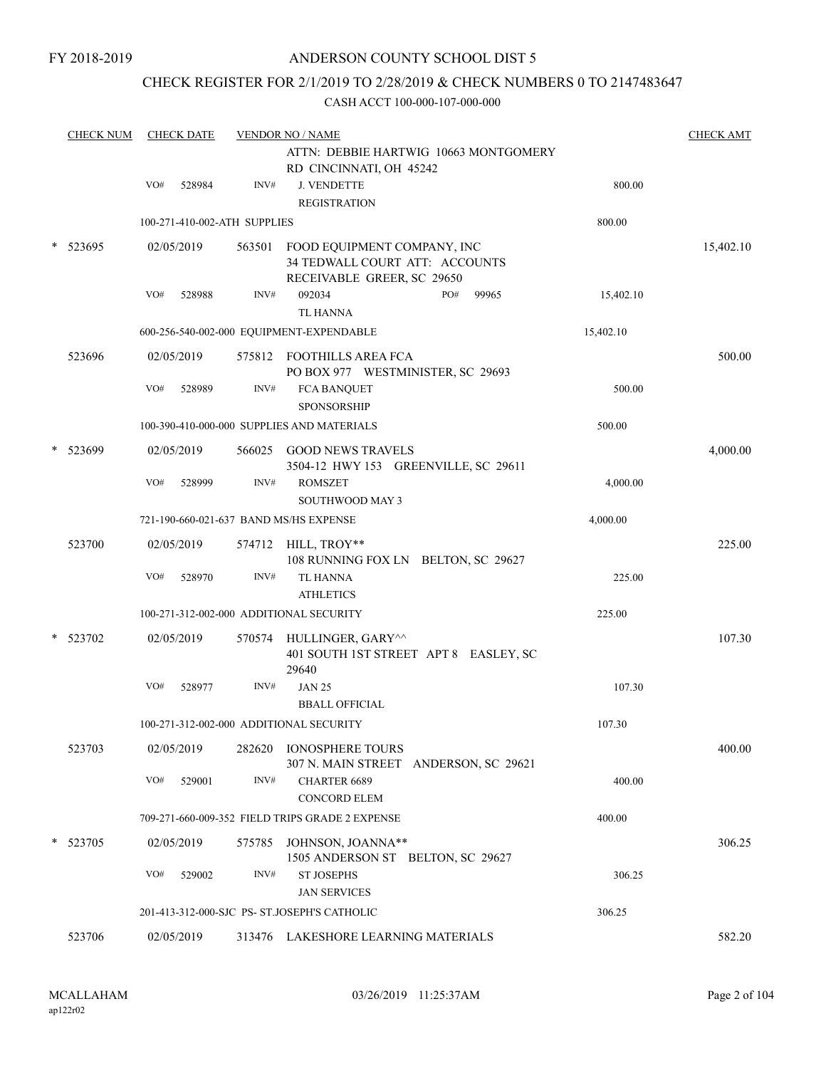FY 2018-2019

# ANDERSON COUNTY SCHOOL DIST 5

## CHECK REGISTER FOR 2/1/2019 TO 2/28/2019 & CHECK NUMBERS 0 TO 2147483647

CASH ACCT 100-000-107-000-000

| CHECK NUM | CHECK DATE | VENDOR NO / NAME | | | CHECK AMT |
|---|---|---|---|---|---|
| | | | ATTN: DEBBIE HARTWIG 10663 MONTGOMERY RD CINCINNATI, OH 45242 | | |
| | VO# 528984 | INV# | J. VENDETTE REGISTRATION | 800.00 | |
| | 100-271-410-002-ATH SUPPLIES | | | 800.00 | |
| * 523695 | 02/05/2019 | 563501 | FOOD EQUIPMENT COMPANY, INC 34 TEDWALL COURT ATT: ACCOUNTS RECEIVABLE GREER, SC 29650 | | 15,402.10 |
| | VO# 528988 | INV# | 092034 PO# 99965 TL HANNA | 15,402.10 | |
| | 600-256-540-002-000 EQUIPMENT-EXPENDABLE | | | 15,402.10 | |
| 523696 | 02/05/2019 | 575812 | FOOTHILLS AREA FCA PO BOX 977 WESTMINISTER, SC 29693 | | 500.00 |
| | VO# 528989 | INV# | FCA BANQUET SPONSORSHIP | 500.00 | |
| | 100-390-410-000-000 SUPPLIES AND MATERIALS | | | 500.00 | |
| * 523699 | 02/05/2019 | 566025 | GOOD NEWS TRAVELS 3504-12 HWY 153 GREENVILLE, SC 29611 | | 4,000.00 |
| | VO# 528999 | INV# | ROMSZET SOUTHWOOD MAY 3 | 4,000.00 | |
| | 721-190-660-021-637 BAND MS/HS EXPENSE | | | 4,000.00 | |
| 523700 | 02/05/2019 | 574712 | HILL, TROY** 108 RUNNING FOX LN BELTON, SC 29627 | | 225.00 |
| | VO# 528970 | INV# | TL HANNA ATHLETICS | 225.00 | |
| | 100-271-312-002-000 ADDITIONAL SECURITY | | | 225.00 | |
| * 523702 | 02/05/2019 | 570574 | HULLINGER, GARY^^ 401 SOUTH 1ST STREET APT 8 EASLEY, SC 29640 | | 107.30 |
| | VO# 528977 | INV# | JAN 25 BBALL OFFICIAL | 107.30 | |
| | 100-271-312-002-000 ADDITIONAL SECURITY | | | 107.30 | |
| 523703 | 02/05/2019 | 282620 | IONOSPHERE TOURS 307 N. MAIN STREET ANDERSON, SC 29621 | | 400.00 |
| | VO# 529001 | INV# | CHARTER 6689 CONCORD ELEM | 400.00 | |
| | 709-271-660-009-352 FIELD TRIPS GRADE 2 EXPENSE | | | 400.00 | |
| * 523705 | 02/05/2019 | 575785 | JOHNSON, JOANNA** 1505 ANDERSON ST BELTON, SC 29627 | | 306.25 |
| | VO# 529002 | INV# | ST JOSEPHS JAN SERVICES | 306.25 | |
| | 201-413-312-000-SJC PS- ST.JOSEPH'S CATHOLIC | | | 306.25 | |
| 523706 | 02/05/2019 | 313476 | LAKESHORE LEARNING MATERIALS | | 582.20 |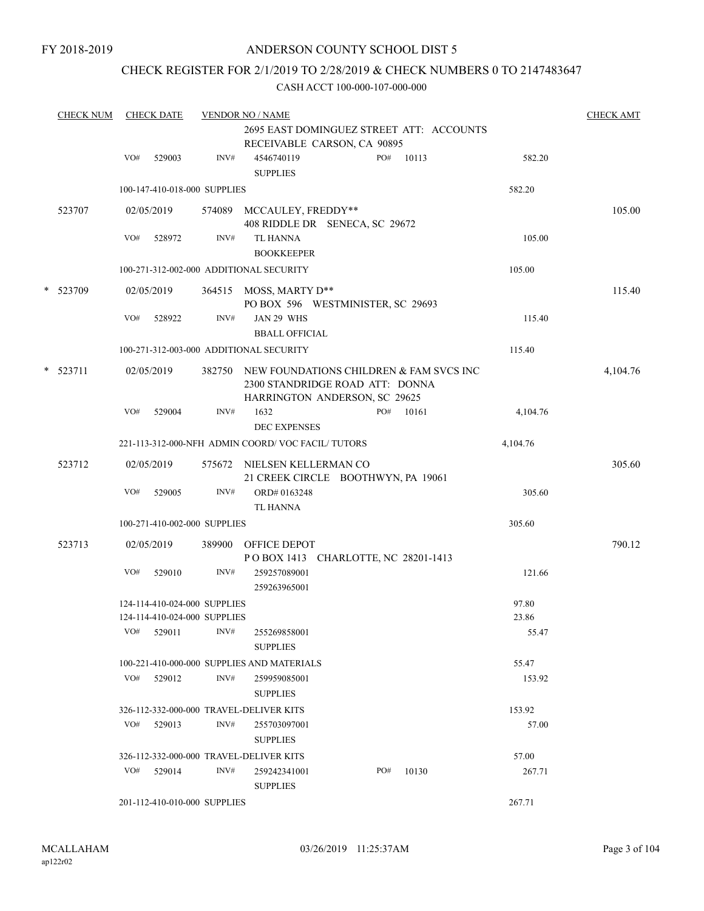FY 2018-2019

# ANDERSON COUNTY SCHOOL DIST 5

## CHECK REGISTER FOR 2/1/2019 TO 2/28/2019 & CHECK NUMBERS 0 TO 2147483647

CASH ACCT 100-000-107-000-000

| CHECK NUM | CHECK DATE | VENDOR NO / NAME | | | CHECK AMT |
|---|---|---|---|---|---|
| | | 2695 EAST DOMINGUEZ STREET ATT: ACCOUNTS RECEIVABLE CARSON, CA 90895 | | | |
| | VO# 529003 | INV# 4546740119 SUPPLIES | PO# 10113 | 582.20 | |
| | 100-147-410-018-000 SUPPLIES | | | 582.20 | |
| 523707 | 02/05/2019 | 574089 MCCAULEY, FREDDY** 408 RIDDLE DR SENECA, SC 29672 | | | 105.00 |
| | VO# 528972 | INV# TL HANNA BOOKKEEPER | | 105.00 | |
| | 100-271-312-002-000 ADDITIONAL SECURITY | | | 105.00 | |
| * 523709 | 02/05/2019 | 364515 MOSS, MARTY D** PO BOX 596 WESTMINISTER, SC 29693 | | | 115.40 |
| | VO# 528922 | INV# JAN 29 WHS BBALL OFFICIAL | | 115.40 | |
| | 100-271-312-003-000 ADDITIONAL SECURITY | | | 115.40 | |
| * 523711 | 02/05/2019 | 382750 NEW FOUNDATIONS CHILDREN & FAM SVCS INC 2300 STANDRIDGE ROAD ATT: DONNA HARRINGTON ANDERSON, SC 29625 | | | 4,104.76 |
| | VO# 529004 | INV# 1632 DEC EXPENSES | PO# 10161 | 4,104.76 | |
| | 221-113-312-000-NFH ADMIN COORD/ VOC FACIL/ TUTORS | | | 4,104.76 | |
| 523712 | 02/05/2019 | 575672 NIELSEN KELLERMAN CO 21 CREEK CIRCLE BOOTHWYN, PA 19061 | | | 305.60 |
| | VO# 529005 | INV# ORD# 0163248 TL HANNA | | 305.60 | |
| | 100-271-410-002-000 SUPPLIES | | | 305.60 | |
| 523713 | 02/05/2019 | 389900 OFFICE DEPOT P O BOX 1413 CHARLOTTE, NC 28201-1413 | | | 790.12 |
| | VO# 529010 | INV# 259257089001 259263965001 | | 121.66 | |
| | 124-114-410-024-000 SUPPLIES | | | 97.80 | |
| | 124-114-410-024-000 SUPPLIES | | | 23.86 | |
| | VO# 529011 | INV# 255269858001 SUPPLIES | | 55.47 | |
| | 100-221-410-000-000 SUPPLIES AND MATERIALS | | | 55.47 | |
| | VO# 529012 | INV# 259959085001 SUPPLIES | | 153.92 | |
| | 326-112-332-000-000 TRAVEL-DELIVER KITS | | | 153.92 | |
| | VO# 529013 | INV# 255703097001 SUPPLIES | | 57.00 | |
| | 326-112-332-000-000 TRAVEL-DELIVER KITS | | | 57.00 | |
| | VO# 529014 | INV# 259242341001 SUPPLIES | PO# 10130 | 267.71 | |
| | 201-112-410-010-000 SUPPLIES | | | 267.71 | |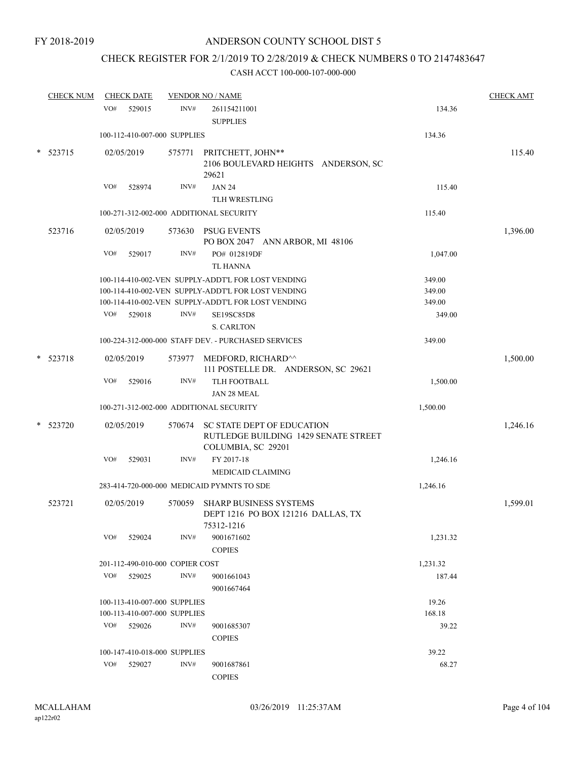FY 2018-2019

# ANDERSON COUNTY SCHOOL DIST 5

## CHECK REGISTER FOR 2/1/2019 TO 2/28/2019 & CHECK NUMBERS 0 TO 2147483647

### CASH ACCT 100-000-107-000-000

| CHECK NUM | CHECK DATE | VENDOR NO / NAME | | CHECK AMT |
|---|---|---|---|---|
| | VO# 529015 | INV# 261154211001<br>SUPPLIES | 134.36 | |
| | 100-112-410-007-000 SUPPLIES | | 134.36 | |
| * 523715 | 02/05/2019 | 575771 PRITCHETT, JOHN**<br>2106 BOULEVARD HEIGHTS ANDERSON, SC 29621 | | 115.40 |
| | VO# 528974 | INV# JAN 24<br>TLH WRESTLING | 115.40 | |
| | 100-271-312-002-000 ADDITIONAL SECURITY | | 115.40 | |
| 523716 | 02/05/2019 | 573630 PSUG EVENTS<br>PO BOX 2047 ANN ARBOR, MI 48106 | | 1,396.00 |
| | VO# 529017 | INV# PO# 012819DF<br>TL HANNA | 1,047.00 | |
| | 100-114-410-002-VEN SUPPLY-ADDT'L FOR LOST VENDING | | 349.00 | |
| | 100-114-410-002-VEN SUPPLY-ADDT'L FOR LOST VENDING | | 349.00 | |
| | 100-114-410-002-VEN SUPPLY-ADDT'L FOR LOST VENDING | | 349.00 | |
| | VO# 529018 | INV# SE19SC85D8<br>S. CARLTON | 349.00 | |
| | 100-224-312-000-000 STAFF DEV. - PURCHASED SERVICES | | 349.00 | |
| * 523718 | 02/05/2019 | 573977 MEDFORD, RICHARD^^<br>111 POSTELLE DR. ANDERSON, SC 29621 | | 1,500.00 |
| | VO# 529016 | INV# TLH FOOTBALL<br>JAN 28 MEAL | 1,500.00 | |
| | 100-271-312-002-000 ADDITIONAL SECURITY | | 1,500.00 | |
| * 523720 | 02/05/2019 | 570674 SC STATE DEPT OF EDUCATION<br>RUTLEDGE BUILDING 1429 SENATE STREET COLUMBIA, SC 29201 | | 1,246.16 |
| | VO# 529031 | INV# FY 2017-18<br>MEDICAID CLAIMING | 1,246.16 | |
| | 283-414-720-000-000 MEDICAID PYMNTS TO SDE | | 1,246.16 | |
| 523721 | 02/05/2019 | 570059 SHARP BUSINESS SYSTEMS<br>DEPT 1216 PO BOX 121216 DALLAS, TX 75312-1216 | | 1,599.01 |
| | VO# 529024 | INV# 9001671602<br>COPIES | 1,231.32 | |
| | 201-112-490-010-000 COPIER COST | | 1,231.32 | |
| | VO# 529025 | INV# 9001661043<br>9001667464 | 187.44 | |
| | 100-113-410-007-000 SUPPLIES | | 19.26 | |
| | 100-113-410-007-000 SUPPLIES | | 168.18 | |
| | VO# 529026 | INV# 9001685307<br>COPIES | 39.22 | |
| | 100-147-410-018-000 SUPPLIES | | 39.22 | |
| | VO# 529027 | INV# 9001687861<br>COPIES | 68.27 | |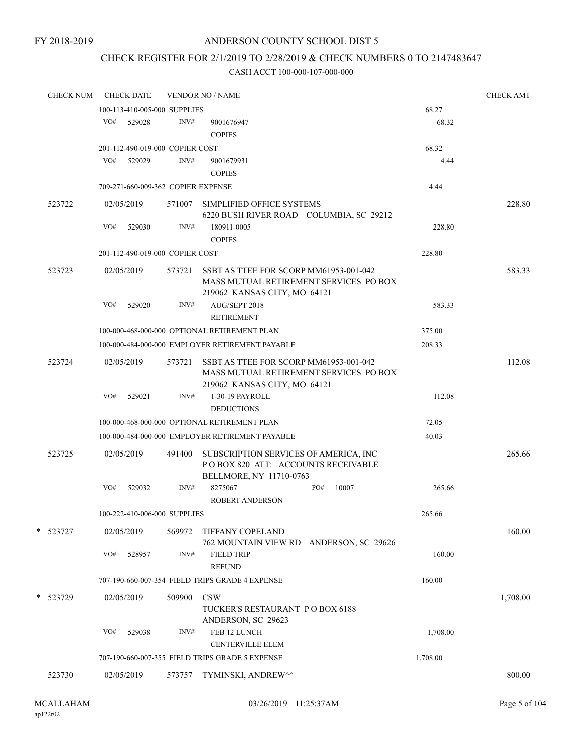FY 2018-2019

# ANDERSON COUNTY SCHOOL DIST 5

## CHECK REGISTER FOR 2/1/2019 TO 2/28/2019 & CHECK NUMBERS 0 TO 2147483647

### CASH ACCT 100-000-107-000-000

| CHECK NUM | CHECK DATE | VENDOR NO / NAME | | CHECK AMT |
|---|---|---|---|---|
| | 100-113-410-005-000 SUPPLIES | | 68.27 | |
| | VO# 529028 | INV# 9001676947 COPIES | 68.32 | |
| | 201-112-490-019-000 COPIER COST | | 68.32 | |
| | VO# 529029 | INV# 9001679931 COPIES | 4.44 | |
| | 709-271-660-009-362 COPIER EXPENSE | | 4.44 | |
| 523722 | 02/05/2019 | 571007 SIMPLIFIED OFFICE SYSTEMS 6220 BUSH RIVER ROAD COLUMBIA, SC 29212 | | 228.80 |
| | VO# 529030 | INV# 180911-0005 COPIES | 228.80 | |
| | 201-112-490-019-000 COPIER COST | | 228.80 | |
| 523723 | 02/05/2019 | 573721 SSBT AS TTEE FOR SCORP MM61953-001-042 MASS MUTUAL RETIREMENT SERVICES PO BOX 219062 KANSAS CITY, MO 64121 | | 583.33 |
| | VO# 529020 | INV# AUG/SEPT 2018 RETIREMENT | 583.33 | |
| | 100-000-468-000-000 OPTIONAL RETIREMENT PLAN | | 375.00 | |
| | 100-000-484-000-000 EMPLOYER RETIREMENT PAYABLE | | 208.33 | |
| 523724 | 02/05/2019 | 573721 SSBT AS TTEE FOR SCORP MM61953-001-042 MASS MUTUAL RETIREMENT SERVICES PO BOX 219062 KANSAS CITY, MO 64121 | | 112.08 |
| | VO# 529021 | INV# 1-30-19 PAYROLL DEDUCTIONS | 112.08 | |
| | 100-000-468-000-000 OPTIONAL RETIREMENT PLAN | | 72.05 | |
| | 100-000-484-000-000 EMPLOYER RETIREMENT PAYABLE | | 40.03 | |
| 523725 | 02/05/2019 | 491400 SUBSCRIPTION SERVICES OF AMERICA, INC P O BOX 820 ATT: ACCOUNTS RECEIVABLE BELLMORE, NY 11710-0763 | | 265.66 |
| | VO# 529032 | INV# 8275067 PO# 10007 ROBERT ANDERSON | 265.66 | |
| | 100-222-410-006-000 SUPPLIES | | 265.66 | |
| * 523727 | 02/05/2019 | 569972 TIFFANY COPELAND 762 MOUNTAIN VIEW RD ANDERSON, SC 29626 | | 160.00 |
| | VO# 528957 | INV# FIELD TRIP REFUND | 160.00 | |
| | 707-190-660-007-354 FIELD TRIPS GRADE 4 EXPENSE | | 160.00 | |
| * 523729 | 02/05/2019 | 509900 CSW TUCKER'S RESTAURANT P O BOX 6188 ANDERSON, SC 29623 | | 1,708.00 |
| | VO# 529038 | INV# FEB 12 LUNCH CENTERVILLE ELEM | 1,708.00 | |
| | 707-190-660-007-355 FIELD TRIPS GRADE 5 EXPENSE | | 1,708.00 | |
| 523730 | 02/05/2019 | 573757 TYMINSKI, ANDREW^^ | | 800.00 |

MCALLAHAM
ap122r02

03/26/2019 11:25:37AM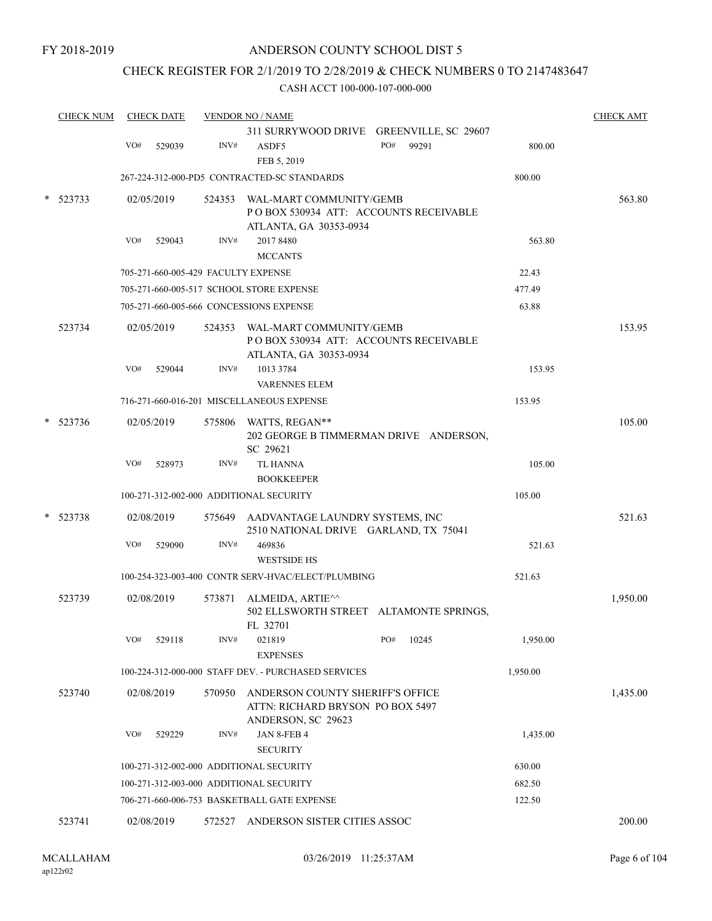FY 2018-2019

# ANDERSON COUNTY SCHOOL DIST 5

## CHECK REGISTER FOR 2/1/2019 TO 2/28/2019 & CHECK NUMBERS 0 TO 2147483647

### CASH ACCT 100-000-107-000-000

| CHECK NUM | CHECK DATE | VENDOR NO / NAME | | CHECK AMT |
|---|---|---|---|---|
| | | 311 SURRYWOOD DRIVE GREENVILLE, SC 29607 | | |
| | VO# 529039 | INV# ASDF5 FEB 5, 2019 PO# 99291 | 800.00 | |
| | | 267-224-312-000-PD5 CONTRACTED-SC STANDARDS | 800.00 | |
| * 523733 | 02/05/2019 | 524353 WAL-MART COMMUNITY/GEMB P O BOX 530934 ATT: ACCOUNTS RECEIVABLE ATLANTA, GA 30353-0934 | | 563.80 |
| | VO# 529043 | INV# 2017 8480 MCCANTS | 563.80 | |
| | | 705-271-660-005-429 FACULTY EXPENSE | 22.43 | |
| | | 705-271-660-005-517 SCHOOL STORE EXPENSE | 477.49 | |
| | | 705-271-660-005-666 CONCESSIONS EXPENSE | 63.88 | |
| 523734 | 02/05/2019 | 524353 WAL-MART COMMUNITY/GEMB P O BOX 530934 ATT: ACCOUNTS RECEIVABLE ATLANTA, GA 30353-0934 | | 153.95 |
| | VO# 529044 | INV# 1013 3784 VARENNES ELEM | 153.95 | |
| | | 716-271-660-016-201 MISCELLANEOUS EXPENSE | 153.95 | |
| * 523736 | 02/05/2019 | 575806 WATTS, REGAN** 202 GEORGE B TIMMERMAN DRIVE ANDERSON, SC 29621 | | 105.00 |
| | VO# 528973 | INV# TL HANNA BOOKKEEPER | 105.00 | |
| | | 100-271-312-002-000 ADDITIONAL SECURITY | 105.00 | |
| * 523738 | 02/08/2019 | 575649 AADVANTAGE LAUNDRY SYSTEMS, INC 2510 NATIONAL DRIVE GARLAND, TX 75041 | | 521.63 |
| | VO# 529090 | INV# 469836 WESTSIDE HS | 521.63 | |
| | | 100-254-323-003-400 CONTR SERV-HVAC/ELECT/PLUMBING | 521.63 | |
| 523739 | 02/08/2019 | 573871 ALMEIDA, ARTIE^^ 502 ELLSWORTH STREET ALTAMONTE SPRINGS, FL 32701 | | 1,950.00 |
| | VO# 529118 | INV# 021819 EXPENSES PO# 10245 | 1,950.00 | |
| | | 100-224-312-000-000 STAFF DEV. - PURCHASED SERVICES | 1,950.00 | |
| 523740 | 02/08/2019 | 570950 ANDERSON COUNTY SHERIFF'S OFFICE ATTN: RICHARD BRYSON PO BOX 5497 ANDERSON, SC 29623 | | 1,435.00 |
| | VO# 529229 | INV# JAN 8-FEB 4 SECURITY | 1,435.00 | |
| | | 100-271-312-002-000 ADDITIONAL SECURITY | 630.00 | |
| | | 100-271-312-003-000 ADDITIONAL SECURITY | 682.50 | |
| | | 706-271-660-006-753 BASKETBALL GATE EXPENSE | 122.50 | |
| 523741 | 02/08/2019 | 572527 ANDERSON SISTER CITIES ASSOC | | 200.00 |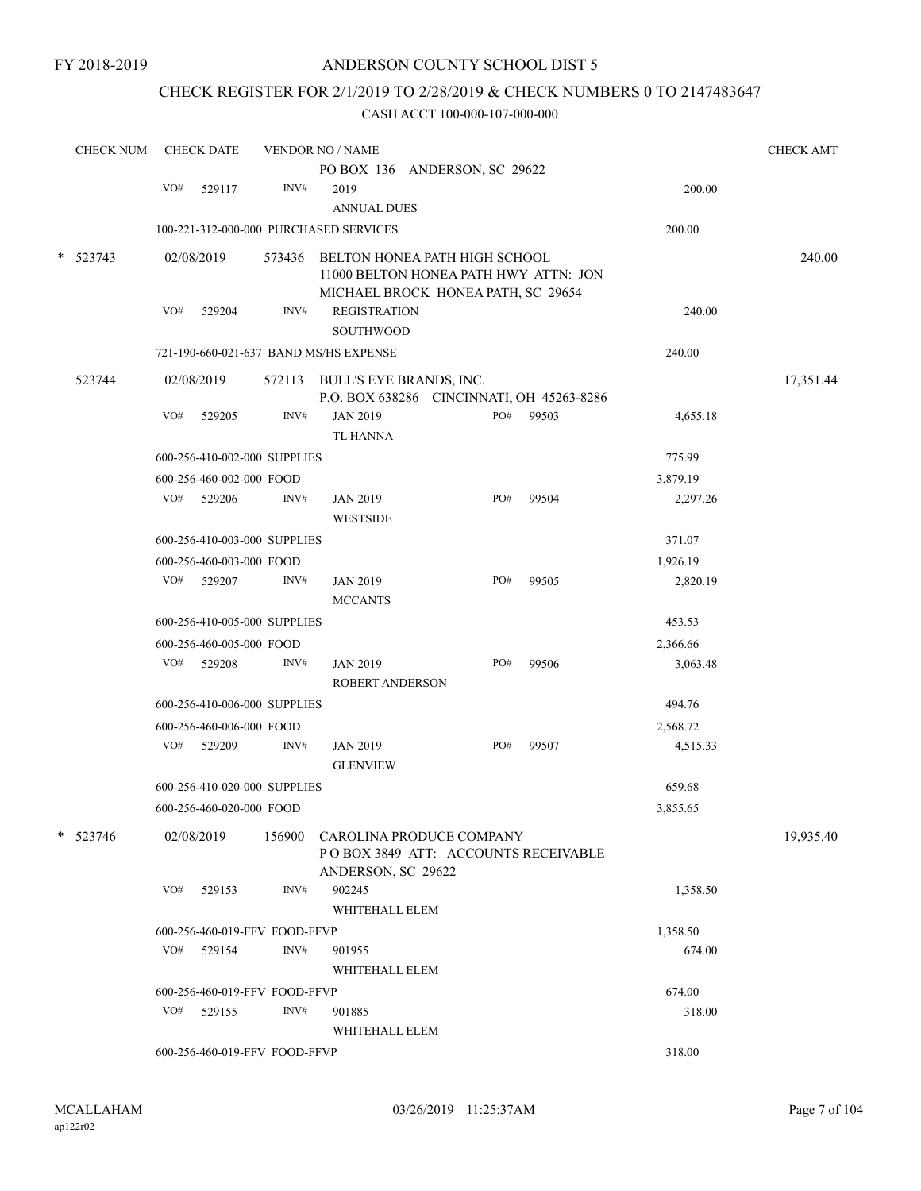FY 2018-2019

# ANDERSON COUNTY SCHOOL DIST 5

## CHECK REGISTER FOR 2/1/2019 TO 2/28/2019 & CHECK NUMBERS 0 TO 2147483647

### CASH ACCT 100-000-107-000-000

| CHECK NUM | CHECK DATE | VENDOR NO / NAME | | | CHECK AMT |
|---|---|---|---|---|---|
| | | | PO BOX 136 ANDERSON, SC 29622 | | |
| | VO# 529117 | INV# | 2019<br>ANNUAL DUES | 200.00 | |
| | 100-221-312-000-000 PURCHASED SERVICES | | | 200.00 | |
| * 523743 | 02/08/2019 | 573436 | BELTON HONEA PATH HIGH SCHOOL<br>11000 BELTON HONEA PATH HWY ATTN: JON MICHAEL BROCK HONEA PATH, SC 29654 | | 240.00 |
| | VO# 529204 | INV# | REGISTRATION<br>SOUTHWOOD | 240.00 | |
| | 721-190-660-021-637 BAND MS/HS EXPENSE | | | 240.00 | |
| 523744 | 02/08/2019 | 572113 | BULL'S EYE BRANDS, INC.<br>P.O. BOX 638286 CINCINNATI, OH 45263-8286 | | 17,351.44 |
| | VO# 529205 | INV# | JAN 2019 PO# 99503<br>TL HANNA | 4,655.18 | |
| | 600-256-410-002-000 SUPPLIES | | | 775.99 | |
| | 600-256-460-002-000 FOOD | | | 3,879.19 | |
| | VO# 529206 | INV# | JAN 2019 PO# 99504<br>WESTSIDE | 2,297.26 | |
| | 600-256-410-003-000 SUPPLIES | | | 371.07 | |
| | 600-256-460-003-000 FOOD | | | 1,926.19 | |
| | VO# 529207 | INV# | JAN 2019 PO# 99505<br>MCCANTS | 2,820.19 | |
| | 600-256-410-005-000 SUPPLIES | | | 453.53 | |
| | 600-256-460-005-000 FOOD | | | 2,366.66 | |
| | VO# 529208 | INV# | JAN 2019 PO# 99506<br>ROBERT ANDERSON | 3,063.48 | |
| | 600-256-410-006-000 SUPPLIES | | | 494.76 | |
| | 600-256-460-006-000 FOOD | | | 2,568.72 | |
| | VO# 529209 | INV# | JAN 2019 PO# 99507<br>GLENVIEW | 4,515.33 | |
| | 600-256-410-020-000 SUPPLIES | | | 659.68 | |
| | 600-256-460-020-000 FOOD | | | 3,855.65 | |
| * 523746 | 02/08/2019 | 156900 | CAROLINA PRODUCE COMPANY<br>P O BOX 3849 ATT: ACCOUNTS RECEIVABLE ANDERSON, SC 29622 | | 19,935.40 |
| | VO# 529153 | INV# | 902245<br>WHITEHALL ELEM | 1,358.50 | |
| | 600-256-460-019-FFV FOOD-FFVP | | | 1,358.50 | |
| | VO# 529154 | INV# | 901955<br>WHITEHALL ELEM | 674.00 | |
| | 600-256-460-019-FFV FOOD-FFVP | | | 674.00 | |
| | VO# 529155 | INV# | 901885<br>WHITEHALL ELEM | 318.00 | |
| | 600-256-460-019-FFV FOOD-FFVP | | | 318.00 | |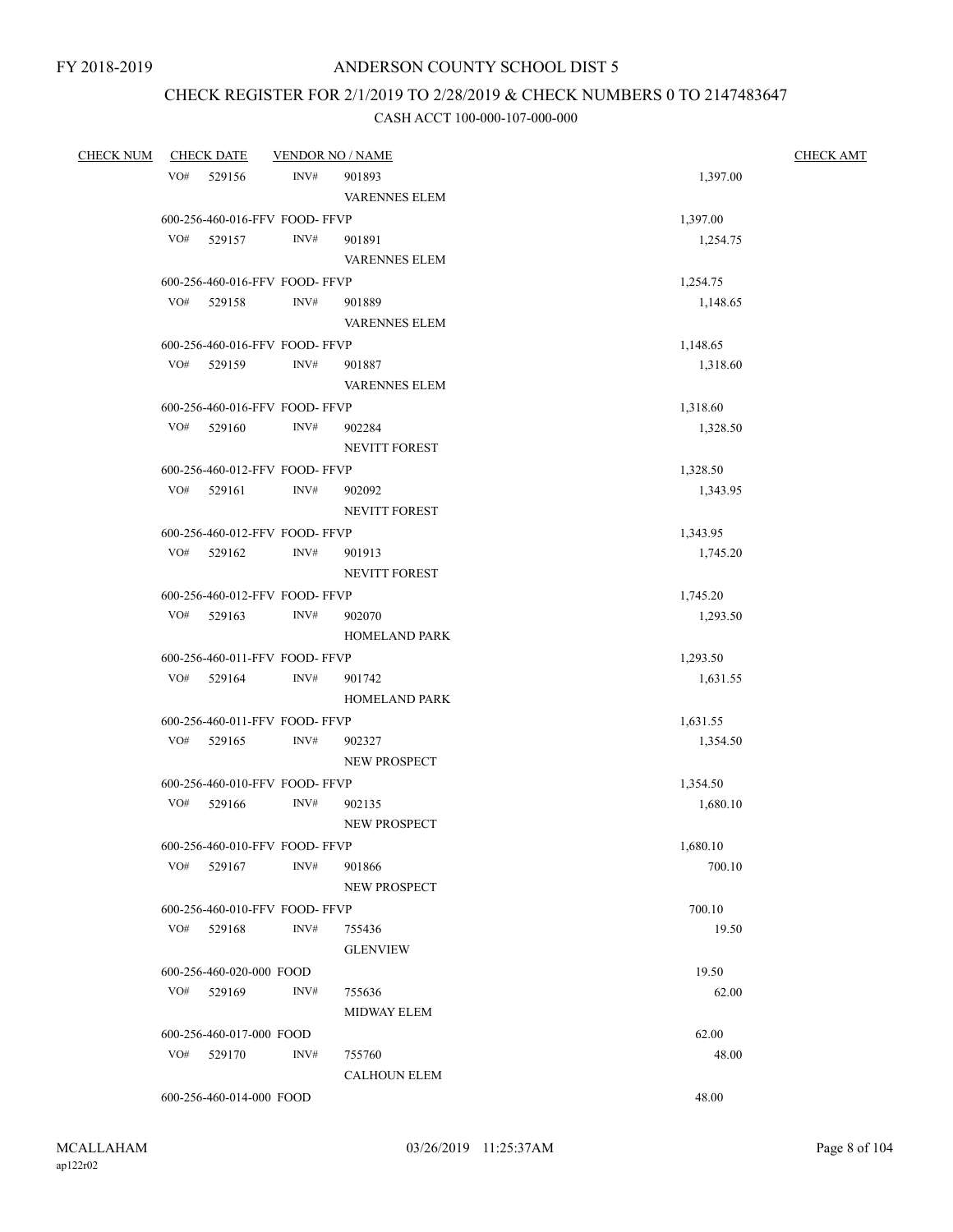FY 2018-2019

# ANDERSON COUNTY SCHOOL DIST 5

## CHECK REGISTER FOR 2/1/2019 TO 2/28/2019 & CHECK NUMBERS 0 TO 2147483647

### CASH ACCT 100-000-107-000-000

| CHECK NUM | CHECK DATE | VENDOR NO / NAME | | CHECK AMT |
|---|---|---|---|---|
| VO# 529156 | INV# | 901893 VARENNES ELEM | 1,397.00 | |
| | 600-256-460-016-FFV FOOD- FFVP | | 1,397.00 | |
| VO# 529157 | INV# | 901891 VARENNES ELEM | 1,254.75 | |
| | 600-256-460-016-FFV FOOD- FFVP | | 1,254.75 | |
| VO# 529158 | INV# | 901889 VARENNES ELEM | 1,148.65 | |
| | 600-256-460-016-FFV FOOD- FFVP | | 1,148.65 | |
| VO# 529159 | INV# | 901887 VARENNES ELEM | 1,318.60 | |
| | 600-256-460-016-FFV FOOD- FFVP | | 1,318.60 | |
| VO# 529160 | INV# | 902284 NEVITT FOREST | 1,328.50 | |
| | 600-256-460-012-FFV FOOD- FFVP | | 1,328.50 | |
| VO# 529161 | INV# | 902092 NEVITT FOREST | 1,343.95 | |
| | 600-256-460-012-FFV FOOD- FFVP | | 1,343.95 | |
| VO# 529162 | INV# | 901913 NEVITT FOREST | 1,745.20 | |
| | 600-256-460-012-FFV FOOD- FFVP | | 1,745.20 | |
| VO# 529163 | INV# | 902070 HOMELAND PARK | 1,293.50 | |
| | 600-256-460-011-FFV FOOD- FFVP | | 1,293.50 | |
| VO# 529164 | INV# | 901742 HOMELAND PARK | 1,631.55 | |
| | 600-256-460-011-FFV FOOD- FFVP | | 1,631.55 | |
| VO# 529165 | INV# | 902327 NEW PROSPECT | 1,354.50 | |
| | 600-256-460-010-FFV FOOD- FFVP | | 1,354.50 | |
| VO# 529166 | INV# | 902135 NEW PROSPECT | 1,680.10 | |
| | 600-256-460-010-FFV FOOD- FFVP | | 1,680.10 | |
| VO# 529167 | INV# | 901866 NEW PROSPECT | 700.10 | |
| | 600-256-460-010-FFV FOOD- FFVP | | 700.10 | |
| VO# 529168 | INV# | 755436 GLENVIEW | 19.50 | |
| | 600-256-460-020-000 FOOD | | 19.50 | |
| VO# 529169 | INV# | 755636 MIDWAY ELEM | 62.00 | |
| | 600-256-460-017-000 FOOD | | 62.00 | |
| VO# 529170 | INV# | 755760 CALHOUN ELEM | 48.00 | |
| | 600-256-460-014-000 FOOD | | 48.00 | |

MCALLAHAM
ap122r02

03/26/2019 11:25:37AM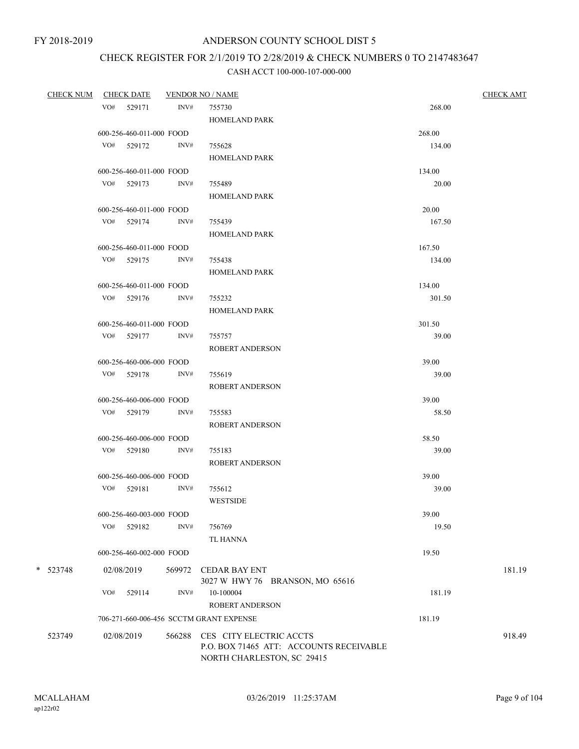FY 2018-2019

# ANDERSON COUNTY SCHOOL DIST 5

## CHECK REGISTER FOR 2/1/2019 TO 2/28/2019 & CHECK NUMBERS 0 TO 2147483647

### CASH ACCT 100-000-107-000-000

| CHECK NUM | CHECK DATE | VENDOR NO / NAME | | CHECK AMT |
|---|---|---|---|---|
| | VO# 529171 INV# | 755730 HOMELAND PARK | 268.00 | |
| | 600-256-460-011-000 FOOD | | 268.00 | |
| | VO# 529172 INV# | 755628 HOMELAND PARK | 134.00 | |
| | 600-256-460-011-000 FOOD | | 134.00 | |
| | VO# 529173 INV# | 755489 HOMELAND PARK | 20.00 | |
| | 600-256-460-011-000 FOOD | | 20.00 | |
| | VO# 529174 INV# | 755439 HOMELAND PARK | 167.50 | |
| | 600-256-460-011-000 FOOD | | 167.50 | |
| | VO# 529175 INV# | 755438 HOMELAND PARK | 134.00 | |
| | 600-256-460-011-000 FOOD | | 134.00 | |
| | VO# 529176 INV# | 755232 HOMELAND PARK | 301.50 | |
| | 600-256-460-011-000 FOOD | | 301.50 | |
| | VO# 529177 INV# | 755757 ROBERT ANDERSON | 39.00 | |
| | 600-256-460-006-000 FOOD | | 39.00 | |
| | VO# 529178 INV# | 755619 ROBERT ANDERSON | 39.00 | |
| | 600-256-460-006-000 FOOD | | 39.00 | |
| | VO# 529179 INV# | 755583 ROBERT ANDERSON | 58.50 | |
| | 600-256-460-006-000 FOOD | | 58.50 | |
| | VO# 529180 INV# | 755183 ROBERT ANDERSON | 39.00 | |
| | 600-256-460-006-000 FOOD | | 39.00 | |
| | VO# 529181 INV# | 755612 WESTSIDE | 39.00 | |
| | 600-256-460-003-000 FOOD | | 39.00 | |
| | VO# 529182 INV# | 756769 TL HANNA | 19.50 | |
| | 600-256-460-002-000 FOOD | | 19.50 | |
| * 523748 | 02/08/2019 | 569972 CEDAR BAY ENT 3027 W HWY 76 BRANSON, MO 65616 | | 181.19 |
| | VO# 529114 INV# | 10-100004 ROBERT ANDERSON | 181.19 | |
| | 706-271-660-006-456 SCCTM GRANT EXPENSE | | 181.19 | |
| 523749 | 02/08/2019 | 566288 CES CITY ELECTRIC ACCTS P.O. BOX 71465 ATT: ACCOUNTS RECEIVABLE NORTH CHARLESTON, SC 29415 | | 918.49 |

MCALLAHAM ap122r02 03/26/2019 11:25:37AM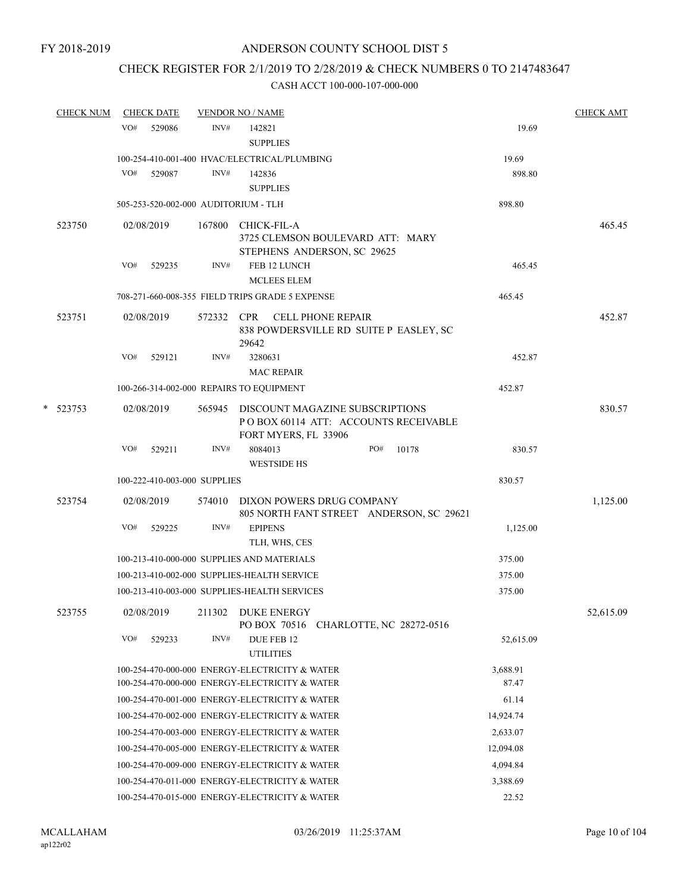FY 2018-2019

# ANDERSON COUNTY SCHOOL DIST 5

## CHECK REGISTER FOR 2/1/2019 TO 2/28/2019 & CHECK NUMBERS 0 TO 2147483647

CASH ACCT 100-000-107-000-000

| CHECK NUM | CHECK DATE | VENDOR NO / NAME | | CHECK AMT |
|---|---|---|---|---|
| | VO# 529086 | INV# 142821 SUPPLIES | 19.69 | |
| | | 100-254-410-001-400 HVAC/ELECTRICAL/PLUMBING | 19.69 | |
| | VO# 529087 | INV# 142836 SUPPLIES | 898.80 | |
| | | 505-253-520-002-000 AUDITORIUM - TLH | 898.80 | |
| 523750 | 02/08/2019 | 167800 CHICK-FIL-A 3725 CLEMSON BOULEVARD ATT: MARY STEPHENS ANDERSON, SC 29625 | | 465.45 |
| | VO# 529235 | INV# FEB 12 LUNCH MCLEES ELEM | 465.45 | |
| | | 708-271-660-008-355 FIELD TRIPS GRADE 5 EXPENSE | 465.45 | |
| 523751 | 02/08/2019 | 572332 CPR CELL PHONE REPAIR 838 POWDERSVILLE RD SUITE P EASLEY, SC 29642 | | 452.87 |
| | VO# 529121 | INV# 3280631 MAC REPAIR | 452.87 | |
| | | 100-266-314-002-000 REPAIRS TO EQUIPMENT | 452.87 | |
| * 523753 | 02/08/2019 | 565945 DISCOUNT MAGAZINE SUBSCRIPTIONS P O BOX 60114 ATT: ACCOUNTS RECEIVABLE FORT MYERS, FL 33906 | | 830.57 |
| | VO# 529211 | INV# 8084013 PO# 10178 WESTSIDE HS | 830.57 | |
| | | 100-222-410-003-000 SUPPLIES | 830.57 | |
| 523754 | 02/08/2019 | 574010 DIXON POWERS DRUG COMPANY 805 NORTH FANT STREET ANDERSON, SC 29621 | | 1,125.00 |
| | VO# 529225 | INV# EPIPENS TLH, WHS, CES | 1,125.00 | |
| | | 100-213-410-000-000 SUPPLIES AND MATERIALS | 375.00 | |
| | | 100-213-410-002-000 SUPPLIES-HEALTH SERVICE | 375.00 | |
| | | 100-213-410-003-000 SUPPLIES-HEALTH SERVICES | 375.00 | |
| 523755 | 02/08/2019 | 211302 DUKE ENERGY PO BOX 70516 CHARLOTTE, NC 28272-0516 | | 52,615.09 |
| | VO# 529233 | INV# DUE FEB 12 UTILITIES | 52,615.09 | |
| | | 100-254-470-000-000 ENERGY-ELECTRICITY & WATER | 3,688.91 | |
| | | 100-254-470-000-000 ENERGY-ELECTRICITY & WATER | 87.47 | |
| | | 100-254-470-001-000 ENERGY-ELECTRICITY & WATER | 61.14 | |
| | | 100-254-470-002-000 ENERGY-ELECTRICITY & WATER | 14,924.74 | |
| | | 100-254-470-003-000 ENERGY-ELECTRICITY & WATER | 2,633.07 | |
| | | 100-254-470-005-000 ENERGY-ELECTRICITY & WATER | 12,094.08 | |
| | | 100-254-470-009-000 ENERGY-ELECTRICITY & WATER | 4,094.84 | |
| | | 100-254-470-011-000 ENERGY-ELECTRICITY & WATER | 3,388.69 | |
| | | 100-254-470-015-000 ENERGY-ELECTRICITY & WATER | 22.52 | |

MCALLAHAM
ap122r02

03/26/2019 11:25:37AM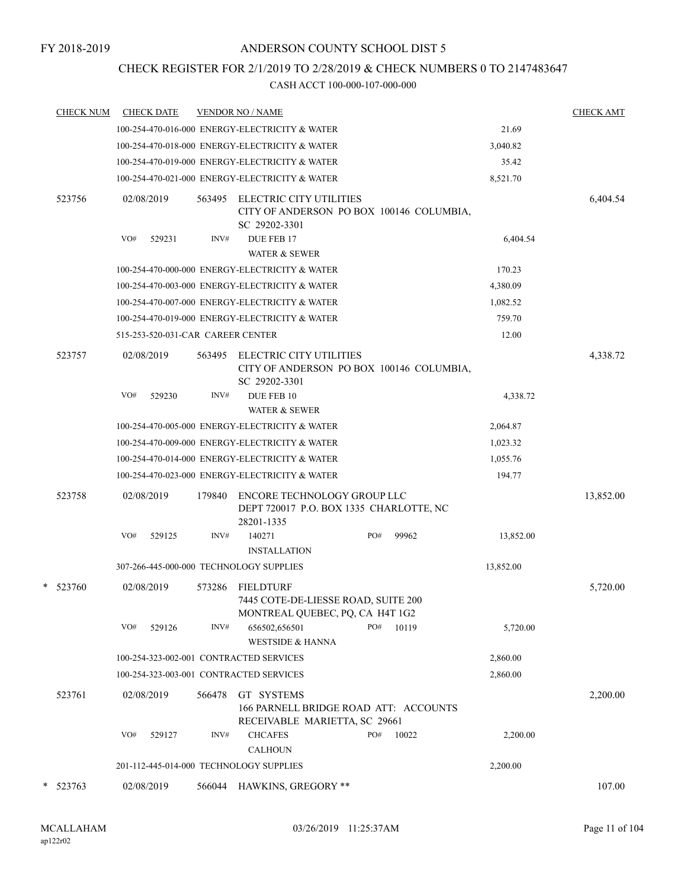FY 2018-2019

# ANDERSON COUNTY SCHOOL DIST 5

## CHECK REGISTER FOR 2/1/2019 TO 2/28/2019 & CHECK NUMBERS 0 TO 2147483647

CASH ACCT 100-000-107-000-000

| CHECK NUM | CHECK DATE | VENDOR NO / NAME | | CHECK AMT |
|---|---|---|---|---|
| | | 100-254-470-016-000 ENERGY-ELECTRICITY & WATER | 21.69 | |
| | | 100-254-470-018-000 ENERGY-ELECTRICITY & WATER | 3,040.82 | |
| | | 100-254-470-019-000 ENERGY-ELECTRICITY & WATER | 35.42 | |
| | | 100-254-470-021-000 ENERGY-ELECTRICITY & WATER | 8,521.70 | |
| 523756 | 02/08/2019 | 563495 ELECTRIC CITY UTILITIES CITY OF ANDERSON PO BOX 100146 COLUMBIA, SC 29202-3301 | | 6,404.54 |
| | VO# 529231 | INV# DUE FEB 17 WATER & SEWER | 6,404.54 | |
| | | 100-254-470-000-000 ENERGY-ELECTRICITY & WATER | 170.23 | |
| | | 100-254-470-003-000 ENERGY-ELECTRICITY & WATER | 4,380.09 | |
| | | 100-254-470-007-000 ENERGY-ELECTRICITY & WATER | 1,082.52 | |
| | | 100-254-470-019-000 ENERGY-ELECTRICITY & WATER | 759.70 | |
| | | 515-253-520-031-CAR CAREER CENTER | 12.00 | |
| 523757 | 02/08/2019 | 563495 ELECTRIC CITY UTILITIES CITY OF ANDERSON PO BOX 100146 COLUMBIA, SC 29202-3301 | | 4,338.72 |
| | VO# 529230 | INV# DUE FEB 10 WATER & SEWER | 4,338.72 | |
| | | 100-254-470-005-000 ENERGY-ELECTRICITY & WATER | 2,064.87 | |
| | | 100-254-470-009-000 ENERGY-ELECTRICITY & WATER | 1,023.32 | |
| | | 100-254-470-014-000 ENERGY-ELECTRICITY & WATER | 1,055.76 | |
| | | 100-254-470-023-000 ENERGY-ELECTRICITY & WATER | 194.77 | |
| 523758 | 02/08/2019 | 179840 ENCORE TECHNOLOGY GROUP LLC DEPT 720017 P.O. BOX 1335 CHARLOTTE, NC 28201-1335 | | 13,852.00 |
| | VO# 529125 | INV# 140271 PO# 99962 INSTALLATION | 13,852.00 | |
| | | 307-266-445-000-000 TECHNOLOGY SUPPLIES | 13,852.00 | |
| * 523760 | 02/08/2019 | 573286 FIELDTURF 7445 COTE-DE-LIESSE ROAD, SUITE 200 MONTREAL QUEBEC, PQ, CA H4T 1G2 | | 5,720.00 |
| | VO# 529126 | INV# 656502,656501 PO# 10119 WESTSIDE & HANNA | 5,720.00 | |
| | | 100-254-323-002-001 CONTRACTED SERVICES | 2,860.00 | |
| | | 100-254-323-003-001 CONTRACTED SERVICES | 2,860.00 | |
| 523761 | 02/08/2019 | 566478 GT SYSTEMS 166 PARNELL BRIDGE ROAD ATT: ACCOUNTS RECEIVABLE MARIETTA, SC 29661 | | 2,200.00 |
| | VO# 529127 | INV# CHCAFES PO# 10022 CALHOUN | 2,200.00 | |
| | | 201-112-445-014-000 TECHNOLOGY SUPPLIES | 2,200.00 | |
| * 523763 | 02/08/2019 | 566044 HAWKINS, GREGORY ** | | 107.00 |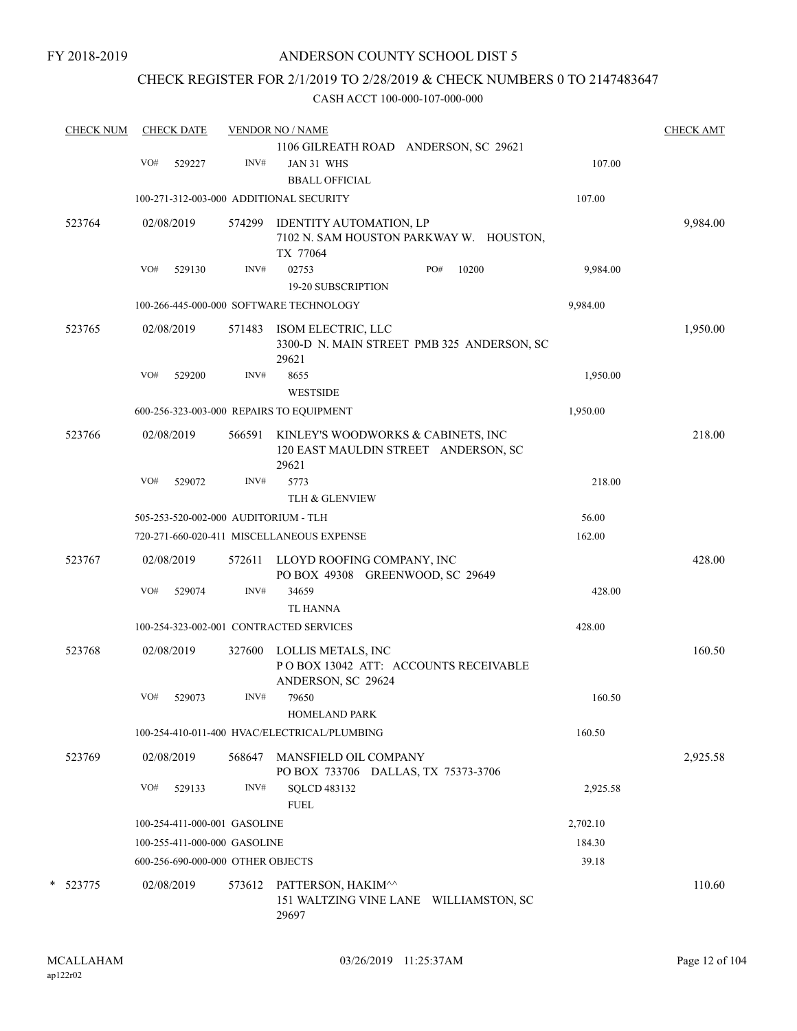FY 2018-2019

# ANDERSON COUNTY SCHOOL DIST 5

## CHECK REGISTER FOR 2/1/2019 TO 2/28/2019 & CHECK NUMBERS 0 TO 2147483647

CASH ACCT 100-000-107-000-000

| CHECK NUM | CHECK DATE | VENDOR NO / NAME | | CHECK AMT |
|---|---|---|---|---|
| | | 1106 GILREATH ROAD ANDERSON, SC 29621 | | |
| | VO# 529227 | INV# JAN 31 WHS<br>BBALL OFFICIAL | 107.00 | |
| | 100-271-312-003-000 ADDITIONAL SECURITY | | 107.00 | |
| 523764 | 02/08/2019 | 574299 IDENTITY AUTOMATION, LP<br>7102 N. SAM HOUSTON PARKWAY W. HOUSTON, TX 77064 | | 9,984.00 |
| | VO# 529130 | INV# 02753 PO# 10200<br>19-20 SUBSCRIPTION | 9,984.00 | |
| | 100-266-445-000-000 SOFTWARE TECHNOLOGY | | 9,984.00 | |
| 523765 | 02/08/2019 | 571483 ISOM ELECTRIC, LLC<br>3300-D N. MAIN STREET PMB 325 ANDERSON, SC 29621 | | 1,950.00 |
| | VO# 529200 | INV# 8655<br>WESTSIDE | 1,950.00 | |
| | 600-256-323-003-000 REPAIRS TO EQUIPMENT | | 1,950.00 | |
| 523766 | 02/08/2019 | 566591 KINLEY'S WOODWORKS & CABINETS, INC<br>120 EAST MAULDIN STREET ANDERSON, SC 29621 | | 218.00 |
| | VO# 529072 | INV# 5773<br>TLH & GLENVIEW | 218.00 | |
| | 505-253-520-002-000 AUDITORIUM - TLH | | 56.00 | |
| | 720-271-660-020-411 MISCELLANEOUS EXPENSE | | 162.00 | |
| 523767 | 02/08/2019 | 572611 LLOYD ROOFING COMPANY, INC<br>PO BOX 49308 GREENWOOD, SC 29649 | | 428.00 |
| | VO# 529074 | INV# 34659<br>TL HANNA | 428.00 | |
| | 100-254-323-002-001 CONTRACTED SERVICES | | 428.00 | |
| 523768 | 02/08/2019 | 327600 LOLLIS METALS, INC<br>P O BOX 13042 ATT: ACCOUNTS RECEIVABLE ANDERSON, SC 29624 | | 160.50 |
| | VO# 529073 | INV# 79650<br>HOMELAND PARK | 160.50 | |
| | 100-254-410-011-400 HVAC/ELECTRICAL/PLUMBING | | 160.50 | |
| 523769 | 02/08/2019 | 568647 MANSFIELD OIL COMPANY<br>PO BOX 733706 DALLAS, TX 75373-3706 | | 2,925.58 |
| | VO# 529133 | INV# SQLCD 483132<br>FUEL | 2,925.58 | |
| | 100-254-411-000-001 GASOLINE | | 2,702.10 | |
| | 100-255-411-000-000 GASOLINE | | 184.30 | |
| | 600-256-690-000-000 OTHER OBJECTS | | 39.18 | |
| * 523775 | 02/08/2019 | 573612 PATTERSON, HAKIM^^<br>151 WALTZING VINE LANE WILLIAMSTON, SC 29697 | | 110.60 |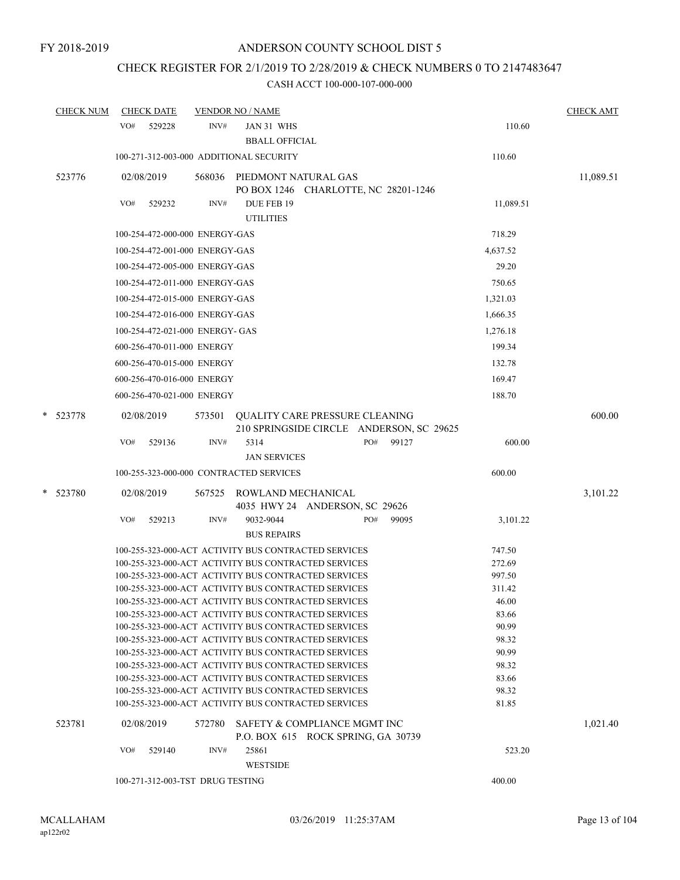FY 2018-2019

# ANDERSON COUNTY SCHOOL DIST 5

## CHECK REGISTER FOR 2/1/2019 TO 2/28/2019 & CHECK NUMBERS 0 TO 2147483647

### CASH ACCT 100-000-107-000-000

| CHECK NUM | CHECK DATE | VENDOR NO / NAME | | CHECK AMT |
|---|---|---|---|---|
| | VO# 529228 | INV# JAN 31 WHS BBALL OFFICIAL | 110.60 | |
| | 100-271-312-003-000 ADDITIONAL SECURITY | | 110.60 | |
| 523776 | 02/08/2019 | 568036 PIEDMONT NATURAL GAS PO BOX 1246 CHARLOTTE, NC 28201-1246 | | 11,089.51 |
| | VO# 529232 | INV# DUE FEB 19 UTILITIES | 11,089.51 | |
| | 100-254-472-000-000 ENERGY-GAS | | 718.29 | |
| | 100-254-472-001-000 ENERGY-GAS | | 4,637.52 | |
| | 100-254-472-005-000 ENERGY-GAS | | 29.20 | |
| | 100-254-472-011-000 ENERGY-GAS | | 750.65 | |
| | 100-254-472-015-000 ENERGY-GAS | | 1,321.03 | |
| | 100-254-472-016-000 ENERGY-GAS | | 1,666.35 | |
| | 100-254-472-021-000 ENERGY- GAS | | 1,276.18 | |
| | 600-256-470-011-000 ENERGY | | 199.34 | |
| | 600-256-470-015-000 ENERGY | | 132.78 | |
| | 600-256-470-016-000 ENERGY | | 169.47 | |
| | 600-256-470-021-000 ENERGY | | 188.70 | |
| * 523778 | 02/08/2019 | 573501 QUALITY CARE PRESSURE CLEANING 210 SPRINGSIDE CIRCLE ANDERSON, SC 29625 | | 600.00 |
| | VO# 529136 | INV# 5314 PO# 99127 JAN SERVICES | 600.00 | |
| | 100-255-323-000-000 CONTRACTED SERVICES | | 600.00 | |
| * 523780 | 02/08/2019 | 567525 ROWLAND MECHANICAL 4035 HWY 24 ANDERSON, SC 29626 | | 3,101.22 |
| | VO# 529213 | INV# 9032-9044 PO# 99095 BUS REPAIRS | 3,101.22 | |
| | 100-255-323-000-ACT ACTIVITY BUS CONTRACTED SERVICES | | 747.50 | |
| | 100-255-323-000-ACT ACTIVITY BUS CONTRACTED SERVICES | | 272.69 | |
| | 100-255-323-000-ACT ACTIVITY BUS CONTRACTED SERVICES | | 997.50 | |
| | 100-255-323-000-ACT ACTIVITY BUS CONTRACTED SERVICES | | 311.42 | |
| | 100-255-323-000-ACT ACTIVITY BUS CONTRACTED SERVICES | | 46.00 | |
| | 100-255-323-000-ACT ACTIVITY BUS CONTRACTED SERVICES | | 83.66 | |
| | 100-255-323-000-ACT ACTIVITY BUS CONTRACTED SERVICES | | 90.99 | |
| | 100-255-323-000-ACT ACTIVITY BUS CONTRACTED SERVICES | | 98.32 | |
| | 100-255-323-000-ACT ACTIVITY BUS CONTRACTED SERVICES | | 90.99 | |
| | 100-255-323-000-ACT ACTIVITY BUS CONTRACTED SERVICES | | 98.32 | |
| | 100-255-323-000-ACT ACTIVITY BUS CONTRACTED SERVICES | | 83.66 | |
| | 100-255-323-000-ACT ACTIVITY BUS CONTRACTED SERVICES | | 98.32 | |
| | 100-255-323-000-ACT ACTIVITY BUS CONTRACTED SERVICES | | 81.85 | |
| 523781 | 02/08/2019 | 572780 SAFETY & COMPLIANCE MGMT INC P.O. BOX 615 ROCK SPRING, GA 30739 | | 1,021.40 |
| | VO# 529140 | INV# 25861 WESTSIDE | 523.20 | |
| | 100-271-312-003-TST DRUG TESTING | | 400.00 | |

MCALLAHAM
ap122r02

03/26/2019 11:25:37AM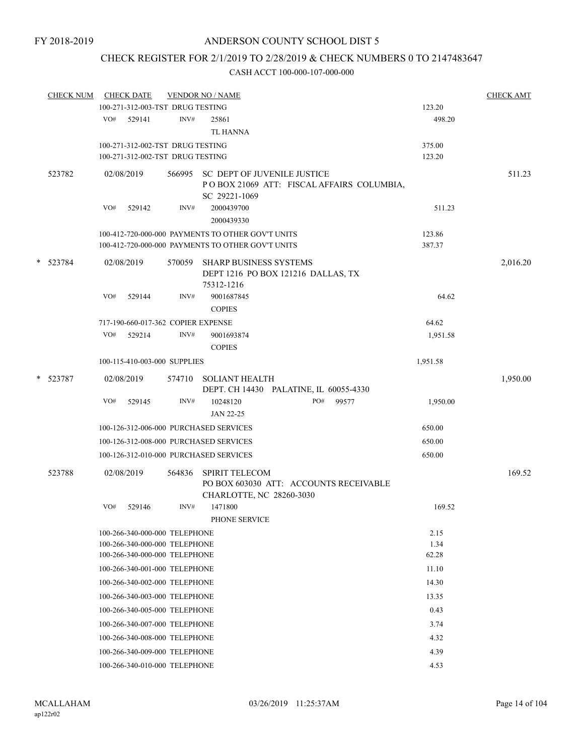FY 2018-2019

# ANDERSON COUNTY SCHOOL DIST 5

## CHECK REGISTER FOR 2/1/2019 TO 2/28/2019 & CHECK NUMBERS 0 TO 2147483647

### CASH ACCT 100-000-107-000-000

| CHECK NUM | CHECK DATE | VENDOR NO / NAME | | CHECK AMT |
|---|---|---|---|---|
| | 100-271-312-003-TST DRUG TESTING | | 123.20 | |
| | VO# 529141 | INV# 25861 TL HANNA | 498.20 | |
| | 100-271-312-002-TST DRUG TESTING | | 375.00 | |
| | 100-271-312-002-TST DRUG TESTING | | 123.20 | |
| 523782 | 02/08/2019 | 566995 SC DEPT OF JUVENILE JUSTICE P O BOX 21069 ATT: FISCAL AFFAIRS COLUMBIA, SC 29221-1069 | | 511.23 |
| | VO# 529142 | INV# 2000439700 2000439330 | 511.23 | |
| | 100-412-720-000-000 PAYMENTS TO OTHER GOV'T UNITS | | 123.86 | |
| | 100-412-720-000-000 PAYMENTS TO OTHER GOV'T UNITS | | 387.37 | |
| * 523784 | 02/08/2019 | 570059 SHARP BUSINESS SYSTEMS DEPT 1216 PO BOX 121216 DALLAS, TX 75312-1216 | | 2,016.20 |
| | VO# 529144 | INV# 9001687845 COPIES | 64.62 | |
| | 717-190-660-017-362 COPIER EXPENSE | | 64.62 | |
| | VO# 529214 | INV# 9001693874 COPIES | 1,951.58 | |
| | 100-115-410-003-000 SUPPLIES | | 1,951.58 | |
| * 523787 | 02/08/2019 | 574710 SOLIANT HEALTH DEPT. CH 14430 PALATINE, IL 60055-4330 | | 1,950.00 |
| | VO# 529145 | INV# 10248120 PO# 99577 JAN 22-25 | 1,950.00 | |
| | 100-126-312-006-000 PURCHASED SERVICES | | 650.00 | |
| | 100-126-312-008-000 PURCHASED SERVICES | | 650.00 | |
| | 100-126-312-010-000 PURCHASED SERVICES | | 650.00 | |
| 523788 | 02/08/2019 | 564836 SPIRIT TELECOM PO BOX 603030 ATT: ACCOUNTS RECEIVABLE CHARLOTTE, NC 28260-3030 | | 169.52 |
| | VO# 529146 | INV# 1471800 PHONE SERVICE | 169.52 | |
| | 100-266-340-000-000 TELEPHONE | | 2.15 | |
| | 100-266-340-000-000 TELEPHONE | | 1.34 | |
| | 100-266-340-000-000 TELEPHONE | | 62.28 | |
| | 100-266-340-001-000 TELEPHONE | | 11.10 | |
| | 100-266-340-002-000 TELEPHONE | | 14.30 | |
| | 100-266-340-003-000 TELEPHONE | | 13.35 | |
| | 100-266-340-005-000 TELEPHONE | | 0.43 | |
| | 100-266-340-007-000 TELEPHONE | | 3.74 | |
| | 100-266-340-008-000 TELEPHONE | | 4.32 | |
| | 100-266-340-009-000 TELEPHONE | | 4.39 | |
| | 100-266-340-010-000 TELEPHONE | | 4.53 | |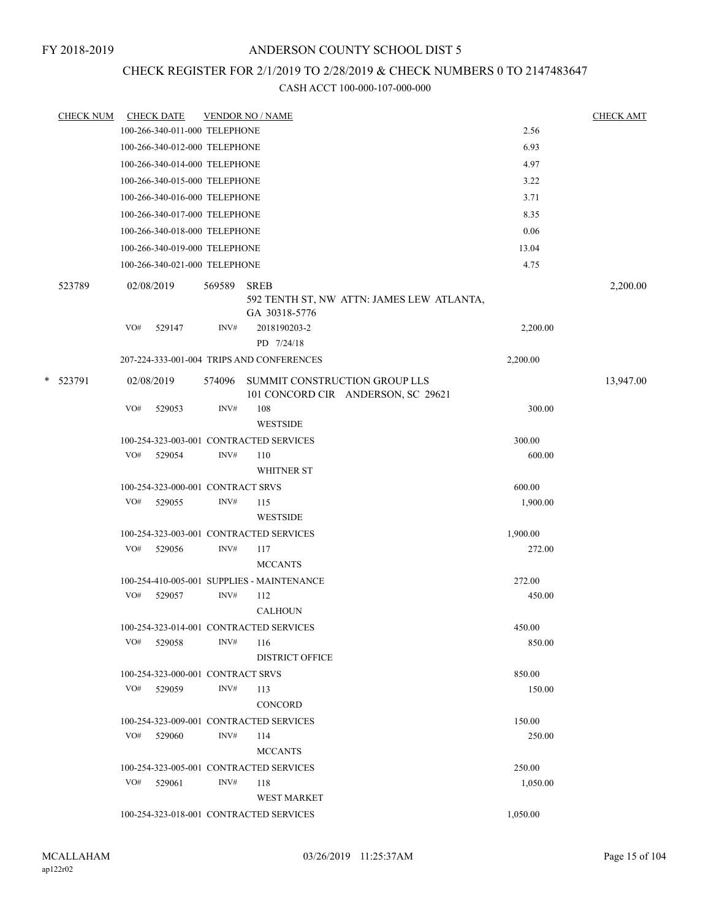FY 2018-2019

# ANDERSON COUNTY SCHOOL DIST 5

## CHECK REGISTER FOR 2/1/2019 TO 2/28/2019 & CHECK NUMBERS 0 TO 2147483647

### CASH ACCT 100-000-107-000-000

| CHECK NUM | CHECK DATE | VENDOR NO / NAME | | CHECK AMT |
|---|---|---|---|---|
| | 100-266-340-011-000 TELEPHONE | | 2.56 | |
| | 100-266-340-012-000 TELEPHONE | | 6.93 | |
| | 100-266-340-014-000 TELEPHONE | | 4.97 | |
| | 100-266-340-015-000 TELEPHONE | | 3.22 | |
| | 100-266-340-016-000 TELEPHONE | | 3.71 | |
| | 100-266-340-017-000 TELEPHONE | | 8.35 | |
| | 100-266-340-018-000 TELEPHONE | | 0.06 | |
| | 100-266-340-019-000 TELEPHONE | | 13.04 | |
| | 100-266-340-021-000 TELEPHONE | | 4.75 | |
| 523789 | 02/08/2019 | 569589 SREB<br>592 TENTH ST, NW ATTN: JAMES LEW ATLANTA, GA 30318-5776 | | 2,200.00 |
| | VO# 529147 | INV# 2018190203-2<br>PD 7/24/18 | 2,200.00 | |
| | 207-224-333-001-004 TRIPS AND CONFERENCES | | 2,200.00 | |
| * 523791 | 02/08/2019 | 574096 SUMMIT CONSTRUCTION GROUP LLS<br>101 CONCORD CIR ANDERSON, SC 29621 | | 13,947.00 |
| | VO# 529053 | INV# 108<br>WESTSIDE | 300.00 | |
| | 100-254-323-003-001 CONTRACTED SERVICES | | 300.00 | |
| | VO# 529054 | INV# 110<br>WHITNER ST | 600.00 | |
| | 100-254-323-000-001 CONTRACT SRVS | | 600.00 | |
| | VO# 529055 | INV# 115<br>WESTSIDE | 1,900.00 | |
| | 100-254-323-003-001 CONTRACTED SERVICES | | 1,900.00 | |
| | VO# 529056 | INV# 117<br>MCCANTS | 272.00 | |
| | 100-254-410-005-001 SUPPLIES - MAINTENANCE | | 272.00 | |
| | VO# 529057 | INV# 112<br>CALHOUN | 450.00 | |
| | 100-254-323-014-001 CONTRACTED SERVICES | | 450.00 | |
| | VO# 529058 | INV# 116<br>DISTRICT OFFICE | 850.00 | |
| | 100-254-323-000-001 CONTRACT SRVS | | 850.00 | |
| | VO# 529059 | INV# 113<br>CONCORD | 150.00 | |
| | 100-254-323-009-001 CONTRACTED SERVICES | | 150.00 | |
| | VO# 529060 | INV# 114<br>MCCANTS | 250.00 | |
| | 100-254-323-005-001 CONTRACTED SERVICES | | 250.00 | |
| | VO# 529061 | INV# 118<br>WEST MARKET | 1,050.00 | |
| | 100-254-323-018-001 CONTRACTED SERVICES | | 1,050.00 | |

MCALLAHAM
ap122r02

03/26/2019 11:25:37AM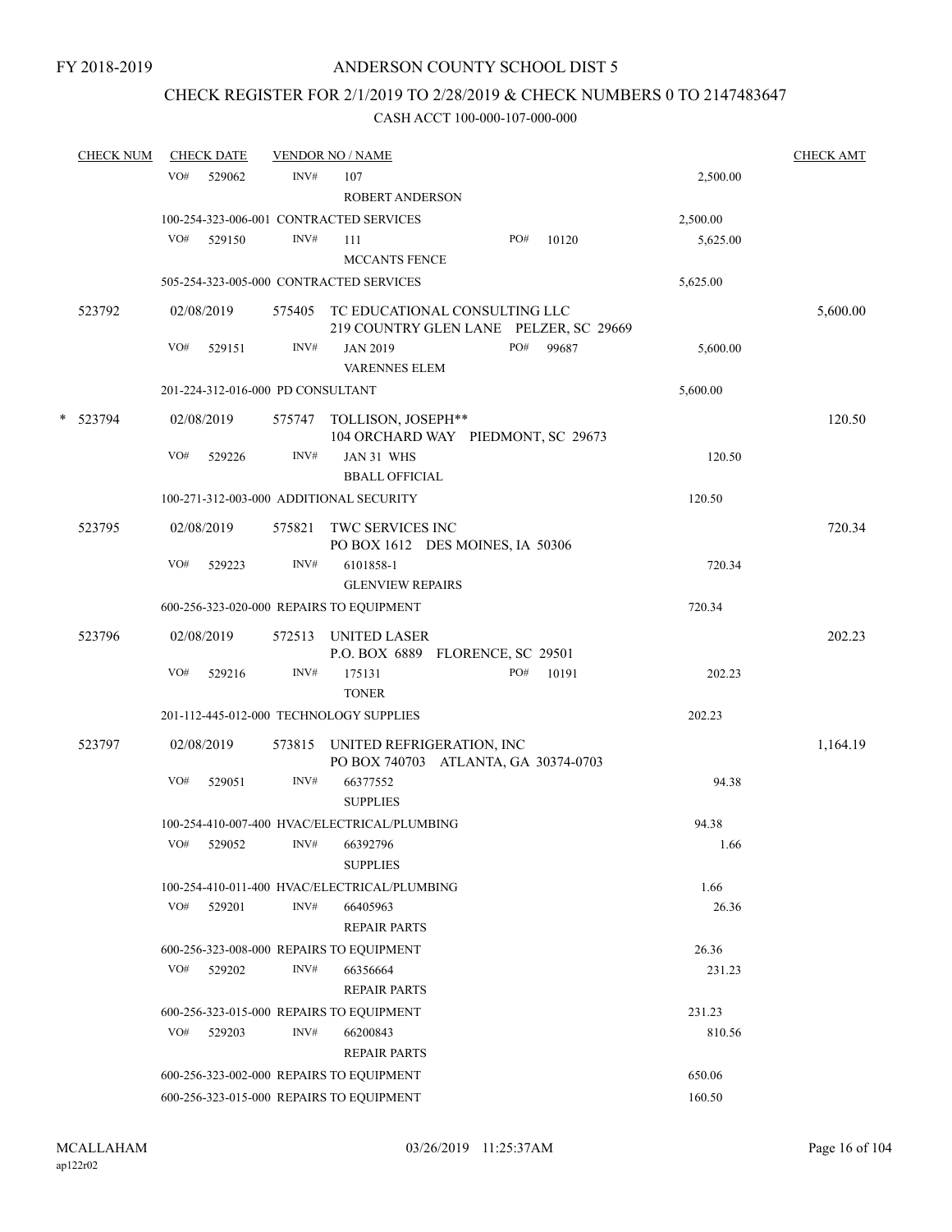FY 2018-2019

# ANDERSON COUNTY SCHOOL DIST 5

## CHECK REGISTER FOR 2/1/2019 TO 2/28/2019 & CHECK NUMBERS 0 TO 2147483647

### CASH ACCT 100-000-107-000-000

| CHECK NUM | CHECK DATE | VENDOR NO / NAME | | CHECK AMT |
|---|---|---|---|---|
| | VO# 529062 | INV# 107 ROBERT ANDERSON | 2,500.00 | |
| | 100-254-323-006-001 CONTRACTED SERVICES | | 2,500.00 | |
| | VO# 529150 | INV# 111 MCCANTS FENCE PO# 10120 | 5,625.00 | |
| | 505-254-323-005-000 CONTRACTED SERVICES | | 5,625.00 | |
| 523792 | 02/08/2019 | 575405 TC EDUCATIONAL CONSULTING LLC 219 COUNTRY GLEN LANE PELZER, SC 29669 | | 5,600.00 |
| | VO# 529151 | INV# JAN 2019 VARENNES ELEM PO# 99687 | 5,600.00 | |
| | 201-224-312-016-000 PD CONSULTANT | | 5,600.00 | |
| * 523794 | 02/08/2019 | 575747 TOLLISON, JOSEPH** 104 ORCHARD WAY PIEDMONT, SC 29673 | | 120.50 |
| | VO# 529226 | INV# JAN 31 WHS BBALL OFFICIAL | 120.50 | |
| | 100-271-312-003-000 ADDITIONAL SECURITY | | 120.50 | |
| 523795 | 02/08/2019 | 575821 TWC SERVICES INC PO BOX 1612 DES MOINES, IA 50306 | | 720.34 |
| | VO# 529223 | INV# 6101858-1 GLENVIEW REPAIRS | 720.34 | |
| | 600-256-323-020-000 REPAIRS TO EQUIPMENT | | 720.34 | |
| 523796 | 02/08/2019 | 572513 UNITED LASER P.O. BOX 6889 FLORENCE, SC 29501 | | 202.23 |
| | VO# 529216 | INV# 175131 TONER PO# 10191 | 202.23 | |
| | 201-112-445-012-000 TECHNOLOGY SUPPLIES | | 202.23 | |
| 523797 | 02/08/2019 | 573815 UNITED REFRIGERATION, INC PO BOX 740703 ATLANTA, GA 30374-0703 | | 1,164.19 |
| | VO# 529051 | INV# 66377552 SUPPLIES | 94.38 | |
| | 100-254-410-007-400 HVAC/ELECTRICAL/PLUMBING | | 94.38 | |
| | VO# 529052 | INV# 66392796 SUPPLIES | 1.66 | |
| | 100-254-410-011-400 HVAC/ELECTRICAL/PLUMBING | | 1.66 | |
| | VO# 529201 | INV# 66405963 REPAIR PARTS | 26.36 | |
| | 600-256-323-008-000 REPAIRS TO EQUIPMENT | | 26.36 | |
| | VO# 529202 | INV# 66356664 REPAIR PARTS | 231.23 | |
| | 600-256-323-015-000 REPAIRS TO EQUIPMENT | | 231.23 | |
| | VO# 529203 | INV# 66200843 REPAIR PARTS | 810.56 | |
| | 600-256-323-002-000 REPAIRS TO EQUIPMENT | | 650.06 | |
| | 600-256-323-015-000 REPAIRS TO EQUIPMENT | | 160.50 | |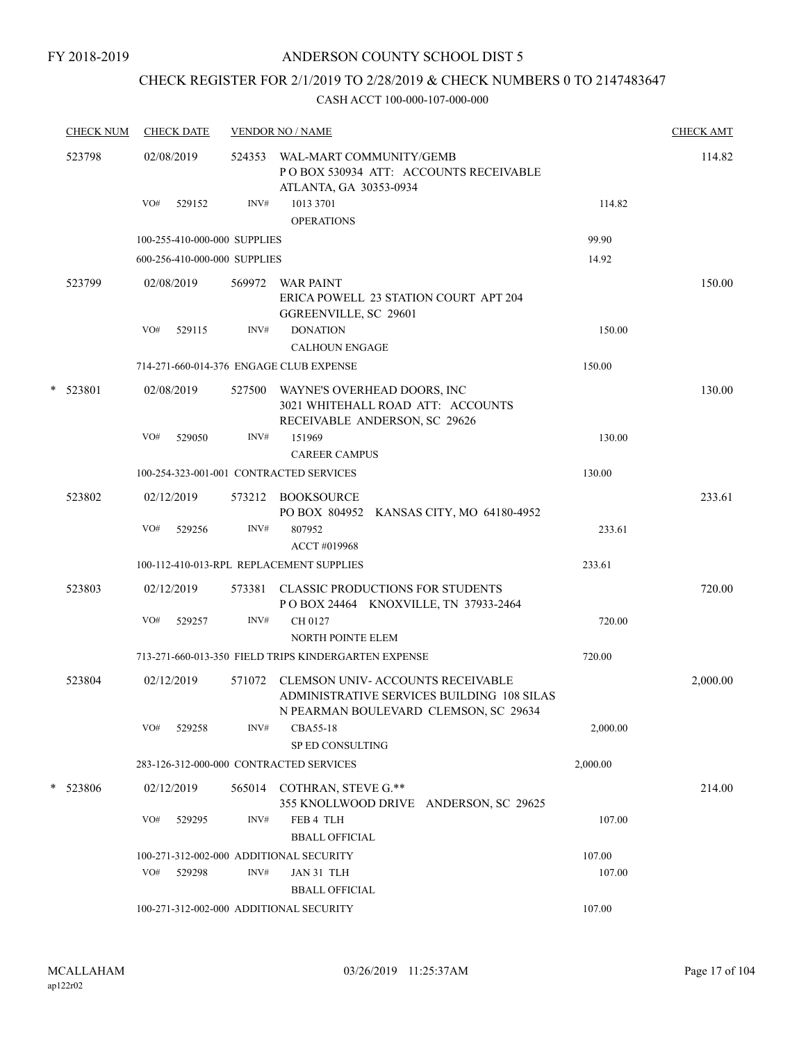FY 2018-2019

# ANDERSON COUNTY SCHOOL DIST 5

## CHECK REGISTER FOR 2/1/2019 TO 2/28/2019 & CHECK NUMBERS 0 TO 2147483647

CASH ACCT 100-000-107-000-000

| CHECK NUM | CHECK DATE | VENDOR NO / NAME | | CHECK AMT |
|---|---|---|---|---|
| 523798 | 02/08/2019 | 524353 WAL-MART COMMUNITY/GEMB P O BOX 530934 ATT: ACCOUNTS RECEIVABLE ATLANTA, GA 30353-0934 | | 114.82 |
| | VO# 529152 | INV# 1013 3701 OPERATIONS | 114.82 | |
| | 100-255-410-000-000 SUPPLIES | | 99.90 | |
| | 600-256-410-000-000 SUPPLIES | | 14.92 | |
| 523799 | 02/08/2019 | 569972 WAR PAINT ERICA POWELL 23 STATION COURT APT 204 GGREENVILLE, SC 29601 | | 150.00 |
| | VO# 529115 | INV# DONATION CALHOUN ENGAGE | 150.00 | |
| | 714-271-660-014-376 ENGAGE CLUB EXPENSE | | 150.00 | |
| * 523801 | 02/08/2019 | 527500 WAYNE'S OVERHEAD DOORS, INC 3021 WHITEHALL ROAD ATT: ACCOUNTS RECEIVABLE ANDERSON, SC 29626 | | 130.00 |
| | VO# 529050 | INV# 151969 CAREER CAMPUS | 130.00 | |
| | 100-254-323-001-001 CONTRACTED SERVICES | | 130.00 | |
| 523802 | 02/12/2019 | 573212 BOOKSOURCE PO BOX 804952 KANSAS CITY, MO 64180-4952 | | 233.61 |
| | VO# 529256 | INV# 807952 ACCT #019968 | 233.61 | |
| | 100-112-410-013-RPL REPLACEMENT SUPPLIES | | 233.61 | |
| 523803 | 02/12/2019 | 573381 CLASSIC PRODUCTIONS FOR STUDENTS P O BOX 24464 KNOXVILLE, TN 37933-2464 | | 720.00 |
| | VO# 529257 | INV# CH 0127 NORTH POINTE ELEM | 720.00 | |
| | 713-271-660-013-350 FIELD TRIPS KINDERGARTEN EXPENSE | | 720.00 | |
| 523804 | 02/12/2019 | 571072 CLEMSON UNIV- ACCOUNTS RECEIVABLE ADMINISTRATIVE SERVICES BUILDING 108 SILAS N PEARMAN BOULEVARD CLEMSON, SC 29634 | | 2,000.00 |
| | VO# 529258 | INV# CBA55-18 SP ED CONSULTING | 2,000.00 | |
| | 283-126-312-000-000 CONTRACTED SERVICES | | 2,000.00 | |
| * 523806 | 02/12/2019 | 565014 COTHRAN, STEVE G.** 355 KNOLLWOOD DRIVE ANDERSON, SC 29625 | | 214.00 |
| | VO# 529295 | INV# FEB 4 TLH BBALL OFFICIAL | 107.00 | |
| | 100-271-312-002-000 ADDITIONAL SECURITY | | 107.00 | |
| | VO# 529298 | INV# JAN 31 TLH BBALL OFFICIAL | 107.00 | |
| | 100-271-312-002-000 ADDITIONAL SECURITY | | 107.00 | |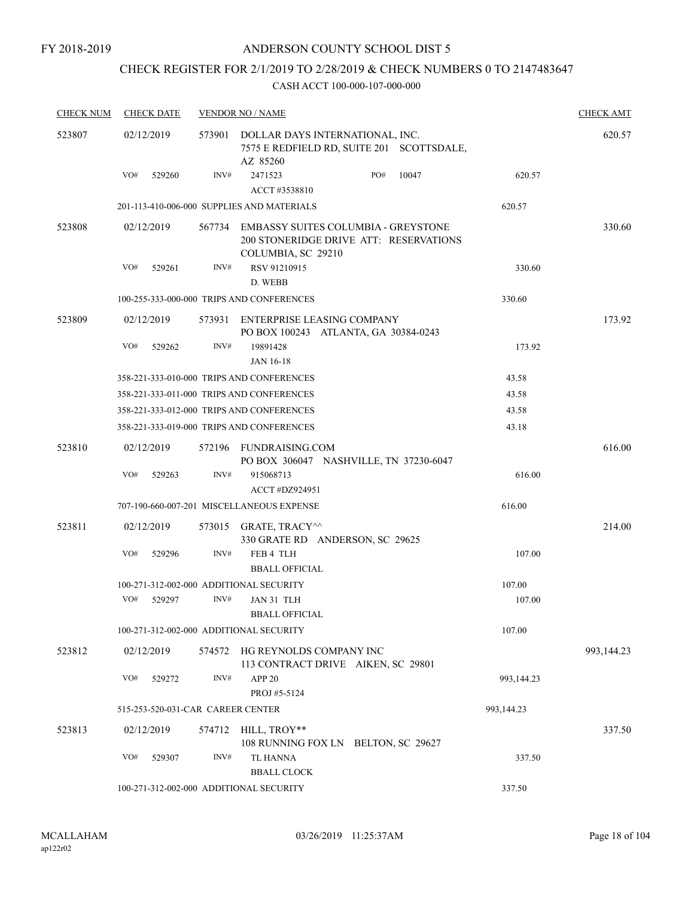FY 2018-2019

# ANDERSON COUNTY SCHOOL DIST 5

## CHECK REGISTER FOR 2/1/2019 TO 2/28/2019 & CHECK NUMBERS 0 TO 2147483647

### CASH ACCT 100-000-107-000-000

| CHECK NUM | CHECK DATE | VENDOR NO / NAME | | CHECK AMT |
|---|---|---|---|---|
| 523807 | 02/12/2019 | 573901 DOLLAR DAYS INTERNATIONAL, INC. 7575 E REDFIELD RD, SUITE 201 SCOTTSDALE, AZ 85260 | | 620.57 |
| | VO# 529260 | INV# 2471523 PO# 10047 ACCT #3538810 | 620.57 | |
| | | 201-113-410-006-000 SUPPLIES AND MATERIALS | 620.57 | |
| 523808 | 02/12/2019 | 567734 EMBASSY SUITES COLUMBIA - GREYSTONE 200 STONERIDGE DRIVE ATT: RESERVATIONS COLUMBIA, SC 29210 | | 330.60 |
| | VO# 529261 | INV# RSV 91210915 D. WEBB | 330.60 | |
| | | 100-255-333-000-000 TRIPS AND CONFERENCES | 330.60 | |
| 523809 | 02/12/2019 | 573931 ENTERPRISE LEASING COMPANY PO BOX 100243 ATLANTA, GA 30384-0243 | | 173.92 |
| | VO# 529262 | INV# 19891428 JAN 16-18 | 173.92 | |
| | | 358-221-333-010-000 TRIPS AND CONFERENCES | 43.58 | |
| | | 358-221-333-011-000 TRIPS AND CONFERENCES | 43.58 | |
| | | 358-221-333-012-000 TRIPS AND CONFERENCES | 43.58 | |
| | | 358-221-333-019-000 TRIPS AND CONFERENCES | 43.18 | |
| 523810 | 02/12/2019 | 572196 FUNDRAISING.COM PO BOX 306047 NASHVILLE, TN 37230-6047 | | 616.00 |
| | VO# 529263 | INV# 915068713 ACCT #DZ924951 | 616.00 | |
| | | 707-190-660-007-201 MISCELLANEOUS EXPENSE | 616.00 | |
| 523811 | 02/12/2019 | 573015 GRATE, TRACY^^ 330 GRATE RD ANDERSON, SC 29625 | | 214.00 |
| | VO# 529296 | INV# FEB 4 TLH BBALL OFFICIAL | 107.00 | |
| | | 100-271-312-002-000 ADDITIONAL SECURITY | 107.00 | |
| | VO# 529297 | INV# JAN 31 TLH BBALL OFFICIAL | 107.00 | |
| | | 100-271-312-002-000 ADDITIONAL SECURITY | 107.00 | |
| 523812 | 02/12/2019 | 574572 HG REYNOLDS COMPANY INC 113 CONTRACT DRIVE AIKEN, SC 29801 | | 993,144.23 |
| | VO# 529272 | INV# APP 20 PROJ #5-5124 | 993,144.23 | |
| | | 515-253-520-031-CAR CAREER CENTER | 993,144.23 | |
| 523813 | 02/12/2019 | 574712 HILL, TROY** 108 RUNNING FOX LN BELTON, SC 29627 | | 337.50 |
| | VO# 529307 | INV# TL HANNA BBALL CLOCK | 337.50 | |
| | | 100-271-312-002-000 ADDITIONAL SECURITY | 337.50 | |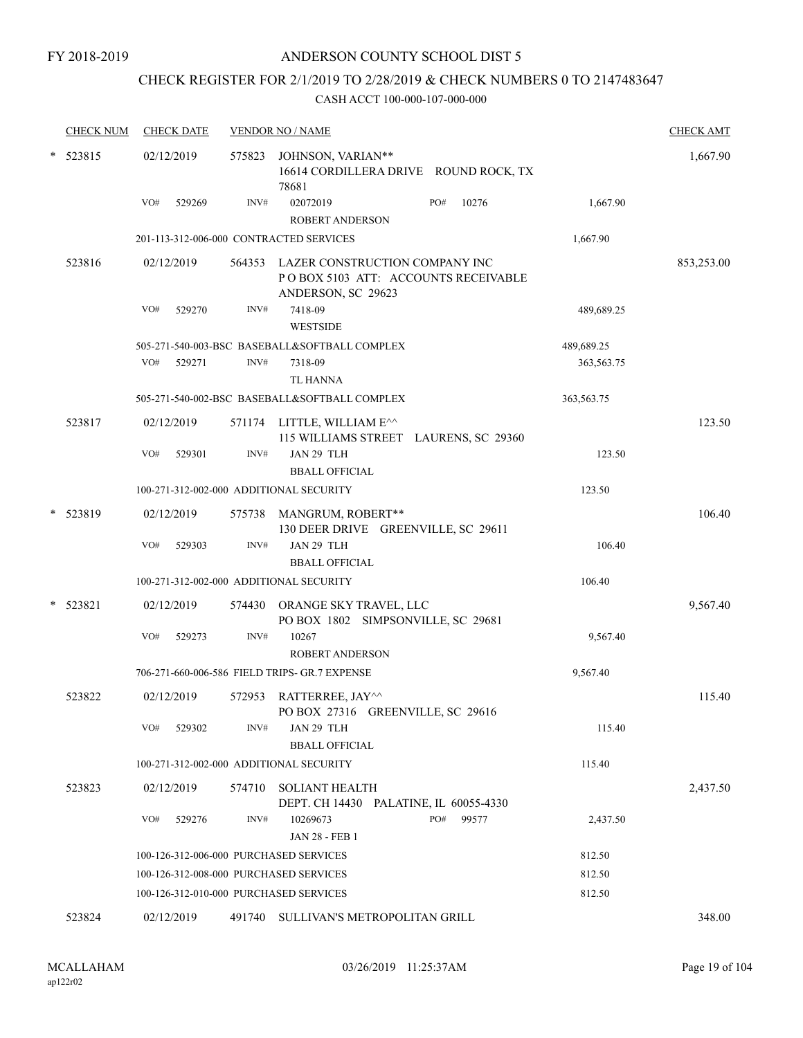FY 2018-2019

# ANDERSON COUNTY SCHOOL DIST 5

## CHECK REGISTER FOR 2/1/2019 TO 2/28/2019 & CHECK NUMBERS 0 TO 2147483647

### CASH ACCT 100-000-107-000-000

| CHECK NUM | CHECK DATE | VENDOR NO / NAME | | | CHECK AMT |
|---|---|---|---|---|---|
| * 523815 | 02/12/2019 | 575823 JOHNSON, VARIAN** 16614 CORDILLERA DRIVE ROUND ROCK, TX 78681 | | | 1,667.90 |
| | VO# 529269 | INV# 02072019 ROBERT ANDERSON | PO# 10276 | 1,667.90 | |
| | 201-113-312-006-000 CONTRACTED SERVICES | | | 1,667.90 | |
| 523816 | 02/12/2019 | 564353 LAZER CONSTRUCTION COMPANY INC P O BOX 5103 ATT: ACCOUNTS RECEIVABLE ANDERSON, SC 29623 | | | 853,253.00 |
| | VO# 529270 | INV# 7418-09 WESTSIDE | | 489,689.25 | |
| | 505-271-540-003-BSC BASEBALL&SOFTBALL COMPLEX | | | 489,689.25 | |
| | VO# 529271 | INV# 7318-09 TL HANNA | | 363,563.75 | |
| | 505-271-540-002-BSC BASEBALL&SOFTBALL COMPLEX | | | 363,563.75 | |
| 523817 | 02/12/2019 | 571174 LITTLE, WILLIAM E^^ 115 WILLIAMS STREET LAURENS, SC 29360 | | | 123.50 |
| | VO# 529301 | INV# JAN 29 TLH BBALL OFFICIAL | | 123.50 | |
| | 100-271-312-002-000 ADDITIONAL SECURITY | | | 123.50 | |
| * 523819 | 02/12/2019 | 575738 MANGRUM, ROBERT** 130 DEER DRIVE GREENVILLE, SC 29611 | | | 106.40 |
| | VO# 529303 | INV# JAN 29 TLH BBALL OFFICIAL | | 106.40 | |
| | 100-271-312-002-000 ADDITIONAL SECURITY | | | 106.40 | |
| * 523821 | 02/12/2019 | 574430 ORANGE SKY TRAVEL, LLC PO BOX 1802 SIMPSONVILLE, SC 29681 | | | 9,567.40 |
| | VO# 529273 | INV# 10267 ROBERT ANDERSON | | 9,567.40 | |
| | 706-271-660-006-586 FIELD TRIPS- GR.7 EXPENSE | | | 9,567.40 | |
| 523822 | 02/12/2019 | 572953 RATTERREE, JAY^^ PO BOX 27316 GREENVILLE, SC 29616 | | | 115.40 |
| | VO# 529302 | INV# JAN 29 TLH BBALL OFFICIAL | | 115.40 | |
| | 100-271-312-002-000 ADDITIONAL SECURITY | | | 115.40 | |
| 523823 | 02/12/2019 | 574710 SOLIANT HEALTH DEPT. CH 14430 PALATINE, IL 60055-4330 | | | 2,437.50 |
| | VO# 529276 | INV# 10269673 JAN 28 - FEB 1 | PO# 99577 | 2,437.50 | |
| | 100-126-312-006-000 PURCHASED SERVICES | | | 812.50 | |
| | 100-126-312-008-000 PURCHASED SERVICES | | | 812.50 | |
| | 100-126-312-010-000 PURCHASED SERVICES | | | 812.50 | |
| 523824 | 02/12/2019 | 491740 SULLIVAN'S METROPOLITAN GRILL | | | 348.00 |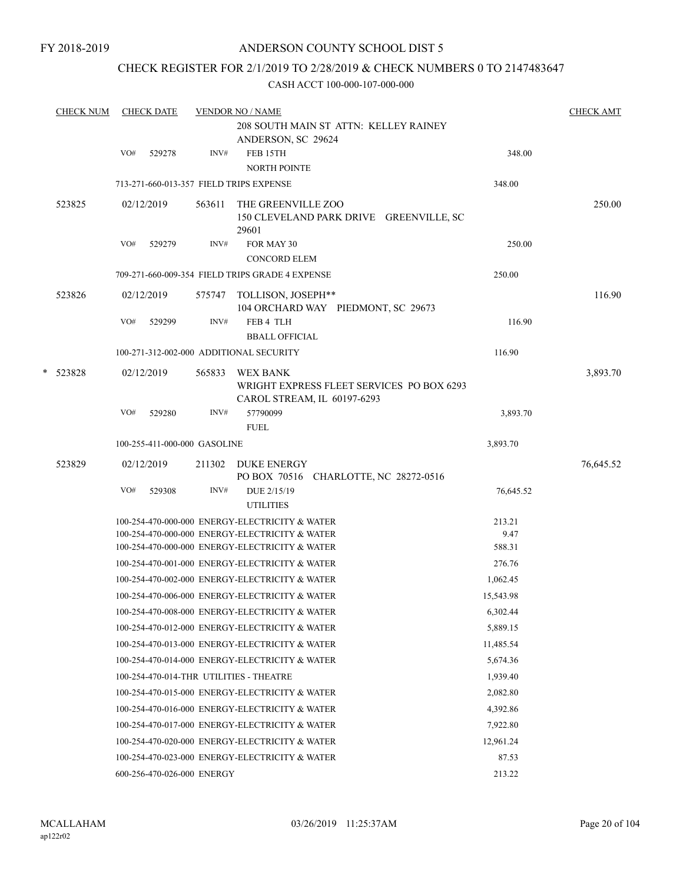FY 2018-2019

# ANDERSON COUNTY SCHOOL DIST 5

## CHECK REGISTER FOR 2/1/2019 TO 2/28/2019 & CHECK NUMBERS 0 TO 2147483647

CASH ACCT 100-000-107-000-000

| CHECK NUM | CHECK DATE | VENDOR NO / NAME | | CHECK AMT |
|---|---|---|---|---|
| | | 208 SOUTH MAIN ST ATTN: KELLEY RAINEY ANDERSON, SC 29624 | | |
| | VO# 529278 | INV# FEB 15TH NORTH POINTE | 348.00 | |
| | | 713-271-660-013-357 FIELD TRIPS EXPENSE | 348.00 | |
| 523825 | 02/12/2019 | 563611 THE GREENVILLE ZOO 150 CLEVELAND PARK DRIVE GREENVILLE, SC 29601 | | 250.00 |
| | VO# 529279 | INV# FOR MAY 30 CONCORD ELEM | 250.00 | |
| | | 709-271-660-009-354 FIELD TRIPS GRADE 4 EXPENSE | 250.00 | |
| 523826 | 02/12/2019 | 575747 TOLLISON, JOSEPH** 104 ORCHARD WAY PIEDMONT, SC 29673 | | 116.90 |
| | VO# 529299 | INV# FEB 4 TLH BBALL OFFICIAL | 116.90 | |
| | | 100-271-312-002-000 ADDITIONAL SECURITY | 116.90 | |
| * 523828 | 02/12/2019 | 565833 WEX BANK WRIGHT EXPRESS FLEET SERVICES PO BOX 6293 CAROL STREAM, IL 60197-6293 | | 3,893.70 |
| | VO# 529280 | INV# 57790099 FUEL | 3,893.70 | |
| | | 100-255-411-000-000 GASOLINE | 3,893.70 | |
| 523829 | 02/12/2019 | 211302 DUKE ENERGY PO BOX 70516 CHARLOTTE, NC 28272-0516 | | 76,645.52 |
| | VO# 529308 | INV# DUE 2/15/19 UTILITIES | 76,645.52 | |
| | | 100-254-470-000-000 ENERGY-ELECTRICITY & WATER | 213.21 | |
| | | 100-254-470-000-000 ENERGY-ELECTRICITY & WATER | 9.47 | |
| | | 100-254-470-000-000 ENERGY-ELECTRICITY & WATER | 588.31 | |
| | | 100-254-470-001-000 ENERGY-ELECTRICITY & WATER | 276.76 | |
| | | 100-254-470-002-000 ENERGY-ELECTRICITY & WATER | 1,062.45 | |
| | | 100-254-470-006-000 ENERGY-ELECTRICITY & WATER | 15,543.98 | |
| | | 100-254-470-008-000 ENERGY-ELECTRICITY & WATER | 6,302.44 | |
| | | 100-254-470-012-000 ENERGY-ELECTRICITY & WATER | 5,889.15 | |
| | | 100-254-470-013-000 ENERGY-ELECTRICITY & WATER | 11,485.54 | |
| | | 100-254-470-014-000 ENERGY-ELECTRICITY & WATER | 5,674.36 | |
| | | 100-254-470-014-THR UTILITIES - THEATRE | 1,939.40 | |
| | | 100-254-470-015-000 ENERGY-ELECTRICITY & WATER | 2,082.80 | |
| | | 100-254-470-016-000 ENERGY-ELECTRICITY & WATER | 4,392.86 | |
| | | 100-254-470-017-000 ENERGY-ELECTRICITY & WATER | 7,922.80 | |
| | | 100-254-470-020-000 ENERGY-ELECTRICITY & WATER | 12,961.24 | |
| | | 100-254-470-023-000 ENERGY-ELECTRICITY & WATER | 87.53 | |
| | | 600-256-470-026-000 ENERGY | 213.22 | |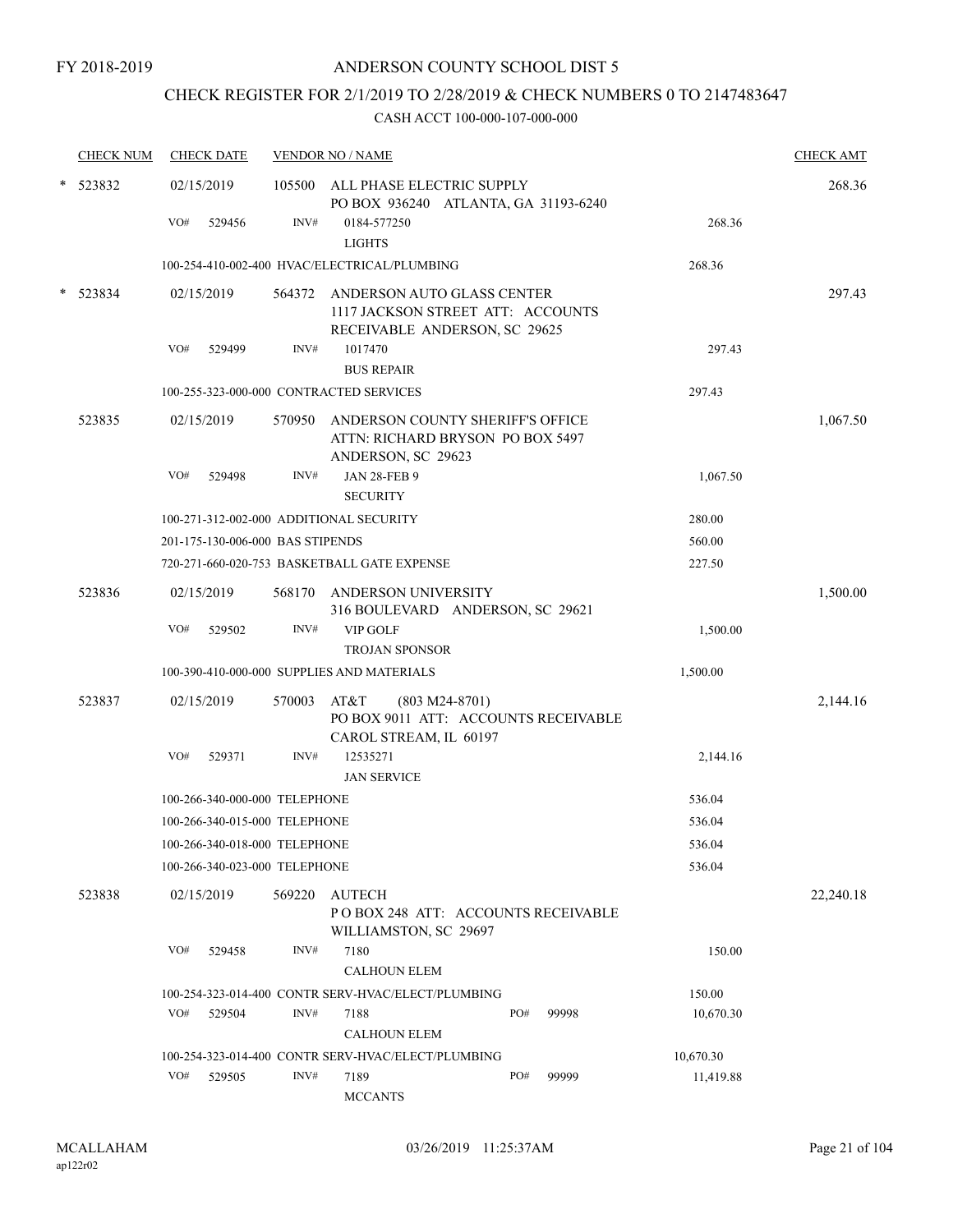FY 2018-2019

# ANDERSON COUNTY SCHOOL DIST 5

## CHECK REGISTER FOR 2/1/2019 TO 2/28/2019 & CHECK NUMBERS 0 TO 2147483647

CASH ACCT 100-000-107-000-000

| CHECK NUM | CHECK DATE | VENDOR NO / NAME | | | CHECK AMT |
|---|---|---|---|---|---|
| * 523832 | 02/15/2019 | 105500 ALL PHASE ELECTRIC SUPPLY<br>PO BOX 936240 ATLANTA, GA 31193-6240 | | | 268.36 |
| | VO# 529456 | INV# 0184-577250<br>LIGHTS | | 268.36 | |
| | 100-254-410-002-400 HVAC/ELECTRICAL/PLUMBING | | | 268.36 | |
| * 523834 | 02/15/2019 | 564372 ANDERSON AUTO GLASS CENTER<br>1117 JACKSON STREET ATT: ACCOUNTS RECEIVABLE ANDERSON, SC 29625 | | | 297.43 |
| | VO# 529499 | INV# 1017470<br>BUS REPAIR | | 297.43 | |
| | 100-255-323-000-000 CONTRACTED SERVICES | | | 297.43 | |
| 523835 | 02/15/2019 | 570950 ANDERSON COUNTY SHERIFF'S OFFICE<br>ATTN: RICHARD BRYSON PO BOX 5497 ANDERSON, SC 29623 | | | 1,067.50 |
| | VO# 529498 | INV# JAN 28-FEB 9<br>SECURITY | | 1,067.50 | |
| | 100-271-312-002-000 ADDITIONAL SECURITY | | | 280.00 | |
| | 201-175-130-006-000 BAS STIPENDS | | | 560.00 | |
| | 720-271-660-020-753 BASKETBALL GATE EXPENSE | | | 227.50 | |
| 523836 | 02/15/2019 | 568170 ANDERSON UNIVERSITY<br>316 BOULEVARD ANDERSON, SC 29621 | | | 1,500.00 |
| | VO# 529502 | INV# VIP GOLF<br>TROJAN SPONSOR | | 1,500.00 | |
| | 100-390-410-000-000 SUPPLIES AND MATERIALS | | | 1,500.00 | |
| 523837 | 02/15/2019 | 570003 AT&T (803 M24-8701)<br>PO BOX 9011 ATT: ACCOUNTS RECEIVABLE CAROL STREAM, IL 60197 | | | 2,144.16 |
| | VO# 529371 | INV# 12535271<br>JAN SERVICE | | 2,144.16 | |
| | 100-266-340-000-000 TELEPHONE | | | 536.04 | |
| | 100-266-340-015-000 TELEPHONE | | | 536.04 | |
| | 100-266-340-018-000 TELEPHONE | | | 536.04 | |
| | 100-266-340-023-000 TELEPHONE | | | 536.04 | |
| 523838 | 02/15/2019 | 569220 AUTECH<br>P O BOX 248 ATT: ACCOUNTS RECEIVABLE WILLIAMSTON, SC 29697 | | | 22,240.18 |
| | VO# 529458 | INV# 7180<br>CALHOUN ELEM | | 150.00 | |
| | 100-254-323-014-400 CONTR SERV-HVAC/ELECT/PLUMBING | | | 150.00 | |
| | VO# 529504 | INV# 7188<br>CALHOUN ELEM | PO# 99998 | 10,670.30 | |
| | 100-254-323-014-400 CONTR SERV-HVAC/ELECT/PLUMBING | | | 10,670.30 | |
| | VO# 529505 | INV# 7189<br>MCCANTS | PO# 99999 | 11,419.88 | |

MCALLAHAM
ap122r02
03/26/2019 11:25:37AM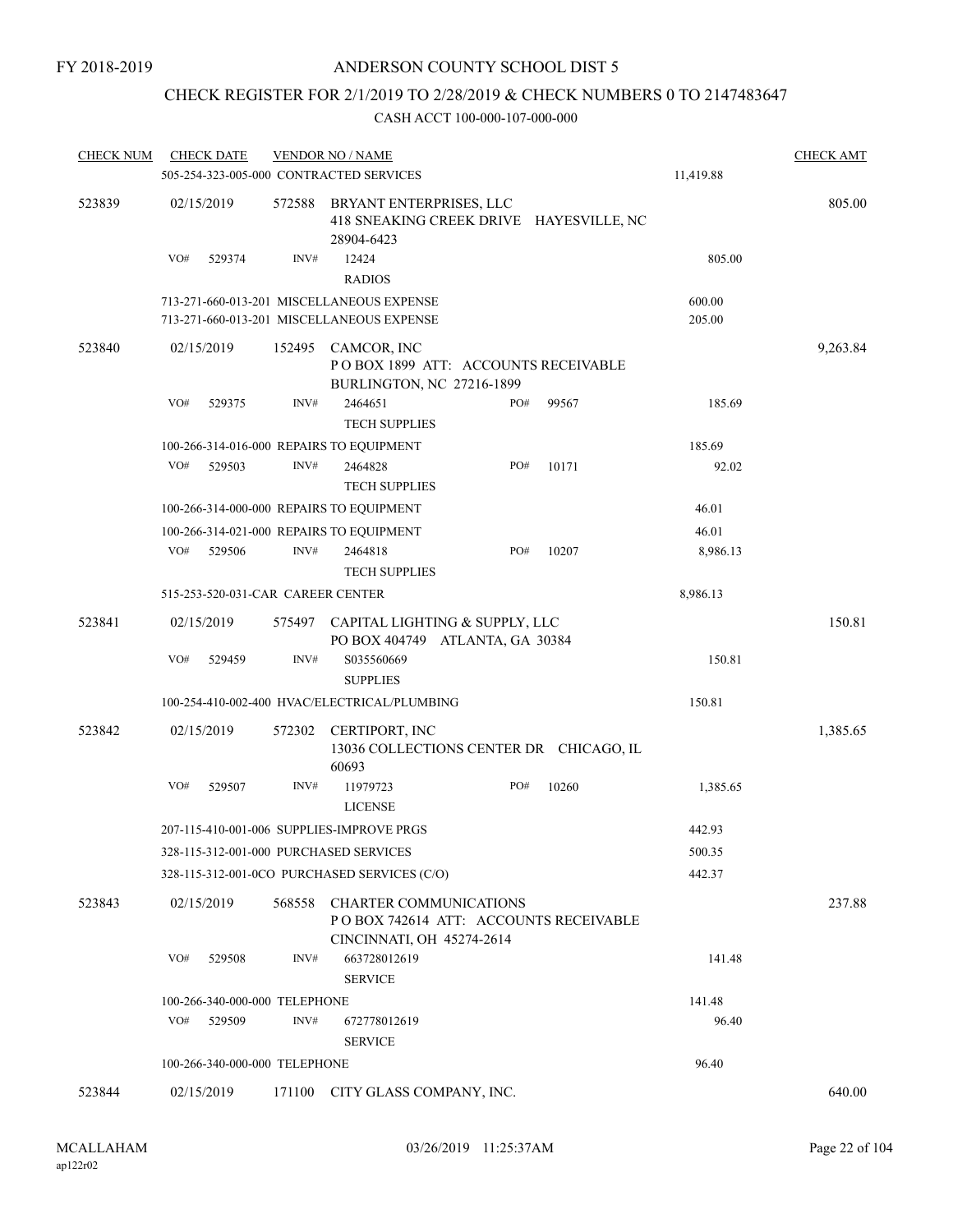FY 2018-2019

ANDERSON COUNTY SCHOOL DIST 5

CHECK REGISTER FOR 2/1/2019 TO 2/28/2019 & CHECK NUMBERS 0 TO 2147483647

CASH ACCT 100-000-107-000-000

| CHECK NUM | CHECK DATE | VENDOR NO / NAME | | | CHECK AMT |
|---|---|---|---|---|---|
| | 505-254-323-005-000 CONTRACTED SERVICES | | | 11,419.88 | |
| 523839 | 02/15/2019 | 572588 | BRYANT ENTERPRISES, LLC<br>418 SNEAKING CREEK DRIVE HAYESVILLE, NC 28904-6423 | | 805.00 |
| | VO# 529374 | INV# 12424 | RADIOS | 805.00 | |
| | 713-271-660-013-201 MISCELLANEOUS EXPENSE | | | 600.00 | |
| | 713-271-660-013-201 MISCELLANEOUS EXPENSE | | | 205.00 | |
| 523840 | 02/15/2019 | 152495 | CAMCOR, INC<br>P O BOX 1899 ATT: ACCOUNTS RECEIVABLE<br>BURLINGTON, NC 27216-1899 | | 9,263.84 |
| | VO# 529375 | INV# 2464651 | TECH SUPPLIES PO# 99567 | 185.69 | |
| | 100-266-314-016-000 REPAIRS TO EQUIPMENT | | | 185.69 | |
| | VO# 529503 | INV# 2464828 | TECH SUPPLIES PO# 10171 | 92.02 | |
| | 100-266-314-000-000 REPAIRS TO EQUIPMENT | | | 46.01 | |
| | 100-266-314-021-000 REPAIRS TO EQUIPMENT | | | 46.01 | |
| | VO# 529506 | INV# 2464818 | TECH SUPPLIES PO# 10207 | 8,986.13 | |
| | 515-253-520-031-CAR CAREER CENTER | | | 8,986.13 | |
| 523841 | 02/15/2019 | 575497 | CAPITAL LIGHTING & SUPPLY, LLC<br>PO BOX 404749 ATLANTA, GA 30384 | | 150.81 |
| | VO# 529459 | INV# S035560669 | SUPPLIES | 150.81 | |
| | 100-254-410-002-400 HVAC/ELECTRICAL/PLUMBING | | | 150.81 | |
| 523842 | 02/15/2019 | 572302 | CERTIPORT, INC<br>13036 COLLECTIONS CENTER DR CHICAGO, IL 60693 | | 1,385.65 |
| | VO# 529507 | INV# 11979723 | LICENSE PO# 10260 | 1,385.65 | |
| | 207-115-410-001-006 SUPPLIES-IMPROVE PRGS | | | 442.93 | |
| | 328-115-312-001-000 PURCHASED SERVICES | | | 500.35 | |
| | 328-115-312-001-0CO PURCHASED SERVICES (C/O) | | | 442.37 | |
| 523843 | 02/15/2019 | 568558 | CHARTER COMMUNICATIONS<br>P O BOX 742614 ATT: ACCOUNTS RECEIVABLE<br>CINCINNATI, OH 45274-2614 | | 237.88 |
| | VO# 529508 | INV# 663728012619 | SERVICE | 141.48 | |
| | 100-266-340-000-000 TELEPHONE | | | 141.48 | |
| | VO# 529509 | INV# 672778012619 | SERVICE | 96.40 | |
| | 100-266-340-000-000 TELEPHONE | | | 96.40 | |
| 523844 | 02/15/2019 | 171100 | CITY GLASS COMPANY, INC. | | 640.00 |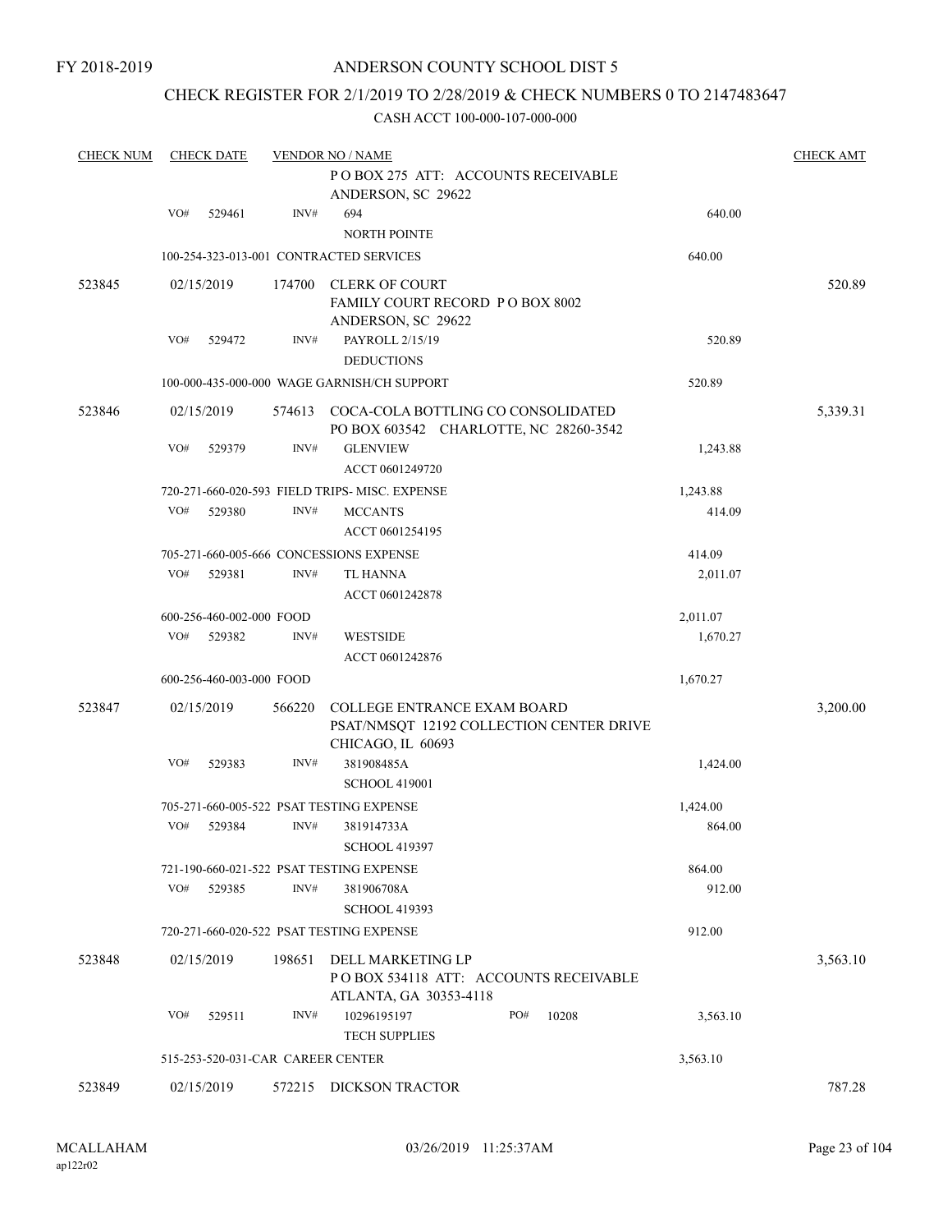FY 2018-2019

# ANDERSON COUNTY SCHOOL DIST 5

## CHECK REGISTER FOR 2/1/2019 TO 2/28/2019 & CHECK NUMBERS 0 TO 2147483647

CASH ACCT 100-000-107-000-000

| CHECK NUM | CHECK DATE | VENDOR NO / NAME | | CHECK AMT |
|---|---|---|---|---|
| | | P O BOX 275 ATT: ACCOUNTS RECEIVABLE ANDERSON, SC 29622 | | |
| | VO# 529461 | INV# 694 NORTH POINTE | 640.00 | |
| | | 100-254-323-013-001 CONTRACTED SERVICES | 640.00 | |
| 523845 | 02/15/2019 | 174700 CLERK OF COURT FAMILY COURT RECORD P O BOX 8002 ANDERSON, SC 29622 | | 520.89 |
| | VO# 529472 | INV# PAYROLL 2/15/19 DEDUCTIONS | 520.89 | |
| | | 100-000-435-000-000 WAGE GARNISH/CH SUPPORT | 520.89 | |
| 523846 | 02/15/2019 | 574613 COCA-COLA BOTTLING CO CONSOLIDATED PO BOX 603542 CHARLOTTE, NC 28260-3542 | | 5,339.31 |
| | VO# 529379 | INV# GLENVIEW ACCT 0601249720 | 1,243.88 | |
| | | 720-271-660-020-593 FIELD TRIPS- MISC. EXPENSE | 1,243.88 | |
| | VO# 529380 | INV# MCCANTS ACCT 0601254195 | 414.09 | |
| | | 705-271-660-005-666 CONCESSIONS EXPENSE | 414.09 | |
| | VO# 529381 | INV# TL HANNA ACCT 0601242878 | 2,011.07 | |
| | | 600-256-460-002-000 FOOD | 2,011.07 | |
| | VO# 529382 | INV# WESTSIDE ACCT 0601242876 | 1,670.27 | |
| | | 600-256-460-003-000 FOOD | 1,670.27 | |
| 523847 | 02/15/2019 | 566220 COLLEGE ENTRANCE EXAM BOARD PSAT/NMSQT 12192 COLLECTION CENTER DRIVE CHICAGO, IL 60693 | | 3,200.00 |
| | VO# 529383 | INV# 381908485A SCHOOL 419001 | 1,424.00 | |
| | | 705-271-660-005-522 PSAT TESTING EXPENSE | 1,424.00 | |
| | VO# 529384 | INV# 381914733A SCHOOL 419397 | 864.00 | |
| | | 721-190-660-021-522 PSAT TESTING EXPENSE | 864.00 | |
| | VO# 529385 | INV# 381906708A SCHOOL 419393 | 912.00 | |
| | | 720-271-660-020-522 PSAT TESTING EXPENSE | 912.00 | |
| 523848 | 02/15/2019 | 198651 DELL MARKETING LP P O BOX 534118 ATT: ACCOUNTS RECEIVABLE ATLANTA, GA 30353-4118 | | 3,563.10 |
| | VO# 529511 | INV# 10296195197 PO# 10208 TECH SUPPLIES | 3,563.10 | |
| | | 515-253-520-031-CAR CAREER CENTER | 3,563.10 | |
| 523849 | 02/15/2019 | 572215 DICKSON TRACTOR | | 787.28 |

MCALLAHAM ap122r02 03/26/2019 11:25:37AM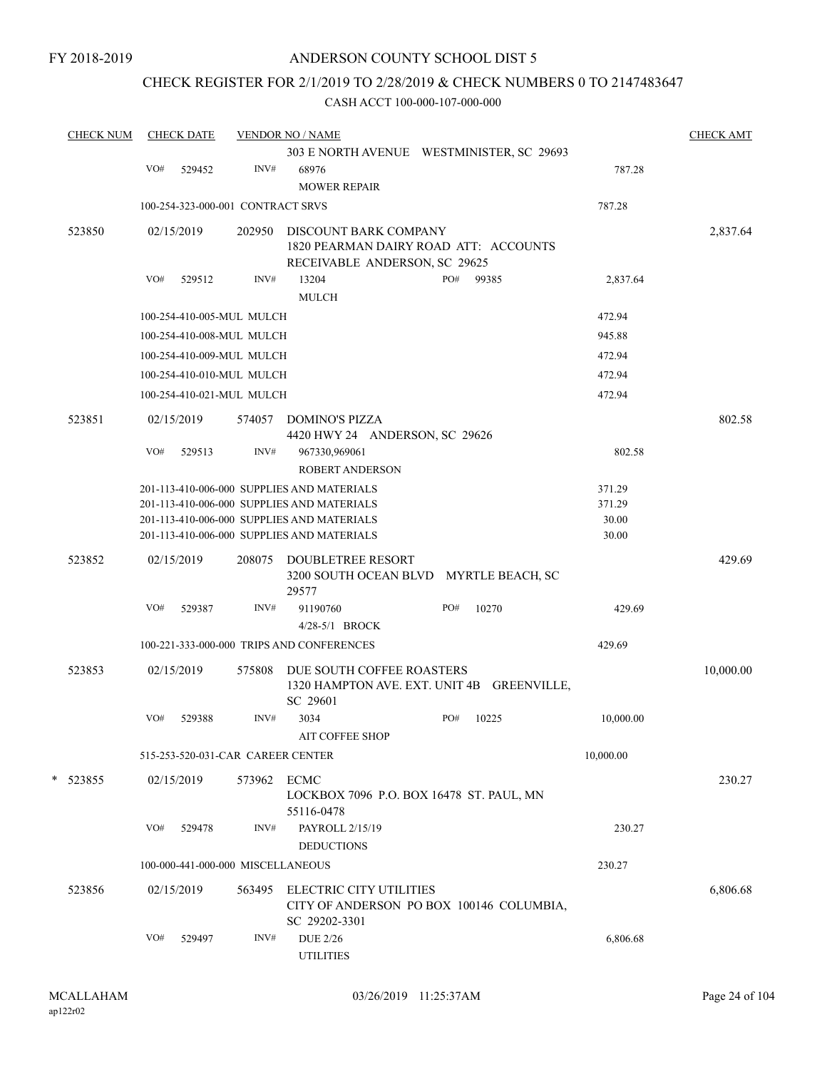FY 2018-2019

# ANDERSON COUNTY SCHOOL DIST 5

## CHECK REGISTER FOR 2/1/2019 TO 2/28/2019 & CHECK NUMBERS 0 TO 2147483647

CASH ACCT 100-000-107-000-000

| CHECK NUM | CHECK DATE | VENDOR NO / NAME | | | CHECK AMT |
|---|---|---|---|---|---|
| | | | 303 E NORTH AVENUE WESTMINISTER, SC 29693 | | |
| | VO# 529452 | INV# | 68976<br>MOWER REPAIR | 787.28 | |
| | 100-254-323-000-001 CONTRACT SRVS | | | 787.28 | |
| 523850 | 02/15/2019 | 202950 | DISCOUNT BARK COMPANY<br>1820 PEARMAN DAIRY ROAD ATT: ACCOUNTS RECEIVABLE ANDERSON, SC 29625 | | 2,837.64 |
| | VO# 529512 | INV# | 13204 PO# 99385<br>MULCH | 2,837.64 | |
| | 100-254-410-005-MUL MULCH | | | 472.94 | |
| | 100-254-410-008-MUL MULCH | | | 945.88 | |
| | 100-254-410-009-MUL MULCH | | | 472.94 | |
| | 100-254-410-010-MUL MULCH | | | 472.94 | |
| | 100-254-410-021-MUL MULCH | | | 472.94 | |
| 523851 | 02/15/2019 | 574057 | DOMINO'S PIZZA<br>4420 HWY 24 ANDERSON, SC 29626 | | 802.58 |
| | VO# 529513 | INV# | 967330,969061<br>ROBERT ANDERSON | 802.58 | |
| | 201-113-410-006-000 SUPPLIES AND MATERIALS | | | 371.29 | |
| | 201-113-410-006-000 SUPPLIES AND MATERIALS | | | 371.29 | |
| | 201-113-410-006-000 SUPPLIES AND MATERIALS | | | 30.00 | |
| | 201-113-410-006-000 SUPPLIES AND MATERIALS | | | 30.00 | |
| 523852 | 02/15/2019 | 208075 | DOUBLETREE RESORT<br>3200 SOUTH OCEAN BLVD MYRTLE BEACH, SC 29577 | | 429.69 |
| | VO# 529387 | INV# | 91190760 PO# 10270<br>4/28-5/1 BROCK | 429.69 | |
| | 100-221-333-000-000 TRIPS AND CONFERENCES | | | 429.69 | |
| 523853 | 02/15/2019 | 575808 | DUE SOUTH COFFEE ROASTERS<br>1320 HAMPTON AVE. EXT. UNIT 4B GREENVILLE, SC 29601 | | 10,000.00 |
| | VO# 529388 | INV# | 3034 PO# 10225<br>AIT COFFEE SHOP | 10,000.00 | |
| | 515-253-520-031-CAR CAREER CENTER | | | 10,000.00 | |
| * 523855 | 02/15/2019 | 573962 | ECMC<br>LOCKBOX 7096 P.O. BOX 16478 ST. PAUL, MN 55116-0478 | | 230.27 |
| | VO# 529478 | INV# | PAYROLL 2/15/19<br>DEDUCTIONS | 230.27 | |
| | 100-000-441-000-000 MISCELLANEOUS | | | 230.27 | |
| 523856 | 02/15/2019 | 563495 | ELECTRIC CITY UTILITIES<br>CITY OF ANDERSON PO BOX 100146 COLUMBIA, SC 29202-3301 | | 6,806.68 |
| | VO# 529497 | INV# | DUE 2/26<br>UTILITIES | 6,806.68 | |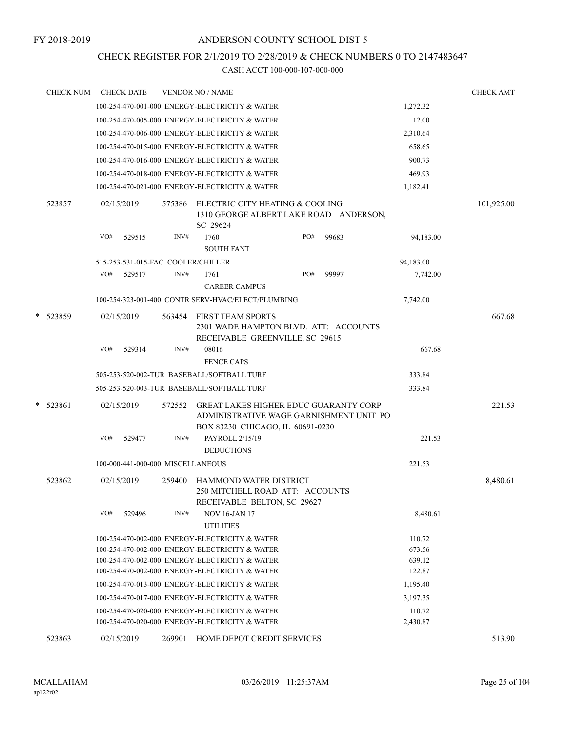FY 2018-2019

# ANDERSON COUNTY SCHOOL DIST 5

## CHECK REGISTER FOR 2/1/2019 TO 2/28/2019 & CHECK NUMBERS 0 TO 2147483647

### CASH ACCT 100-000-107-000-000

| CHECK NUM | CHECK DATE | VENDOR NO / NAME | | CHECK AMT |
|---|---|---|---|---|
| | | 100-254-470-001-000 ENERGY-ELECTRICITY & WATER | 1,272.32 | |
| | | 100-254-470-005-000 ENERGY-ELECTRICITY & WATER | 12.00 | |
| | | 100-254-470-006-000 ENERGY-ELECTRICITY & WATER | 2,310.64 | |
| | | 100-254-470-015-000 ENERGY-ELECTRICITY & WATER | 658.65 | |
| | | 100-254-470-016-000 ENERGY-ELECTRICITY & WATER | 900.73 | |
| | | 100-254-470-018-000 ENERGY-ELECTRICITY & WATER | 469.93 | |
| | | 100-254-470-021-000 ENERGY-ELECTRICITY & WATER | 1,182.41 | |
| 523857 | 02/15/2019 | 575386 ELECTRIC CITY HEATING & COOLING 1310 GEORGE ALBERT LAKE ROAD ANDERSON, SC 29624 | | 101,925.00 |
| | VO# 529515 | INV# 1760 PO# 99683 SOUTH FANT | 94,183.00 | |
| | | 515-253-531-015-FAC COOLER/CHILLER | 94,183.00 | |
| | VO# 529517 | INV# 1761 PO# 99997 CAREER CAMPUS | 7,742.00 | |
| | | 100-254-323-001-400 CONTR SERV-HVAC/ELECT/PLUMBING | 7,742.00 | |
| * 523859 | 02/15/2019 | 563454 FIRST TEAM SPORTS 2301 WADE HAMPTON BLVD. ATT: ACCOUNTS RECEIVABLE GREENVILLE, SC 29615 | | 667.68 |
| | VO# 529314 | INV# 08016 FENCE CAPS | 667.68 | |
| | | 505-253-520-002-TUR BASEBALL/SOFTBALL TURF | 333.84 | |
| | | 505-253-520-003-TUR BASEBALL/SOFTBALL TURF | 333.84 | |
| * 523861 | 02/15/2019 | 572552 GREAT LAKES HIGHER EDUC GUARANTY CORP ADMINISTRATIVE WAGE GARNISHMENT UNIT PO BOX 83230 CHICAGO, IL 60691-0230 | | 221.53 |
| | VO# 529477 | INV# PAYROLL 2/15/19 DEDUCTIONS | 221.53 | |
| | | 100-000-441-000-000 MISCELLANEOUS | 221.53 | |
| 523862 | 02/15/2019 | 259400 HAMMOND WATER DISTRICT 250 MITCHELL ROAD ATT: ACCOUNTS RECEIVABLE BELTON, SC 29627 | | 8,480.61 |
| | VO# 529496 | INV# NOV 16-JAN 17 UTILITIES | 8,480.61 | |
| | | 100-254-470-002-000 ENERGY-ELECTRICITY & WATER | 110.72 | |
| | | 100-254-470-002-000 ENERGY-ELECTRICITY & WATER | 673.56 | |
| | | 100-254-470-002-000 ENERGY-ELECTRICITY & WATER | 639.12 | |
| | | 100-254-470-002-000 ENERGY-ELECTRICITY & WATER | 122.87 | |
| | | 100-254-470-013-000 ENERGY-ELECTRICITY & WATER | 1,195.40 | |
| | | 100-254-470-017-000 ENERGY-ELECTRICITY & WATER | 3,197.35 | |
| | | 100-254-470-020-000 ENERGY-ELECTRICITY & WATER | 110.72 | |
| | | 100-254-470-020-000 ENERGY-ELECTRICITY & WATER | 2,430.87 | |
| 523863 | 02/15/2019 | 269901 HOME DEPOT CREDIT SERVICES | | 513.90 |

MCALLAHAM ap122r02 03/26/2019 11:25:37AM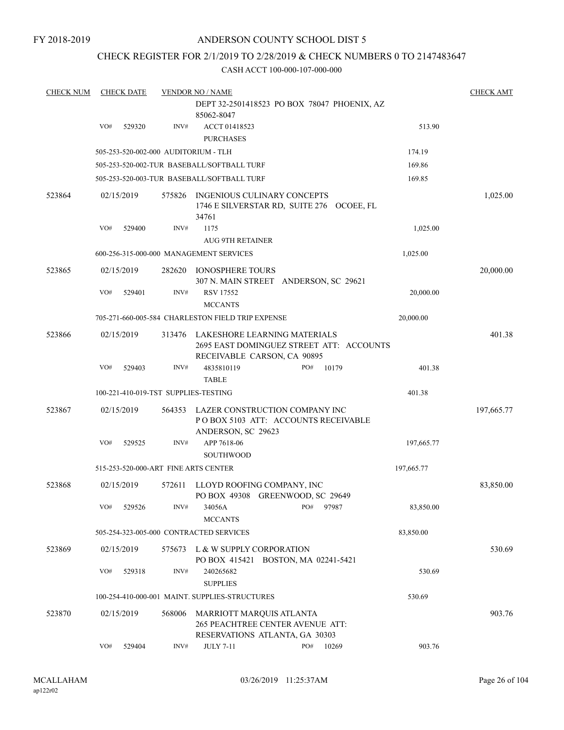FY 2018-2019

# ANDERSON COUNTY SCHOOL DIST 5

## CHECK REGISTER FOR 2/1/2019 TO 2/28/2019 & CHECK NUMBERS 0 TO 2147483647

CASH ACCT 100-000-107-000-000

| CHECK NUM | CHECK DATE | VENDOR NO / NAME | | CHECK AMT |
|---|---|---|---|---|
| | | DEPT 32-2501418523 PO BOX 78047 PHOENIX, AZ 85062-8047 | | |
| | VO# 529320 | INV# ACCT 01418523 PURCHASES | 513.90 | |
| | | 505-253-520-002-000 AUDITORIUM - TLH | 174.19 | |
| | | 505-253-520-002-TUR BASEBALL/SOFTBALL TURF | 169.86 | |
| | | 505-253-520-003-TUR BASEBALL/SOFTBALL TURF | 169.85 | |
| 523864 | 02/15/2019 | 575826 INGENIOUS CULINARY CONCEPTS 1746 E SILVERSTAR RD, SUITE 276 OCOEE, FL 34761 | | 1,025.00 |
| | VO# 529400 | INV# 1175 AUG 9TH RETAINER | 1,025.00 | |
| | | 600-256-315-000-000 MANAGEMENT SERVICES | 1,025.00 | |
| 523865 | 02/15/2019 | 282620 IONOSPHERE TOURS 307 N. MAIN STREET ANDERSON, SC 29621 | | 20,000.00 |
| | VO# 529401 | INV# RSV 17552 MCCANTS | 20,000.00 | |
| | | 705-271-660-005-584 CHARLESTON FIELD TRIP EXPENSE | 20,000.00 | |
| 523866 | 02/15/2019 | 313476 LAKESHORE LEARNING MATERIALS 2695 EAST DOMINGUEZ STREET ATT: ACCOUNTS RECEIVABLE CARSON, CA 90895 | | 401.38 |
| | VO# 529403 | INV# 4835810119 PO# 10179 TABLE | 401.38 | |
| | | 100-221-410-019-TST SUPPLIES-TESTING | 401.38 | |
| 523867 | 02/15/2019 | 564353 LAZER CONSTRUCTION COMPANY INC P O BOX 5103 ATT: ACCOUNTS RECEIVABLE ANDERSON, SC 29623 | | 197,665.77 |
| | VO# 529525 | INV# APP 7618-06 SOUTHWOOD | 197,665.77 | |
| | | 515-253-520-000-ART FINE ARTS CENTER | 197,665.77 | |
| 523868 | 02/15/2019 | 572611 LLOYD ROOFING COMPANY, INC PO BOX 49308 GREENWOOD, SC 29649 | | 83,850.00 |
| | VO# 529526 | INV# 34056A PO# 97987 MCCANTS | 83,850.00 | |
| | | 505-254-323-005-000 CONTRACTED SERVICES | 83,850.00 | |
| 523869 | 02/15/2019 | 575673 L & W SUPPLY CORPORATION PO BOX 415421 BOSTON, MA 02241-5421 | | 530.69 |
| | VO# 529318 | INV# 240265682 SUPPLIES | 530.69 | |
| | | 100-254-410-000-001 MAINT. SUPPLIES-STRUCTURES | 530.69 | |
| 523870 | 02/15/2019 | 568006 MARRIOTT MARQUIS ATLANTA 265 PEACHTREE CENTER AVENUE ATT: RESERVATIONS ATLANTA, GA 30303 | | 903.76 |
| | VO# 529404 | INV# JULY 7-11 PO# 10269 | 903.76 | |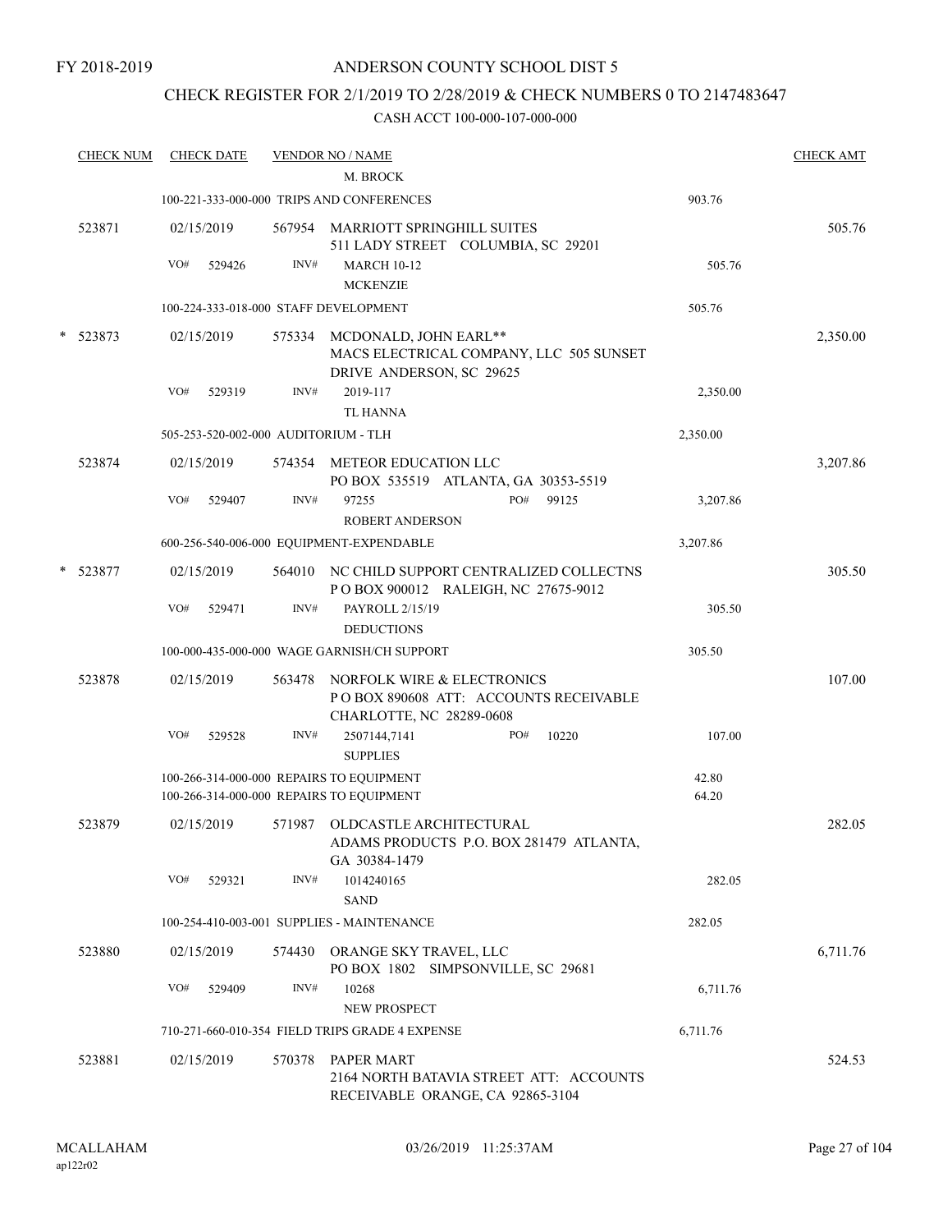FY 2018-2019

# ANDERSON COUNTY SCHOOL DIST 5

## CHECK REGISTER FOR 2/1/2019 TO 2/28/2019 & CHECK NUMBERS 0 TO 2147483647

### CASH ACCT 100-000-107-000-000

| CHECK NUM | CHECK DATE | VENDOR NO / NAME | | CHECK AMT |
|---|---|---|---|---|
| | | M. BROCK | | |
| | | 100-221-333-000-000 TRIPS AND CONFERENCES | 903.76 | |
| 523871 | 02/15/2019 | 567954 MARRIOTT SPRINGHILL SUITES<br>511 LADY STREET COLUMBIA, SC 29201 | | 505.76 |
| | VO# 529426 | INV# MARCH 10-12<br>MCKENZIE | 505.76 | |
| | | 100-224-333-018-000 STAFF DEVELOPMENT | 505.76 | |
| * 523873 | 02/15/2019 | 575334 MCDONALD, JOHN EARL**<br>MACS ELECTRICAL COMPANY, LLC 505 SUNSET DRIVE ANDERSON, SC 29625 | | 2,350.00 |
| | VO# 529319 | INV# 2019-117<br>TL HANNA | 2,350.00 | |
| | | 505-253-520-002-000 AUDITORIUM - TLH | 2,350.00 | |
| 523874 | 02/15/2019 | 574354 METEOR EDUCATION LLC<br>PO BOX 535519 ATLANTA, GA 30353-5519 | | 3,207.86 |
| | VO# 529407 | INV# 97255 PO# 99125<br>ROBERT ANDERSON | 3,207.86 | |
| | | 600-256-540-006-000 EQUIPMENT-EXPENDABLE | 3,207.86 | |
| * 523877 | 02/15/2019 | 564010 NC CHILD SUPPORT CENTRALIZED COLLECTNS<br>P O BOX 900012 RALEIGH, NC 27675-9012 | | 305.50 |
| | VO# 529471 | INV# PAYROLL 2/15/19<br>DEDUCTIONS | 305.50 | |
| | | 100-000-435-000-000 WAGE GARNISH/CH SUPPORT | 305.50 | |
| 523878 | 02/15/2019 | 563478 NORFOLK WIRE & ELECTRONICS<br>P O BOX 890608 ATT: ACCOUNTS RECEIVABLE CHARLOTTE, NC 28289-0608 | | 107.00 |
| | VO# 529528 | INV# 2507144,7141 PO# 10220<br>SUPPLIES | 107.00 | |
| | | 100-266-314-000-000 REPAIRS TO EQUIPMENT | 42.80 | |
| | | 100-266-314-000-000 REPAIRS TO EQUIPMENT | 64.20 | |
| 523879 | 02/15/2019 | 571987 OLDCASTLE ARCHITECTURAL<br>ADAMS PRODUCTS P.O. BOX 281479 ATLANTA, GA 30384-1479 | | 282.05 |
| | VO# 529321 | INV# 1014240165<br>SAND | 282.05 | |
| | | 100-254-410-003-001 SUPPLIES - MAINTENANCE | 282.05 | |
| 523880 | 02/15/2019 | 574430 ORANGE SKY TRAVEL, LLC<br>PO BOX 1802 SIMPSONVILLE, SC 29681 | | 6,711.76 |
| | VO# 529409 | INV# 10268<br>NEW PROSPECT | 6,711.76 | |
| | | 710-271-660-010-354 FIELD TRIPS GRADE 4 EXPENSE | 6,711.76 | |
| 523881 | 02/15/2019 | 570378 PAPER MART<br>2164 NORTH BATAVIA STREET ATT: ACCOUNTS RECEIVABLE ORANGE, CA 92865-3104 | | 524.53 |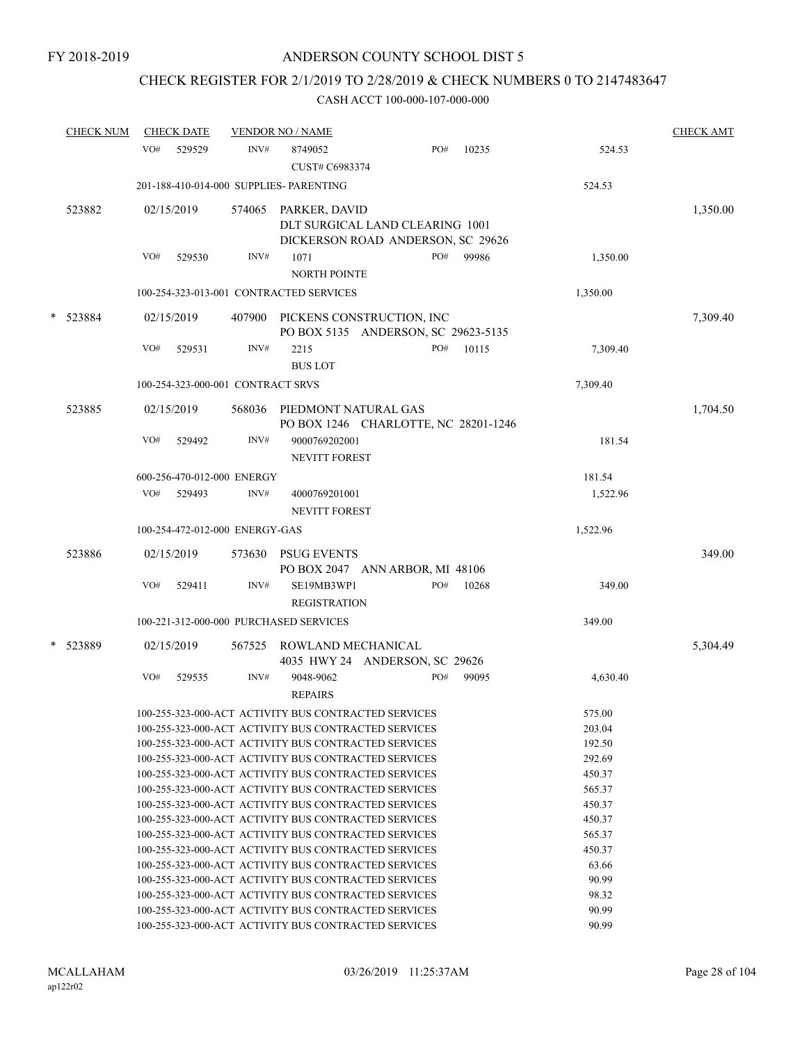FY 2018-2019

ANDERSON COUNTY SCHOOL DIST 5

CHECK REGISTER FOR 2/1/2019 TO 2/28/2019 & CHECK NUMBERS 0 TO 2147483647

CASH ACCT 100-000-107-000-000

| CHECK NUM | CHECK DATE | VENDOR NO / NAME | | CHECK AMT |
|---|---|---|---|---|
| | VO# 529529 | INV# 8749052 CUST# C6983374 PO# 10235 | 524.53 | |
| | 201-188-410-014-000 SUPPLIES- PARENTING | | 524.53 | |
| 523882 | 02/15/2019 | 574065 PARKER, DAVID DLT SURGICAL LAND CLEARING 1001 DICKERSON ROAD ANDERSON, SC 29626 | | 1,350.00 |
| | VO# 529530 | INV# 1071 NORTH POINTE PO# 99986 | 1,350.00 | |
| | 100-254-323-013-001 CONTRACTED SERVICES | | 1,350.00 | |
| * 523884 | 02/15/2019 | 407900 PICKENS CONSTRUCTION, INC PO BOX 5135 ANDERSON, SC 29623-5135 | | 7,309.40 |
| | VO# 529531 | INV# 2215 BUS LOT PO# 10115 | 7,309.40 | |
| | 100-254-323-000-001 CONTRACT SRVS | | 7,309.40 | |
| 523885 | 02/15/2019 | 568036 PIEDMONT NATURAL GAS PO BOX 1246 CHARLOTTE, NC 28201-1246 | | 1,704.50 |
| | VO# 529492 | INV# 9000769202001 NEVITT FOREST | 181.54 | |
| | 600-256-470-012-000 ENERGY | | 181.54 | |
| | VO# 529493 | INV# 4000769201001 NEVITT FOREST | 1,522.96 | |
| | 100-254-472-012-000 ENERGY-GAS | | 1,522.96 | |
| 523886 | 02/15/2019 | 573630 PSUG EVENTS PO BOX 2047 ANN ARBOR, MI 48106 | | 349.00 |
| | VO# 529411 | INV# SE19MB3WP1 REGISTRATION PO# 10268 | 349.00 | |
| | 100-221-312-000-000 PURCHASED SERVICES | | 349.00 | |
| * 523889 | 02/15/2019 | 567525 ROWLAND MECHANICAL 4035 HWY 24 ANDERSON, SC 29626 | | 5,304.49 |
| | VO# 529535 | INV# 9048-9062 REPAIRS PO# 99095 | 4,630.40 | |
| | 100-255-323-000-ACT ACTIVITY BUS CONTRACTED SERVICES | | 575.00 | |
| | 100-255-323-000-ACT ACTIVITY BUS CONTRACTED SERVICES | | 203.04 | |
| | 100-255-323-000-ACT ACTIVITY BUS CONTRACTED SERVICES | | 192.50 | |
| | 100-255-323-000-ACT ACTIVITY BUS CONTRACTED SERVICES | | 292.69 | |
| | 100-255-323-000-ACT ACTIVITY BUS CONTRACTED SERVICES | | 450.37 | |
| | 100-255-323-000-ACT ACTIVITY BUS CONTRACTED SERVICES | | 565.37 | |
| | 100-255-323-000-ACT ACTIVITY BUS CONTRACTED SERVICES | | 450.37 | |
| | 100-255-323-000-ACT ACTIVITY BUS CONTRACTED SERVICES | | 450.37 | |
| | 100-255-323-000-ACT ACTIVITY BUS CONTRACTED SERVICES | | 565.37 | |
| | 100-255-323-000-ACT ACTIVITY BUS CONTRACTED SERVICES | | 450.37 | |
| | 100-255-323-000-ACT ACTIVITY BUS CONTRACTED SERVICES | | 63.66 | |
| | 100-255-323-000-ACT ACTIVITY BUS CONTRACTED SERVICES | | 90.99 | |
| | 100-255-323-000-ACT ACTIVITY BUS CONTRACTED SERVICES | | 98.32 | |
| | 100-255-323-000-ACT ACTIVITY BUS CONTRACTED SERVICES | | 90.99 | |
| | 100-255-323-000-ACT ACTIVITY BUS CONTRACTED SERVICES | | 90.99 | |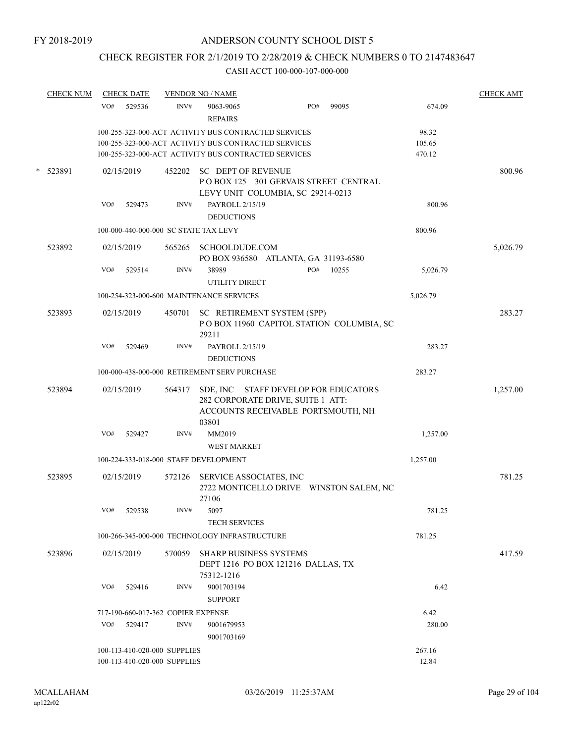FY 2018-2019

# ANDERSON COUNTY SCHOOL DIST 5

## CHECK REGISTER FOR 2/1/2019 TO 2/28/2019 & CHECK NUMBERS 0 TO 2147483647

CASH ACCT 100-000-107-000-000

| CHECK NUM | CHECK DATE | VENDOR NO / NAME | | CHECK AMT |
|---|---|---|---|---|
| | VO# 529536 | INV# 9063-9065 REPAIRS | PO# 99095 674.09 | |
| | | 100-255-323-000-ACT ACTIVITY BUS CONTRACTED SERVICES | 98.32 | |
| | | 100-255-323-000-ACT ACTIVITY BUS CONTRACTED SERVICES | 105.65 | |
| | | 100-255-323-000-ACT ACTIVITY BUS CONTRACTED SERVICES | 470.12 | |
| * 523891 | 02/15/2019 | 452202 SC DEPT OF REVENUE P O BOX 125 301 GERVAIS STREET CENTRAL LEVY UNIT COLUMBIA, SC 29214-0213 | | 800.96 |
| | VO# 529473 | INV# PAYROLL 2/15/19 DEDUCTIONS | 800.96 | |
| | | 100-000-440-000-000 SC STATE TAX LEVY | 800.96 | |
| 523892 | 02/15/2019 | 565265 SCHOOLDUDE.COM PO BOX 936580 ATLANTA, GA 31193-6580 | | 5,026.79 |
| | VO# 529514 | INV# 38989 UTILITY DIRECT | PO# 10255 5,026.79 | |
| | | 100-254-323-000-600 MAINTENANCE SERVICES | 5,026.79 | |
| 523893 | 02/15/2019 | 450701 SC RETIREMENT SYSTEM (SPP) P O BOX 11960 CAPITOL STATION COLUMBIA, SC 29211 | | 283.27 |
| | VO# 529469 | INV# PAYROLL 2/15/19 DEDUCTIONS | 283.27 | |
| | | 100-000-438-000-000 RETIREMENT SERV PURCHASE | 283.27 | |
| 523894 | 02/15/2019 | 564317 SDE, INC STAFF DEVELOP FOR EDUCATORS 282 CORPORATE DRIVE, SUITE 1 ATT: ACCOUNTS RECEIVABLE PORTSMOUTH, NH 03801 | | 1,257.00 |
| | VO# 529427 | INV# MM2019 WEST MARKET | 1,257.00 | |
| | | 100-224-333-018-000 STAFF DEVELOPMENT | 1,257.00 | |
| 523895 | 02/15/2019 | 572126 SERVICE ASSOCIATES, INC 2722 MONTICELLO DRIVE WINSTON SALEM, NC 27106 | | 781.25 |
| | VO# 529538 | INV# 5097 TECH SERVICES | 781.25 | |
| | | 100-266-345-000-000 TECHNOLOGY INFRASTRUCTURE | 781.25 | |
| 523896 | 02/15/2019 | 570059 SHARP BUSINESS SYSTEMS DEPT 1216 PO BOX 121216 DALLAS, TX 75312-1216 | | 417.59 |
| | VO# 529416 | INV# 9001703194 SUPPORT | 6.42 | |
| | | 717-190-660-017-362 COPIER EXPENSE | 6.42 | |
| | VO# 529417 | INV# 9001679953 9001703169 | 280.00 | |
| | | 100-113-410-020-000 SUPPLIES | 267.16 | |
| | | 100-113-410-020-000 SUPPLIES | 12.84 | |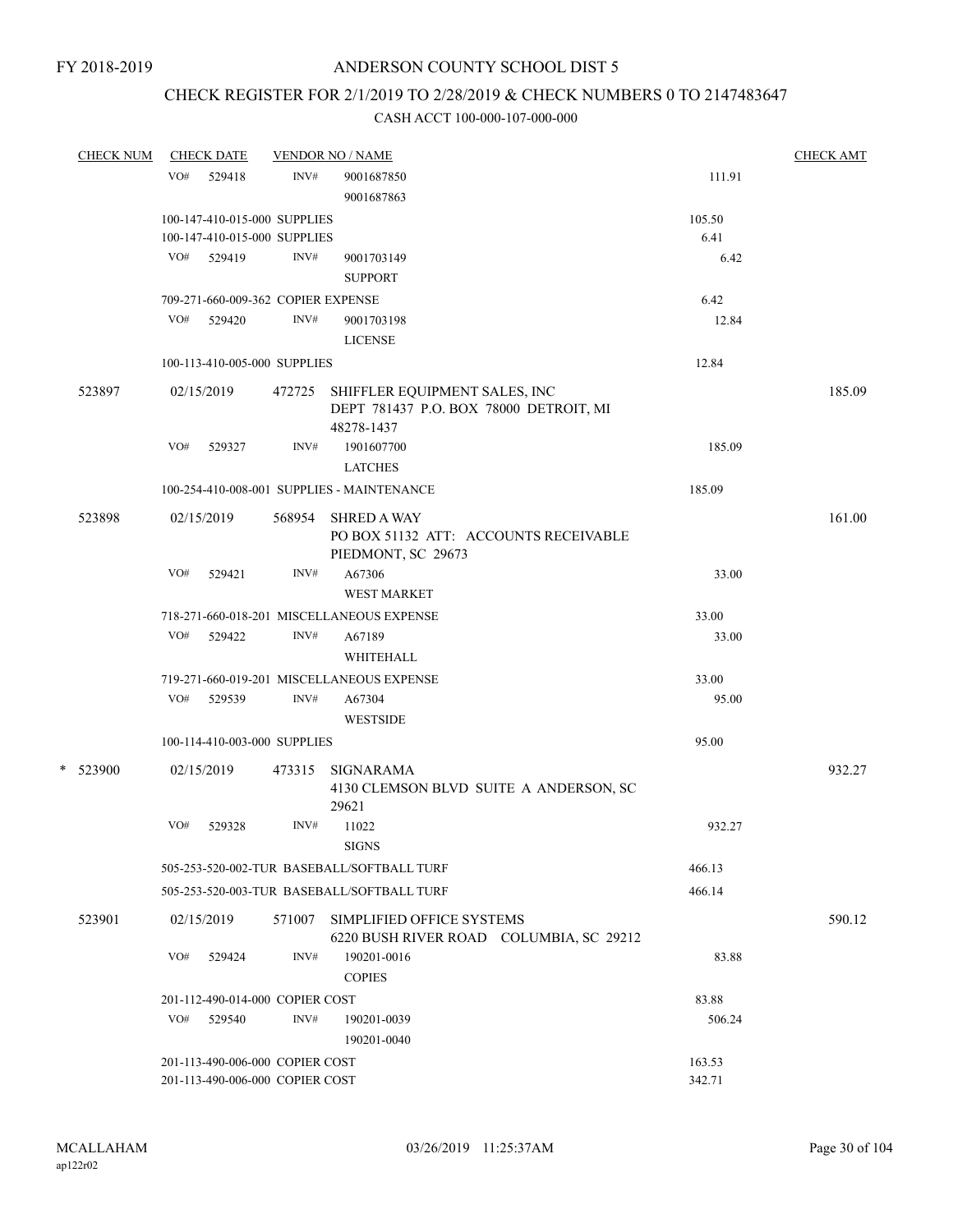FY 2018-2019

# ANDERSON COUNTY SCHOOL DIST 5

## CHECK REGISTER FOR 2/1/2019 TO 2/28/2019 & CHECK NUMBERS 0 TO 2147483647

### CASH ACCT 100-000-107-000-000

| CHECK NUM | CHECK DATE | VENDOR NO / NAME | | CHECK AMT |
|---|---|---|---|---|
| | VO# 529418 | INV# 9001687850<br>9001687863 | 111.91 | |
| | 100-147-410-015-000 SUPPLIES | | 105.50 | |
| | 100-147-410-015-000 SUPPLIES | | 6.41 | |
| | VO# 529419 | INV# 9001703149<br>SUPPORT | 6.42 | |
| | 709-271-660-009-362 COPIER EXPENSE | | 6.42 | |
| | VO# 529420 | INV# 9001703198<br>LICENSE | 12.84 | |
| | 100-113-410-005-000 SUPPLIES | | 12.84 | |
| 523897 | 02/15/2019 | 472725 SHIFFLER EQUIPMENT SALES, INC<br>DEPT 781437 P.O. BOX 78000 DETROIT, MI 48278-1437 | | 185.09 |
| | VO# 529327 | INV# 1901607700<br>LATCHES | 185.09 | |
| | 100-254-410-008-001 SUPPLIES - MAINTENANCE | | 185.09 | |
| 523898 | 02/15/2019 | 568954 SHRED A WAY<br>PO BOX 51132 ATT: ACCOUNTS RECEIVABLE PIEDMONT, SC 29673 | | 161.00 |
| | VO# 529421 | INV# A67306<br>WEST MARKET | 33.00 | |
| | 718-271-660-018-201 MISCELLANEOUS EXPENSE | | 33.00 | |
| | VO# 529422 | INV# A67189<br>WHITEHALL | 33.00 | |
| | 719-271-660-019-201 MISCELLANEOUS EXPENSE | | 33.00 | |
| | VO# 529539 | INV# A67304<br>WESTSIDE | 95.00 | |
| | 100-114-410-003-000 SUPPLIES | | 95.00 | |
| * 523900 | 02/15/2019 | 473315 SIGNARAMA<br>4130 CLEMSON BLVD SUITE A ANDERSON, SC 29621 | | 932.27 |
| | VO# 529328 | INV# 11022<br>SIGNS | 932.27 | |
| | 505-253-520-002-TUR BASEBALL/SOFTBALL TURF | | 466.13 | |
| | 505-253-520-003-TUR BASEBALL/SOFTBALL TURF | | 466.14 | |
| 523901 | 02/15/2019 | 571007 SIMPLIFIED OFFICE SYSTEMS<br>6220 BUSH RIVER ROAD COLUMBIA, SC 29212 | | 590.12 |
| | VO# 529424 | INV# 190201-0016<br>COPIES | 83.88 | |
| | 201-112-490-014-000 COPIER COST | | 83.88 | |
| | VO# 529540 | INV# 190201-0039<br>190201-0040 | 506.24 | |
| | 201-113-490-006-000 COPIER COST | | 163.53 | |
| | 201-113-490-006-000 COPIER COST | | 342.71 | |

MCALLAHAM
ap122r02

03/26/2019 11:25:37AM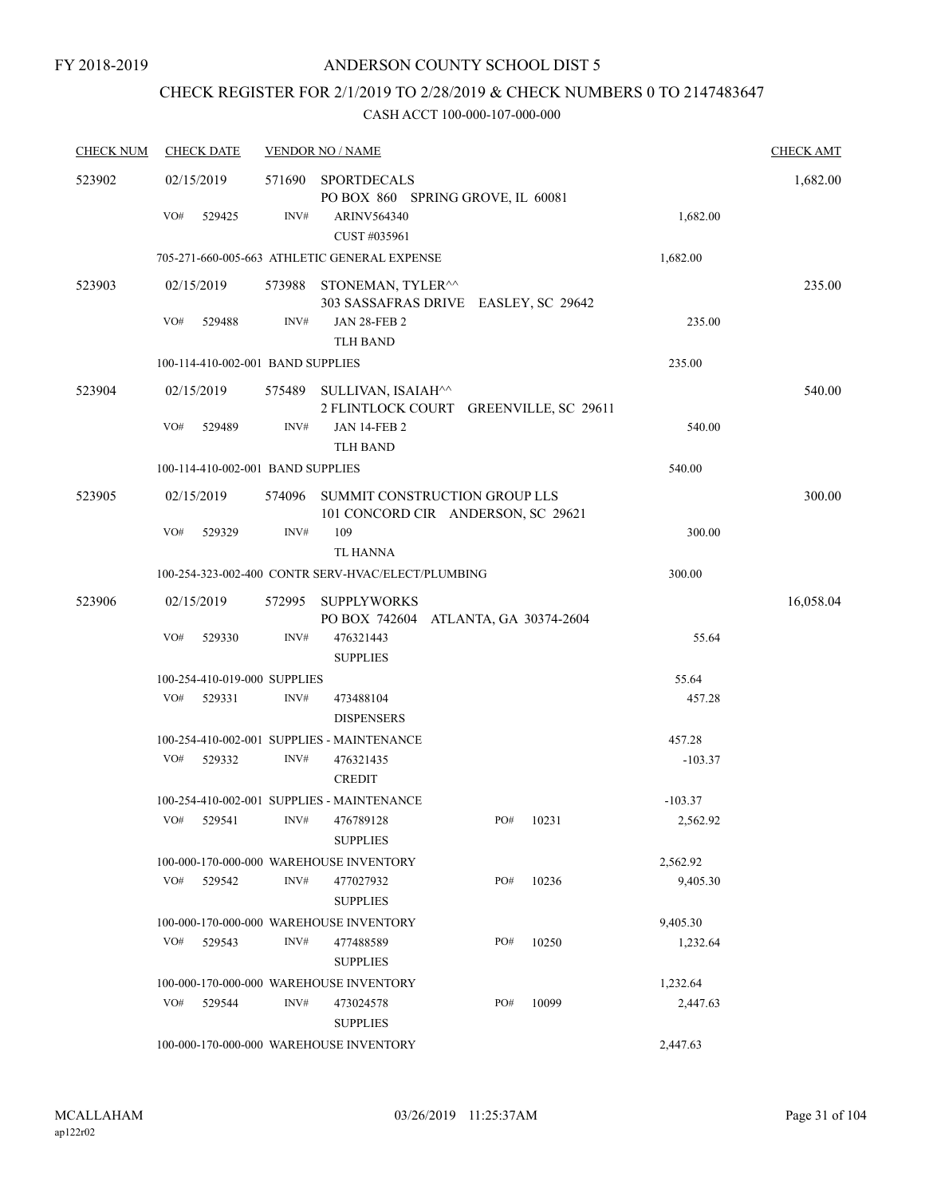FY 2018-2019

# ANDERSON COUNTY SCHOOL DIST 5

## CHECK REGISTER FOR 2/1/2019 TO 2/28/2019 & CHECK NUMBERS 0 TO 2147483647

CASH ACCT 100-000-107-000-000

| CHECK NUM | CHECK DATE | VENDOR NO / NAME | | | CHECK AMT |
|---|---|---|---|---|---|
| 523902 | 02/15/2019 | 571690 SPORTDECALS<br>PO BOX 860 SPRING GROVE, IL 60081 | | | 1,682.00 |
| | VO# 529425 | INV# ARINV564340<br>CUST #035961 | | 1,682.00 | |
| | 705-271-660-005-663 ATHLETIC GENERAL EXPENSE | | | 1,682.00 | |
| 523903 | 02/15/2019 | 573988 STONEMAN, TYLER^^<br>303 SASSAFRAS DRIVE EASLEY, SC 29642 | | | 235.00 |
| | VO# 529488 | INV# JAN 28-FEB 2<br>TLH BAND | | 235.00 | |
| | 100-114-410-002-001 BAND SUPPLIES | | | 235.00 | |
| 523904 | 02/15/2019 | 575489 SULLIVAN, ISAIAH^^<br>2 FLINTLOCK COURT GREENVILLE, SC 29611 | | | 540.00 |
| | VO# 529489 | INV# JAN 14-FEB 2<br>TLH BAND | | 540.00 | |
| | 100-114-410-002-001 BAND SUPPLIES | | | 540.00 | |
| 523905 | 02/15/2019 | 574096 SUMMIT CONSTRUCTION GROUP LLS<br>101 CONCORD CIR ANDERSON, SC 29621 | | | 300.00 |
| | VO# 529329 | INV# 109<br>TL HANNA | | 300.00 | |
| | 100-254-323-002-400 CONTR SERV-HVAC/ELECT/PLUMBING | | | 300.00 | |
| 523906 | 02/15/2019 | 572995 SUPPLYWORKS<br>PO BOX 742604 ATLANTA, GA 30374-2604 | | | 16,058.04 |
| | VO# 529330 | INV# 476321443<br>SUPPLIES | | 55.64 | |
| | 100-254-410-019-000 SUPPLIES | | | 55.64 | |
| | VO# 529331 | INV# 473488104<br>DISPENSERS | | 457.28 | |
| | 100-254-410-002-001 SUPPLIES - MAINTENANCE | | | 457.28 | |
| | VO# 529332 | INV# 476321435<br>CREDIT | | -103.37 | |
| | 100-254-410-002-001 SUPPLIES - MAINTENANCE | | | -103.37 | |
| | VO# 529541 | INV# 476789128<br>SUPPLIES | PO# 10231 | 2,562.92 | |
| | 100-000-170-000-000 WAREHOUSE INVENTORY | | | 2,562.92 | |
| | VO# 529542 | INV# 477027932<br>SUPPLIES | PO# 10236 | 9,405.30 | |
| | 100-000-170-000-000 WAREHOUSE INVENTORY | | | 9,405.30 | |
| | VO# 529543 | INV# 477488589<br>SUPPLIES | PO# 10250 | 1,232.64 | |
| | 100-000-170-000-000 WAREHOUSE INVENTORY | | | 1,232.64 | |
| | VO# 529544 | INV# 473024578<br>SUPPLIES | PO# 10099 | 2,447.63 | |
| | 100-000-170-000-000 WAREHOUSE INVENTORY | | | 2,447.63 | |

MCALLAHAM
ap122r02

03/26/2019 11:25:37AM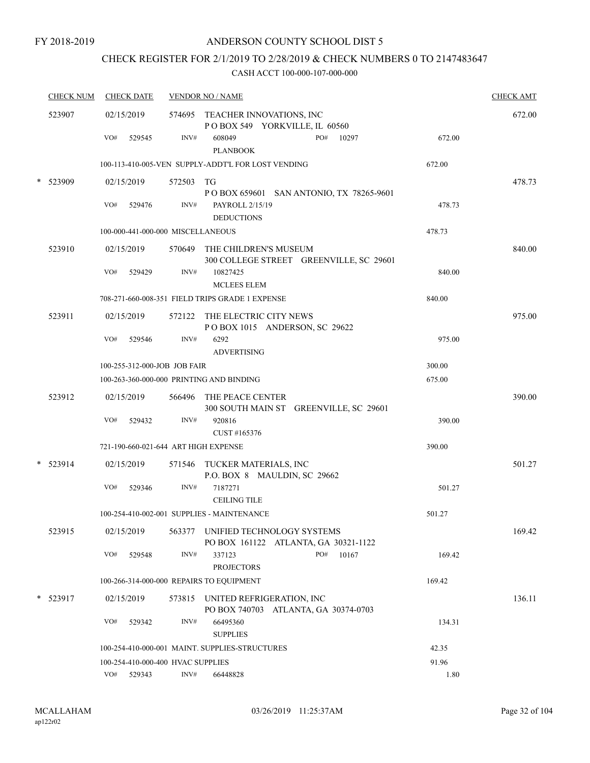FY 2018-2019

# ANDERSON COUNTY SCHOOL DIST 5

## CHECK REGISTER FOR 2/1/2019 TO 2/28/2019 & CHECK NUMBERS 0 TO 2147483647

CASH ACCT 100-000-107-000-000

| CHECK NUM | CHECK DATE | VENDOR NO / NAME | | | CHECK AMT |
|---|---|---|---|---|---|
| 523907 | 02/15/2019 | 574695 | TEACHER INNOVATIONS, INC<br>P O BOX 549 YORKVILLE, IL 60560 | | 672.00 |
| | VO# 529545 | INV# | 608049 PO# 10297<br>PLANBOOK | 672.00 | |
| | 100-113-410-005-VEN SUPPLY-ADDT'L FOR LOST VENDING | | | 672.00 | |
| * 523909 | 02/15/2019 | 572503 | TG<br>P O BOX 659601 SAN ANTONIO, TX 78265-9601 | | 478.73 |
| | VO# 529476 | INV# | PAYROLL 2/15/19<br>DEDUCTIONS | 478.73 | |
| | 100-000-441-000-000 MISCELLANEOUS | | | 478.73 | |
| 523910 | 02/15/2019 | 570649 | THE CHILDREN'S MUSEUM<br>300 COLLEGE STREET GREENVILLE, SC 29601 | | 840.00 |
| | VO# 529429 | INV# | 10827425<br>MCLEES ELEM | 840.00 | |
| | 708-271-660-008-351 FIELD TRIPS GRADE 1 EXPENSE | | | 840.00 | |
| 523911 | 02/15/2019 | 572122 | THE ELECTRIC CITY NEWS<br>P O BOX 1015 ANDERSON, SC 29622 | | 975.00 |
| | VO# 529546 | INV# | 6292<br>ADVERTISING | 975.00 | |
| | 100-255-312-000-JOB JOB FAIR | | | 300.00 | |
| | 100-263-360-000-000 PRINTING AND BINDING | | | 675.00 | |
| 523912 | 02/15/2019 | 566496 | THE PEACE CENTER<br>300 SOUTH MAIN ST GREENVILLE, SC 29601 | | 390.00 |
| | VO# 529432 | INV# | 920816<br>CUST #165376 | 390.00 | |
| | 721-190-660-021-644 ART HIGH EXPENSE | | | 390.00 | |
| * 523914 | 02/15/2019 | 571546 | TUCKER MATERIALS, INC<br>P.O. BOX 8 MAULDIN, SC 29662 | | 501.27 |
| | VO# 529346 | INV# | 7187271<br>CEILING TILE | 501.27 | |
| | 100-254-410-002-001 SUPPLIES - MAINTENANCE | | | 501.27 | |
| 523915 | 02/15/2019 | 563377 | UNIFIED TECHNOLOGY SYSTEMS<br>PO BOX 161122 ATLANTA, GA 30321-1122 | | 169.42 |
| | VO# 529548 | INV# | 337123 PO# 10167<br>PROJECTORS | 169.42 | |
| | 100-266-314-000-000 REPAIRS TO EQUIPMENT | | | 169.42 | |
| * 523917 | 02/15/2019 | 573815 | UNITED REFRIGERATION, INC<br>PO BOX 740703 ATLANTA, GA 30374-0703 | | 136.11 |
| | VO# 529342 | INV# | 66495360<br>SUPPLIES | 134.31 | |
| | 100-254-410-000-001 MAINT. SUPPLIES-STRUCTURES | | | 42.35 | |
| | 100-254-410-000-400 HVAC SUPPLIES | | | 91.96 | |
| | VO# 529343 | INV# | 66448828 | 1.80 | |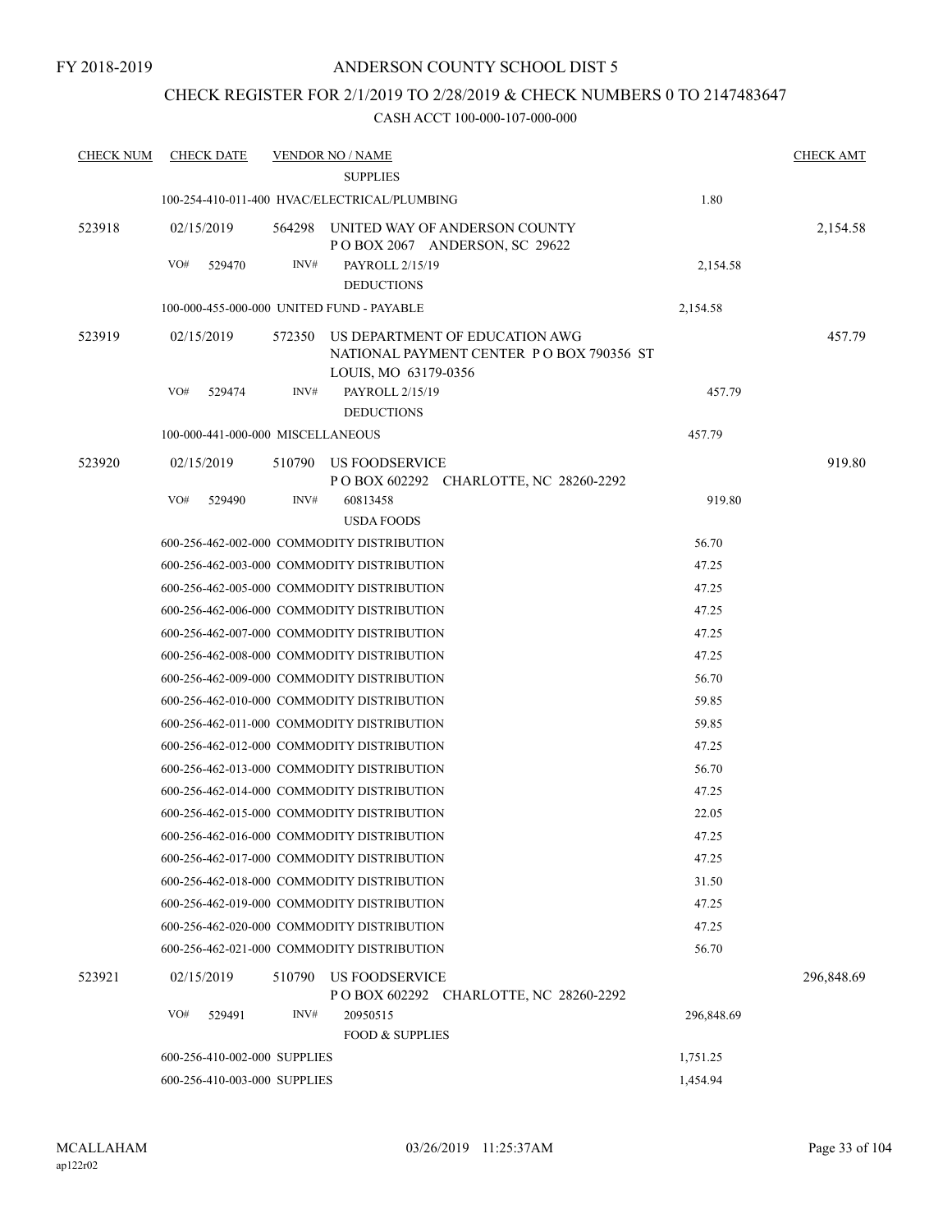FY 2018-2019

# ANDERSON COUNTY SCHOOL DIST 5

## CHECK REGISTER FOR 2/1/2019 TO 2/28/2019 & CHECK NUMBERS 0 TO 2147483647

### CASH ACCT 100-000-107-000-000

| CHECK NUM | CHECK DATE | VENDOR NO / NAME | | CHECK AMT |
|---|---|---|---|---|
| | | SUPPLIES | | |
| | 100-254-410-011-400 HVAC/ELECTRICAL/PLUMBING | | 1.80 | |
| 523918 | 02/15/2019 | 564298 UNITED WAY OF ANDERSON COUNTY P O BOX 2067 ANDERSON, SC 29622 | | 2,154.58 |
| | VO# 529470 | INV# PAYROLL 2/15/19 DEDUCTIONS | 2,154.58 | |
| | 100-000-455-000-000 UNITED FUND - PAYABLE | | 2,154.58 | |
| 523919 | 02/15/2019 | 572350 US DEPARTMENT OF EDUCATION AWG NATIONAL PAYMENT CENTER P O BOX 790356 ST LOUIS, MO 63179-0356 | | 457.79 |
| | VO# 529474 | INV# PAYROLL 2/15/19 DEDUCTIONS | 457.79 | |
| | 100-000-441-000-000 MISCELLANEOUS | | 457.79 | |
| 523920 | 02/15/2019 | 510790 US FOODSERVICE P O BOX 602292 CHARLOTTE, NC 28260-2292 | | 919.80 |
| | VO# 529490 | INV# 60813458 USDA FOODS | 919.80 | |
| | 600-256-462-002-000 COMMODITY DISTRIBUTION | | 56.70 | |
| | 600-256-462-003-000 COMMODITY DISTRIBUTION | | 47.25 | |
| | 600-256-462-005-000 COMMODITY DISTRIBUTION | | 47.25 | |
| | 600-256-462-006-000 COMMODITY DISTRIBUTION | | 47.25 | |
| | 600-256-462-007-000 COMMODITY DISTRIBUTION | | 47.25 | |
| | 600-256-462-008-000 COMMODITY DISTRIBUTION | | 47.25 | |
| | 600-256-462-009-000 COMMODITY DISTRIBUTION | | 56.70 | |
| | 600-256-462-010-000 COMMODITY DISTRIBUTION | | 59.85 | |
| | 600-256-462-011-000 COMMODITY DISTRIBUTION | | 59.85 | |
| | 600-256-462-012-000 COMMODITY DISTRIBUTION | | 47.25 | |
| | 600-256-462-013-000 COMMODITY DISTRIBUTION | | 56.70 | |
| | 600-256-462-014-000 COMMODITY DISTRIBUTION | | 47.25 | |
| | 600-256-462-015-000 COMMODITY DISTRIBUTION | | 22.05 | |
| | 600-256-462-016-000 COMMODITY DISTRIBUTION | | 47.25 | |
| | 600-256-462-017-000 COMMODITY DISTRIBUTION | | 47.25 | |
| | 600-256-462-018-000 COMMODITY DISTRIBUTION | | 31.50 | |
| | 600-256-462-019-000 COMMODITY DISTRIBUTION | | 47.25 | |
| | 600-256-462-020-000 COMMODITY DISTRIBUTION | | 47.25 | |
| | 600-256-462-021-000 COMMODITY DISTRIBUTION | | 56.70 | |
| 523921 | 02/15/2019 | 510790 US FOODSERVICE P O BOX 602292 CHARLOTTE, NC 28260-2292 | | 296,848.69 |
| | VO# 529491 | INV# 20950515 FOOD & SUPPLIES | 296,848.69 | |
| | 600-256-410-002-000 SUPPLIES | | 1,751.25 | |
| | 600-256-410-003-000 SUPPLIES | | 1,454.94 | |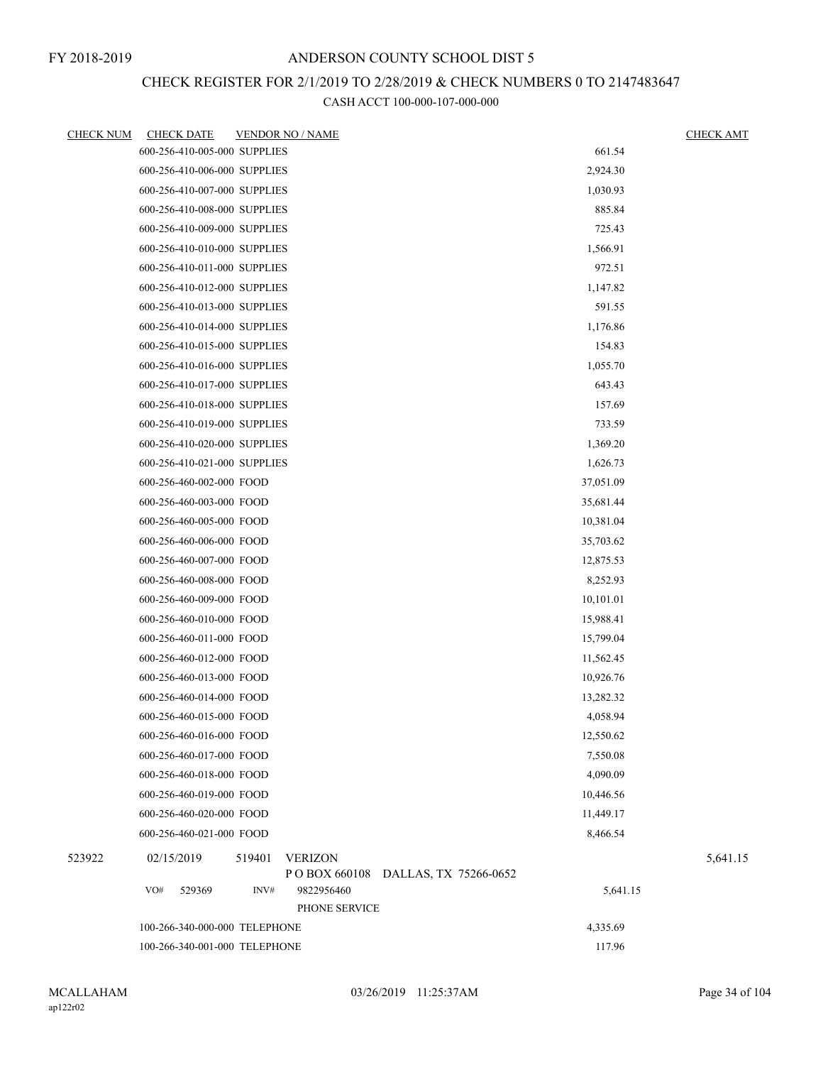FY 2018-2019

ANDERSON COUNTY SCHOOL DIST 5

CHECK REGISTER FOR 2/1/2019 TO 2/28/2019 & CHECK NUMBERS 0 TO 2147483647

CASH ACCT 100-000-107-000-000

| CHECK NUM | CHECK DATE | VENDOR NO / NAME | | CHECK AMT |
|---|---|---|---|---|
| | 600-256-410-005-000 SUPPLIES | | 661.54 | |
| | 600-256-410-006-000 SUPPLIES | | 2,924.30 | |
| | 600-256-410-007-000 SUPPLIES | | 1,030.93 | |
| | 600-256-410-008-000 SUPPLIES | | 885.84 | |
| | 600-256-410-009-000 SUPPLIES | | 725.43 | |
| | 600-256-410-010-000 SUPPLIES | | 1,566.91 | |
| | 600-256-410-011-000 SUPPLIES | | 972.51 | |
| | 600-256-410-012-000 SUPPLIES | | 1,147.82 | |
| | 600-256-410-013-000 SUPPLIES | | 591.55 | |
| | 600-256-410-014-000 SUPPLIES | | 1,176.86 | |
| | 600-256-410-015-000 SUPPLIES | | 154.83 | |
| | 600-256-410-016-000 SUPPLIES | | 1,055.70 | |
| | 600-256-410-017-000 SUPPLIES | | 643.43 | |
| | 600-256-410-018-000 SUPPLIES | | 157.69 | |
| | 600-256-410-019-000 SUPPLIES | | 733.59 | |
| | 600-256-410-020-000 SUPPLIES | | 1,369.20 | |
| | 600-256-410-021-000 SUPPLIES | | 1,626.73 | |
| | 600-256-460-002-000 FOOD | | 37,051.09 | |
| | 600-256-460-003-000 FOOD | | 35,681.44 | |
| | 600-256-460-005-000 FOOD | | 10,381.04 | |
| | 600-256-460-006-000 FOOD | | 35,703.62 | |
| | 600-256-460-007-000 FOOD | | 12,875.53 | |
| | 600-256-460-008-000 FOOD | | 8,252.93 | |
| | 600-256-460-009-000 FOOD | | 10,101.01 | |
| | 600-256-460-010-000 FOOD | | 15,988.41 | |
| | 600-256-460-011-000 FOOD | | 15,799.04 | |
| | 600-256-460-012-000 FOOD | | 11,562.45 | |
| | 600-256-460-013-000 FOOD | | 10,926.76 | |
| | 600-256-460-014-000 FOOD | | 13,282.32 | |
| | 600-256-460-015-000 FOOD | | 4,058.94 | |
| | 600-256-460-016-000 FOOD | | 12,550.62 | |
| | 600-256-460-017-000 FOOD | | 7,550.08 | |
| | 600-256-460-018-000 FOOD | | 4,090.09 | |
| | 600-256-460-019-000 FOOD | | 10,446.56 | |
| | 600-256-460-020-000 FOOD | | 11,449.17 | |
| | 600-256-460-021-000 FOOD | | 8,466.54 | |
| 523922 | 02/15/2019 | 519401 VERIZON<br>P O BOX 660108 DALLAS, TX 75266-0652 | | 5,641.15 |
| | VO# 529369 | INV# 9822956460<br>PHONE SERVICE | 5,641.15 | |
| | 100-266-340-000-000 TELEPHONE | | 4,335.69 | |
| | 100-266-340-001-000 TELEPHONE | | 117.96 | |

MCALLAHAM
ap122r02

03/26/2019 11:25:37AM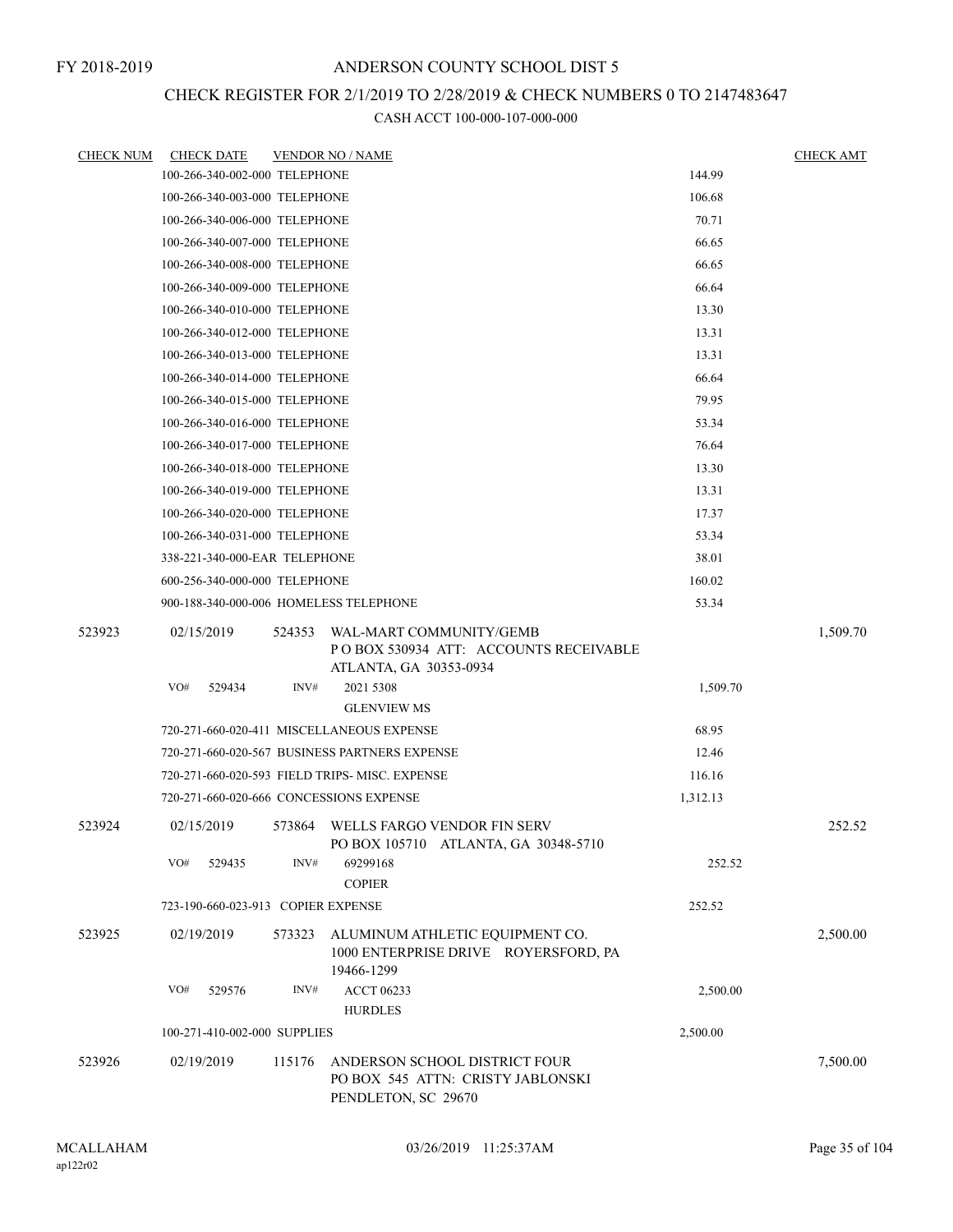FY 2018-2019

# ANDERSON COUNTY SCHOOL DIST 5

## CHECK REGISTER FOR 2/1/2019 TO 2/28/2019 & CHECK NUMBERS 0 TO 2147483647

CASH ACCT 100-000-107-000-000

| CHECK NUM | CHECK DATE | VENDOR NO / NAME | | CHECK AMT |
|---|---|---|---|---|
| | 100-266-340-002-000 TELEPHONE | | 144.99 | |
| | 100-266-340-003-000 TELEPHONE | | 106.68 | |
| | 100-266-340-006-000 TELEPHONE | | 70.71 | |
| | 100-266-340-007-000 TELEPHONE | | 66.65 | |
| | 100-266-340-008-000 TELEPHONE | | 66.65 | |
| | 100-266-340-009-000 TELEPHONE | | 66.64 | |
| | 100-266-340-010-000 TELEPHONE | | 13.30 | |
| | 100-266-340-012-000 TELEPHONE | | 13.31 | |
| | 100-266-340-013-000 TELEPHONE | | 13.31 | |
| | 100-266-340-014-000 TELEPHONE | | 66.64 | |
| | 100-266-340-015-000 TELEPHONE | | 79.95 | |
| | 100-266-340-016-000 TELEPHONE | | 53.34 | |
| | 100-266-340-017-000 TELEPHONE | | 76.64 | |
| | 100-266-340-018-000 TELEPHONE | | 13.30 | |
| | 100-266-340-019-000 TELEPHONE | | 13.31 | |
| | 100-266-340-020-000 TELEPHONE | | 17.37 | |
| | 100-266-340-031-000 TELEPHONE | | 53.34 | |
| | 338-221-340-000-EAR TELEPHONE | | 38.01 | |
| | 600-256-340-000-000 TELEPHONE | | 160.02 | |
| | 900-188-340-000-006 HOMELESS TELEPHONE | | 53.34 | |
| 523923 | 02/15/2019 | 524353 WAL-MART COMMUNITY/GEMB<br>P O BOX 530934 ATT: ACCOUNTS RECEIVABLE<br>ATLANTA, GA 30353-0934 | | 1,509.70 |
| | VO# 529434 | INV# 2021 5308<br>GLENVIEW MS | 1,509.70 | |
| | 720-271-660-020-411 MISCELLANEOUS EXPENSE | | 68.95 | |
| | 720-271-660-020-567 BUSINESS PARTNERS EXPENSE | | 12.46 | |
| | 720-271-660-020-593 FIELD TRIPS- MISC. EXPENSE | | 116.16 | |
| | 720-271-660-020-666 CONCESSIONS EXPENSE | | 1,312.13 | |
| 523924 | 02/15/2019 | 573864 WELLS FARGO VENDOR FIN SERV<br>PO BOX 105710 ATLANTA, GA 30348-5710 | | 252.52 |
| | VO# 529435 | INV# 69299168<br>COPIER | 252.52 | |
| | 723-190-660-023-913 COPIER EXPENSE | | 252.52 | |
| 523925 | 02/19/2019 | 573323 ALUMINUM ATHLETIC EQUIPMENT CO.<br>1000 ENTERPRISE DRIVE ROYERSFORD, PA<br>19466-1299 | | 2,500.00 |
| | VO# 529576 | INV# ACCT 06233<br>HURDLES | 2,500.00 | |
| | 100-271-410-002-000 SUPPLIES | | 2,500.00 | |
| 523926 | 02/19/2019 | 115176 ANDERSON SCHOOL DISTRICT FOUR<br>PO BOX 545 ATTN: CRISTY JABLONSKI<br>PENDLETON, SC 29670 | | 7,500.00 |

MCALLAHAM
ap122r02

03/26/2019 11:25:37AM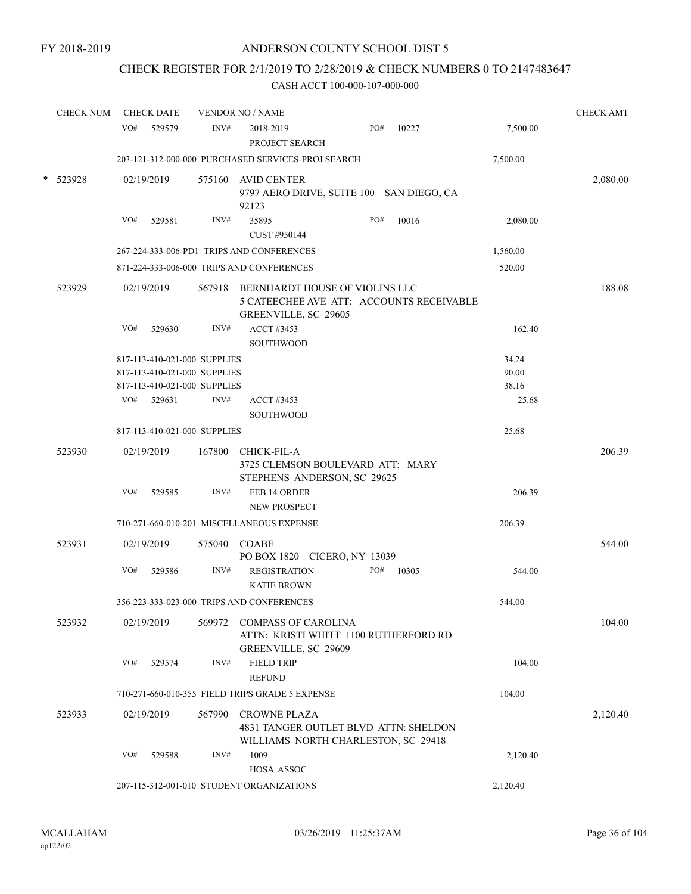FY 2018-2019

# ANDERSON COUNTY SCHOOL DIST 5

## CHECK REGISTER FOR 2/1/2019 TO 2/28/2019 & CHECK NUMBERS 0 TO 2147483647

### CASH ACCT 100-000-107-000-000

| CHECK NUM | CHECK DATE | VENDOR NO / NAME | | | CHECK AMT |
|---|---|---|---|---|---|
| | VO# 529579 | INV# 2018-2019 PROJECT SEARCH | PO# 10227 | 7,500.00 | |
| | 203-121-312-000-000 PURCHASED SERVICES-PROJ SEARCH | | | 7,500.00 | |
| * 523928 | 02/19/2019 | 575160 AVID CENTER 9797 AERO DRIVE, SUITE 100 SAN DIEGO, CA 92123 | | | 2,080.00 |
| | VO# 529581 | INV# 35895 CUST #950144 | PO# 10016 | 2,080.00 | |
| | 267-224-333-006-PD1 TRIPS AND CONFERENCES | | | 1,560.00 | |
| | 871-224-333-006-000 TRIPS AND CONFERENCES | | | 520.00 | |
| 523929 | 02/19/2019 | 567918 BERNHARDT HOUSE OF VIOLINS LLC 5 CATEECHEE AVE ATT: ACCOUNTS RECEIVABLE GREENVILLE, SC 29605 | | | 188.08 |
| | VO# 529630 | INV# ACCT #3453 SOUTHWOOD | | 162.40 | |
| | 817-113-410-021-000 SUPPLIES | | | 34.24 | |
| | 817-113-410-021-000 SUPPLIES | | | 90.00 | |
| | 817-113-410-021-000 SUPPLIES | | | 38.16 | |
| | VO# 529631 | INV# ACCT #3453 SOUTHWOOD | | 25.68 | |
| | 817-113-410-021-000 SUPPLIES | | | 25.68 | |
| 523930 | 02/19/2019 | 167800 CHICK-FIL-A 3725 CLEMSON BOULEVARD ATT: MARY STEPHENS ANDERSON, SC 29625 | | | 206.39 |
| | VO# 529585 | INV# FEB 14 ORDER NEW PROSPECT | | 206.39 | |
| | 710-271-660-010-201 MISCELLANEOUS EXPENSE | | | 206.39 | |
| 523931 | 02/19/2019 | 575040 COABE PO BOX 1820 CICERO, NY 13039 | | | 544.00 |
| | VO# 529586 | INV# REGISTRATION KATIE BROWN | PO# 10305 | 544.00 | |
| | 356-223-333-023-000 TRIPS AND CONFERENCES | | | 544.00 | |
| 523932 | 02/19/2019 | 569972 COMPASS OF CAROLINA ATTN: KRISTI WHITT 1100 RUTHERFORD RD GREENVILLE, SC 29609 | | | 104.00 |
| | VO# 529574 | INV# FIELD TRIP REFUND | | 104.00 | |
| | 710-271-660-010-355 FIELD TRIPS GRADE 5 EXPENSE | | | 104.00 | |
| 523933 | 02/19/2019 | 567990 CROWNE PLAZA 4831 TANGER OUTLET BLVD ATTN: SHELDON WILLIAMS NORTH CHARLESTON, SC 29418 | | | 2,120.40 |
| | VO# 529588 | INV# 1009 HOSA ASSOC | | 2,120.40 | |
| | 207-115-312-001-010 STUDENT ORGANIZATIONS | | | 2,120.40 | |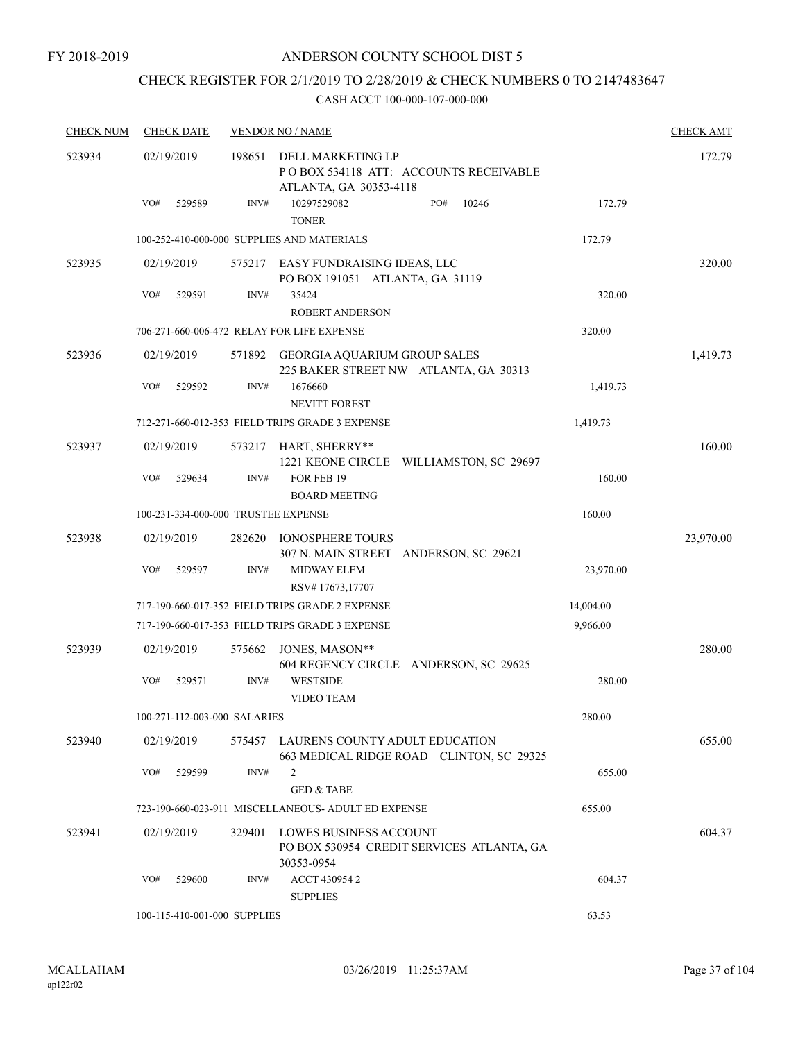FY 2018-2019

# ANDERSON COUNTY SCHOOL DIST 5

## CHECK REGISTER FOR 2/1/2019 TO 2/28/2019 & CHECK NUMBERS 0 TO 2147483647

### CASH ACCT 100-000-107-000-000

| CHECK NUM | CHECK DATE | VENDOR NO / NAME | | CHECK AMT |
|---|---|---|---|---|
| 523934 | 02/19/2019 | 198651 DELL MARKETING LP<br>P O BOX 534118 ATT: ACCOUNTS RECEIVABLE<br>ATLANTA, GA 30353-4118 | | 172.79 |
| | VO# 529589 | INV# 10297529082 PO# 10246<br>TONER | 172.79 | |
| | | 100-252-410-000-000 SUPPLIES AND MATERIALS | 172.79 | |
| 523935 | 02/19/2019 | 575217 EASY FUNDRAISING IDEAS, LLC<br>PO BOX 191051 ATLANTA, GA 31119 | | 320.00 |
| | VO# 529591 | INV# 35424<br>ROBERT ANDERSON | 320.00 | |
| | | 706-271-660-006-472 RELAY FOR LIFE EXPENSE | 320.00 | |
| 523936 | 02/19/2019 | 571892 GEORGIA AQUARIUM GROUP SALES<br>225 BAKER STREET NW ATLANTA, GA 30313 | | 1,419.73 |
| | VO# 529592 | INV# 1676660<br>NEVITT FOREST | 1,419.73 | |
| | | 712-271-660-012-353 FIELD TRIPS GRADE 3 EXPENSE | 1,419.73 | |
| 523937 | 02/19/2019 | 573217 HART, SHERRY**<br>1221 KEONE CIRCLE WILLIAMSTON, SC 29697 | | 160.00 |
| | VO# 529634 | INV# FOR FEB 19<br>BOARD MEETING | 160.00 | |
| | | 100-231-334-000-000 TRUSTEE EXPENSE | 160.00 | |
| 523938 | 02/19/2019 | 282620 IONOSPHERE TOURS<br>307 N. MAIN STREET ANDERSON, SC 29621 | | 23,970.00 |
| | VO# 529597 | INV# MIDWAY ELEM<br>RSV# 17673,17707 | 23,970.00 | |
| | | 717-190-660-017-352 FIELD TRIPS GRADE 2 EXPENSE | 14,004.00 | |
| | | 717-190-660-017-353 FIELD TRIPS GRADE 3 EXPENSE | 9,966.00 | |
| 523939 | 02/19/2019 | 575662 JONES, MASON**<br>604 REGENCY CIRCLE ANDERSON, SC 29625 | | 280.00 |
| | VO# 529571 | INV# WESTSIDE<br>VIDEO TEAM | 280.00 | |
| | | 100-271-112-003-000 SALARIES | 280.00 | |
| 523940 | 02/19/2019 | 575457 LAURENS COUNTY ADULT EDUCATION<br>663 MEDICAL RIDGE ROAD CLINTON, SC 29325 | | 655.00 |
| | VO# 529599 | INV# 2<br>GED & TABE | 655.00 | |
| | | 723-190-660-023-911 MISCELLANEOUS- ADULT ED EXPENSE | 655.00 | |
| 523941 | 02/19/2019 | 329401 LOWES BUSINESS ACCOUNT<br>PO BOX 530954 CREDIT SERVICES ATLANTA, GA<br>30353-0954 | | 604.37 |
| | VO# 529600 | INV# ACCT 430954 2<br>SUPPLIES | 604.37 | |
| | | 100-115-410-001-000 SUPPLIES | 63.53 | |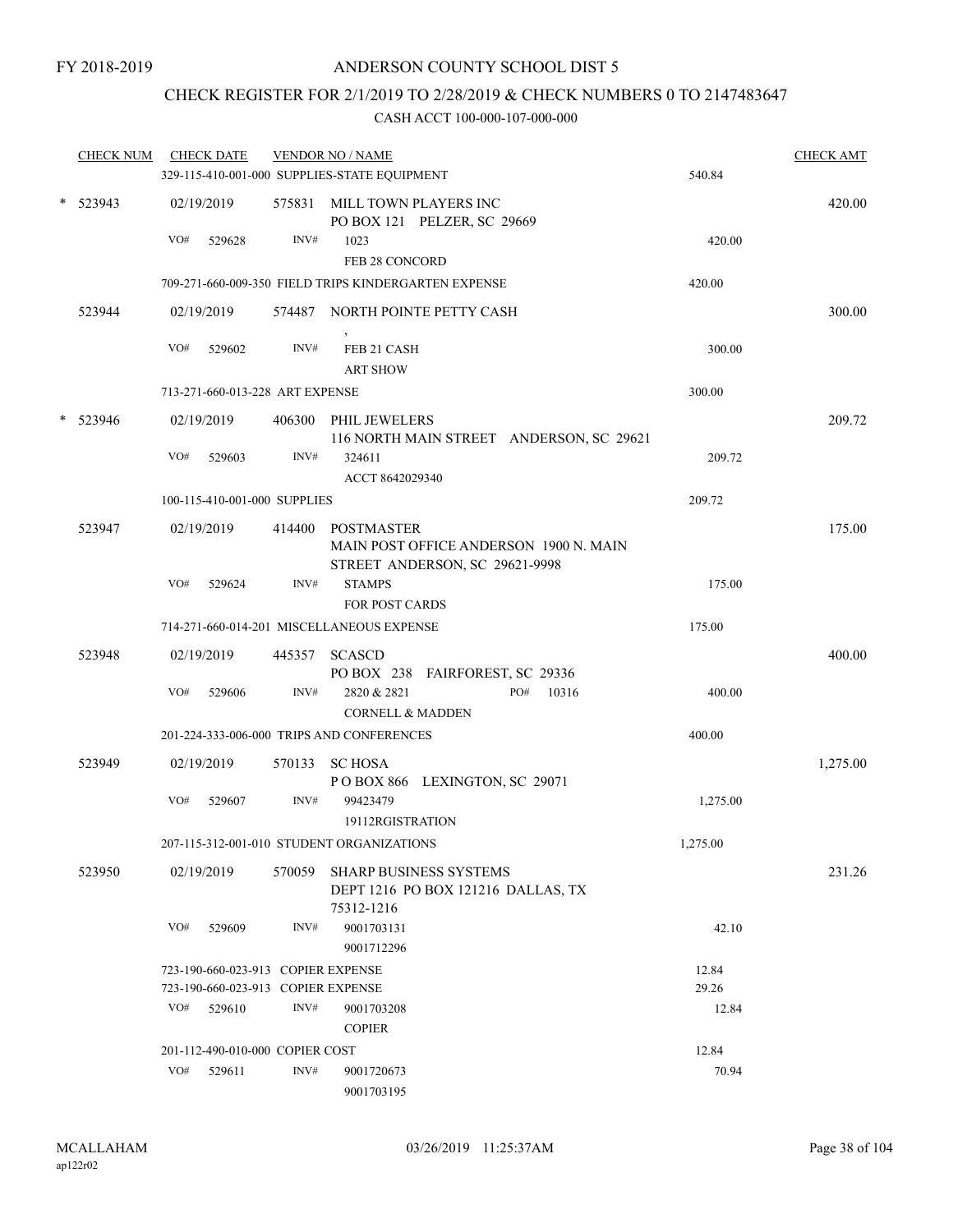FY 2018-2019

# ANDERSON COUNTY SCHOOL DIST 5

## CHECK REGISTER FOR 2/1/2019 TO 2/28/2019 & CHECK NUMBERS 0 TO 2147483647

### CASH ACCT 100-000-107-000-000

| CHECK NUM | CHECK DATE | VENDOR NO / NAME | | CHECK AMT |
|---|---|---|---|---|
| | 329-115-410-001-000 SUPPLIES-STATE EQUIPMENT | | 540.84 | |
| * 523943 | 02/19/2019 | 575831 MILL TOWN PLAYERS INC<br>PO BOX 121 PELZER, SC 29669 | | 420.00 |
| | VO# 529628 | INV# 1023<br>FEB 28 CONCORD | 420.00 | |
| | 709-271-660-009-350 FIELD TRIPS KINDERGARTEN EXPENSE | | 420.00 | |
| 523944 | 02/19/2019 | 574487 NORTH POINTE PETTY CASH<br>, | | 300.00 |
| | VO# 529602 | INV# FEB 21 CASH<br>ART SHOW | 300.00 | |
| | 713-271-660-013-228 ART EXPENSE | | 300.00 | |
| * 523946 | 02/19/2019 | 406300 PHIL JEWELERS<br>116 NORTH MAIN STREET ANDERSON, SC 29621 | | 209.72 |
| | VO# 529603 | INV# 324611<br>ACCT 8642029340 | 209.72 | |
| | 100-115-410-001-000 SUPPLIES | | 209.72 | |
| 523947 | 02/19/2019 | 414400 POSTMASTER<br>MAIN POST OFFICE ANDERSON 1900 N. MAIN STREET ANDERSON, SC 29621-9998 | | 175.00 |
| | VO# 529624 | INV# STAMPS<br>FOR POST CARDS | 175.00 | |
| | 714-271-660-014-201 MISCELLANEOUS EXPENSE | | 175.00 | |
| 523948 | 02/19/2019 | 445357 SCASCD<br>PO BOX 238 FAIRFOREST, SC 29336 | | 400.00 |
| | VO# 529606 | INV# 2820 & 2821 PO# 10316<br>CORNELL & MADDEN | 400.00 | |
| | 201-224-333-006-000 TRIPS AND CONFERENCES | | 400.00 | |
| 523949 | 02/19/2019 | 570133 SC HOSA<br>P O BOX 866 LEXINGTON, SC 29071 | | 1,275.00 |
| | VO# 529607 | INV# 99423479<br>19112RGISTRATION | 1,275.00 | |
| | 207-115-312-001-010 STUDENT ORGANIZATIONS | | 1,275.00 | |
| 523950 | 02/19/2019 | 570059 SHARP BUSINESS SYSTEMS<br>DEPT 1216 PO BOX 121216 DALLAS, TX 75312-1216 | | 231.26 |
| | VO# 529609 | INV# 9001703131<br>9001712296 | 42.10 | |
| | 723-190-660-023-913 COPIER EXPENSE | | 12.84 | |
| | 723-190-660-023-913 COPIER EXPENSE | | 29.26 | |
| | VO# 529610 | INV# 9001703208<br>COPIER | 12.84 | |
| | 201-112-490-010-000 COPIER COST | | 12.84 | |
| | VO# 529611 | INV# 9001720673<br>9001703195 | 70.94 | |

MCALLAHAM
ap122r02
03/26/2019 11:25:37AM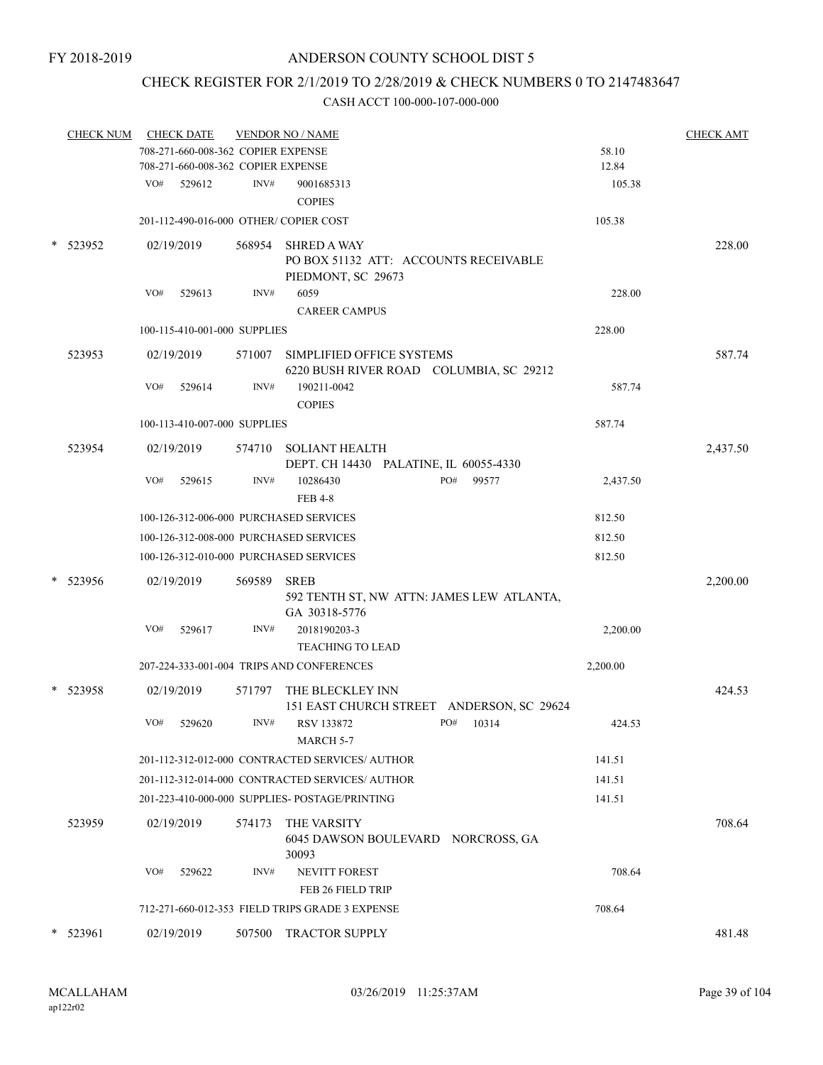FY 2018-2019

# ANDERSON COUNTY SCHOOL DIST 5

## CHECK REGISTER FOR 2/1/2019 TO 2/28/2019 & CHECK NUMBERS 0 TO 2147483647

### CASH ACCT 100-000-107-000-000

| CHECK NUM | CHECK DATE | VENDOR NO / NAME | | CHECK AMT |
|---|---|---|---|---|
| | 708-271-660-008-362 COPIER EXPENSE | | 58.10 | |
| | 708-271-660-008-362 COPIER EXPENSE | | 12.84 | |
| | VO# 529612 | INV# 9001685313 COPIES | 105.38 | |
| | 201-112-490-016-000 OTHER/ COPIER COST | | 105.38 | |
| * 523952 | 02/19/2019 | 568954 SHRED A WAY PO BOX 51132 ATT: ACCOUNTS RECEIVABLE PIEDMONT, SC 29673 | | 228.00 |
| | VO# 529613 | INV# 6059 CAREER CAMPUS | 228.00 | |
| | 100-115-410-001-000 SUPPLIES | | 228.00 | |
| 523953 | 02/19/2019 | 571007 SIMPLIFIED OFFICE SYSTEMS 6220 BUSH RIVER ROAD COLUMBIA, SC 29212 | | 587.74 |
| | VO# 529614 | INV# 190211-0042 COPIES | 587.74 | |
| | 100-113-410-007-000 SUPPLIES | | 587.74 | |
| 523954 | 02/19/2019 | 574710 SOLIANT HEALTH DEPT. CH 14430 PALATINE, IL 60055-4330 | | 2,437.50 |
| | VO# 529615 | INV# 10286430 PO# 99577 FEB 4-8 | 2,437.50 | |
| | 100-126-312-006-000 PURCHASED SERVICES | | 812.50 | |
| | 100-126-312-008-000 PURCHASED SERVICES | | 812.50 | |
| | 100-126-312-010-000 PURCHASED SERVICES | | 812.50 | |
| * 523956 | 02/19/2019 | 569589 SREB 592 TENTH ST, NW ATTN: JAMES LEW ATLANTA, GA 30318-5776 | | 2,200.00 |
| | VO# 529617 | INV# 2018190203-3 TEACHING TO LEAD | 2,200.00 | |
| | 207-224-333-001-004 TRIPS AND CONFERENCES | | 2,200.00 | |
| * 523958 | 02/19/2019 | 571797 THE BLECKLEY INN 151 EAST CHURCH STREET ANDERSON, SC 29624 | | 424.53 |
| | VO# 529620 | INV# RSV 133872 PO# 10314 MARCH 5-7 | 424.53 | |
| | 201-112-312-012-000 CONTRACTED SERVICES/ AUTHOR | | 141.51 | |
| | 201-112-312-014-000 CONTRACTED SERVICES/ AUTHOR | | 141.51 | |
| | 201-223-410-000-000 SUPPLIES- POSTAGE/PRINTING | | 141.51 | |
| 523959 | 02/19/2019 | 574173 THE VARSITY 6045 DAWSON BOULEVARD NORCROSS, GA 30093 | | 708.64 |
| | VO# 529622 | INV# NEVITT FOREST FEB 26 FIELD TRIP | 708.64 | |
| | 712-271-660-012-353 FIELD TRIPS GRADE 3 EXPENSE | | 708.64 | |
| * 523961 | 02/19/2019 | 507500 TRACTOR SUPPLY | | 481.48 |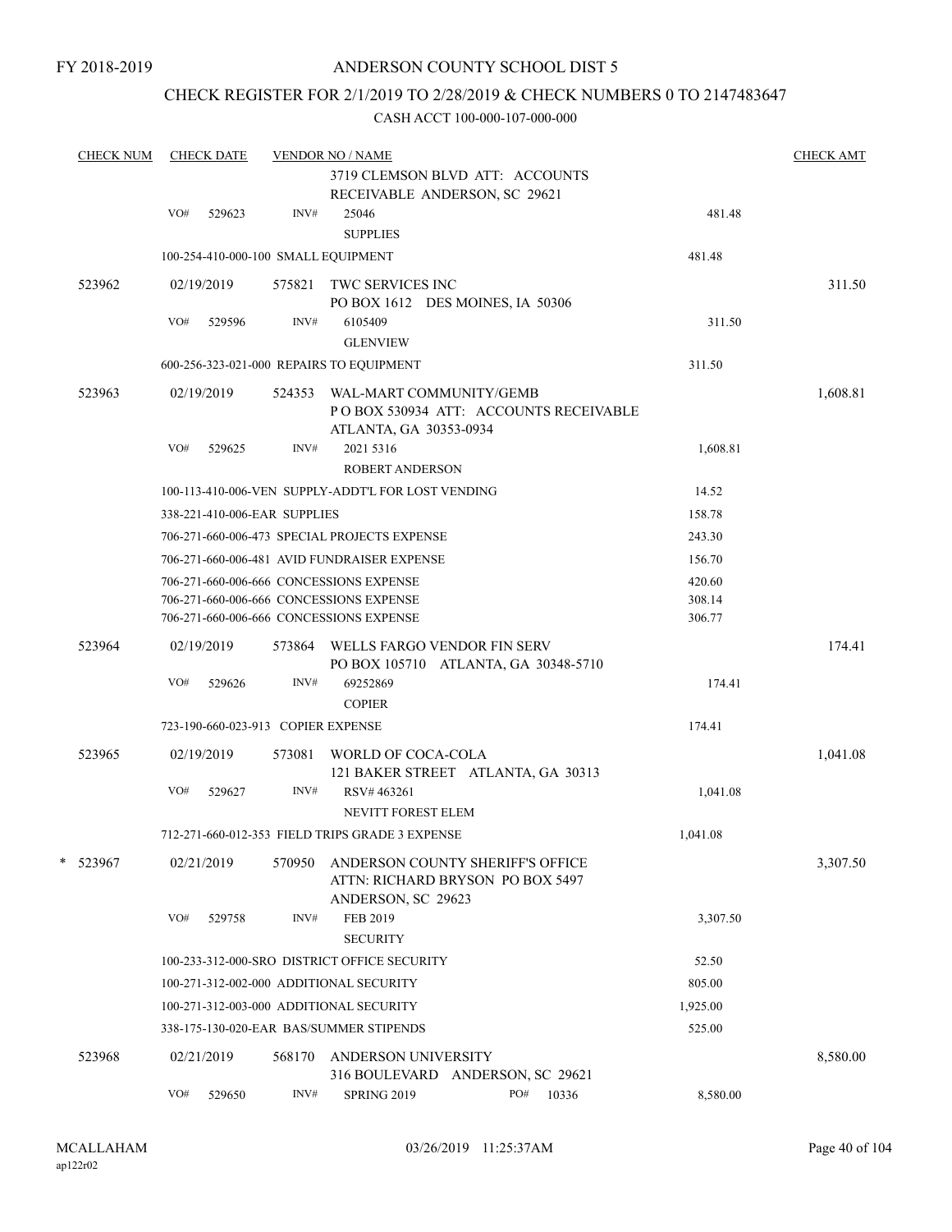FY 2018-2019

ANDERSON COUNTY SCHOOL DIST 5

CHECK REGISTER FOR 2/1/2019 TO 2/28/2019 & CHECK NUMBERS 0 TO 2147483647

CASH ACCT 100-000-107-000-000

| CHECK NUM | CHECK DATE | VENDOR NO / NAME | | CHECK AMT |
|---|---|---|---|---|
| | | 3719 CLEMSON BLVD ATT: ACCOUNTS RECEIVABLE ANDERSON, SC 29621 | | |
| | VO# 529623 | INV# 25046 SUPPLIES | 481.48 | |
| | 100-254-410-000-100 SMALL EQUIPMENT | | 481.48 | |
| 523962 | 02/19/2019 | 575821 TWC SERVICES INC PO BOX 1612 DES MOINES, IA 50306 | | 311.50 |
| | VO# 529596 | INV# 6105409 GLENVIEW | 311.50 | |
| | 600-256-323-021-000 REPAIRS TO EQUIPMENT | | 311.50 | |
| 523963 | 02/19/2019 | 524353 WAL-MART COMMUNITY/GEMB P O BOX 530934 ATT: ACCOUNTS RECEIVABLE ATLANTA, GA 30353-0934 | | 1,608.81 |
| | VO# 529625 | INV# 2021 5316 ROBERT ANDERSON | 1,608.81 | |
| | 100-113-410-006-VEN SUPPLY-ADDT'L FOR LOST VENDING | | 14.52 | |
| | 338-221-410-006-EAR SUPPLIES | | 158.78 | |
| | 706-271-660-006-473 SPECIAL PROJECTS EXPENSE | | 243.30 | |
| | 706-271-660-006-481 AVID FUNDRAISER EXPENSE | | 156.70 | |
| | 706-271-660-006-666 CONCESSIONS EXPENSE | | 420.60 | |
| | 706-271-660-006-666 CONCESSIONS EXPENSE | | 308.14 | |
| | 706-271-660-006-666 CONCESSIONS EXPENSE | | 306.77 | |
| 523964 | 02/19/2019 | 573864 WELLS FARGO VENDOR FIN SERV PO BOX 105710 ATLANTA, GA 30348-5710 | | 174.41 |
| | VO# 529626 | INV# 69252869 COPIER | 174.41 | |
| | 723-190-660-023-913 COPIER EXPENSE | | 174.41 | |
| 523965 | 02/19/2019 | 573081 WORLD OF COCA-COLA 121 BAKER STREET ATLANTA, GA 30313 | | 1,041.08 |
| | VO# 529627 | INV# RSV# 463261 NEVITT FOREST ELEM | 1,041.08 | |
| | 712-271-660-012-353 FIELD TRIPS GRADE 3 EXPENSE | | 1,041.08 | |
| * 523967 | 02/21/2019 | 570950 ANDERSON COUNTY SHERIFF'S OFFICE ATTN: RICHARD BRYSON PO BOX 5497 ANDERSON, SC 29623 | | 3,307.50 |
| | VO# 529758 | INV# FEB 2019 SECURITY | 3,307.50 | |
| | 100-233-312-000-SRO DISTRICT OFFICE SECURITY | | 52.50 | |
| | 100-271-312-002-000 ADDITIONAL SECURITY | | 805.00 | |
| | 100-271-312-003-000 ADDITIONAL SECURITY | | 1,925.00 | |
| | 338-175-130-020-EAR BAS/SUMMER STIPENDS | | 525.00 | |
| 523968 | 02/21/2019 | 568170 ANDERSON UNIVERSITY 316 BOULEVARD ANDERSON, SC 29621 | | 8,580.00 |
| | VO# 529650 | INV# SPRING 2019 PO# 10336 | 8,580.00 | |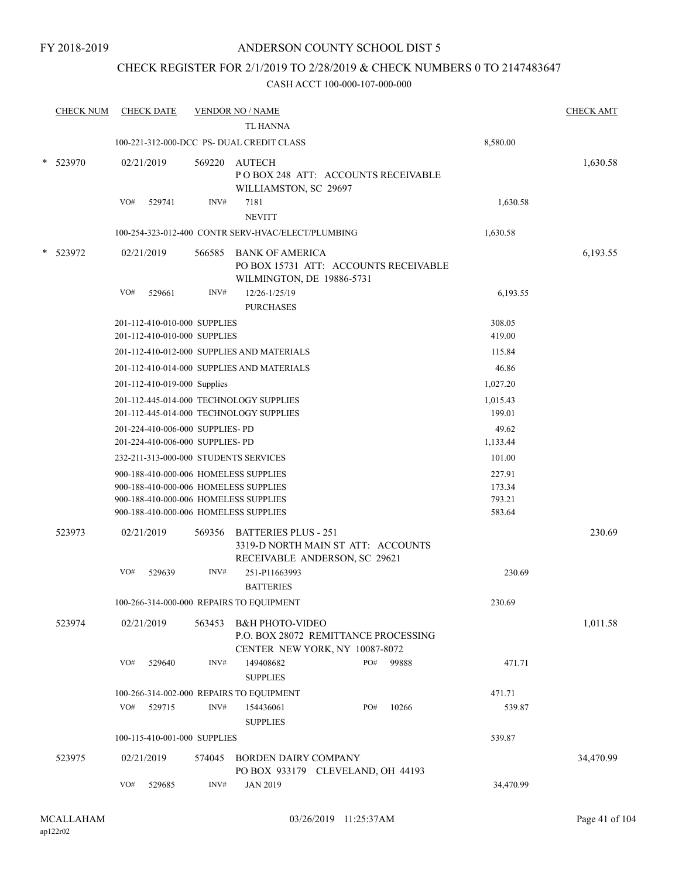FY 2018-2019

# ANDERSON COUNTY SCHOOL DIST 5

## CHECK REGISTER FOR 2/1/2019 TO 2/28/2019 & CHECK NUMBERS 0 TO 2147483647

CASH ACCT 100-000-107-000-000

| CHECK NUM | CHECK DATE | VENDOR NO / NAME | | CHECK AMT |
|---|---|---|---|---|
| | | TL HANNA | | |
| | 100-221-312-000-DCC PS- DUAL CREDIT CLASS | | 8,580.00 | |
| * 523970 | 02/21/2019 | 569220 AUTECH<br>P O BOX 248 ATT: ACCOUNTS RECEIVABLE<br>WILLIAMSTON, SC 29697 | | 1,630.58 |
| | VO# 529741 | INV# 7181<br>NEVITT | 1,630.58 | |
| | 100-254-323-012-400 CONTR SERV-HVAC/ELECT/PLUMBING | | 1,630.58 | |
| * 523972 | 02/21/2019 | 566585 BANK OF AMERICA<br>PO BOX 15731 ATT: ACCOUNTS RECEIVABLE<br>WILMINGTON, DE 19886-5731 | | 6,193.55 |
| | VO# 529661 | INV# 12/26-1/25/19<br>PURCHASES | 6,193.55 | |
| | 201-112-410-010-000 SUPPLIES | | 308.05 | |
| | 201-112-410-010-000 SUPPLIES | | 419.00 | |
| | 201-112-410-012-000 SUPPLIES AND MATERIALS | | 115.84 | |
| | 201-112-410-014-000 SUPPLIES AND MATERIALS | | 46.86 | |
| | 201-112-410-019-000 Supplies | | 1,027.20 | |
| | 201-112-445-014-000 TECHNOLOGY SUPPLIES | | 1,015.43 | |
| | 201-112-445-014-000 TECHNOLOGY SUPPLIES | | 199.01 | |
| | 201-224-410-006-000 SUPPLIES- PD | | 49.62 | |
| | 201-224-410-006-000 SUPPLIES- PD | | 1,133.44 | |
| | 232-211-313-000-000 STUDENTS SERVICES | | 101.00 | |
| | 900-188-410-000-006 HOMELESS SUPPLIES | | 227.91 | |
| | 900-188-410-000-006 HOMELESS SUPPLIES | | 173.34 | |
| | 900-188-410-000-006 HOMELESS SUPPLIES | | 793.21 | |
| | 900-188-410-000-006 HOMELESS SUPPLIES | | 583.64 | |
| 523973 | 02/21/2019 | 569356 BATTERIES PLUS - 251<br>3319-D NORTH MAIN ST ATT: ACCOUNTS<br>RECEIVABLE ANDERSON, SC 29621 | | 230.69 |
| | VO# 529639 | INV# 251-P11663993<br>BATTERIES | 230.69 | |
| | 100-266-314-000-000 REPAIRS TO EQUIPMENT | | 230.69 | |
| 523974 | 02/21/2019 | 563453 B&H PHOTO-VIDEO<br>P.O. BOX 28072 REMITTANCE PROCESSING<br>CENTER NEW YORK, NY 10087-8072 | | 1,011.58 |
| | VO# 529640 | INV# 149408682 PO# 99888<br>SUPPLIES | 471.71 | |
| | 100-266-314-002-000 REPAIRS TO EQUIPMENT | | 471.71 | |
| | VO# 529715 | INV# 154436061 PO# 10266<br>SUPPLIES | 539.87 | |
| | 100-115-410-001-000 SUPPLIES | | 539.87 | |
| 523975 | 02/21/2019 | 574045 BORDEN DAIRY COMPANY<br>PO BOX 933179 CLEVELAND, OH 44193 | | 34,470.99 |
| | VO# 529685 | INV# JAN 2019 | 34,470.99 | |

MCALLAHAM ap122r02 03/26/2019 11:25:37AM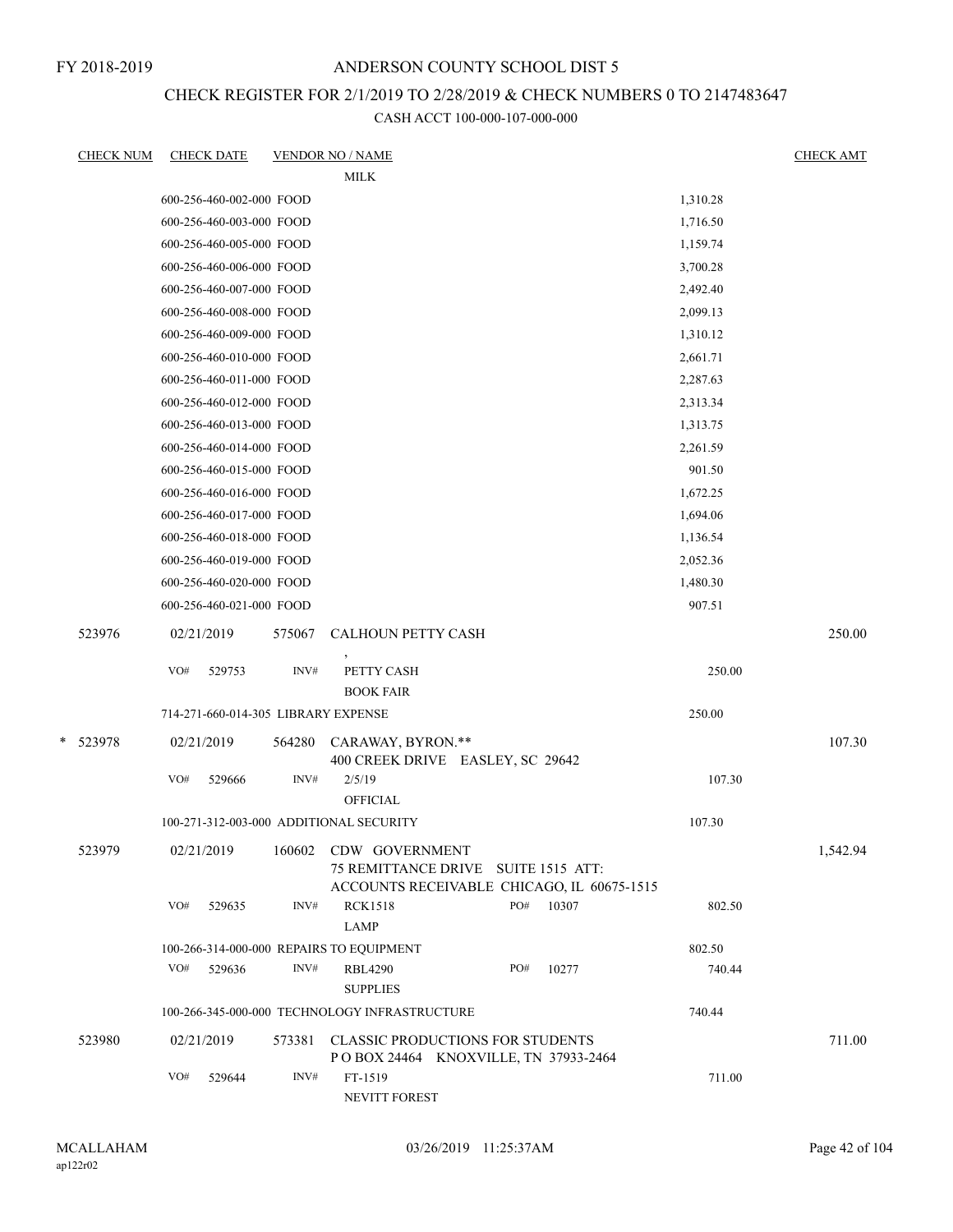FY 2018-2019

# ANDERSON COUNTY SCHOOL DIST 5

## CHECK REGISTER FOR 2/1/2019 TO 2/28/2019 & CHECK NUMBERS 0 TO 2147483647

### CASH ACCT 100-000-107-000-000

| CHECK NUM | CHECK DATE | VENDOR NO / NAME | | CHECK AMT |
|---|---|---|---|---|
| | | MILK | | |
| | 600-256-460-002-000 FOOD | | 1,310.28 | |
| | 600-256-460-003-000 FOOD | | 1,716.50 | |
| | 600-256-460-005-000 FOOD | | 1,159.74 | |
| | 600-256-460-006-000 FOOD | | 3,700.28 | |
| | 600-256-460-007-000 FOOD | | 2,492.40 | |
| | 600-256-460-008-000 FOOD | | 2,099.13 | |
| | 600-256-460-009-000 FOOD | | 1,310.12 | |
| | 600-256-460-010-000 FOOD | | 2,661.71 | |
| | 600-256-460-011-000 FOOD | | 2,287.63 | |
| | 600-256-460-012-000 FOOD | | 2,313.34 | |
| | 600-256-460-013-000 FOOD | | 1,313.75 | |
| | 600-256-460-014-000 FOOD | | 2,261.59 | |
| | 600-256-460-015-000 FOOD | | 901.50 | |
| | 600-256-460-016-000 FOOD | | 1,672.25 | |
| | 600-256-460-017-000 FOOD | | 1,694.06 | |
| | 600-256-460-018-000 FOOD | | 1,136.54 | |
| | 600-256-460-019-000 FOOD | | 2,052.36 | |
| | 600-256-460-020-000 FOOD | | 1,480.30 | |
| | 600-256-460-021-000 FOOD | | 907.51 | |
| 523976 | 02/21/2019 | 575067 CALHOUN PETTY CASH<br>, | | 250.00 |
| | VO# 529753 | INV# PETTY CASH<br>BOOK FAIR | 250.00 | |
| | 714-271-660-014-305 LIBRARY EXPENSE | | 250.00 | |
| * 523978 | 02/21/2019 | 564280 CARAWAY, BYRON.**<br>400 CREEK DRIVE EASLEY, SC 29642 | | 107.30 |
| | VO# 529666 | INV# 2/5/19<br>OFFICIAL | 107.30 | |
| | 100-271-312-003-000 ADDITIONAL SECURITY | | 107.30 | |
| 523979 | 02/21/2019 | 160602 CDW GOVERNMENT<br>75 REMITTANCE DRIVE SUITE 1515 ATT:<br>ACCOUNTS RECEIVABLE CHICAGO, IL 60675-1515 | | 1,542.94 |
| | VO# 529635 | INV# RCK1518 PO# 10307<br>LAMP | 802.50 | |
| | 100-266-314-000-000 REPAIRS TO EQUIPMENT | | 802.50 | |
| | VO# 529636 | INV# RBL4290 PO# 10277<br>SUPPLIES | 740.44 | |
| | 100-266-345-000-000 TECHNOLOGY INFRASTRUCTURE | | 740.44 | |
| 523980 | 02/21/2019 | 573381 CLASSIC PRODUCTIONS FOR STUDENTS<br>P O BOX 24464 KNOXVILLE, TN 37933-2464 | | 711.00 |
| | VO# 529644 | INV# FT-1519<br>NEVITT FOREST | 711.00 | |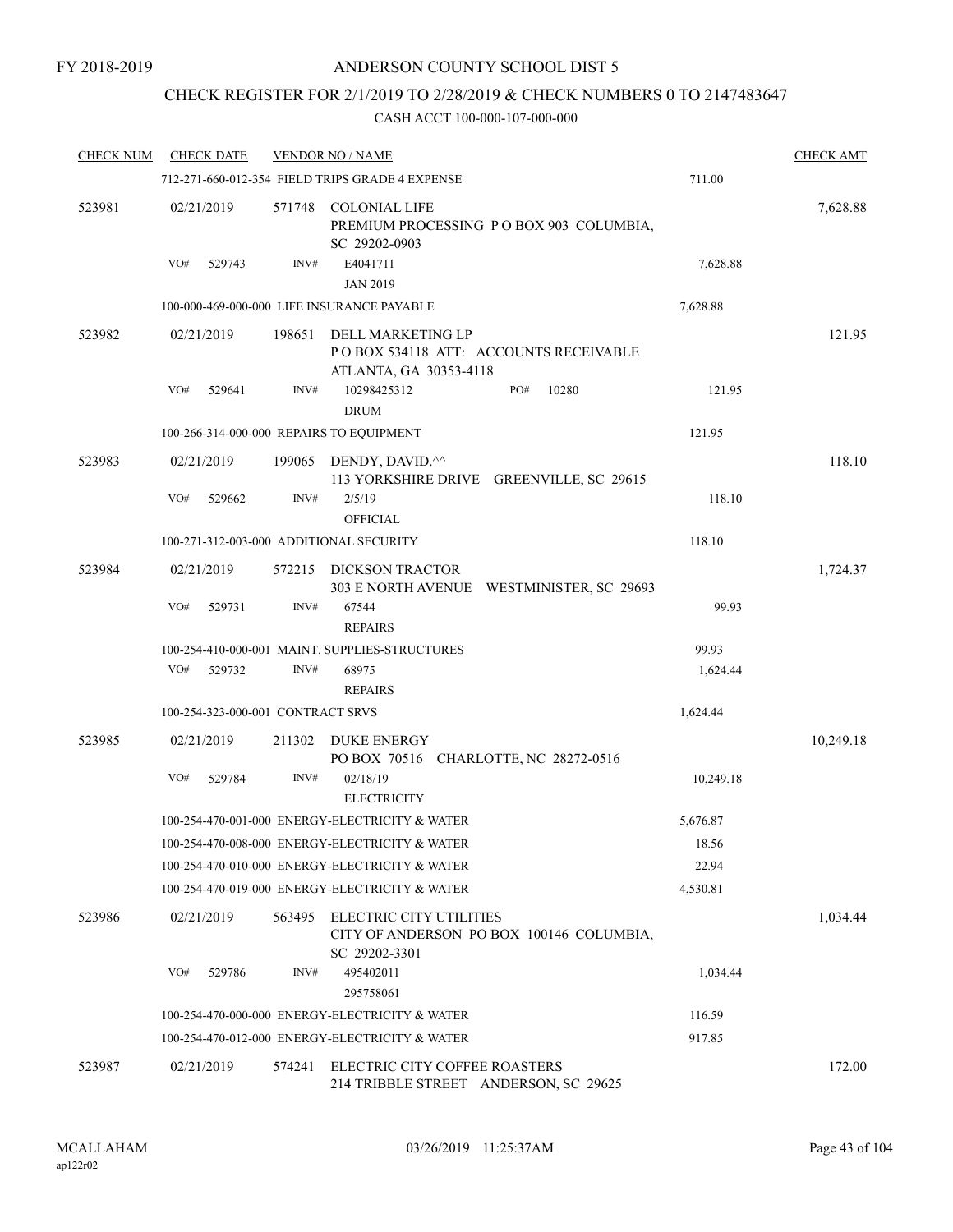FY 2018-2019

ANDERSON COUNTY SCHOOL DIST 5

CHECK REGISTER FOR 2/1/2019 TO 2/28/2019 & CHECK NUMBERS 0 TO 2147483647

CASH ACCT 100-000-107-000-000

| CHECK NUM | CHECK DATE | VENDOR NO / NAME | | CHECK AMT |
|---|---|---|---|---|
| | | 712-271-660-012-354 FIELD TRIPS GRADE 4 EXPENSE | 711.00 | |
| 523981 | 02/21/2019 | 571748 COLONIAL LIFE<br>PREMIUM PROCESSING P O BOX 903 COLUMBIA, SC 29202-0903 | | 7,628.88 |
| | VO# 529743 | INV# E4041711<br>JAN 2019 | 7,628.88 | |
| | | 100-000-469-000-000 LIFE INSURANCE PAYABLE | 7,628.88 | |
| 523982 | 02/21/2019 | 198651 DELL MARKETING LP<br>P O BOX 534118 ATT: ACCOUNTS RECEIVABLE ATLANTA, GA 30353-4118 | | 121.95 |
| | VO# 529641 | INV# 10298425312 PO# 10280<br>DRUM | 121.95 | |
| | | 100-266-314-000-000 REPAIRS TO EQUIPMENT | 121.95 | |
| 523983 | 02/21/2019 | 199065 DENDY, DAVID.^^<br>113 YORKSHIRE DRIVE GREENVILLE, SC 29615 | | 118.10 |
| | VO# 529662 | INV# 2/5/19<br>OFFICIAL | 118.10 | |
| | | 100-271-312-003-000 ADDITIONAL SECURITY | 118.10 | |
| 523984 | 02/21/2019 | 572215 DICKSON TRACTOR<br>303 E NORTH AVENUE WESTMINISTER, SC 29693 | | 1,724.37 |
| | VO# 529731 | INV# 67544<br>REPAIRS | 99.93 | |
| | | 100-254-410-000-001 MAINT. SUPPLIES-STRUCTURES | 99.93 | |
| | VO# 529732 | INV# 68975<br>REPAIRS | 1,624.44 | |
| | | 100-254-323-000-001 CONTRACT SRVS | 1,624.44 | |
| 523985 | 02/21/2019 | 211302 DUKE ENERGY<br>PO BOX 70516 CHARLOTTE, NC 28272-0516 | | 10,249.18 |
| | VO# 529784 | INV# 02/18/19<br>ELECTRICITY | 10,249.18 | |
| | | 100-254-470-001-000 ENERGY-ELECTRICITY & WATER | 5,676.87 | |
| | | 100-254-470-008-000 ENERGY-ELECTRICITY & WATER | 18.56 | |
| | | 100-254-470-010-000 ENERGY-ELECTRICITY & WATER | 22.94 | |
| | | 100-254-470-019-000 ENERGY-ELECTRICITY & WATER | 4,530.81 | |
| 523986 | 02/21/2019 | 563495 ELECTRIC CITY UTILITIES<br>CITY OF ANDERSON PO BOX 100146 COLUMBIA, SC 29202-3301 | | 1,034.44 |
| | VO# 529786 | INV# 495402011<br>295758061 | 1,034.44 | |
| | | 100-254-470-000-000 ENERGY-ELECTRICITY & WATER | 116.59 | |
| | | 100-254-470-012-000 ENERGY-ELECTRICITY & WATER | 917.85 | |
| 523987 | 02/21/2019 | 574241 ELECTRIC CITY COFFEE ROASTERS<br>214 TRIBBLE STREET ANDERSON, SC 29625 | | 172.00 |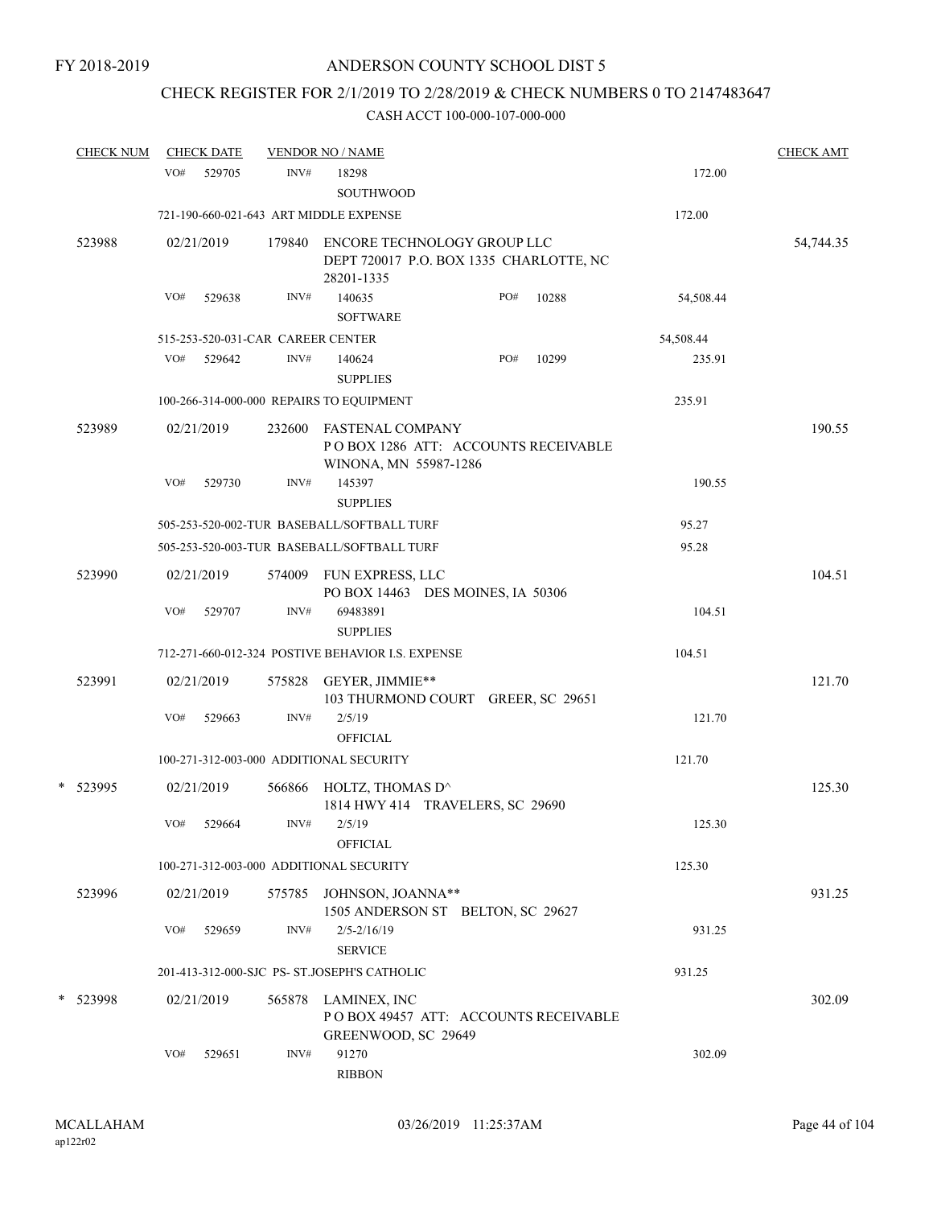FY 2018-2019

# ANDERSON COUNTY SCHOOL DIST 5

## CHECK REGISTER FOR 2/1/2019 TO 2/28/2019 & CHECK NUMBERS 0 TO 2147483647

### CASH ACCT 100-000-107-000-000

| CHECK NUM | CHECK DATE | VENDOR NO / NAME | | | CHECK AMT |
|---|---|---|---|---|---|
| | VO# 529705 | INV# 18298 SOUTHWOOD | | 172.00 | |
| | 721-190-660-021-643 ART MIDDLE EXPENSE | | | 172.00 | |
| 523988 | 02/21/2019 | 179840 ENCORE TECHNOLOGY GROUP LLC DEPT 720017 P.O. BOX 1335 CHARLOTTE, NC 28201-1335 | | | 54,744.35 |
| | VO# 529638 | INV# 140635 SOFTWARE | PO# 10288 | 54,508.44 | |
| | 515-253-520-031-CAR CAREER CENTER | | | 54,508.44 | |
| | VO# 529642 | INV# 140624 SUPPLIES | PO# 10299 | 235.91 | |
| | 100-266-314-000-000 REPAIRS TO EQUIPMENT | | | 235.91 | |
| 523989 | 02/21/2019 | 232600 FASTENAL COMPANY P O BOX 1286 ATT: ACCOUNTS RECEIVABLE WINONA, MN 55987-1286 | | | 190.55 |
| | VO# 529730 | INV# 145397 SUPPLIES | | 190.55 | |
| | 505-253-520-002-TUR BASEBALL/SOFTBALL TURF | | | 95.27 | |
| | 505-253-520-003-TUR BASEBALL/SOFTBALL TURF | | | 95.28 | |
| 523990 | 02/21/2019 | 574009 FUN EXPRESS, LLC PO BOX 14463 DES MOINES, IA 50306 | | | 104.51 |
| | VO# 529707 | INV# 69483891 SUPPLIES | | 104.51 | |
| | 712-271-660-012-324 POSTIVE BEHAVIOR I.S. EXPENSE | | | 104.51 | |
| 523991 | 02/21/2019 | 575828 GEYER, JIMMIE** 103 THURMOND COURT GREER, SC 29651 | | | 121.70 |
| | VO# 529663 | INV# 2/5/19 OFFICIAL | | 121.70 | |
| | 100-271-312-003-000 ADDITIONAL SECURITY | | | 121.70 | |
| * 523995 | 02/21/2019 | 566866 HOLTZ, THOMAS D^ 1814 HWY 414 TRAVELERS, SC 29690 | | | 125.30 |
| | VO# 529664 | INV# 2/5/19 OFFICIAL | | 125.30 | |
| | 100-271-312-003-000 ADDITIONAL SECURITY | | | 125.30 | |
| 523996 | 02/21/2019 | 575785 JOHNSON, JOANNA** 1505 ANDERSON ST BELTON, SC 29627 | | | 931.25 |
| | VO# 529659 | INV# 2/5-2/16/19 SERVICE | | 931.25 | |
| | 201-413-312-000-SJC PS- ST.JOSEPH'S CATHOLIC | | | 931.25 | |
| * 523998 | 02/21/2019 | 565878 LAMINEX, INC P O BOX 49457 ATT: ACCOUNTS RECEIVABLE GREENWOOD, SC 29649 | | | 302.09 |
| | VO# 529651 | INV# 91270 RIBBON | | 302.09 | |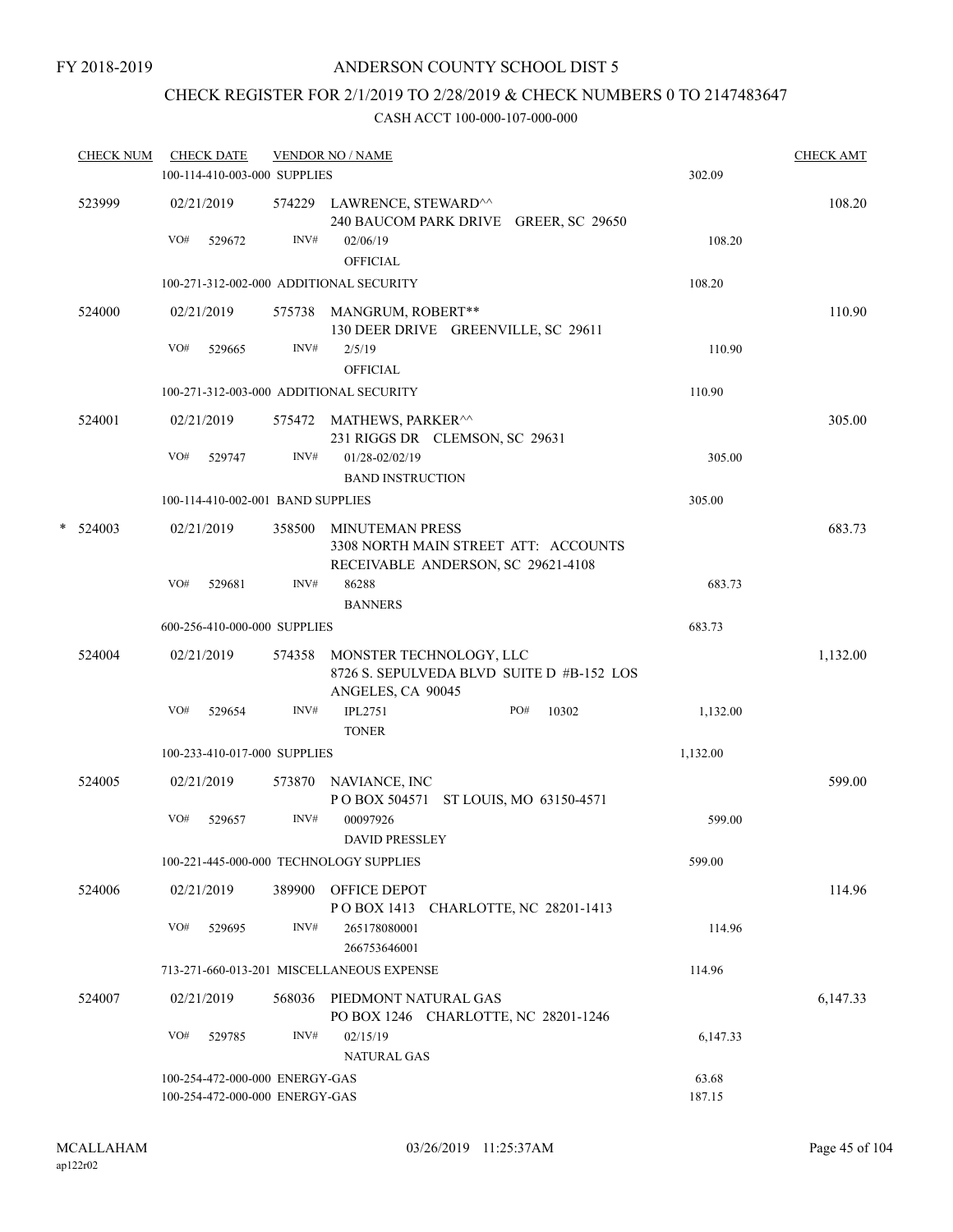FY 2018-2019

# ANDERSON COUNTY SCHOOL DIST 5

## CHECK REGISTER FOR 2/1/2019 TO 2/28/2019 & CHECK NUMBERS 0 TO 2147483647

### CASH ACCT 100-000-107-000-000

| CHECK NUM | CHECK DATE | VENDOR NO / NAME | | CHECK AMT |
|---|---|---|---|---|
| | 100-114-410-003-000 SUPPLIES | | 302.09 | |
| 523999 | 02/21/2019 | 574229 LAWRENCE, STEWARD^^ 240 BAUCOM PARK DRIVE GREER, SC 29650 | | 108.20 |
| | VO# 529672 | INV# 02/06/19 OFFICIAL | 108.20 | |
| | 100-271-312-002-000 ADDITIONAL SECURITY | | 108.20 | |
| 524000 | 02/21/2019 | 575738 MANGRUM, ROBERT** 130 DEER DRIVE GREENVILLE, SC 29611 | | 110.90 |
| | VO# 529665 | INV# 2/5/19 OFFICIAL | 110.90 | |
| | 100-271-312-003-000 ADDITIONAL SECURITY | | 110.90 | |
| 524001 | 02/21/2019 | 575472 MATHEWS, PARKER^^ 231 RIGGS DR CLEMSON, SC 29631 | | 305.00 |
| | VO# 529747 | INV# 01/28-02/02/19 BAND INSTRUCTION | 305.00 | |
| | 100-114-410-002-001 BAND SUPPLIES | | 305.00 | |
| * 524003 | 02/21/2019 | 358500 MINUTEMAN PRESS 3308 NORTH MAIN STREET ATT: ACCOUNTS RECEIVABLE ANDERSON, SC 29621-4108 | | 683.73 |
| | VO# 529681 | INV# 86288 BANNERS | 683.73 | |
| | 600-256-410-000-000 SUPPLIES | | 683.73 | |
| 524004 | 02/21/2019 | 574358 MONSTER TECHNOLOGY, LLC 8726 S. SEPULVEDA BLVD SUITE D #B-152 LOS ANGELES, CA 90045 | | 1,132.00 |
| | VO# 529654 | INV# IPL2751 PO# 10302 TONER | 1,132.00 | |
| | 100-233-410-017-000 SUPPLIES | | 1,132.00 | |
| 524005 | 02/21/2019 | 573870 NAVIANCE, INC P O BOX 504571 ST LOUIS, MO 63150-4571 | | 599.00 |
| | VO# 529657 | INV# 00097926 DAVID PRESSLEY | 599.00 | |
| | 100-221-445-000-000 TECHNOLOGY SUPPLIES | | 599.00 | |
| 524006 | 02/21/2019 | 389900 OFFICE DEPOT P O BOX 1413 CHARLOTTE, NC 28201-1413 | | 114.96 |
| | VO# 529695 | INV# 265178080001 266753646001 | 114.96 | |
| | 713-271-660-013-201 MISCELLANEOUS EXPENSE | | 114.96 | |
| 524007 | 02/21/2019 | 568036 PIEDMONT NATURAL GAS PO BOX 1246 CHARLOTTE, NC 28201-1246 | | 6,147.33 |
| | VO# 529785 | INV# 02/15/19 NATURAL GAS | 6,147.33 | |
| | 100-254-472-000-000 ENERGY-GAS | | 63.68 | |
| | 100-254-472-000-000 ENERGY-GAS | | 187.15 | |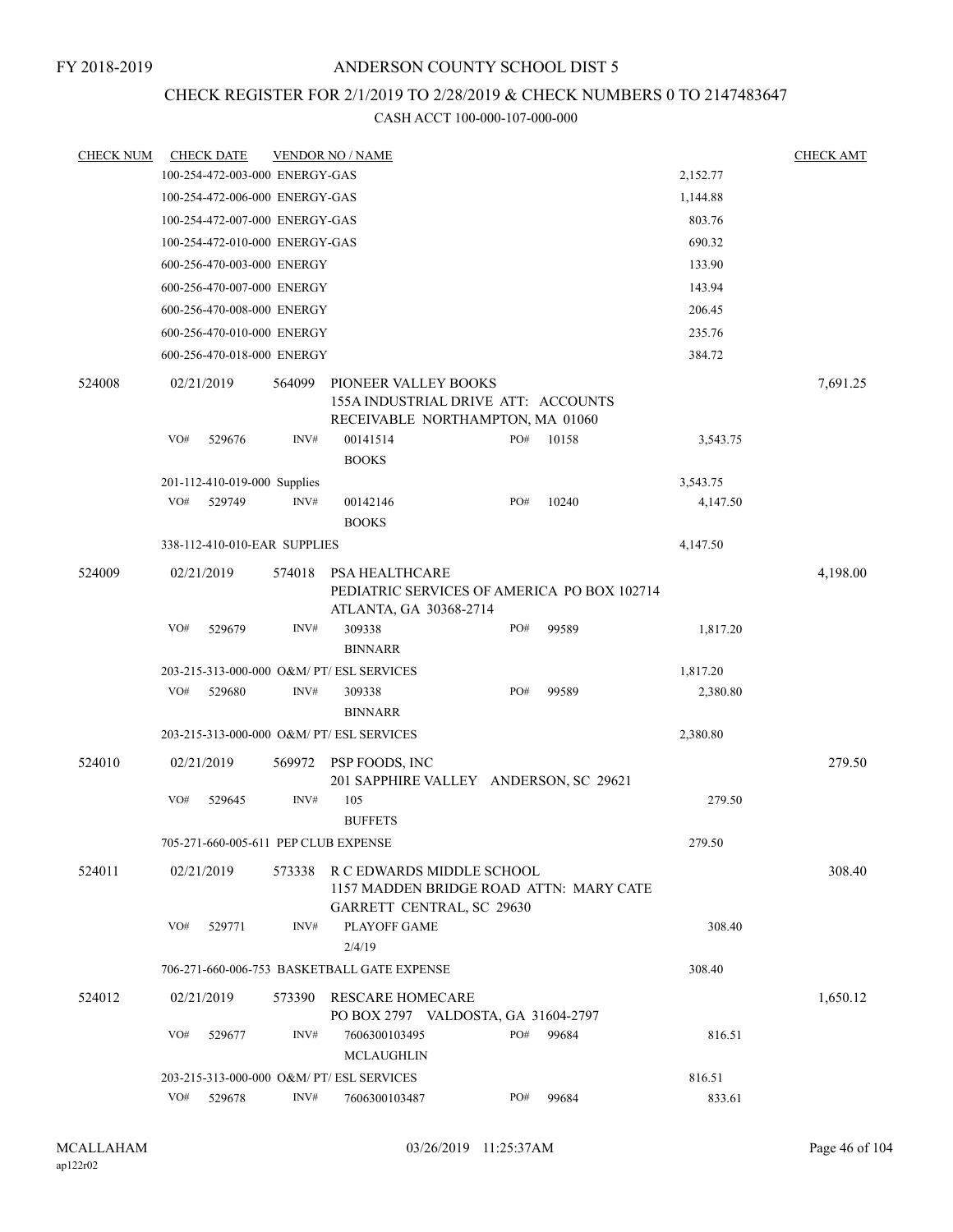FY 2018-2019

# ANDERSON COUNTY SCHOOL DIST 5

## CHECK REGISTER FOR 2/1/2019 TO 2/28/2019 & CHECK NUMBERS 0 TO 2147483647

### CASH ACCT 100-000-107-000-000

| CHECK NUM | CHECK DATE | VENDOR NO / NAME | | | CHECK AMT |
|---|---|---|---|---|---|
| | 100-254-472-003-000 ENERGY-GAS | | | 2,152.77 | |
| | 100-254-472-006-000 ENERGY-GAS | | | 1,144.88 | |
| | 100-254-472-007-000 ENERGY-GAS | | | 803.76 | |
| | 100-254-472-010-000 ENERGY-GAS | | | 690.32 | |
| | 600-256-470-003-000 ENERGY | | | 133.90 | |
| | 600-256-470-007-000 ENERGY | | | 143.94 | |
| | 600-256-470-008-000 ENERGY | | | 206.45 | |
| | 600-256-470-010-000 ENERGY | | | 235.76 | |
| | 600-256-470-018-000 ENERGY | | | 384.72 | |
| 524008 | 02/21/2019 | 564099 PIONEER VALLEY BOOKS 155A INDUSTRIAL DRIVE ATT: ACCOUNTS RECEIVABLE NORTHAMPTON, MA 01060 | | | 7,691.25 |
| | VO# 529676 | INV# 00141514 BOOKS | PO# 10158 | 3,543.75 | |
| | 201-112-410-019-000 Supplies | | | 3,543.75 | |
| | VO# 529749 | INV# 00142146 BOOKS | PO# 10240 | 4,147.50 | |
| | 338-112-410-010-EAR SUPPLIES | | | 4,147.50 | |
| 524009 | 02/21/2019 | 574018 PSA HEALTHCARE PEDIATRIC SERVICES OF AMERICA PO BOX 102714 ATLANTA, GA 30368-2714 | | | 4,198.00 |
| | VO# 529679 | INV# 309338 BINNARR | PO# 99589 | 1,817.20 | |
| | 203-215-313-000-000 O&M/ PT/ ESL SERVICES | | | 1,817.20 | |
| | VO# 529680 | INV# 309338 BINNARR | PO# 99589 | 2,380.80 | |
| | 203-215-313-000-000 O&M/ PT/ ESL SERVICES | | | 2,380.80 | |
| 524010 | 02/21/2019 | 569972 PSP FOODS, INC 201 SAPPHIRE VALLEY ANDERSON, SC 29621 | | | 279.50 |
| | VO# 529645 | INV# 105 BUFFETS | | 279.50 | |
| | 705-271-660-005-611 PEP CLUB EXPENSE | | | 279.50 | |
| 524011 | 02/21/2019 | 573338 R C EDWARDS MIDDLE SCHOOL 1157 MADDEN BRIDGE ROAD ATTN: MARY CATE GARRETT CENTRAL, SC 29630 | | | 308.40 |
| | VO# 529771 | INV# PLAYOFF GAME 2/4/19 | | 308.40 | |
| | 706-271-660-006-753 BASKETBALL GATE EXPENSE | | | 308.40 | |
| 524012 | 02/21/2019 | 573390 RESCARE HOMECARE PO BOX 2797 VALDOSTA, GA 31604-2797 | | | 1,650.12 |
| | VO# 529677 | INV# 7606300103495 MCLAUGHLIN | PO# 99684 | 816.51 | |
| | 203-215-313-000-000 O&M/ PT/ ESL SERVICES | | | 816.51 | |
| | VO# 529678 | INV# 7606300103487 | PO# 99684 | 833.61 | |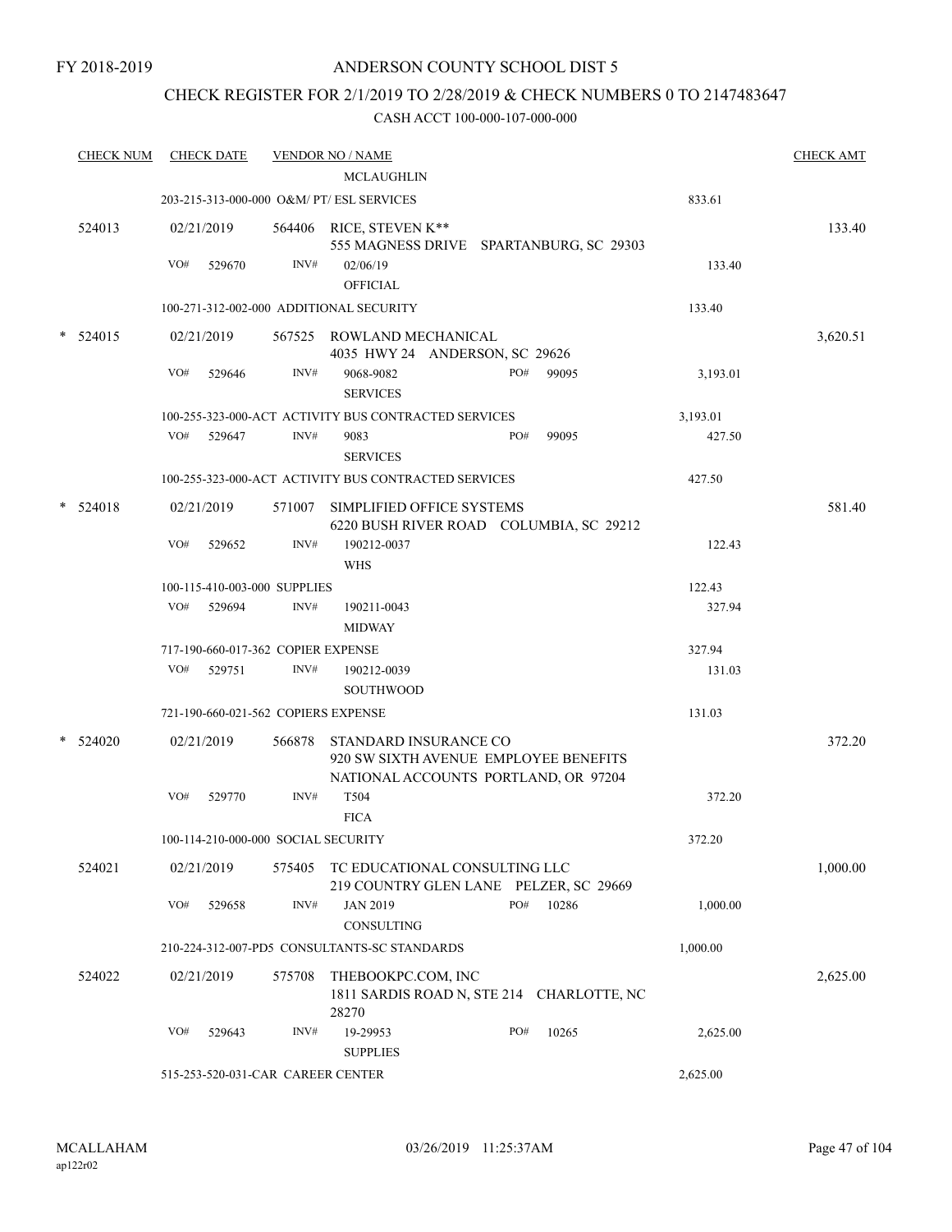FY 2018-2019

ANDERSON COUNTY SCHOOL DIST 5

CHECK REGISTER FOR 2/1/2019 TO 2/28/2019 & CHECK NUMBERS 0 TO 2147483647

CASH ACCT 100-000-107-000-000

| CHECK NUM | CHECK DATE | VENDOR NO / NAME | | CHECK AMT |
|---|---|---|---|---|
| | | MCLAUGHLIN | | |
| | 203-215-313-000-000 O&M/ PT/ ESL SERVICES | | 833.61 | |
| 524013 | 02/21/2019 | 564406 RICE, STEVEN K** 555 MAGNESS DRIVE SPARTANBURG, SC 29303 | | 133.40 |
| | VO# 529670 | INV# 02/06/19 OFFICIAL | 133.40 | |
| | 100-271-312-002-000 ADDITIONAL SECURITY | | 133.40 | |
| * 524015 | 02/21/2019 | 567525 ROWLAND MECHANICAL 4035 HWY 24 ANDERSON, SC 29626 | | 3,620.51 |
| | VO# 529646 | INV# 9068-9082 SERVICES PO# 99095 | 3,193.01 | |
| | 100-255-323-000-ACT ACTIVITY BUS CONTRACTED SERVICES | | 3,193.01 | |
| | VO# 529647 | INV# 9083 SERVICES PO# 99095 | 427.50 | |
| | 100-255-323-000-ACT ACTIVITY BUS CONTRACTED SERVICES | | 427.50 | |
| * 524018 | 02/21/2019 | 571007 SIMPLIFIED OFFICE SYSTEMS 6220 BUSH RIVER ROAD COLUMBIA, SC 29212 | | 581.40 |
| | VO# 529652 | INV# 190212-0037 WHS | 122.43 | |
| | 100-115-410-003-000 SUPPLIES | | 122.43 | |
| | VO# 529694 | INV# 190211-0043 MIDWAY | 327.94 | |
| | 717-190-660-017-362 COPIER EXPENSE | | 327.94 | |
| | VO# 529751 | INV# 190212-0039 SOUTHWOOD | 131.03 | |
| | 721-190-660-021-562 COPIERS EXPENSE | | 131.03 | |
| * 524020 | 02/21/2019 | 566878 STANDARD INSURANCE CO 920 SW SIXTH AVENUE EMPLOYEE BENEFITS NATIONAL ACCOUNTS PORTLAND, OR 97204 | | 372.20 |
| | VO# 529770 | INV# T504 FICA | 372.20 | |
| | 100-114-210-000-000 SOCIAL SECURITY | | 372.20 | |
| 524021 | 02/21/2019 | 575405 TC EDUCATIONAL CONSULTING LLC 219 COUNTRY GLEN LANE PELZER, SC 29669 | | 1,000.00 |
| | VO# 529658 | INV# JAN 2019 CONSULTING PO# 10286 | 1,000.00 | |
| | 210-224-312-007-PD5 CONSULTANTS-SC STANDARDS | | 1,000.00 | |
| 524022 | 02/21/2019 | 575708 THEBOOKPC.COM, INC 1811 SARDIS ROAD N, STE 214 CHARLOTTE, NC 28270 | | 2,625.00 |
| | VO# 529643 | INV# 19-29953 SUPPLIES PO# 10265 | 2,625.00 | |
| | 515-253-520-031-CAR CAREER CENTER | | 2,625.00 | |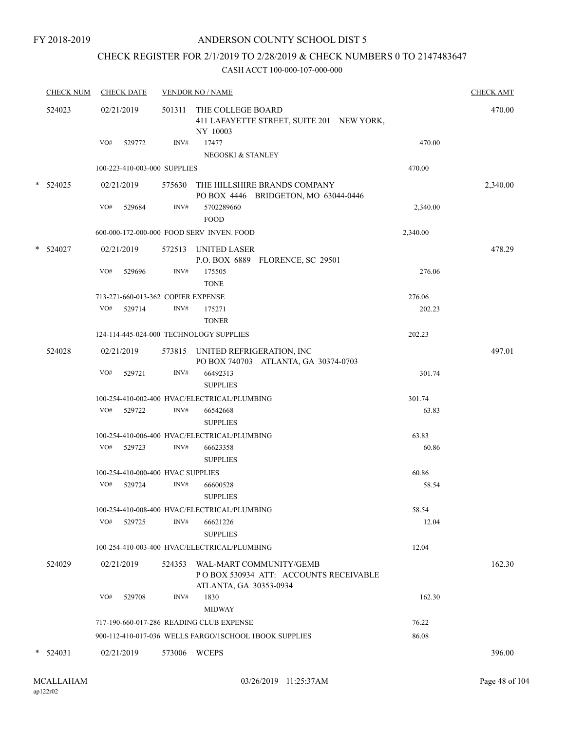FY 2018-2019

# ANDERSON COUNTY SCHOOL DIST 5

## CHECK REGISTER FOR 2/1/2019 TO 2/28/2019 & CHECK NUMBERS 0 TO 2147483647

CASH ACCT 100-000-107-000-000

| CHECK NUM | CHECK DATE | VENDOR NO / NAME | | CHECK AMT |
|---|---|---|---|---|
| 524023 | 02/21/2019 | 501311 THE COLLEGE BOARD<br>411 LAFAYETTE STREET, SUITE 201 NEW YORK, NY 10003 | | 470.00 |
| | VO# 529772 | INV# 17477<br>NEGOSKI & STANLEY | 470.00 | |
| | 100-223-410-003-000 SUPPLIES | | 470.00 | |
| * 524025 | 02/21/2019 | 575630 THE HILLSHIRE BRANDS COMPANY<br>PO BOX 4446 BRIDGETON, MO 63044-0446 | | 2,340.00 |
| | VO# 529684 | INV# 5702289660<br>FOOD | 2,340.00 | |
| | 600-000-172-000-000 FOOD SERV INVEN. FOOD | | 2,340.00 | |
| * 524027 | 02/21/2019 | 572513 UNITED LASER<br>P.O. BOX 6889 FLORENCE, SC 29501 | | 478.29 |
| | VO# 529696 | INV# 175505<br>TONE | 276.06 | |
| | 713-271-660-013-362 COPIER EXPENSE | | 276.06 | |
| | VO# 529714 | INV# 175271<br>TONER | 202.23 | |
| | 124-114-445-024-000 TECHNOLOGY SUPPLIES | | 202.23 | |
| 524028 | 02/21/2019 | 573815 UNITED REFRIGERATION, INC<br>PO BOX 740703 ATLANTA, GA 30374-0703 | | 497.01 |
| | VO# 529721 | INV# 66492313<br>SUPPLIES | 301.74 | |
| | 100-254-410-002-400 HVAC/ELECTRICAL/PLUMBING | | 301.74 | |
| | VO# 529722 | INV# 66542668<br>SUPPLIES | 63.83 | |
| | 100-254-410-006-400 HVAC/ELECTRICAL/PLUMBING | | 63.83 | |
| | VO# 529723 | INV# 66623358<br>SUPPLIES | 60.86 | |
| | 100-254-410-000-400 HVAC SUPPLIES | | 60.86 | |
| | VO# 529724 | INV# 66600528<br>SUPPLIES | 58.54 | |
| | 100-254-410-008-400 HVAC/ELECTRICAL/PLUMBING | | 58.54 | |
| | VO# 529725 | INV# 66621226<br>SUPPLIES | 12.04 | |
| | 100-254-410-003-400 HVAC/ELECTRICAL/PLUMBING | | 12.04 | |
| 524029 | 02/21/2019 | 524353 WAL-MART COMMUNITY/GEMB<br>P O BOX 530934 ATT: ACCOUNTS RECEIVABLE<br>ATLANTA, GA 30353-0934 | | 162.30 |
| | VO# 529708 | INV# 1830<br>MIDWAY | 162.30 | |
| | 717-190-660-017-286 READING CLUB EXPENSE | | 76.22 | |
| | 900-112-410-017-036 WELLS FARGO/1SCHOOL 1BOOK SUPPLIES | | 86.08 | |
| * 524031 | 02/21/2019 | 573006 WCEPS | | 396.00 |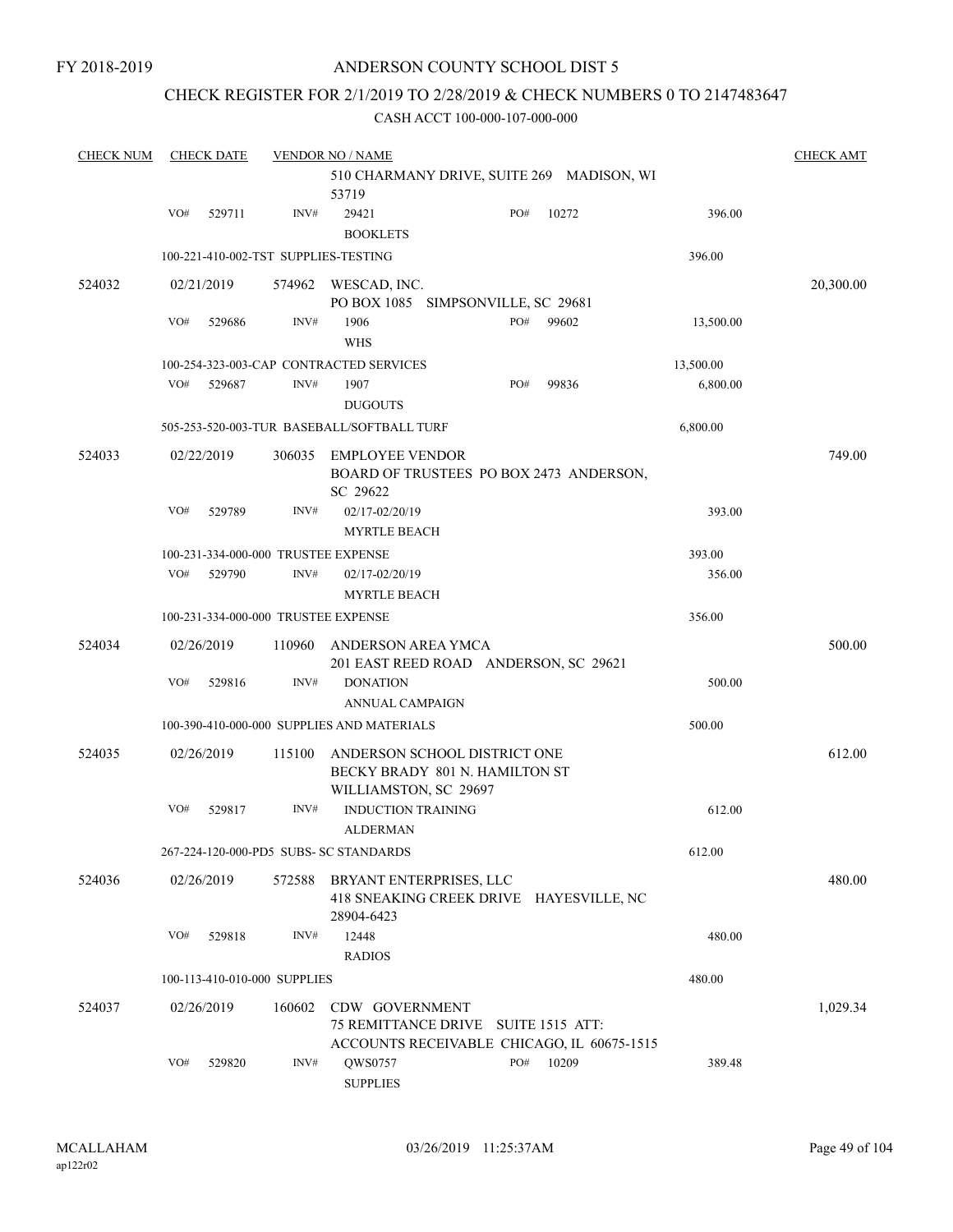FY 2018-2019

# ANDERSON COUNTY SCHOOL DIST 5

## CHECK REGISTER FOR 2/1/2019 TO 2/28/2019 & CHECK NUMBERS 0 TO 2147483647

CASH ACCT 100-000-107-000-000

| CHECK NUM | CHECK DATE | VENDOR NO / NAME | | | | CHECK AMT |
|---|---|---|---|---|---|---|
| | | 510 CHARMANY DRIVE, SUITE 269 MADISON, WI 53719 | | | | |
| | VO# 529711 | INV# 29421 BOOKLETS | PO# 10272 | | 396.00 | |
| | 100-221-410-002-TST SUPPLIES-TESTING | | | | 396.00 | |
| 524032 | 02/21/2019 | 574962 WESCAD, INC. PO BOX 1085 SIMPSONVILLE, SC 29681 | | | | 20,300.00 |
| | VO# 529686 | INV# 1906 WHS | PO# 99602 | | 13,500.00 | |
| | 100-254-323-003-CAP CONTRACTED SERVICES | | | | 13,500.00 | |
| | VO# 529687 | INV# 1907 DUGOUTS | PO# 99836 | | 6,800.00 | |
| | 505-253-520-003-TUR BASEBALL/SOFTBALL TURF | | | | 6,800.00 | |
| 524033 | 02/22/2019 | 306035 EMPLOYEE VENDOR BOARD OF TRUSTEES PO BOX 2473 ANDERSON, SC 29622 | | | | 749.00 |
| | VO# 529789 | INV# 02/17-02/20/19 MYRTLE BEACH | | | 393.00 | |
| | 100-231-334-000-000 TRUSTEE EXPENSE | | | | 393.00 | |
| | VO# 529790 | INV# 02/17-02/20/19 MYRTLE BEACH | | | 356.00 | |
| | 100-231-334-000-000 TRUSTEE EXPENSE | | | | 356.00 | |
| 524034 | 02/26/2019 | 110960 ANDERSON AREA YMCA 201 EAST REED ROAD ANDERSON, SC 29621 | | | | 500.00 |
| | VO# 529816 | INV# DONATION ANNUAL CAMPAIGN | | | 500.00 | |
| | 100-390-410-000-000 SUPPLIES AND MATERIALS | | | | 500.00 | |
| 524035 | 02/26/2019 | 115100 ANDERSON SCHOOL DISTRICT ONE BECKY BRADY 801 N. HAMILTON ST WILLIAMSTON, SC 29697 | | | | 612.00 |
| | VO# 529817 | INV# INDUCTION TRAINING ALDERMAN | | | 612.00 | |
| | 267-224-120-000-PD5 SUBS- SC STANDARDS | | | | 612.00 | |
| 524036 | 02/26/2019 | 572588 BRYANT ENTERPRISES, LLC 418 SNEAKING CREEK DRIVE HAYESVILLE, NC 28904-6423 | | | | 480.00 |
| | VO# 529818 | INV# 12448 RADIOS | | | 480.00 | |
| | 100-113-410-010-000 SUPPLIES | | | | 480.00 | |
| 524037 | 02/26/2019 | 160602 CDW GOVERNMENT 75 REMITTANCE DRIVE SUITE 1515 ATT: ACCOUNTS RECEIVABLE CHICAGO, IL 60675-1515 | | | | 1,029.34 |
| | VO# 529820 | INV# QWS0757 SUPPLIES | PO# 10209 | | 389.48 | |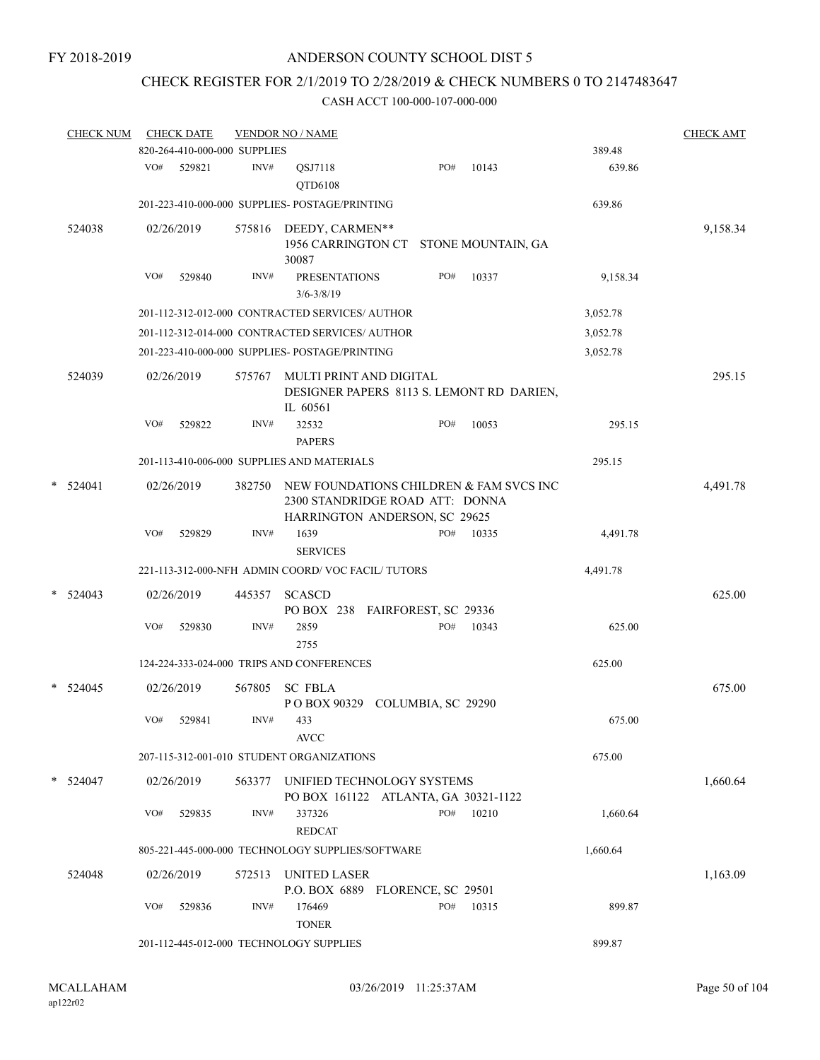FY 2018-2019

# ANDERSON COUNTY SCHOOL DIST 5

## CHECK REGISTER FOR 2/1/2019 TO 2/28/2019 & CHECK NUMBERS 0 TO 2147483647

CASH ACCT 100-000-107-000-000

| CHECK NUM | CHECK DATE | VENDOR NO / NAME | | | CHECK AMT |
|---|---|---|---|---|---|
| | 820-264-410-000-000 SUPPLIES | | | 389.48 | |
| | VO# 529821 | INV# QSJ7118 QTD6108 | PO# 10143 | 639.86 | |
| | 201-223-410-000-000 SUPPLIES- POSTAGE/PRINTING | | | 639.86 | |
| 524038 | 02/26/2019 | 575816 DEEDY, CARMEN** 1956 CARRINGTON CT STONE MOUNTAIN, GA 30087 | | | 9,158.34 |
| | VO# 529840 | INV# PRESENTATIONS 3/6-3/8/19 | PO# 10337 | 9,158.34 | |
| | 201-112-312-012-000 CONTRACTED SERVICES/ AUTHOR | | | 3,052.78 | |
| | 201-112-312-014-000 CONTRACTED SERVICES/ AUTHOR | | | 3,052.78 | |
| | 201-223-410-000-000 SUPPLIES- POSTAGE/PRINTING | | | 3,052.78 | |
| 524039 | 02/26/2019 | 575767 MULTI PRINT AND DIGITAL DESIGNER PAPERS 8113 S. LEMONT RD DARIEN, IL 60561 | | | 295.15 |
| | VO# 529822 | INV# 32532 PAPERS | PO# 10053 | 295.15 | |
| | 201-113-410-006-000 SUPPLIES AND MATERIALS | | | 295.15 | |
| * 524041 | 02/26/2019 | 382750 NEW FOUNDATIONS CHILDREN & FAM SVCS INC 2300 STANDRIDGE ROAD ATT: DONNA HARRINGTON ANDERSON, SC 29625 | | | 4,491.78 |
| | VO# 529829 | INV# 1639 SERVICES | PO# 10335 | 4,491.78 | |
| | 221-113-312-000-NFH ADMIN COORD/ VOC FACIL/ TUTORS | | | 4,491.78 | |
| * 524043 | 02/26/2019 | 445357 SCASCD PO BOX 238 FAIRFOREST, SC 29336 | | | 625.00 |
| | VO# 529830 | INV# 2859 2755 | PO# 10343 | 625.00 | |
| | 124-224-333-024-000 TRIPS AND CONFERENCES | | | 625.00 | |
| * 524045 | 02/26/2019 | 567805 SC FBLA P O BOX 90329 COLUMBIA, SC 29290 | | | 675.00 |
| | VO# 529841 | INV# 433 AVCC | | 675.00 | |
| | 207-115-312-001-010 STUDENT ORGANIZATIONS | | | 675.00 | |
| * 524047 | 02/26/2019 | 563377 UNIFIED TECHNOLOGY SYSTEMS PO BOX 161122 ATLANTA, GA 30321-1122 | | | 1,660.64 |
| | VO# 529835 | INV# 337326 REDCAT | PO# 10210 | 1,660.64 | |
| | 805-221-445-000-000 TECHNOLOGY SUPPLIES/SOFTWARE | | | 1,660.64 | |
| 524048 | 02/26/2019 | 572513 UNITED LASER P.O. BOX 6889 FLORENCE, SC 29501 | | | 1,163.09 |
| | VO# 529836 | INV# 176469 TONER | PO# 10315 | 899.87 | |
| | 201-112-445-012-000 TECHNOLOGY SUPPLIES | | | 899.87 | |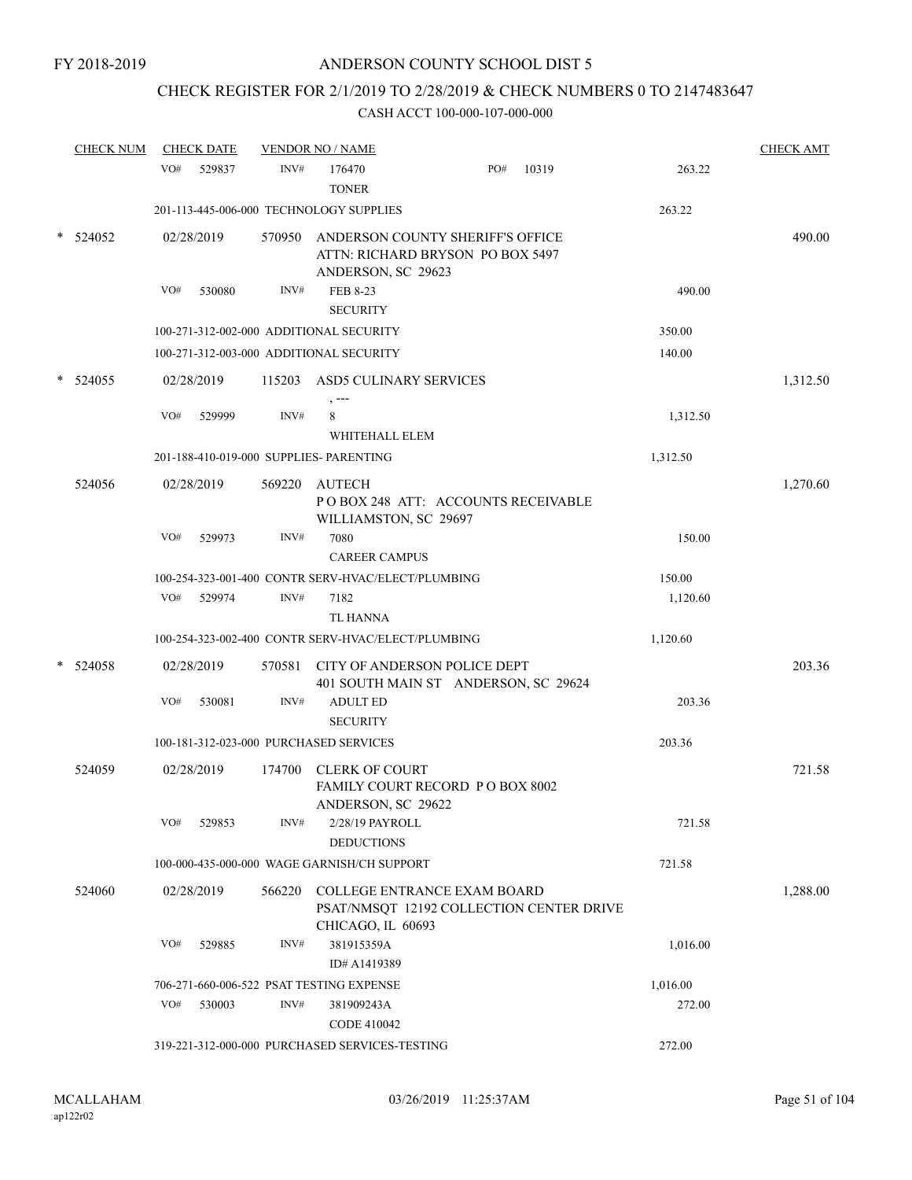FY 2018-2019

# ANDERSON COUNTY SCHOOL DIST 5

## CHECK REGISTER FOR 2/1/2019 TO 2/28/2019 & CHECK NUMBERS 0 TO 2147483647

### CASH ACCT 100-000-107-000-000

| CHECK NUM | CHECK DATE | VENDOR NO / NAME | | | CHECK AMT |
|---|---|---|---|---|---|
| | VO# 529837 | INV# 176470 TONER | PO# 10319 | 263.22 | |
| | 201-113-445-006-000 TECHNOLOGY SUPPLIES | | | 263.22 | |
| * 524052 | 02/28/2019 | 570950 ANDERSON COUNTY SHERIFF'S OFFICE ATTN: RICHARD BRYSON PO BOX 5497 ANDERSON, SC 29623 | | | 490.00 |
| | VO# 530080 | INV# FEB 8-23 SECURITY | | 490.00 | |
| | 100-271-312-002-000 ADDITIONAL SECURITY | | | 350.00 | |
| | 100-271-312-003-000 ADDITIONAL SECURITY | | | 140.00 | |
| * 524055 | 02/28/2019 | 115203 ASD5 CULINARY SERVICES , --- | | | 1,312.50 |
| | VO# 529999 | INV# 8 WHITEHALL ELEM | | 1,312.50 | |
| | 201-188-410-019-000 SUPPLIES- PARENTING | | | 1,312.50 | |
| 524056 | 02/28/2019 | 569220 AUTECH P O BOX 248 ATT: ACCOUNTS RECEIVABLE WILLIAMSTON, SC 29697 | | | 1,270.60 |
| | VO# 529973 | INV# 7080 CAREER CAMPUS | | 150.00 | |
| | 100-254-323-001-400 CONTR SERV-HVAC/ELECT/PLUMBING | | | 150.00 | |
| | VO# 529974 | INV# 7182 TL HANNA | | 1,120.60 | |
| | 100-254-323-002-400 CONTR SERV-HVAC/ELECT/PLUMBING | | | 1,120.60 | |
| * 524058 | 02/28/2019 | 570581 CITY OF ANDERSON POLICE DEPT 401 SOUTH MAIN ST ANDERSON, SC 29624 | | | 203.36 |
| | VO# 530081 | INV# ADULT ED SECURITY | | 203.36 | |
| | 100-181-312-023-000 PURCHASED SERVICES | | | 203.36 | |
| 524059 | 02/28/2019 | 174700 CLERK OF COURT FAMILY COURT RECORD P O BOX 8002 ANDERSON, SC 29622 | | | 721.58 |
| | VO# 529853 | INV# 2/28/19 PAYROLL DEDUCTIONS | | 721.58 | |
| | 100-000-435-000-000 WAGE GARNISH/CH SUPPORT | | | 721.58 | |
| 524060 | 02/28/2019 | 566220 COLLEGE ENTRANCE EXAM BOARD PSAT/NMSQT 12192 COLLECTION CENTER DRIVE CHICAGO, IL 60693 | | | 1,288.00 |
| | VO# 529885 | INV# 381915359A ID# A1419389 | | 1,016.00 | |
| | 706-271-660-006-522 PSAT TESTING EXPENSE | | | 1,016.00 | |
| | VO# 530003 | INV# 381909243A CODE 410042 | | 272.00 | |
| | 319-221-312-000-000 PURCHASED SERVICES-TESTING | | | 272.00 | |

MCALLAHAM ap122r02 03/26/2019 11:25:37AM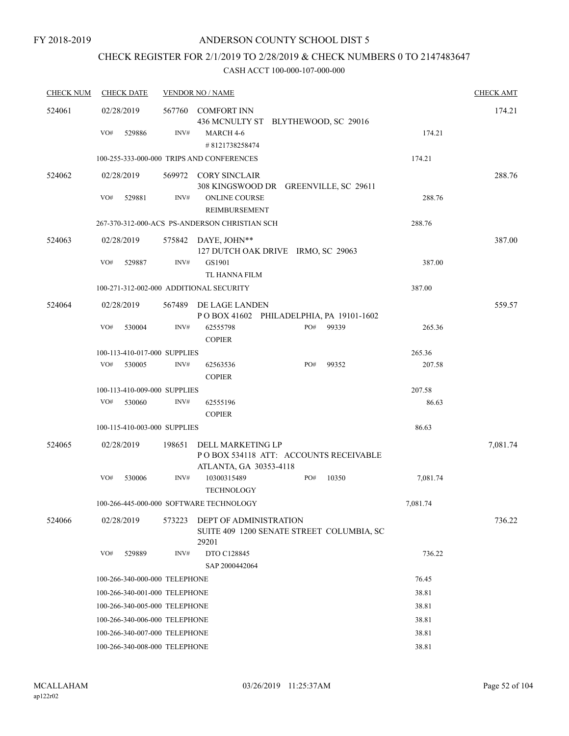FY 2018-2019

# ANDERSON COUNTY SCHOOL DIST 5

## CHECK REGISTER FOR 2/1/2019 TO 2/28/2019 & CHECK NUMBERS 0 TO 2147483647

CASH ACCT 100-000-107-000-000

| CHECK NUM | CHECK DATE | VENDOR NO / NAME | | CHECK AMT |
|---|---|---|---|---|
| 524061 | 02/28/2019 | 567760 COMFORT INN<br>436 MCNULTY ST BLYTHEWOOD, SC 29016 | | 174.21 |
| | VO# 529886 | INV# MARCH 4-6<br>#8121738258474 | 174.21 | |
| | 100-255-333-000-000 TRIPS AND CONFERENCES | | 174.21 | |
| 524062 | 02/28/2019 | 569972 CORY SINCLAIR<br>308 KINGSWOOD DR GREENVILLE, SC 29611 | | 288.76 |
| | VO# 529881 | INV# ONLINE COURSE<br>REIMBURSEMENT | 288.76 | |
| | 267-370-312-000-ACS PS-ANDERSON CHRISTIAN SCH | | 288.76 | |
| 524063 | 02/28/2019 | 575842 DAYE, JOHN**<br>127 DUTCH OAK DRIVE IRMO, SC 29063 | | 387.00 |
| | VO# 529887 | INV# GS1901<br>TL HANNA FILM | 387.00 | |
| | 100-271-312-002-000 ADDITIONAL SECURITY | | 387.00 | |
| 524064 | 02/28/2019 | 567489 DE LAGE LANDEN<br>P O BOX 41602 PHILADELPHIA, PA 19101-1602 | | 559.57 |
| | VO# 530004 | INV# 62555798 PO# 99339<br>COPIER | 265.36 | |
| | 100-113-410-017-000 SUPPLIES | | 265.36 | |
| | VO# 530005 | INV# 62563536 PO# 99352<br>COPIER | 207.58 | |
| | 100-113-410-009-000 SUPPLIES | | 207.58 | |
| | VO# 530060 | INV# 62555196<br>COPIER | 86.63 | |
| | 100-115-410-003-000 SUPPLIES | | 86.63 | |
| 524065 | 02/28/2019 | 198651 DELL MARKETING LP<br>P O BOX 534118 ATT: ACCOUNTS RECEIVABLE<br>ATLANTA, GA 30353-4118 | | 7,081.74 |
| | VO# 530006 | INV# 10300315489 PO# 10350<br>TECHNOLOGY | 7,081.74 | |
| | 100-266-445-000-000 SOFTWARE TECHNOLOGY | | 7,081.74 | |
| 524066 | 02/28/2019 | 573223 DEPT OF ADMINISTRATION<br>SUITE 409 1200 SENATE STREET COLUMBIA, SC 29201 | | 736.22 |
| | VO# 529889 | INV# DTO C128845<br>SAP 2000442064 | 736.22 | |
| | 100-266-340-000-000 TELEPHONE | | 76.45 | |
| | 100-266-340-001-000 TELEPHONE | | 38.81 | |
| | 100-266-340-005-000 TELEPHONE | | 38.81 | |
| | 100-266-340-006-000 TELEPHONE | | 38.81 | |
| | 100-266-340-007-000 TELEPHONE | | 38.81 | |
| | 100-266-340-008-000 TELEPHONE | | 38.81 | |

MCALLAHAM ap122r02 03/26/2019 11:25:37AM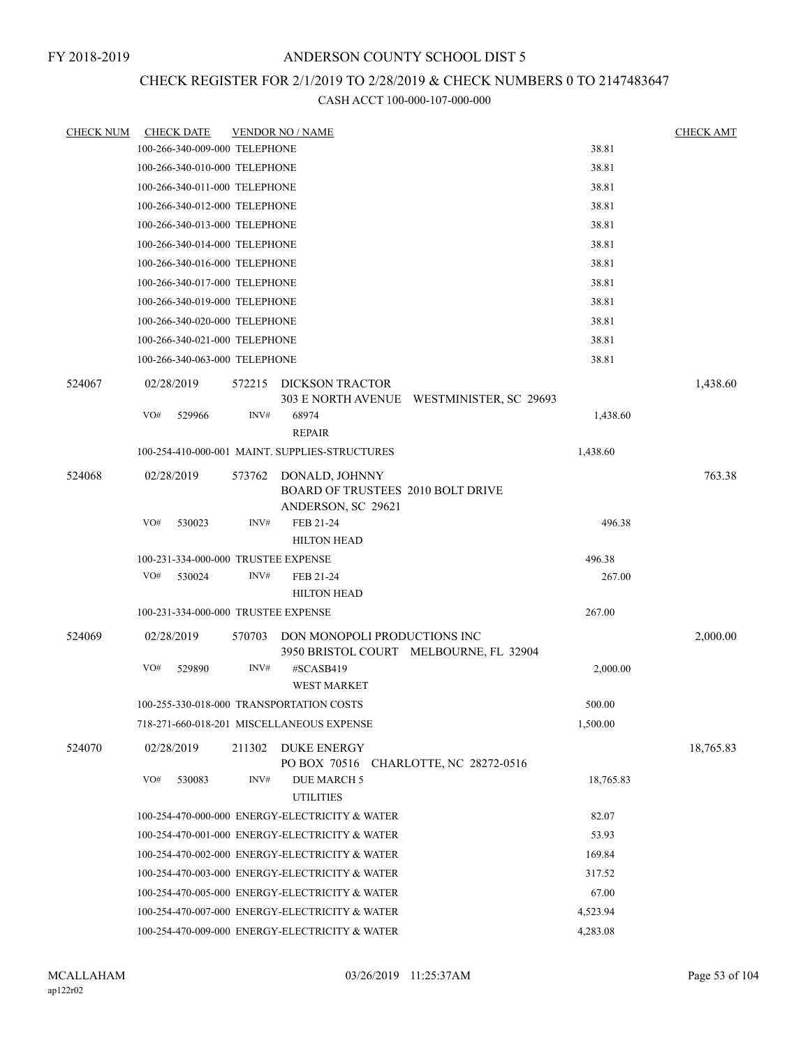FY 2018-2019

ANDERSON COUNTY SCHOOL DIST 5

CHECK REGISTER FOR 2/1/2019 TO 2/28/2019 & CHECK NUMBERS 0 TO 2147483647

CASH ACCT 100-000-107-000-000

| CHECK NUM | CHECK DATE | VENDOR NO / NAME | | CHECK AMT |
|---|---|---|---|---|
| | 100-266-340-009-000 TELEPHONE | | 38.81 | |
| | 100-266-340-010-000 TELEPHONE | | 38.81 | |
| | 100-266-340-011-000 TELEPHONE | | 38.81 | |
| | 100-266-340-012-000 TELEPHONE | | 38.81 | |
| | 100-266-340-013-000 TELEPHONE | | 38.81 | |
| | 100-266-340-014-000 TELEPHONE | | 38.81 | |
| | 100-266-340-016-000 TELEPHONE | | 38.81 | |
| | 100-266-340-017-000 TELEPHONE | | 38.81 | |
| | 100-266-340-019-000 TELEPHONE | | 38.81 | |
| | 100-266-340-020-000 TELEPHONE | | 38.81 | |
| | 100-266-340-021-000 TELEPHONE | | 38.81 | |
| | 100-266-340-063-000 TELEPHONE | | 38.81 | |
| 524067 | 02/28/2019 | 572215 DICKSON TRACTOR<br>303 E NORTH AVENUE WESTMINISTER, SC 29693 | | 1,438.60 |
| | VO# 529966 | INV# 68974<br>REPAIR | 1,438.60 | |
| | 100-254-410-000-001 MAINT. SUPPLIES-STRUCTURES | | 1,438.60 | |
| 524068 | 02/28/2019 | 573762 DONALD, JOHNNY<br>BOARD OF TRUSTEES 2010 BOLT DRIVE<br>ANDERSON, SC 29621 | | 763.38 |
| | VO# 530023 | INV# FEB 21-24<br>HILTON HEAD | 496.38 | |
| | 100-231-334-000-000 TRUSTEE EXPENSE | | 496.38 | |
| | VO# 530024 | INV# FEB 21-24<br>HILTON HEAD | 267.00 | |
| | 100-231-334-000-000 TRUSTEE EXPENSE | | 267.00 | |
| 524069 | 02/28/2019 | 570703 DON MONOPOLI PRODUCTIONS INC<br>3950 BRISTOL COURT MELBOURNE, FL 32904 | | 2,000.00 |
| | VO# 529890 | INV# #SCASB419<br>WEST MARKET | 2,000.00 | |
| | 100-255-330-018-000 TRANSPORTATION COSTS | | 500.00 | |
| | 718-271-660-018-201 MISCELLANEOUS EXPENSE | | 1,500.00 | |
| 524070 | 02/28/2019 | 211302 DUKE ENERGY<br>PO BOX 70516 CHARLOTTE, NC 28272-0516 | | 18,765.83 |
| | VO# 530083 | INV# DUE MARCH 5<br>UTILITIES | 18,765.83 | |
| | 100-254-470-000-000 ENERGY-ELECTRICITY & WATER | | 82.07 | |
| | 100-254-470-001-000 ENERGY-ELECTRICITY & WATER | | 53.93 | |
| | 100-254-470-002-000 ENERGY-ELECTRICITY & WATER | | 169.84 | |
| | 100-254-470-003-000 ENERGY-ELECTRICITY & WATER | | 317.52 | |
| | 100-254-470-005-000 ENERGY-ELECTRICITY & WATER | | 67.00 | |
| | 100-254-470-007-000 ENERGY-ELECTRICITY & WATER | | 4,523.94 | |
| | 100-254-470-009-000 ENERGY-ELECTRICITY & WATER | | 4,283.08 | |

MCALLAHAM
ap122r02

03/26/2019 11:25:37AM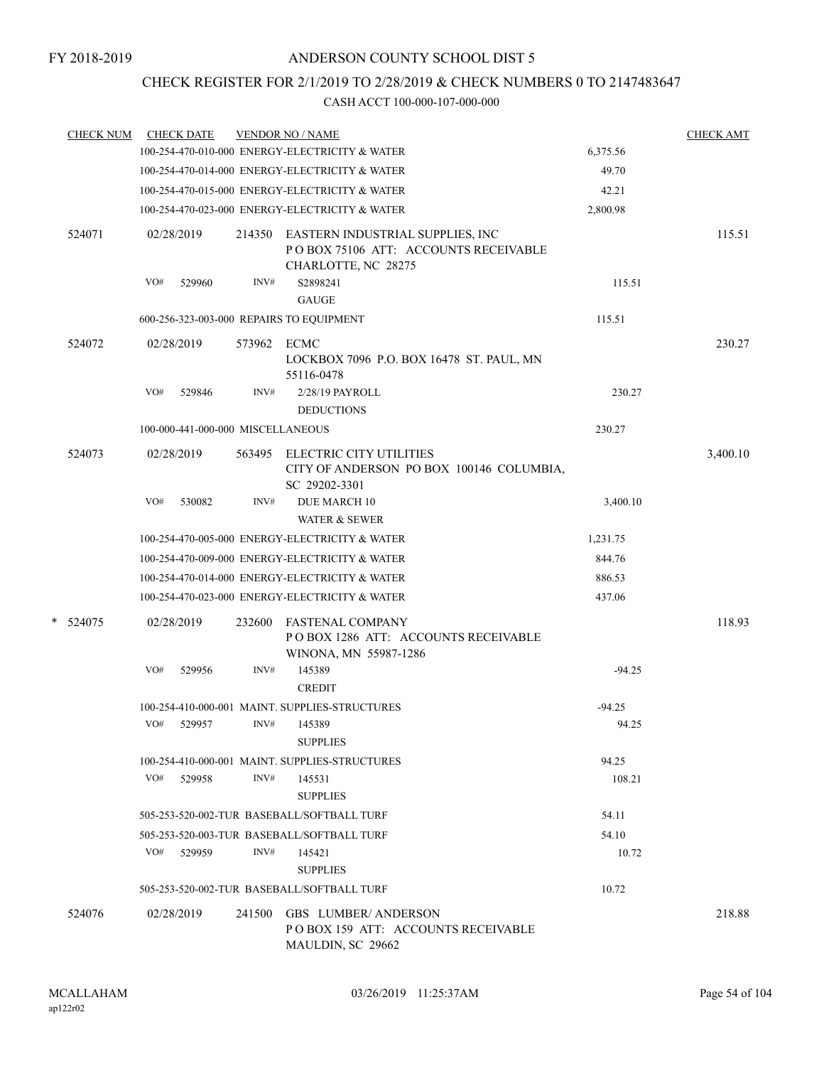FY 2018-2019

# ANDERSON COUNTY SCHOOL DIST 5

## CHECK REGISTER FOR 2/1/2019 TO 2/28/2019 & CHECK NUMBERS 0 TO 2147483647

### CASH ACCT 100-000-107-000-000

| CHECK NUM | CHECK DATE | VENDOR NO / NAME | | CHECK AMT |
|---|---|---|---|---|
| | | 100-254-470-010-000 ENERGY-ELECTRICITY & WATER | 6,375.56 | |
| | | 100-254-470-014-000 ENERGY-ELECTRICITY & WATER | 49.70 | |
| | | 100-254-470-015-000 ENERGY-ELECTRICITY & WATER | 42.21 | |
| | | 100-254-470-023-000 ENERGY-ELECTRICITY & WATER | 2,800.98 | |
| 524071 | 02/28/2019 | 214350 EASTERN INDUSTRIAL SUPPLIES, INC<br>P O BOX 75106 ATT: ACCOUNTS RECEIVABLE<br>CHARLOTTE, NC 28275 | | 115.51 |
| | VO# 529960 | INV# S2898241<br>GAUGE | 115.51 | |
| | | 600-256-323-003-000 REPAIRS TO EQUIPMENT | 115.51 | |
| 524072 | 02/28/2019 | 573962 ECMC<br>LOCKBOX 7096 P.O. BOX 16478 ST. PAUL, MN<br>55116-0478 | | 230.27 |
| | VO# 529846 | INV# 2/28/19 PAYROLL<br>DEDUCTIONS | 230.27 | |
| | | 100-000-441-000-000 MISCELLANEOUS | 230.27 | |
| 524073 | 02/28/2019 | 563495 ELECTRIC CITY UTILITIES<br>CITY OF ANDERSON PO BOX 100146 COLUMBIA,<br>SC 29202-3301 | | 3,400.10 |
| | VO# 530082 | INV# DUE MARCH 10<br>WATER & SEWER | 3,400.10 | |
| | | 100-254-470-005-000 ENERGY-ELECTRICITY & WATER | 1,231.75 | |
| | | 100-254-470-009-000 ENERGY-ELECTRICITY & WATER | 844.76 | |
| | | 100-254-470-014-000 ENERGY-ELECTRICITY & WATER | 886.53 | |
| | | 100-254-470-023-000 ENERGY-ELECTRICITY & WATER | 437.06 | |
| * 524075 | 02/28/2019 | 232600 FASTENAL COMPANY<br>P O BOX 1286 ATT: ACCOUNTS RECEIVABLE<br>WINONA, MN 55987-1286 | | 118.93 |
| | VO# 529956 | INV# 145389<br>CREDIT | -94.25 | |
| | | 100-254-410-000-001 MAINT. SUPPLIES-STRUCTURES | -94.25 | |
| | VO# 529957 | INV# 145389<br>SUPPLIES | 94.25 | |
| | | 100-254-410-000-001 MAINT. SUPPLIES-STRUCTURES | 94.25 | |
| | VO# 529958 | INV# 145531<br>SUPPLIES | 108.21 | |
| | | 505-253-520-002-TUR BASEBALL/SOFTBALL TURF | 54.11 | |
| | | 505-253-520-003-TUR BASEBALL/SOFTBALL TURF | 54.10 | |
| | VO# 529959 | INV# 145421<br>SUPPLIES | 10.72 | |
| | | 505-253-520-002-TUR BASEBALL/SOFTBALL TURF | 10.72 | |
| 524076 | 02/28/2019 | 241500 GBS LUMBER/ ANDERSON<br>P O BOX 159 ATT: ACCOUNTS RECEIVABLE<br>MAULDIN, SC 29662 | | 218.88 |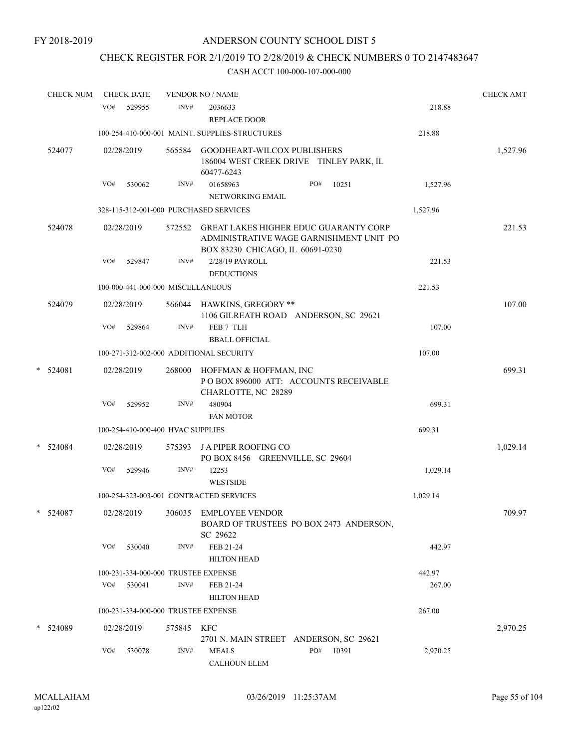FY 2018-2019

# ANDERSON COUNTY SCHOOL DIST 5

## CHECK REGISTER FOR 2/1/2019 TO 2/28/2019 & CHECK NUMBERS 0 TO 2147483647

### CASH ACCT 100-000-107-000-000

| CHECK NUM | CHECK DATE | VENDOR NO / NAME | | CHECK AMT |
|---|---|---|---|---|
| | VO# 529955 | INV# 2036633 REPLACE DOOR | 218.88 | |
| | 100-254-410-000-001 MAINT. SUPPLIES-STRUCTURES | | 218.88 | |
| 524077 | 02/28/2019 | 565584 GOODHEART-WILCOX PUBLISHERS 186004 WEST CREEK DRIVE TINLEY PARK, IL 60477-6243 | | 1,527.96 |
| | VO# 530062 | INV# 01658963 PO# 10251 NETWORKING EMAIL | 1,527.96 | |
| | 328-115-312-001-000 PURCHASED SERVICES | | 1,527.96 | |
| 524078 | 02/28/2019 | 572552 GREAT LAKES HIGHER EDUC GUARANTY CORP ADMINISTRATIVE WAGE GARNISHMENT UNIT PO BOX 83230 CHICAGO, IL 60691-0230 | | 221.53 |
| | VO# 529847 | INV# 2/28/19 PAYROLL DEDUCTIONS | 221.53 | |
| | 100-000-441-000-000 MISCELLANEOUS | | 221.53 | |
| 524079 | 02/28/2019 | 566044 HAWKINS, GREGORY ** 1106 GILREATH ROAD ANDERSON, SC 29621 | | 107.00 |
| | VO# 529864 | INV# FEB 7 TLH BBALL OFFICIAL | 107.00 | |
| | 100-271-312-002-000 ADDITIONAL SECURITY | | 107.00 | |
| * 524081 | 02/28/2019 | 268000 HOFFMAN & HOFFMAN, INC P O BOX 896000 ATT: ACCOUNTS RECEIVABLE CHARLOTTE, NC 28289 | | 699.31 |
| | VO# 529952 | INV# 480904 FAN MOTOR | 699.31 | |
| | 100-254-410-000-400 HVAC SUPPLIES | | 699.31 | |
| * 524084 | 02/28/2019 | 575393 J A PIPER ROOFING CO PO BOX 8456 GREENVILLE, SC 29604 | | 1,029.14 |
| | VO# 529946 | INV# 12253 WESTSIDE | 1,029.14 | |
| | 100-254-323-003-001 CONTRACTED SERVICES | | 1,029.14 | |
| * 524087 | 02/28/2019 | 306035 EMPLOYEE VENDOR BOARD OF TRUSTEES PO BOX 2473 ANDERSON, SC 29622 | | 709.97 |
| | VO# 530040 | INV# FEB 21-24 HILTON HEAD | 442.97 | |
| | 100-231-334-000-000 TRUSTEE EXPENSE | | 442.97 | |
| | VO# 530041 | INV# FEB 21-24 HILTON HEAD | 267.00 | |
| | 100-231-334-000-000 TRUSTEE EXPENSE | | 267.00 | |
| * 524089 | 02/28/2019 | 575845 KFC 2701 N. MAIN STREET ANDERSON, SC 29621 | | 2,970.25 |
| | VO# 530078 | INV# MEALS PO# 10391 CALHOUN ELEM | 2,970.25 | |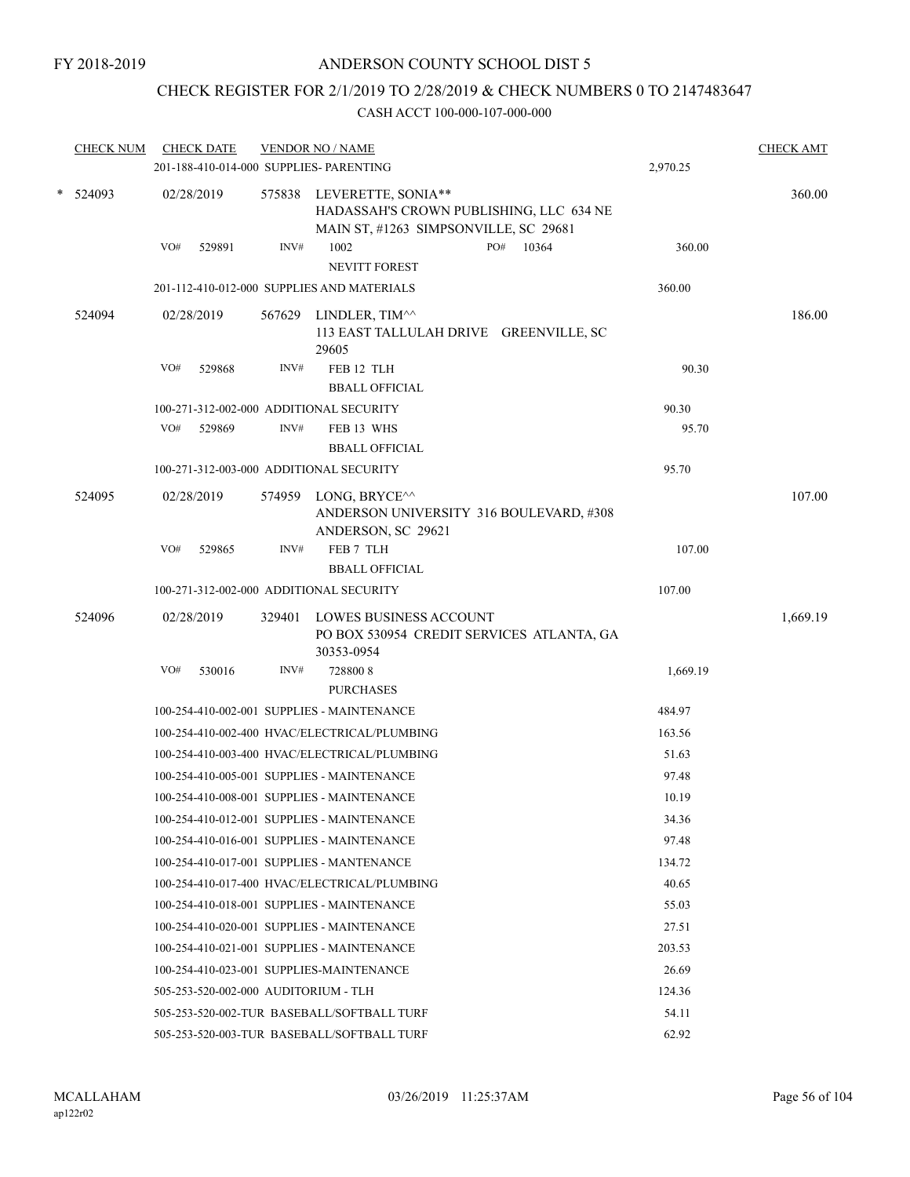FY 2018-2019

# ANDERSON COUNTY SCHOOL DIST 5

## CHECK REGISTER FOR 2/1/2019 TO 2/28/2019 & CHECK NUMBERS 0 TO 2147483647

### CASH ACCT 100-000-107-000-000

| CHECK NUM | CHECK DATE | VENDOR NO / NAME | | CHECK AMT |
|---|---|---|---|---|
| | 201-188-410-014-000 SUPPLIES- PARENTING | | 2,970.25 | |
| * 524093 | 02/28/2019 | 575838 LEVERETTE, SONIA** HADASSAH'S CROWN PUBLISHING, LLC 634 NE MAIN ST, #1263 SIMPSONVILLE, SC 29681 | | 360.00 |
| | VO# 529891 | INV# 1002 NEVITT FOREST PO# 10364 | 360.00 | |
| | 201-112-410-012-000 SUPPLIES AND MATERIALS | | 360.00 | |
| 524094 | 02/28/2019 | 567629 LINDLER, TIM^^ 113 EAST TALLULAH DRIVE GREENVILLE, SC 29605 | | 186.00 |
| | VO# 529868 | INV# FEB 12 TLH BBALL OFFICIAL | 90.30 | |
| | 100-271-312-002-000 ADDITIONAL SECURITY | | 90.30 | |
| | VO# 529869 | INV# FEB 13 WHS BBALL OFFICIAL | 95.70 | |
| | 100-271-312-003-000 ADDITIONAL SECURITY | | 95.70 | |
| 524095 | 02/28/2019 | 574959 LONG, BRYCE^^ ANDERSON UNIVERSITY 316 BOULEVARD, #308 ANDERSON, SC 29621 | | 107.00 |
| | VO# 529865 | INV# FEB 7 TLH BBALL OFFICIAL | 107.00 | |
| | 100-271-312-002-000 ADDITIONAL SECURITY | | 107.00 | |
| 524096 | 02/28/2019 | 329401 LOWES BUSINESS ACCOUNT PO BOX 530954 CREDIT SERVICES ATLANTA, GA 30353-0954 | | 1,669.19 |
| | VO# 530016 | INV# 728800 8 PURCHASES | 1,669.19 | |
| | 100-254-410-002-001 SUPPLIES - MAINTENANCE | | 484.97 | |
| | 100-254-410-002-400 HVAC/ELECTRICAL/PLUMBING | | 163.56 | |
| | 100-254-410-003-400 HVAC/ELECTRICAL/PLUMBING | | 51.63 | |
| | 100-254-410-005-001 SUPPLIES - MAINTENANCE | | 97.48 | |
| | 100-254-410-008-001 SUPPLIES - MAINTENANCE | | 10.19 | |
| | 100-254-410-012-001 SUPPLIES - MAINTENANCE | | 34.36 | |
| | 100-254-410-016-001 SUPPLIES - MAINTENANCE | | 97.48 | |
| | 100-254-410-017-001 SUPPLIES - MANTENANCE | | 134.72 | |
| | 100-254-410-017-400 HVAC/ELECTRICAL/PLUMBING | | 40.65 | |
| | 100-254-410-018-001 SUPPLIES - MAINTENANCE | | 55.03 | |
| | 100-254-410-020-001 SUPPLIES - MAINTENANCE | | 27.51 | |
| | 100-254-410-021-001 SUPPLIES - MAINTENANCE | | 203.53 | |
| | 100-254-410-023-001 SUPPLIES-MAINTENANCE | | 26.69 | |
| | 505-253-520-002-000 AUDITORIUM - TLH | | 124.36 | |
| | 505-253-520-002-TUR BASEBALL/SOFTBALL TURF | | 54.11 | |
| | 505-253-520-003-TUR BASEBALL/SOFTBALL TURF | | 62.92 | |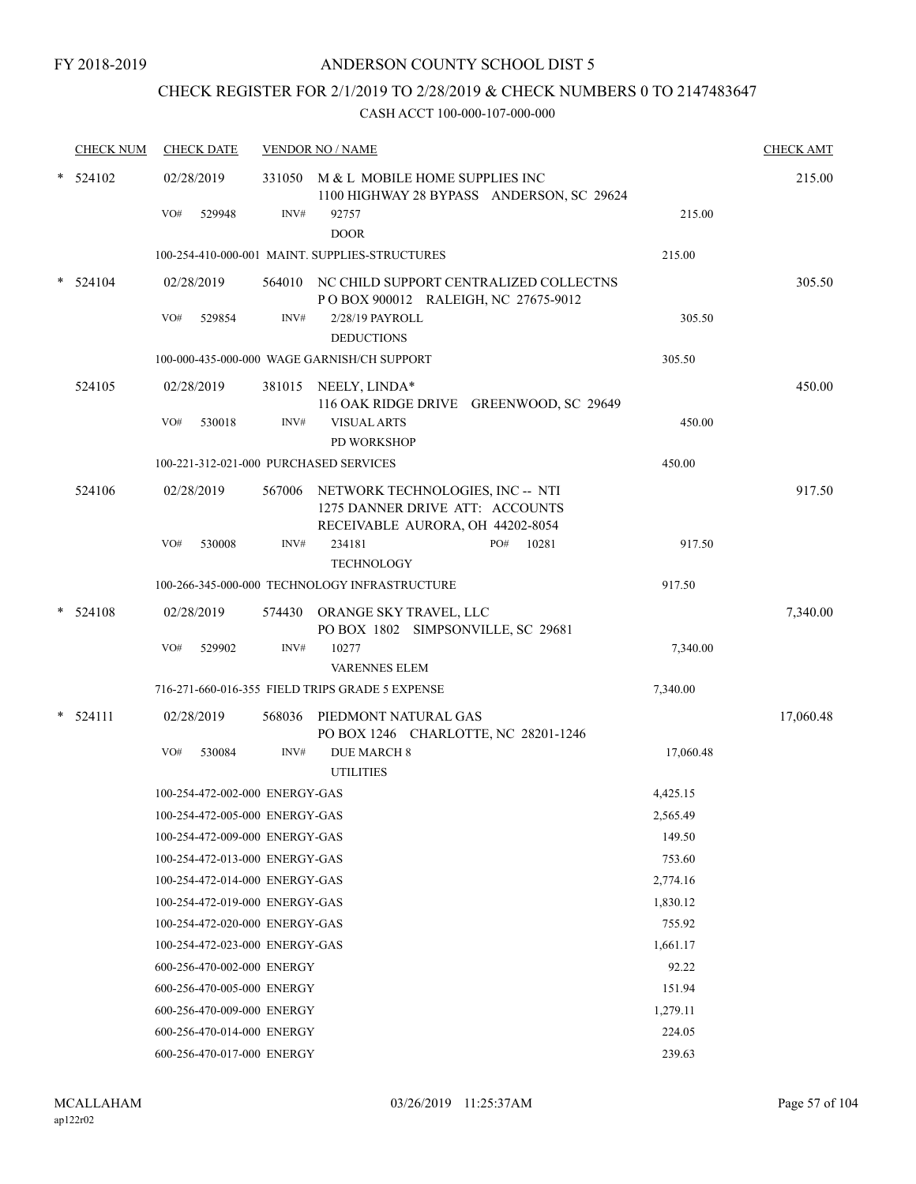FY 2018-2019

# ANDERSON COUNTY SCHOOL DIST 5

## CHECK REGISTER FOR 2/1/2019 TO 2/28/2019 & CHECK NUMBERS 0 TO 2147483647

### CASH ACCT 100-000-107-000-000

| CHECK NUM | CHECK DATE | VENDOR NO / NAME | | CHECK AMT |
|---|---|---|---|---|
| * 524102 | 02/28/2019 | 331050 M & L MOBILE HOME SUPPLIES INC<br>1100 HIGHWAY 28 BYPASS ANDERSON, SC 29624 | | 215.00 |
| | VO# 529948 | INV# 92757<br>DOOR | 215.00 | |
| | 100-254-410-000-001 MAINT. SUPPLIES-STRUCTURES | | 215.00 | |
| * 524104 | 02/28/2019 | 564010 NC CHILD SUPPORT CENTRALIZED COLLECTNS<br>P O BOX 900012 RALEIGH, NC 27675-9012 | | 305.50 |
| | VO# 529854 | INV# 2/28/19 PAYROLL<br>DEDUCTIONS | 305.50 | |
| | 100-000-435-000-000 WAGE GARNISH/CH SUPPORT | | 305.50 | |
| 524105 | 02/28/2019 | 381015 NEELY, LINDA*<br>116 OAK RIDGE DRIVE GREENWOOD, SC 29649 | | 450.00 |
| | VO# 530018 | INV# VISUAL ARTS<br>PD WORKSHOP | 450.00 | |
| | 100-221-312-021-000 PURCHASED SERVICES | | 450.00 | |
| 524106 | 02/28/2019 | 567006 NETWORK TECHNOLOGIES, INC -- NTI<br>1275 DANNER DRIVE ATT: ACCOUNTS<br>RECEIVABLE AURORA, OH 44202-8054 | | 917.50 |
| | VO# 530008 | INV# 234181 PO# 10281<br>TECHNOLOGY | 917.50 | |
| | 100-266-345-000-000 TECHNOLOGY INFRASTRUCTURE | | 917.50 | |
| * 524108 | 02/28/2019 | 574430 ORANGE SKY TRAVEL, LLC<br>PO BOX 1802 SIMPSONVILLE, SC 29681 | | 7,340.00 |
| | VO# 529902 | INV# 10277<br>VARENNES ELEM | 7,340.00 | |
| | 716-271-660-016-355 FIELD TRIPS GRADE 5 EXPENSE | | 7,340.00 | |
| * 524111 | 02/28/2019 | 568036 PIEDMONT NATURAL GAS<br>PO BOX 1246 CHARLOTTE, NC 28201-1246 | | 17,060.48 |
| | VO# 530084 | INV# DUE MARCH 8<br>UTILITIES | 17,060.48 | |
| | 100-254-472-002-000 ENERGY-GAS | | 4,425.15 | |
| | 100-254-472-005-000 ENERGY-GAS | | 2,565.49 | |
| | 100-254-472-009-000 ENERGY-GAS | | 149.50 | |
| | 100-254-472-013-000 ENERGY-GAS | | 753.60 | |
| | 100-254-472-014-000 ENERGY-GAS | | 2,774.16 | |
| | 100-254-472-019-000 ENERGY-GAS | | 1,830.12 | |
| | 100-254-472-020-000 ENERGY-GAS | | 755.92 | |
| | 100-254-472-023-000 ENERGY-GAS | | 1,661.17 | |
| | 600-256-470-002-000 ENERGY | | 92.22 | |
| | 600-256-470-005-000 ENERGY | | 151.94 | |
| | 600-256-470-009-000 ENERGY | | 1,279.11 | |
| | 600-256-470-014-000 ENERGY | | 224.05 | |
| | 600-256-470-017-000 ENERGY | | 239.63 | |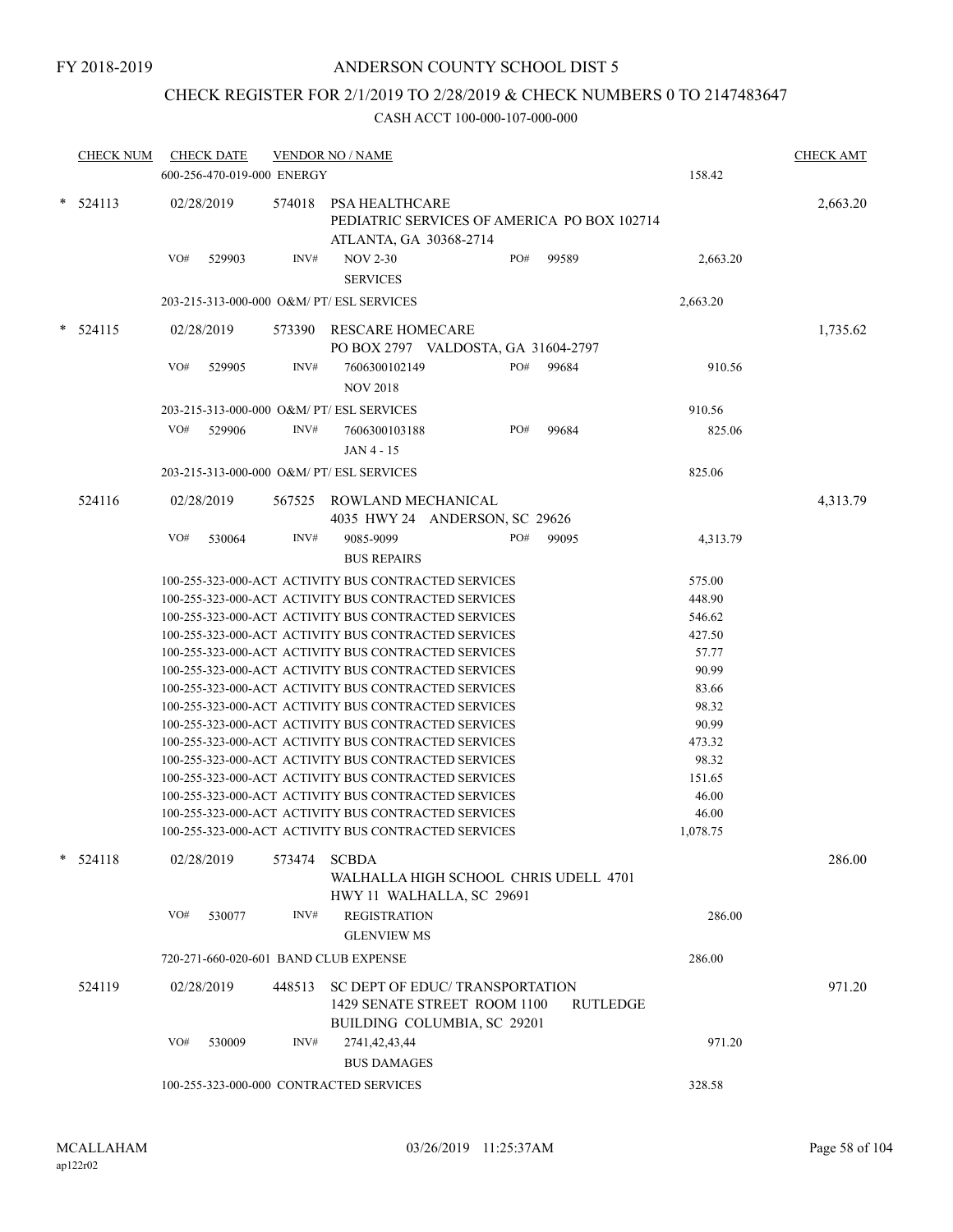FY 2018-2019

# ANDERSON COUNTY SCHOOL DIST 5

## CHECK REGISTER FOR 2/1/2019 TO 2/28/2019 & CHECK NUMBERS 0 TO 2147483647

CASH ACCT 100-000-107-000-000

| CHECK NUM | CHECK DATE | VENDOR NO / NAME | | | CHECK AMT |
|---|---|---|---|---|---|
| | 600-256-470-019-000 ENERGY | | | 158.42 | |
| * 524113 | 02/28/2019 | 574018 PSA HEALTHCARE PEDIATRIC SERVICES OF AMERICA PO BOX 102714 ATLANTA, GA 30368-2714 | | | 2,663.20 |
| | VO# 529903 | INV# NOV 2-30 SERVICES | PO# 99589 | 2,663.20 | |
| | 203-215-313-000-000 O&M/ PT/ ESL SERVICES | | | 2,663.20 | |
| * 524115 | 02/28/2019 | 573390 RESCARE HOMECARE PO BOX 2797 VALDOSTA, GA 31604-2797 | | | 1,735.62 |
| | VO# 529905 | INV# 7606300102149 NOV 2018 | PO# 99684 | 910.56 | |
| | 203-215-313-000-000 O&M/ PT/ ESL SERVICES | | | 910.56 | |
| | VO# 529906 | INV# 7606300103188 JAN 4 - 15 | PO# 99684 | 825.06 | |
| | 203-215-313-000-000 O&M/ PT/ ESL SERVICES | | | 825.06 | |
| 524116 | 02/28/2019 | 567525 ROWLAND MECHANICAL 4035 HWY 24 ANDERSON, SC 29626 | | | 4,313.79 |
| | VO# 530064 | INV# 9085-9099 BUS REPAIRS | PO# 99095 | 4,313.79 | |
| | 100-255-323-000-ACT ACTIVITY BUS CONTRACTED SERVICES | | | 575.00 | |
| | 100-255-323-000-ACT ACTIVITY BUS CONTRACTED SERVICES | | | 448.90 | |
| | 100-255-323-000-ACT ACTIVITY BUS CONTRACTED SERVICES | | | 546.62 | |
| | 100-255-323-000-ACT ACTIVITY BUS CONTRACTED SERVICES | | | 427.50 | |
| | 100-255-323-000-ACT ACTIVITY BUS CONTRACTED SERVICES | | | 57.77 | |
| | 100-255-323-000-ACT ACTIVITY BUS CONTRACTED SERVICES | | | 90.99 | |
| | 100-255-323-000-ACT ACTIVITY BUS CONTRACTED SERVICES | | | 83.66 | |
| | 100-255-323-000-ACT ACTIVITY BUS CONTRACTED SERVICES | | | 98.32 | |
| | 100-255-323-000-ACT ACTIVITY BUS CONTRACTED SERVICES | | | 90.99 | |
| | 100-255-323-000-ACT ACTIVITY BUS CONTRACTED SERVICES | | | 473.32 | |
| | 100-255-323-000-ACT ACTIVITY BUS CONTRACTED SERVICES | | | 98.32 | |
| | 100-255-323-000-ACT ACTIVITY BUS CONTRACTED SERVICES | | | 151.65 | |
| | 100-255-323-000-ACT ACTIVITY BUS CONTRACTED SERVICES | | | 46.00 | |
| | 100-255-323-000-ACT ACTIVITY BUS CONTRACTED SERVICES | | | 46.00 | |
| | 100-255-323-000-ACT ACTIVITY BUS CONTRACTED SERVICES | | | 1,078.75 | |
| * 524118 | 02/28/2019 | 573474 SCBDA WALHALLA HIGH SCHOOL CHRIS UDELL 4701 HWY 11 WALHALLA, SC 29691 | | | 286.00 |
| | VO# 530077 | INV# REGISTRATION GLENVIEW MS | | 286.00 | |
| | 720-271-660-020-601 BAND CLUB EXPENSE | | | 286.00 | |
| 524119 | 02/28/2019 | 448513 SC DEPT OF EDUC/ TRANSPORTATION 1429 SENATE STREET ROOM 1100 RUTLEDGE BUILDING COLUMBIA, SC 29201 | | | 971.20 |
| | VO# 530009 | INV# 2741,42,43,44 BUS DAMAGES | | 971.20 | |
| | 100-255-323-000-000 CONTRACTED SERVICES | | | 328.58 | |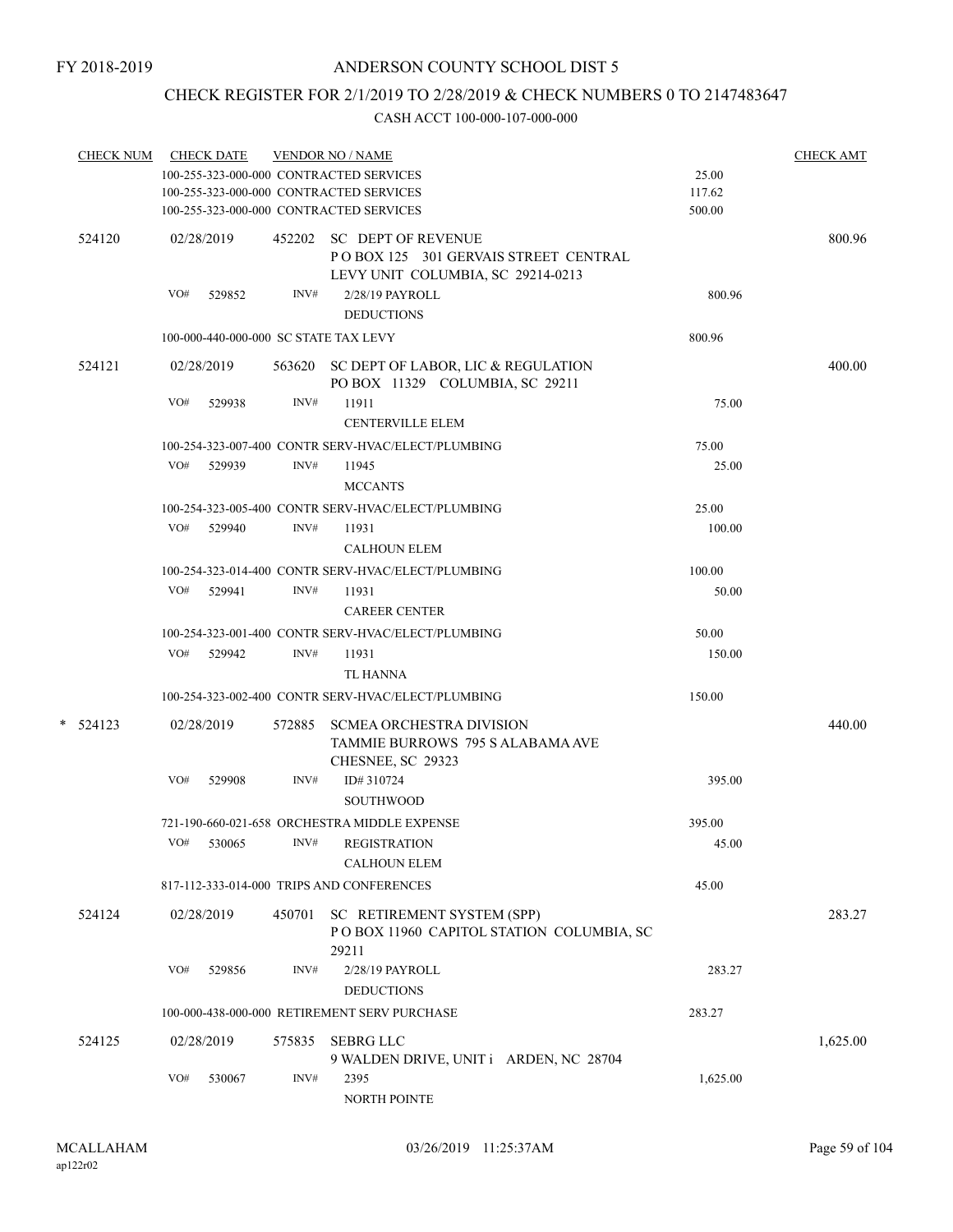FY 2018-2019

# ANDERSON COUNTY SCHOOL DIST 5

## CHECK REGISTER FOR 2/1/2019 TO 2/28/2019 & CHECK NUMBERS 0 TO 2147483647

### CASH ACCT 100-000-107-000-000

| CHECK NUM | CHECK DATE | VENDOR NO / NAME | | CHECK AMT |
|---|---|---|---|---|
| | | 100-255-323-000-000 CONTRACTED SERVICES | 25.00 | |
| | | 100-255-323-000-000 CONTRACTED SERVICES | 117.62 | |
| | | 100-255-323-000-000 CONTRACTED SERVICES | 500.00 | |
| 524120 | 02/28/2019 | 452202 SC DEPT OF REVENUE<br>P O BOX 125 301 GERVAIS STREET CENTRAL LEVY UNIT COLUMBIA, SC 29214-0213 | | 800.96 |
| | VO# 529852 | INV# 2/28/19 PAYROLL<br>DEDUCTIONS | 800.96 | |
| | | 100-000-440-000-000 SC STATE TAX LEVY | 800.96 | |
| 524121 | 02/28/2019 | 563620 SC DEPT OF LABOR, LIC & REGULATION<br>PO BOX 11329 COLUMBIA, SC 29211 | | 400.00 |
| | VO# 529938 | INV# 11911<br>CENTERVILLE ELEM | 75.00 | |
| | | 100-254-323-007-400 CONTR SERV-HVAC/ELECT/PLUMBING | 75.00 | |
| | VO# 529939 | INV# 11945<br>MCCANTS | 25.00 | |
| | | 100-254-323-005-400 CONTR SERV-HVAC/ELECT/PLUMBING | 25.00 | |
| | VO# 529940 | INV# 11931<br>CALHOUN ELEM | 100.00 | |
| | | 100-254-323-014-400 CONTR SERV-HVAC/ELECT/PLUMBING | 100.00 | |
| | VO# 529941 | INV# 11931<br>CAREER CENTER | 50.00 | |
| | | 100-254-323-001-400 CONTR SERV-HVAC/ELECT/PLUMBING | 50.00 | |
| | VO# 529942 | INV# 11931<br>TL HANNA | 150.00 | |
| | | 100-254-323-002-400 CONTR SERV-HVAC/ELECT/PLUMBING | 150.00 | |
| * 524123 | 02/28/2019 | 572885 SCMEA ORCHESTRA DIVISION<br>TAMMIE BURROWS 795 S ALABAMA AVE CHESNEE, SC 29323 | | 440.00 |
| | VO# 529908 | INV# ID# 310724<br>SOUTHWOOD | 395.00 | |
| | | 721-190-660-021-658 ORCHESTRA MIDDLE EXPENSE | 395.00 | |
| | VO# 530065 | INV# REGISTRATION<br>CALHOUN ELEM | 45.00 | |
| | | 817-112-333-014-000 TRIPS AND CONFERENCES | 45.00 | |
| 524124 | 02/28/2019 | 450701 SC RETIREMENT SYSTEM (SPP)<br>P O BOX 11960 CAPITOL STATION COLUMBIA, SC 29211 | | 283.27 |
| | VO# 529856 | INV# 2/28/19 PAYROLL<br>DEDUCTIONS | 283.27 | |
| | | 100-000-438-000-000 RETIREMENT SERV PURCHASE | 283.27 | |
| 524125 | 02/28/2019 | 575835 SEBRG LLC<br>9 WALDEN DRIVE, UNIT i ARDEN, NC 28704 | | 1,625.00 |
| | VO# 530067 | INV# 2395<br>NORTH POINTE | 1,625.00 | |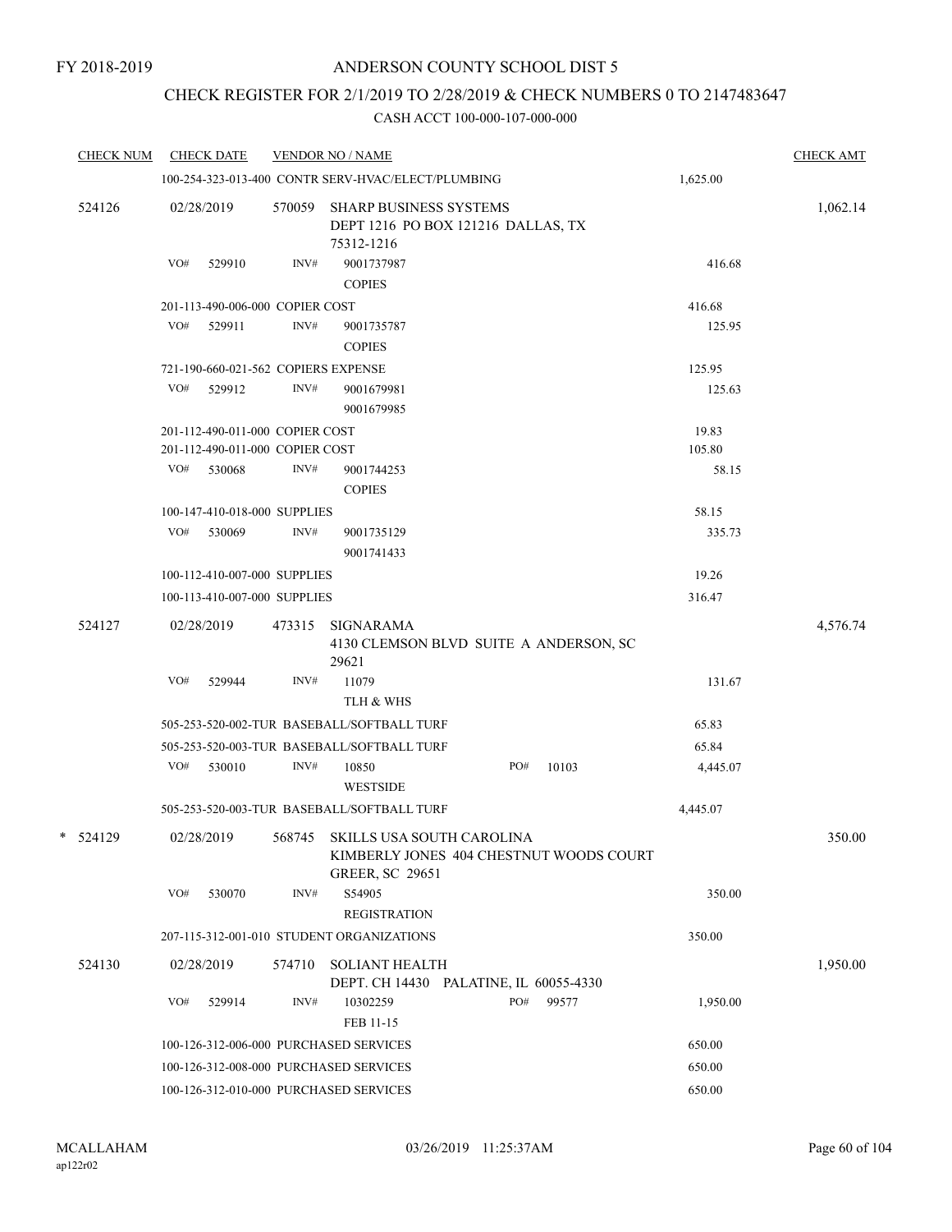FY 2018-2019

# ANDERSON COUNTY SCHOOL DIST 5

## CHECK REGISTER FOR 2/1/2019 TO 2/28/2019 & CHECK NUMBERS 0 TO 2147483647

CASH ACCT 100-000-107-000-000

| CHECK NUM | CHECK DATE | VENDOR NO / NAME | | | CHECK AMT |
|---|---|---|---|---|---|
| | 100-254-323-013-400 CONTR SERV-HVAC/ELECT/PLUMBING | | | 1,625.00 | |
| 524126 | 02/28/2019 | 570059 | SHARP BUSINESS SYSTEMS<br>DEPT 1216 PO BOX 121216 DALLAS, TX 75312-1216 | | 1,062.14 |
| | VO# 529910 | INV# | 9001737987<br>COPIES | 416.68 | |
| | 201-113-490-006-000 COPIER COST | | | 416.68 | |
| | VO# 529911 | INV# | 9001735787<br>COPIES | 125.95 | |
| | 721-190-660-021-562 COPIERS EXPENSE | | | 125.95 | |
| | VO# 529912 | INV# | 9001679981<br>9001679985 | 125.63 | |
| | 201-112-490-011-000 COPIER COST | | | 19.83 | |
| | 201-112-490-011-000 COPIER COST | | | 105.80 | |
| | VO# 530068 | INV# | 9001744253<br>COPIES | 58.15 | |
| | 100-147-410-018-000 SUPPLIES | | | 58.15 | |
| | VO# 530069 | INV# | 9001735129<br>9001741433 | 335.73 | |
| | 100-112-410-007-000 SUPPLIES | | | 19.26 | |
| | 100-113-410-007-000 SUPPLIES | | | 316.47 | |
| 524127 | 02/28/2019 | 473315 | SIGNARAMA<br>4130 CLEMSON BLVD SUITE A ANDERSON, SC 29621 | | 4,576.74 |
| | VO# 529944 | INV# | 11079<br>TLH & WHS | 131.67 | |
| | 505-253-520-002-TUR BASEBALL/SOFTBALL TURF | | | 65.83 | |
| | 505-253-520-003-TUR BASEBALL/SOFTBALL TURF | | | 65.84 | |
| | VO# 530010 | INV# | 10850<br>WESTSIDE &nbsp;&nbsp; PO# 10103 | 4,445.07 | |
| | 505-253-520-003-TUR BASEBALL/SOFTBALL TURF | | | 4,445.07 | |
| * 524129 | 02/28/2019 | 568745 | SKILLS USA SOUTH CAROLINA<br>KIMBERLY JONES 404 CHESTNUT WOODS COURT GREER, SC 29651 | | 350.00 |
| | VO# 530070 | INV# | S54905<br>REGISTRATION | 350.00 | |
| | 207-115-312-001-010 STUDENT ORGANIZATIONS | | | 350.00 | |
| 524130 | 02/28/2019 | 574710 | SOLIANT HEALTH<br>DEPT. CH 14430 PALATINE, IL 60055-4330 | | 1,950.00 |
| | VO# 529914 | INV# | 10302259<br>FEB 11-15 &nbsp;&nbsp; PO# 99577 | 1,950.00 | |
| | 100-126-312-006-000 PURCHASED SERVICES | | | 650.00 | |
| | 100-126-312-008-000 PURCHASED SERVICES | | | 650.00 | |
| | 100-126-312-010-000 PURCHASED SERVICES | | | 650.00 | |

MCALLAHAM
ap122r02

03/26/2019 11:25:37AM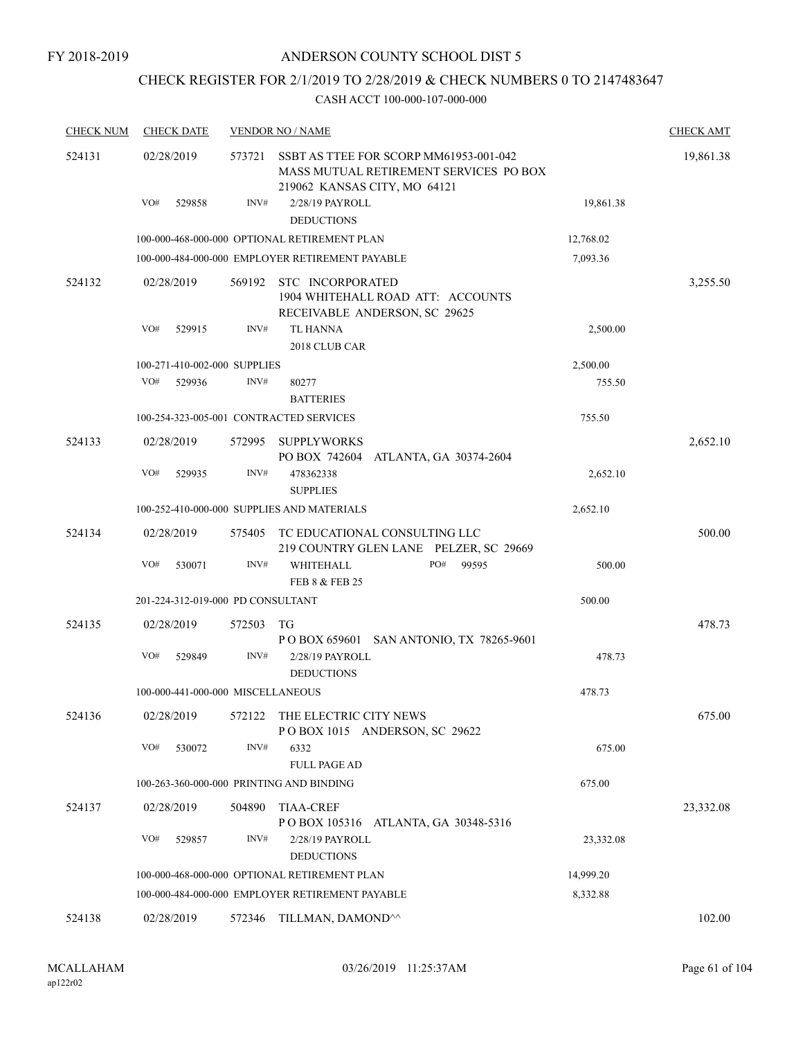FY 2018-2019

# ANDERSON COUNTY SCHOOL DIST 5

## CHECK REGISTER FOR 2/1/2019 TO 2/28/2019 & CHECK NUMBERS 0 TO 2147483647

CASH ACCT 100-000-107-000-000

| CHECK NUM | CHECK DATE | VENDOR NO / NAME | | CHECK AMT |
|---|---|---|---|---|
| 524131 | 02/28/2019 | 573721 SSBT AS TTEE FOR SCORP MM61953-001-042 MASS MUTUAL RETIREMENT SERVICES PO BOX 219062 KANSAS CITY, MO 64121 | | 19,861.38 |
| | VO# 529858 | INV# 2/28/19 PAYROLL DEDUCTIONS | 19,861.38 | |
| | 100-000-468-000-000 OPTIONAL RETIREMENT PLAN | | 12,768.02 | |
| | 100-000-484-000-000 EMPLOYER RETIREMENT PAYABLE | | 7,093.36 | |
| 524132 | 02/28/2019 | 569192 STC INCORPORATED 1904 WHITEHALL ROAD ATT: ACCOUNTS RECEIVABLE ANDERSON, SC 29625 | | 3,255.50 |
| | VO# 529915 | INV# TL HANNA 2018 CLUB CAR | 2,500.00 | |
| | 100-271-410-002-000 SUPPLIES | | 2,500.00 | |
| | VO# 529936 | INV# 80277 BATTERIES | 755.50 | |
| | 100-254-323-005-001 CONTRACTED SERVICES | | 755.50 | |
| 524133 | 02/28/2019 | 572995 SUPPLYWORKS PO BOX 742604 ATLANTA, GA 30374-2604 | | 2,652.10 |
| | VO# 529935 | INV# 478362338 SUPPLIES | 2,652.10 | |
| | 100-252-410-000-000 SUPPLIES AND MATERIALS | | 2,652.10 | |
| 524134 | 02/28/2019 | 575405 TC EDUCATIONAL CONSULTING LLC 219 COUNTRY GLEN LANE PELZER, SC 29669 | | 500.00 |
| | VO# 530071 | INV# WHITEHALL PO# 99595 FEB 8 & FEB 25 | 500.00 | |
| | 201-224-312-019-000 PD CONSULTANT | | 500.00 | |
| 524135 | 02/28/2019 | 572503 TG P O BOX 659601 SAN ANTONIO, TX 78265-9601 | | 478.73 |
| | VO# 529849 | INV# 2/28/19 PAYROLL DEDUCTIONS | 478.73 | |
| | 100-000-441-000-000 MISCELLANEOUS | | 478.73 | |
| 524136 | 02/28/2019 | 572122 THE ELECTRIC CITY NEWS P O BOX 1015 ANDERSON, SC 29622 | | 675.00 |
| | VO# 530072 | INV# 6332 FULL PAGE AD | 675.00 | |
| | 100-263-360-000-000 PRINTING AND BINDING | | 675.00 | |
| 524137 | 02/28/2019 | 504890 TIAA-CREF P O BOX 105316 ATLANTA, GA 30348-5316 | | 23,332.08 |
| | VO# 529857 | INV# 2/28/19 PAYROLL DEDUCTIONS | 23,332.08 | |
| | 100-000-468-000-000 OPTIONAL RETIREMENT PLAN | | 14,999.20 | |
| | 100-000-484-000-000 EMPLOYER RETIREMENT PAYABLE | | 8,332.88 | |
| 524138 | 02/28/2019 | 572346 TILLMAN, DAMOND^^ | | 102.00 |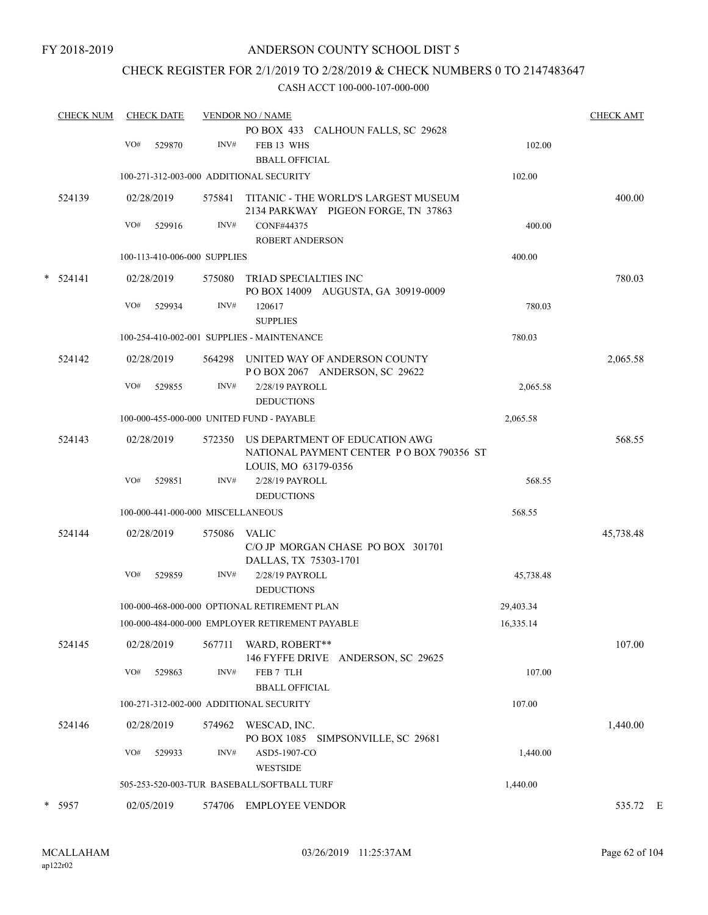FY 2018-2019

# ANDERSON COUNTY SCHOOL DIST 5

## CHECK REGISTER FOR 2/1/2019 TO 2/28/2019 & CHECK NUMBERS 0 TO 2147483647

### CASH ACCT 100-000-107-000-000

| CHECK NUM | CHECK DATE | VENDOR NO / NAME | | CHECK AMT |
|---|---|---|---|---|
| | | PO BOX 433 CALHOUN FALLS, SC 29628 | | |
| | VO# 529870 | INV# FEB 13 WHS<br>BBALL OFFICIAL | 102.00 | |
| | 100-271-312-003-000 ADDITIONAL SECURITY | | 102.00 | |
| 524139 | 02/28/2019 | 575841 TITANIC - THE WORLD'S LARGEST MUSEUM<br>2134 PARKWAY PIGEON FORGE, TN 37863 | | 400.00 |
| | VO# 529916 | INV# CONF#44375<br>ROBERT ANDERSON | 400.00 | |
| | 100-113-410-006-000 SUPPLIES | | 400.00 | |
| * 524141 | 02/28/2019 | 575080 TRIAD SPECIALTIES INC<br>PO BOX 14009 AUGUSTA, GA 30919-0009 | | 780.03 |
| | VO# 529934 | INV# 120617<br>SUPPLIES | 780.03 | |
| | 100-254-410-002-001 SUPPLIES - MAINTENANCE | | 780.03 | |
| 524142 | 02/28/2019 | 564298 UNITED WAY OF ANDERSON COUNTY<br>P O BOX 2067 ANDERSON, SC 29622 | | 2,065.58 |
| | VO# 529855 | INV# 2/28/19 PAYROLL<br>DEDUCTIONS | 2,065.58 | |
| | 100-000-455-000-000 UNITED FUND - PAYABLE | | 2,065.58 | |
| 524143 | 02/28/2019 | 572350 US DEPARTMENT OF EDUCATION AWG<br>NATIONAL PAYMENT CENTER P O BOX 790356 ST LOUIS, MO 63179-0356 | | 568.55 |
| | VO# 529851 | INV# 2/28/19 PAYROLL<br>DEDUCTIONS | 568.55 | |
| | 100-000-441-000-000 MISCELLANEOUS | | 568.55 | |
| 524144 | 02/28/2019 | 575086 VALIC<br>C/O JP MORGAN CHASE PO BOX 301701<br>DALLAS, TX 75303-1701 | | 45,738.48 |
| | VO# 529859 | INV# 2/28/19 PAYROLL<br>DEDUCTIONS | 45,738.48 | |
| | 100-000-468-000-000 OPTIONAL RETIREMENT PLAN | | 29,403.34 | |
| | 100-000-484-000-000 EMPLOYER RETIREMENT PAYABLE | | 16,335.14 | |
| 524145 | 02/28/2019 | 567711 WARD, ROBERT**<br>146 FYFFE DRIVE ANDERSON, SC 29625 | | 107.00 |
| | VO# 529863 | INV# FEB 7 TLH<br>BBALL OFFICIAL | 107.00 | |
| | 100-271-312-002-000 ADDITIONAL SECURITY | | 107.00 | |
| 524146 | 02/28/2019 | 574962 WESCAD, INC.<br>PO BOX 1085 SIMPSONVILLE, SC 29681 | | 1,440.00 |
| | VO# 529933 | INV# ASD5-1907-CO<br>WESTSIDE | 1,440.00 | |
| | 505-253-520-003-TUR BASEBALL/SOFTBALL TURF | | 1,440.00 | |
| * 5957 | 02/05/2019 | 574706 EMPLOYEE VENDOR | | 535.72 E |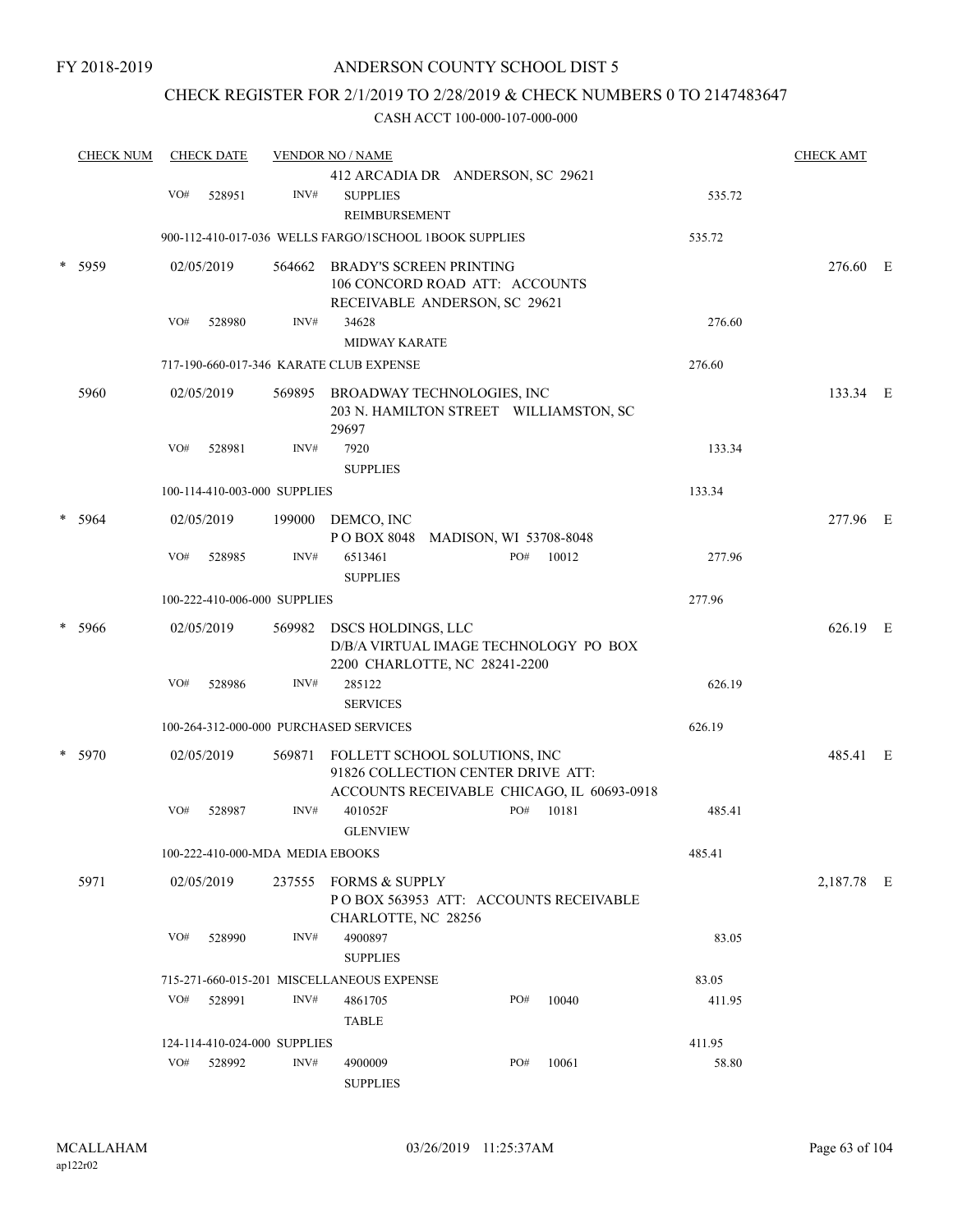FY 2018-2019

ANDERSON COUNTY SCHOOL DIST 5

CHECK REGISTER FOR 2/1/2019 TO 2/28/2019 & CHECK NUMBERS 0 TO 2147483647

CASH ACCT 100-000-107-000-000

| CHECK NUM | CHECK DATE | VENDOR NO / NAME | | CHECK AMT |
|---|---|---|---|---|
| | | 412 ARCADIA DR ANDERSON, SC 29621 | | |
| | VO# 528951 | INV# SUPPLIES REIMBURSEMENT | 535.72 | |
| | 900-112-410-017-036 WELLS FARGO/1SCHOOL 1BOOK SUPPLIES | | 535.72 | |
| * 5959 | 02/05/2019 | 564662 BRADY'S SCREEN PRINTING 106 CONCORD ROAD ATT: ACCOUNTS RECEIVABLE ANDERSON, SC 29621 | | 276.60 E |
| | VO# 528980 | INV# 34628 MIDWAY KARATE | 276.60 | |
| | 717-190-660-017-346 KARATE CLUB EXPENSE | | 276.60 | |
| 5960 | 02/05/2019 | 569895 BROADWAY TECHNOLOGIES, INC 203 N. HAMILTON STREET WILLIAMSTON, SC 29697 | | 133.34 E |
| | VO# 528981 | INV# 7920 SUPPLIES | 133.34 | |
| | 100-114-410-003-000 SUPPLIES | | 133.34 | |
| * 5964 | 02/05/2019 | 199000 DEMCO, INC P O BOX 8048 MADISON, WI 53708-8048 | | 277.96 E |
| | VO# 528985 | INV# 6513461 PO# 10012 SUPPLIES | 277.96 | |
| | 100-222-410-006-000 SUPPLIES | | 277.96 | |
| * 5966 | 02/05/2019 | 569982 DSCS HOLDINGS, LLC D/B/A VIRTUAL IMAGE TECHNOLOGY PO BOX 2200 CHARLOTTE, NC 28241-2200 | | 626.19 E |
| | VO# 528986 | INV# 285122 SERVICES | 626.19 | |
| | 100-264-312-000-000 PURCHASED SERVICES | | 626.19 | |
| * 5970 | 02/05/2019 | 569871 FOLLETT SCHOOL SOLUTIONS, INC 91826 COLLECTION CENTER DRIVE ATT: ACCOUNTS RECEIVABLE CHICAGO, IL 60693-0918 | | 485.41 E |
| | VO# 528987 | INV# 401052F PO# 10181 GLENVIEW | 485.41 | |
| | 100-222-410-000-MDA MEDIA EBOOKS | | 485.41 | |
| 5971 | 02/05/2019 | 237555 FORMS & SUPPLY P O BOX 563953 ATT: ACCOUNTS RECEIVABLE CHARLOTTE, NC 28256 | | 2,187.78 E |
| | VO# 528990 | INV# 4900897 SUPPLIES | 83.05 | |
| | 715-271-660-015-201 MISCELLANEOUS EXPENSE | | 83.05 | |
| | VO# 528991 | INV# 4861705 PO# 10040 TABLE | 411.95 | |
| | 124-114-410-024-000 SUPPLIES | | 411.95 | |
| | VO# 528992 | INV# 4900009 PO# 10061 SUPPLIES | 58.80 | |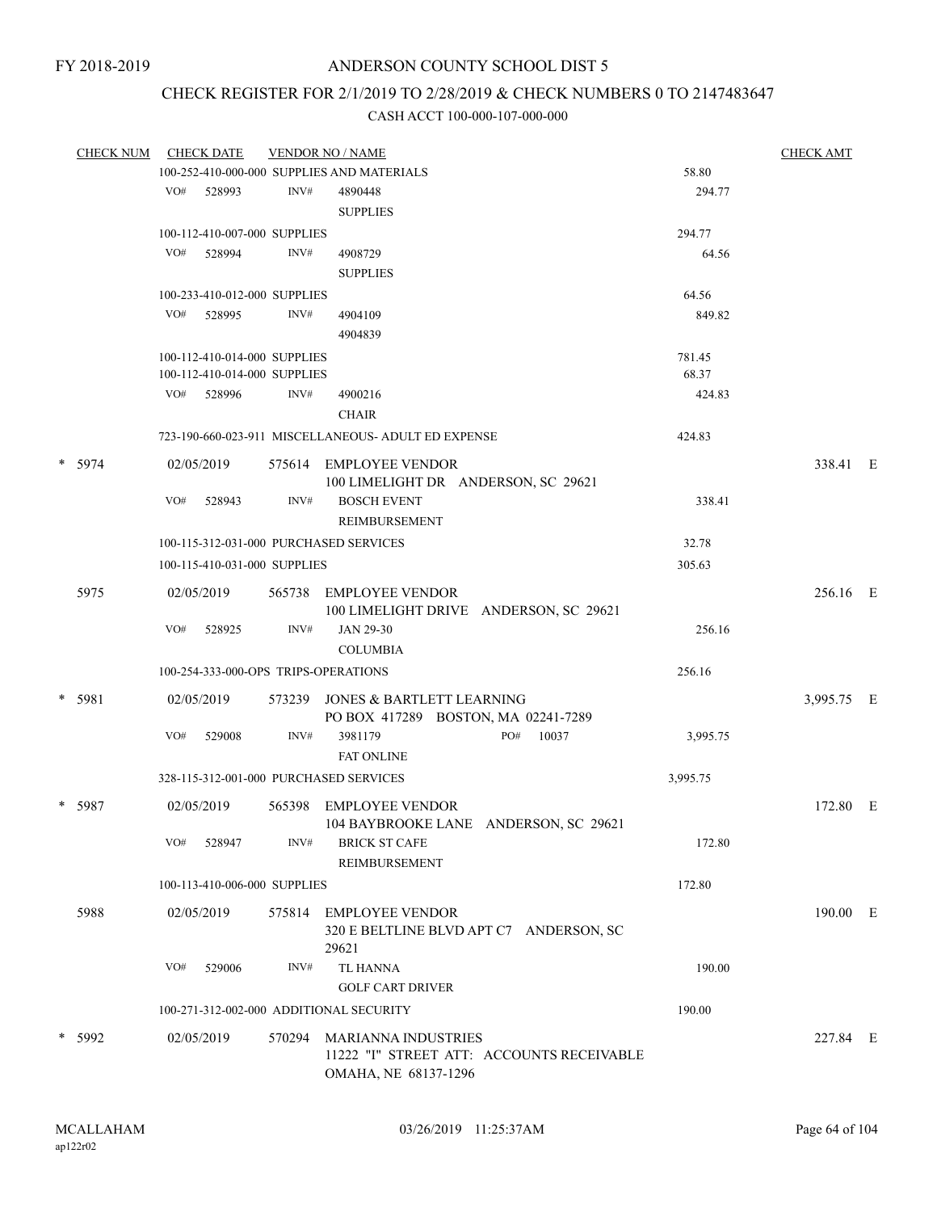FY 2018-2019

# ANDERSON COUNTY SCHOOL DIST 5

## CHECK REGISTER FOR 2/1/2019 TO 2/28/2019 & CHECK NUMBERS 0 TO 2147483647

### CASH ACCT 100-000-107-000-000

| CHECK NUM | CHECK DATE | VENDOR NO / NAME | | CHECK AMT |
|---|---|---|---|---|
| | 100-252-410-000-000 SUPPLIES AND MATERIALS | | 58.80 | |
| | VO# 528993 INV# | 4890448<br>SUPPLIES | 294.77 | |
| | 100-112-410-007-000 SUPPLIES | | 294.77 | |
| | VO# 528994 INV# | 4908729<br>SUPPLIES | 64.56 | |
| | 100-233-410-012-000 SUPPLIES | | 64.56 | |
| | VO# 528995 INV# | 4904109<br>4904839 | 849.82 | |
| | 100-112-410-014-000 SUPPLIES | | 781.45 | |
| | 100-112-410-014-000 SUPPLIES | | 68.37 | |
| | VO# 528996 INV# | 4900216<br>CHAIR | 424.83 | |
| | 723-190-660-023-911 MISCELLANEOUS- ADULT ED EXPENSE | | 424.83 | |
| * 5974 | 02/05/2019 | 575614 EMPLOYEE VENDOR<br>100 LIMELIGHT DR ANDERSON, SC 29621 | | 338.41 E |
| | VO# 528943 INV# | BOSCH EVENT<br>REIMBURSEMENT | 338.41 | |
| | 100-115-312-031-000 PURCHASED SERVICES | | 32.78 | |
| | 100-115-410-031-000 SUPPLIES | | 305.63 | |
| 5975 | 02/05/2019 | 565738 EMPLOYEE VENDOR<br>100 LIMELIGHT DRIVE ANDERSON, SC 29621 | | 256.16 E |
| | VO# 528925 INV# | JAN 29-30<br>COLUMBIA | 256.16 | |
| | 100-254-333-000-OPS TRIPS-OPERATIONS | | 256.16 | |
| * 5981 | 02/05/2019 | 573239 JONES & BARTLETT LEARNING<br>PO BOX 417289 BOSTON, MA 02241-7289 | | 3,995.75 E |
| | VO# 529008 INV# | 3981179 PO# 10037<br>FAT ONLINE | 3,995.75 | |
| | 328-115-312-001-000 PURCHASED SERVICES | | 3,995.75 | |
| * 5987 | 02/05/2019 | 565398 EMPLOYEE VENDOR<br>104 BAYBROOKE LANE ANDERSON, SC 29621 | | 172.80 E |
| | VO# 528947 INV# | BRICK ST CAFE<br>REIMBURSEMENT | 172.80 | |
| | 100-113-410-006-000 SUPPLIES | | 172.80 | |
| 5988 | 02/05/2019 | 575814 EMPLOYEE VENDOR<br>320 E BELTLINE BLVD APT C7 ANDERSON, SC 29621 | | 190.00 E |
| | VO# 529006 INV# | TL HANNA<br>GOLF CART DRIVER | 190.00 | |
| | 100-271-312-002-000 ADDITIONAL SECURITY | | 190.00 | |
| * 5992 | 02/05/2019 | 570294 MARIANNA INDUSTRIES<br>11222 "I" STREET ATT: ACCOUNTS RECEIVABLE<br>OMAHA, NE 68137-1296 | | 227.84 E |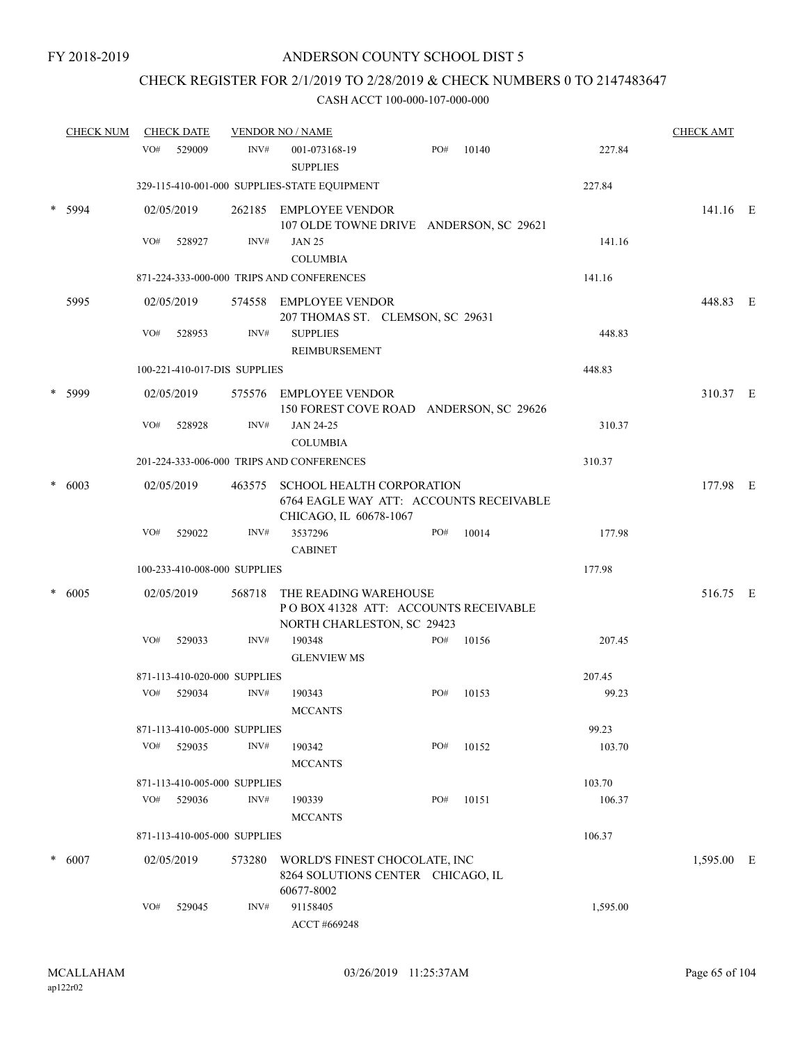FY 2018-2019

# ANDERSON COUNTY SCHOOL DIST 5

## CHECK REGISTER FOR 2/1/2019 TO 2/28/2019 & CHECK NUMBERS 0 TO 2147483647

### CASH ACCT 100-000-107-000-000

| CHECK NUM | CHECK DATE | VENDOR NO / NAME | | | | CHECK AMT |
|---|---|---|---|---|---|---|
| | VO# 529009 | INV# 001-073168-19 SUPPLIES | PO# 10140 | | 227.84 | |
| | 329-115-410-001-000 SUPPLIES-STATE EQUIPMENT | | | | 227.84 | |
| * 5994 | 02/05/2019 | 262185 EMPLOYEE VENDOR 107 OLDE TOWNE DRIVE ANDERSON, SC 29621 | | | | 141.16 E |
| | VO# 528927 | INV# JAN 25 COLUMBIA | | | 141.16 | |
| | 871-224-333-000-000 TRIPS AND CONFERENCES | | | | 141.16 | |
| 5995 | 02/05/2019 | 574558 EMPLOYEE VENDOR 207 THOMAS ST. CLEMSON, SC 29631 | | | | 448.83 E |
| | VO# 528953 | INV# SUPPLIES REIMBURSEMENT | | | 448.83 | |
| | 100-221-410-017-DIS SUPPLIES | | | | 448.83 | |
| * 5999 | 02/05/2019 | 575576 EMPLOYEE VENDOR 150 FOREST COVE ROAD ANDERSON, SC 29626 | | | | 310.37 E |
| | VO# 528928 | INV# JAN 24-25 COLUMBIA | | | 310.37 | |
| | 201-224-333-006-000 TRIPS AND CONFERENCES | | | | 310.37 | |
| * 6003 | 02/05/2019 | 463575 SCHOOL HEALTH CORPORATION 6764 EAGLE WAY ATT: ACCOUNTS RECEIVABLE CHICAGO, IL 60678-1067 | | | | 177.98 E |
| | VO# 529022 | INV# 3537296 CABINET | PO# 10014 | | 177.98 | |
| | 100-233-410-008-000 SUPPLIES | | | | 177.98 | |
| * 6005 | 02/05/2019 | 568718 THE READING WAREHOUSE P O BOX 41328 ATT: ACCOUNTS RECEIVABLE NORTH CHARLESTON, SC 29423 | | | | 516.75 E |
| | VO# 529033 | INV# 190348 GLENVIEW MS | PO# 10156 | | 207.45 | |
| | 871-113-410-020-000 SUPPLIES | | | | 207.45 | |
| | VO# 529034 | INV# 190343 MCCANTS | PO# 10153 | | 99.23 | |
| | 871-113-410-005-000 SUPPLIES | | | | 99.23 | |
| | VO# 529035 | INV# 190342 MCCANTS | PO# 10152 | | 103.70 | |
| | 871-113-410-005-000 SUPPLIES | | | | 103.70 | |
| | VO# 529036 | INV# 190339 MCCANTS | PO# 10151 | | 106.37 | |
| | 871-113-410-005-000 SUPPLIES | | | | 106.37 | |
| * 6007 | 02/05/2019 | 573280 WORLD'S FINEST CHOCOLATE, INC 8264 SOLUTIONS CENTER CHICAGO, IL 60677-8002 | | | | 1,595.00 E |
| | VO# 529045 | INV# 91158405 ACCT #669248 | | | 1,595.00 | |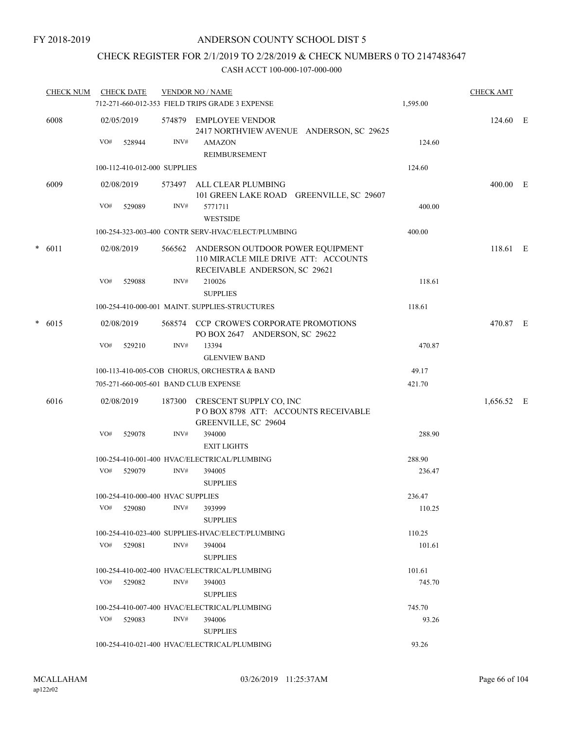FY 2018-2019

# ANDERSON COUNTY SCHOOL DIST 5

## CHECK REGISTER FOR 2/1/2019 TO 2/28/2019 & CHECK NUMBERS 0 TO 2147483647

### CASH ACCT 100-000-107-000-000

| CHECK NUM | CHECK DATE | VENDOR NO / NAME | | CHECK AMT | |
|---|---|---|---|---|---|
| | | 712-271-660-012-353 FIELD TRIPS GRADE 3 EXPENSE | 1,595.00 | | |
| 6008 | 02/05/2019 | 574879 EMPLOYEE VENDOR<br>2417 NORTHVIEW AVENUE ANDERSON, SC 29625 | | 124.60 | E |
| | VO# 528944 | INV# AMAZON<br>REIMBURSEMENT | 124.60 | | |
| | | 100-112-410-012-000 SUPPLIES | 124.60 | | |
| 6009 | 02/08/2019 | 573497 ALL CLEAR PLUMBING<br>101 GREEN LAKE ROAD GREENVILLE, SC 29607 | | 400.00 | E |
| | VO# 529089 | INV# 5771711<br>WESTSIDE | 400.00 | | |
| | | 100-254-323-003-400 CONTR SERV-HVAC/ELECT/PLUMBING | 400.00 | | |
| * 6011 | 02/08/2019 | 566562 ANDERSON OUTDOOR POWER EQUIPMENT<br>110 MIRACLE MILE DRIVE ATT: ACCOUNTS RECEIVABLE ANDERSON, SC 29621 | | 118.61 | E |
| | VO# 529088 | INV# 210026<br>SUPPLIES | 118.61 | | |
| | | 100-254-410-000-001 MAINT. SUPPLIES-STRUCTURES | 118.61 | | |
| * 6015 | 02/08/2019 | 568574 CCP CROWE'S CORPORATE PROMOTIONS<br>PO BOX 2647 ANDERSON, SC 29622 | | 470.87 | E |
| | VO# 529210 | INV# 13394<br>GLENVIEW BAND | 470.87 | | |
| | | 100-113-410-005-COB CHORUS, ORCHESTRA & BAND | 49.17 | | |
| | | 705-271-660-005-601 BAND CLUB EXPENSE | 421.70 | | |
| 6016 | 02/08/2019 | 187300 CRESCENT SUPPLY CO, INC<br>P O BOX 8798 ATT: ACCOUNTS RECEIVABLE GREENVILLE, SC 29604 | | 1,656.52 | E |
| | VO# 529078 | INV# 394000<br>EXIT LIGHTS | 288.90 | | |
| | | 100-254-410-001-400 HVAC/ELECTRICAL/PLUMBING | 288.90 | | |
| | VO# 529079 | INV# 394005<br>SUPPLIES | 236.47 | | |
| | | 100-254-410-000-400 HVAC SUPPLIES | 236.47 | | |
| | VO# 529080 | INV# 393999<br>SUPPLIES | 110.25 | | |
| | | 100-254-410-023-400 SUPPLIES-HVAC/ELECT/PLUMBING | 110.25 | | |
| | VO# 529081 | INV# 394004<br>SUPPLIES | 101.61 | | |
| | | 100-254-410-002-400 HVAC/ELECTRICAL/PLUMBING | 101.61 | | |
| | VO# 529082 | INV# 394003<br>SUPPLIES | 745.70 | | |
| | | 100-254-410-007-400 HVAC/ELECTRICAL/PLUMBING | 745.70 | | |
| | VO# 529083 | INV# 394006<br>SUPPLIES | 93.26 | | |
| | | 100-254-410-021-400 HVAC/ELECTRICAL/PLUMBING | 93.26 | | |

MCALLAHAM
ap122r02

03/26/2019 11:25:37AM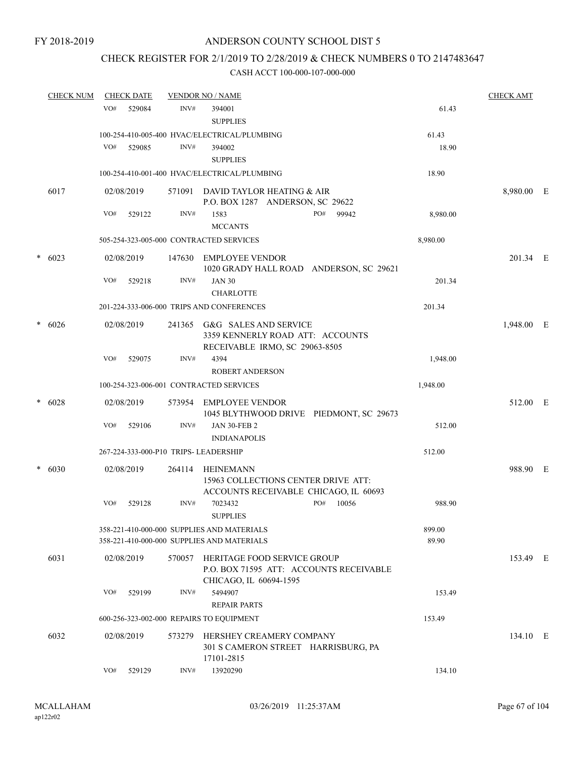FY 2018-2019

# ANDERSON COUNTY SCHOOL DIST 5

## CHECK REGISTER FOR 2/1/2019 TO 2/28/2019 & CHECK NUMBERS 0 TO 2147483647

### CASH ACCT 100-000-107-000-000

| CHECK NUM | CHECK DATE | VENDOR NO / NAME | | | CHECK AMT | |
|---|---|---|---|---|---|---|
| | VO# 529084 | INV# 394001 SUPPLIES | | 61.43 | | |
| | 100-254-410-005-400 HVAC/ELECTRICAL/PLUMBING | | | 61.43 | | |
| | VO# 529085 | INV# 394002 SUPPLIES | | 18.90 | | |
| | 100-254-410-001-400 HVAC/ELECTRICAL/PLUMBING | | | 18.90 | | |
| 6017 | 02/08/2019 | 571091 DAVID TAYLOR HEATING & AIR P.O. BOX 1287 ANDERSON, SC 29622 | | | 8,980.00 | E |
| | VO# 529122 | INV# 1583 MCCANTS | PO# 99942 | 8,980.00 | | |
| | 505-254-323-005-000 CONTRACTED SERVICES | | | 8,980.00 | | |
| * 6023 | 02/08/2019 | 147630 EMPLOYEE VENDOR 1020 GRADY HALL ROAD ANDERSON, SC 29621 | | | 201.34 | E |
| | VO# 529218 | INV# JAN 30 CHARLOTTE | | 201.34 | | |
| | 201-224-333-006-000 TRIPS AND CONFERENCES | | | 201.34 | | |
| * 6026 | 02/08/2019 | 241365 G&G SALES AND SERVICE 3359 KENNERLY ROAD ATT: ACCOUNTS RECEIVABLE IRMO, SC 29063-8505 | | | 1,948.00 | E |
| | VO# 529075 | INV# 4394 ROBERT ANDERSON | | 1,948.00 | | |
| | 100-254-323-006-001 CONTRACTED SERVICES | | | 1,948.00 | | |
| * 6028 | 02/08/2019 | 573954 EMPLOYEE VENDOR 1045 BLYTHWOOD DRIVE PIEDMONT, SC 29673 | | | 512.00 | E |
| | VO# 529106 | INV# JAN 30-FEB 2 INDIANAPOLIS | | 512.00 | | |
| | 267-224-333-000-P10 TRIPS- LEADERSHIP | | | 512.00 | | |
| * 6030 | 02/08/2019 | 264114 HEINEMANN 15963 COLLECTIONS CENTER DRIVE ATT: ACCOUNTS RECEIVABLE CHICAGO, IL 60693 | | | 988.90 | E |
| | VO# 529128 | INV# 7023432 SUPPLIES | PO# 10056 | 988.90 | | |
| | 358-221-410-000-000 SUPPLIES AND MATERIALS | | | 899.00 | | |
| | 358-221-410-000-000 SUPPLIES AND MATERIALS | | | 89.90 | | |
| 6031 | 02/08/2019 | 570057 HERITAGE FOOD SERVICE GROUP P.O. BOX 71595 ATT: ACCOUNTS RECEIVABLE CHICAGO, IL 60694-1595 | | | 153.49 | E |
| | VO# 529199 | INV# 5494907 REPAIR PARTS | | 153.49 | | |
| | 600-256-323-002-000 REPAIRS TO EQUIPMENT | | | 153.49 | | |
| 6032 | 02/08/2019 | 573279 HERSHEY CREAMERY COMPANY 301 S CAMERON STREET HARRISBURG, PA 17101-2815 | | | 134.10 | E |
| | VO# 529129 | INV# 13920290 | | 134.10 | | |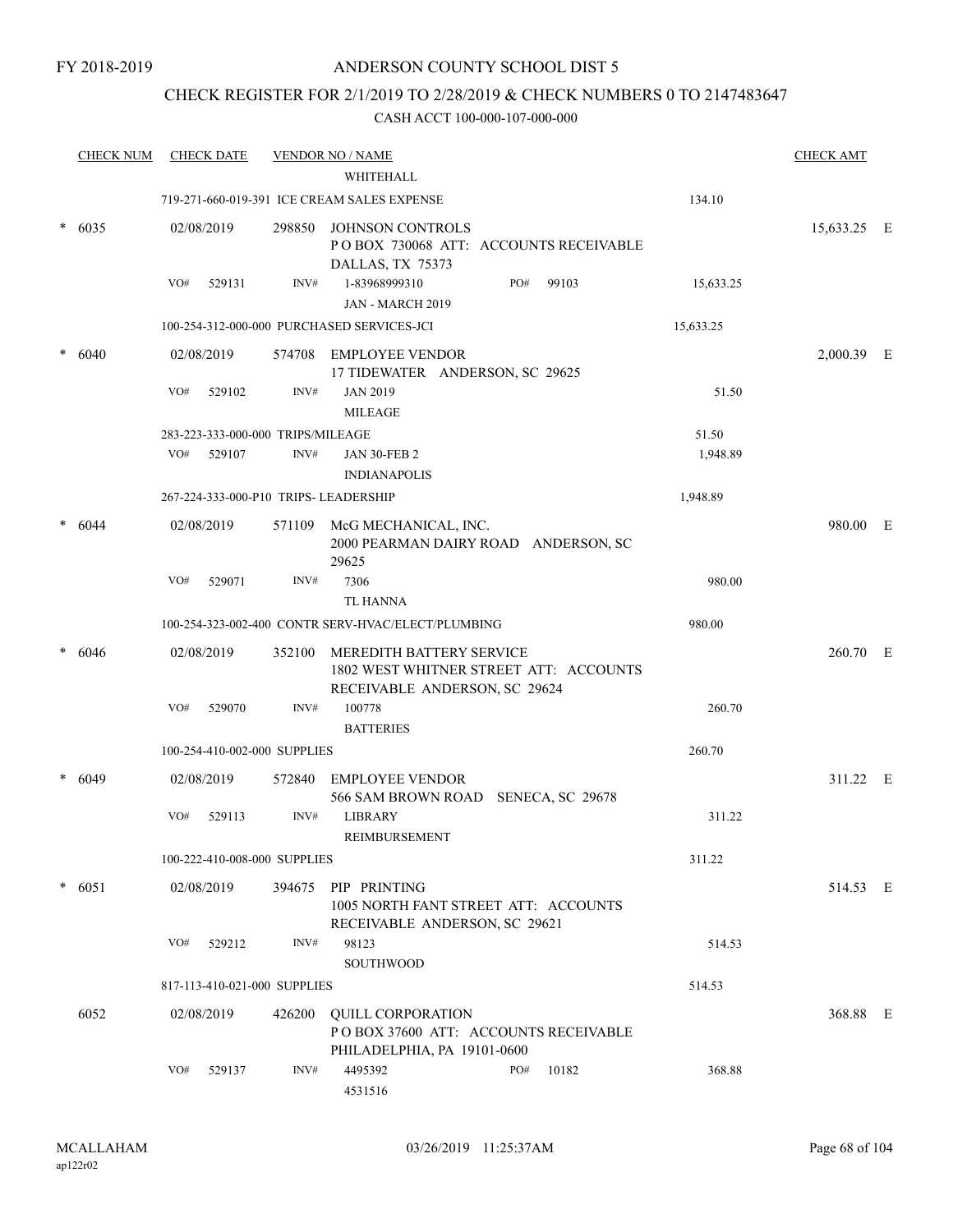FY 2018-2019

# ANDERSON COUNTY SCHOOL DIST 5

## CHECK REGISTER FOR 2/1/2019 TO 2/28/2019 & CHECK NUMBERS 0 TO 2147483647

### CASH ACCT 100-000-107-000-000

| CHECK NUM | CHECK DATE | VENDOR NO / NAME | | CHECK AMT |
|---|---|---|---|---|
| | | WHITEHALL | | |
| | 719-271-660-019-391 ICE CREAM SALES EXPENSE | | 134.10 | |
| * 6035 | 02/08/2019 | 298850 JOHNSON CONTROLS<br>P O BOX 730068 ATT: ACCOUNTS RECEIVABLE<br>DALLAS, TX 75373 | | 15,633.25 E |
| | VO# 529131 | INV# 1-83968999310 PO# 99103<br>JAN - MARCH 2019 | 15,633.25 | |
| | 100-254-312-000-000 PURCHASED SERVICES-JCI | | 15,633.25 | |
| * 6040 | 02/08/2019 | 574708 EMPLOYEE VENDOR<br>17 TIDEWATER ANDERSON, SC 29625 | | 2,000.39 E |
| | VO# 529102 | INV# JAN 2019<br>MILEAGE | 51.50 | |
| | 283-223-333-000-000 TRIPS/MILEAGE | | 51.50 | |
| | VO# 529107 | INV# JAN 30-FEB 2<br>INDIANAPOLIS | 1,948.89 | |
| | 267-224-333-000-P10 TRIPS- LEADERSHIP | | 1,948.89 | |
| * 6044 | 02/08/2019 | 571109 McG MECHANICAL, INC.<br>2000 PEARMAN DAIRY ROAD ANDERSON, SC 29625 | | 980.00 E |
| | VO# 529071 | INV# 7306<br>TL HANNA | 980.00 | |
| | 100-254-323-002-400 CONTR SERV-HVAC/ELECT/PLUMBING | | 980.00 | |
| * 6046 | 02/08/2019 | 352100 MEREDITH BATTERY SERVICE<br>1802 WEST WHITNER STREET ATT: ACCOUNTS RECEIVABLE ANDERSON, SC 29624 | | 260.70 E |
| | VO# 529070 | INV# 100778<br>BATTERIES | 260.70 | |
| | 100-254-410-002-000 SUPPLIES | | 260.70 | |
| * 6049 | 02/08/2019 | 572840 EMPLOYEE VENDOR<br>566 SAM BROWN ROAD SENECA, SC 29678 | | 311.22 E |
| | VO# 529113 | INV# LIBRARY<br>REIMBURSEMENT | 311.22 | |
| | 100-222-410-008-000 SUPPLIES | | 311.22 | |
| * 6051 | 02/08/2019 | 394675 PIP PRINTING<br>1005 NORTH FANT STREET ATT: ACCOUNTS RECEIVABLE ANDERSON, SC 29621 | | 514.53 E |
| | VO# 529212 | INV# 98123<br>SOUTHWOOD | 514.53 | |
| | 817-113-410-021-000 SUPPLIES | | 514.53 | |
| 6052 | 02/08/2019 | 426200 QUILL CORPORATION<br>P O BOX 37600 ATT: ACCOUNTS RECEIVABLE<br>PHILADELPHIA, PA 19101-0600 | | 368.88 E |
| | VO# 529137 | INV# 4495392 PO# 10182<br>4531516 | 368.88 | |

MCALLAHAM
ap122r02

03/26/2019 11:25:37AM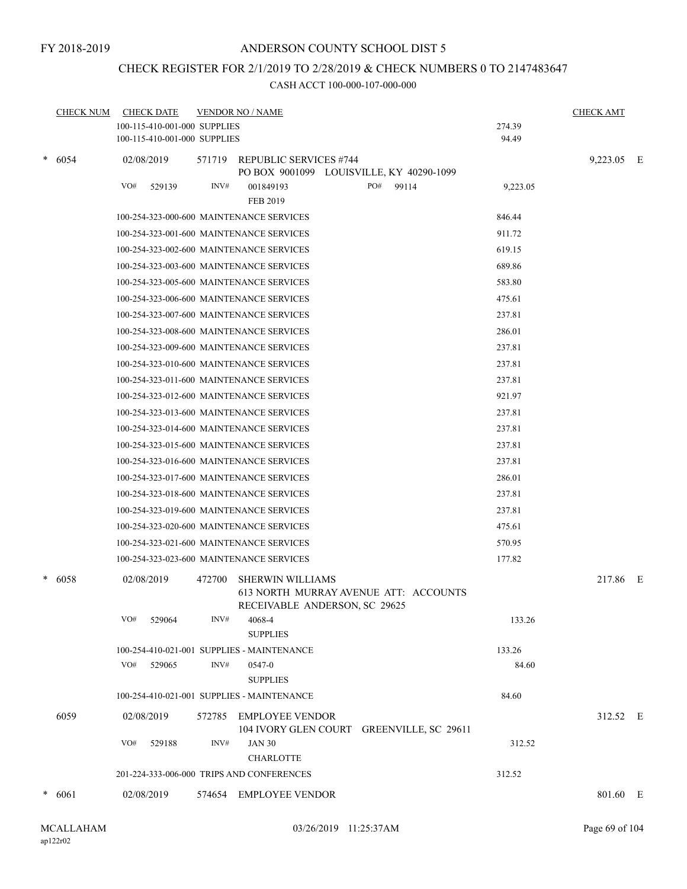FY 2018-2019

ANDERSON COUNTY SCHOOL DIST 5

CHECK REGISTER FOR 2/1/2019 TO 2/28/2019 & CHECK NUMBERS 0 TO 2147483647

CASH ACCT 100-000-107-000-000

| CHECK NUM | CHECK DATE | VENDOR NO / NAME | | CHECK AMT |
|---|---|---|---|---|
| | 100-115-410-001-000 SUPPLIES | | 274.39 | |
| | 100-115-410-001-000 SUPPLIES | | 94.49 | |
| * 6054 | 02/08/2019 | 571719 REPUBLIC SERVICES #744<br>PO BOX 9001099 LOUISVILLE, KY 40290-1099 | | 9,223.05 E |
| | VO# 529139 | INV# 001849193 PO# 99114<br>FEB 2019 | 9,223.05 | |
| | 100-254-323-000-600 MAINTENANCE SERVICES | | 846.44 | |
| | 100-254-323-001-600 MAINTENANCE SERVICES | | 911.72 | |
| | 100-254-323-002-600 MAINTENANCE SERVICES | | 619.15 | |
| | 100-254-323-003-600 MAINTENANCE SERVICES | | 689.86 | |
| | 100-254-323-005-600 MAINTENANCE SERVICES | | 583.80 | |
| | 100-254-323-006-600 MAINTENANCE SERVICES | | 475.61 | |
| | 100-254-323-007-600 MAINTENANCE SERVICES | | 237.81 | |
| | 100-254-323-008-600 MAINTENANCE SERVICES | | 286.01 | |
| | 100-254-323-009-600 MAINTENANCE SERVICES | | 237.81 | |
| | 100-254-323-010-600 MAINTENANCE SERVICES | | 237.81 | |
| | 100-254-323-011-600 MAINTENANCE SERVICES | | 237.81 | |
| | 100-254-323-012-600 MAINTENANCE SERVICES | | 921.97 | |
| | 100-254-323-013-600 MAINTENANCE SERVICES | | 237.81 | |
| | 100-254-323-014-600 MAINTENANCE SERVICES | | 237.81 | |
| | 100-254-323-015-600 MAINTENANCE SERVICES | | 237.81 | |
| | 100-254-323-016-600 MAINTENANCE SERVICES | | 237.81 | |
| | 100-254-323-017-600 MAINTENANCE SERVICES | | 286.01 | |
| | 100-254-323-018-600 MAINTENANCE SERVICES | | 237.81 | |
| | 100-254-323-019-600 MAINTENANCE SERVICES | | 237.81 | |
| | 100-254-323-020-600 MAINTENANCE SERVICES | | 475.61 | |
| | 100-254-323-021-600 MAINTENANCE SERVICES | | 570.95 | |
| | 100-254-323-023-600 MAINTENANCE SERVICES | | 177.82 | |
| * 6058 | 02/08/2019 | 472700 SHERWIN WILLIAMS<br>613 NORTH MURRAY AVENUE ATT: ACCOUNTS RECEIVABLE ANDERSON, SC 29625 | | 217.86 E |
| | VO# 529064 | INV# 4068-4<br>SUPPLIES | 133.26 | |
| | 100-254-410-021-001 SUPPLIES - MAINTENANCE | | 133.26 | |
| | VO# 529065 | INV# 0547-0<br>SUPPLIES | 84.60 | |
| | 100-254-410-021-001 SUPPLIES - MAINTENANCE | | 84.60 | |
| 6059 | 02/08/2019 | 572785 EMPLOYEE VENDOR<br>104 IVORY GLEN COURT GREENVILLE, SC 29611 | | 312.52 E |
| | VO# 529188 | INV# JAN 30<br>CHARLOTTE | 312.52 | |
| | 201-224-333-006-000 TRIPS AND CONFERENCES | | 312.52 | |
| * 6061 | 02/08/2019 | 574654 EMPLOYEE VENDOR | | 801.60 E |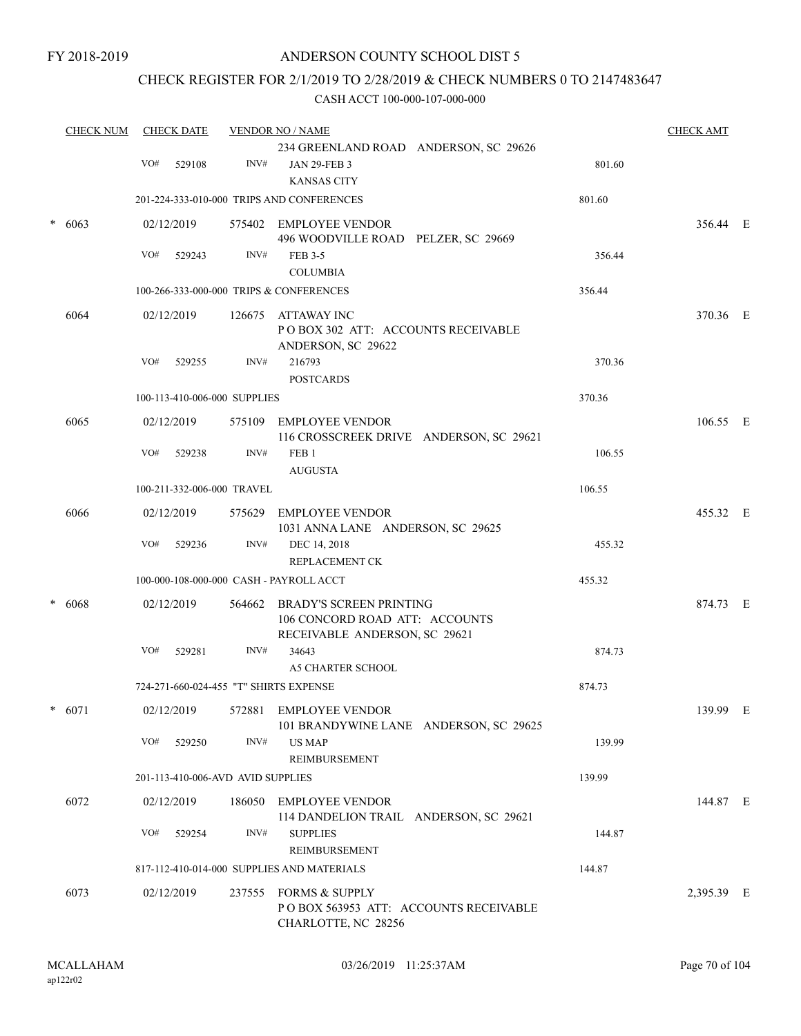FY 2018-2019

# ANDERSON COUNTY SCHOOL DIST 5

## CHECK REGISTER FOR 2/1/2019 TO 2/28/2019 & CHECK NUMBERS 0 TO 2147483647

### CASH ACCT 100-000-107-000-000

| CHECK NUM | CHECK DATE | VENDOR NO / NAME | | CHECK AMT |
|---|---|---|---|---|
| | | 234 GREENLAND ROAD ANDERSON, SC 29626 | | |
| | VO# 529108 | INV# JAN 29-FEB 3 KANSAS CITY | 801.60 | |
| | | 201-224-333-010-000 TRIPS AND CONFERENCES | 801.60 | |
| * 6063 | 02/12/2019 | 575402 EMPLOYEE VENDOR 496 WOODVILLE ROAD PELZER, SC 29669 | | 356.44 E |
| | VO# 529243 | INV# FEB 3-5 COLUMBIA | 356.44 | |
| | | 100-266-333-000-000 TRIPS & CONFERENCES | 356.44 | |
| 6064 | 02/12/2019 | 126675 ATTAWAY INC P O BOX 302 ATT: ACCOUNTS RECEIVABLE ANDERSON, SC 29622 | | 370.36 E |
| | VO# 529255 | INV# 216793 POSTCARDS | 370.36 | |
| | | 100-113-410-006-000 SUPPLIES | 370.36 | |
| 6065 | 02/12/2019 | 575109 EMPLOYEE VENDOR 116 CROSSCREEK DRIVE ANDERSON, SC 29621 | | 106.55 E |
| | VO# 529238 | INV# FEB 1 AUGUSTA | 106.55 | |
| | | 100-211-332-006-000 TRAVEL | 106.55 | |
| 6066 | 02/12/2019 | 575629 EMPLOYEE VENDOR 1031 ANNA LANE ANDERSON, SC 29625 | | 455.32 E |
| | VO# 529236 | INV# DEC 14, 2018 REPLACEMENT CK | 455.32 | |
| | | 100-000-108-000-000 CASH - PAYROLL ACCT | 455.32 | |
| * 6068 | 02/12/2019 | 564662 BRADY'S SCREEN PRINTING 106 CONCORD ROAD ATT: ACCOUNTS RECEIVABLE ANDERSON, SC 29621 | | 874.73 E |
| | VO# 529281 | INV# 34643 A5 CHARTER SCHOOL | 874.73 | |
| | | 724-271-660-024-455 "T" SHIRTS EXPENSE | 874.73 | |
| * 6071 | 02/12/2019 | 572881 EMPLOYEE VENDOR 101 BRANDYWINE LANE ANDERSON, SC 29625 | | 139.99 E |
| | VO# 529250 | INV# US MAP REIMBURSEMENT | 139.99 | |
| | | 201-113-410-006-AVD AVID SUPPLIES | 139.99 | |
| 6072 | 02/12/2019 | 186050 EMPLOYEE VENDOR 114 DANDELION TRAIL ANDERSON, SC 29621 | | 144.87 E |
| | VO# 529254 | INV# SUPPLIES REIMBURSEMENT | 144.87 | |
| | | 817-112-410-014-000 SUPPLIES AND MATERIALS | 144.87 | |
| 6073 | 02/12/2019 | 237555 FORMS & SUPPLY P O BOX 563953 ATT: ACCOUNTS RECEIVABLE CHARLOTTE, NC 28256 | | 2,395.39 E |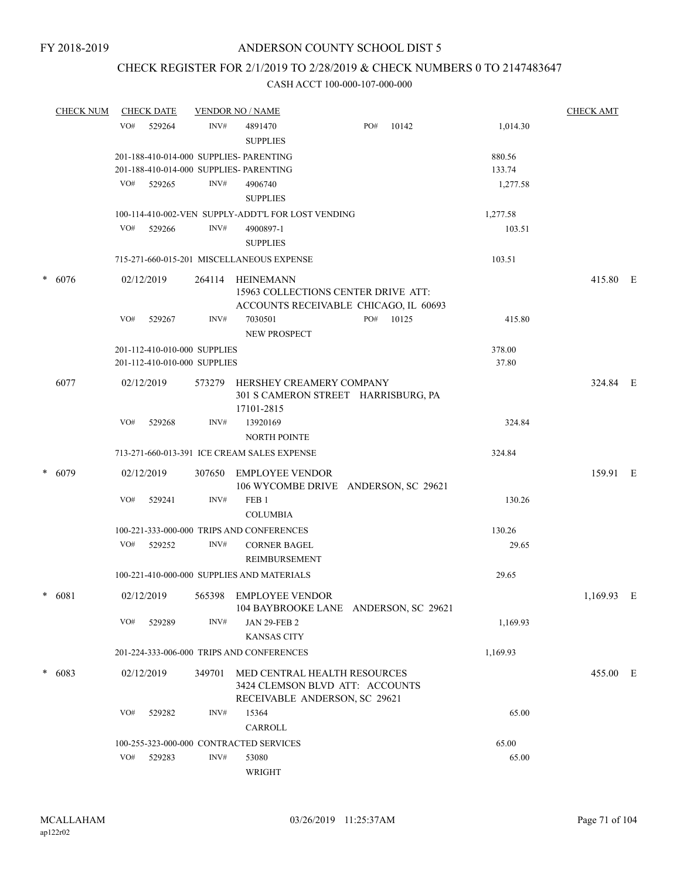FY 2018-2019

# ANDERSON COUNTY SCHOOL DIST 5

## CHECK REGISTER FOR 2/1/2019 TO 2/28/2019 & CHECK NUMBERS 0 TO 2147483647

CASH ACCT 100-000-107-000-000

| CHECK NUM | CHECK DATE | VENDOR NO / NAME | | | CHECK AMT |
|---|---|---|---|---|---|
| | VO# 529264 | INV# 4891470 SUPPLIES | PO# 10142 | 1,014.30 | |
| | 201-188-410-014-000 SUPPLIES- PARENTING | | | 880.56 | |
| | 201-188-410-014-000 SUPPLIES- PARENTING | | | 133.74 | |
| | VO# 529265 | INV# 4906740 SUPPLIES | | 1,277.58 | |
| | 100-114-410-002-VEN SUPPLY-ADDT'L FOR LOST VENDING | | | 1,277.58 | |
| | VO# 529266 | INV# 4900897-1 SUPPLIES | | 103.51 | |
| | 715-271-660-015-201 MISCELLANEOUS EXPENSE | | | 103.51 | |
| * 6076 | 02/12/2019 | 264114 HEINEMANN 15963 COLLECTIONS CENTER DRIVE ATT: ACCOUNTS RECEIVABLE CHICAGO, IL 60693 | | | 415.80 E |
| | VO# 529267 | INV# 7030501 NEW PROSPECT | PO# 10125 | 415.80 | |
| | 201-112-410-010-000 SUPPLIES | | | 378.00 | |
| | 201-112-410-010-000 SUPPLIES | | | 37.80 | |
| 6077 | 02/12/2019 | 573279 HERSHEY CREAMERY COMPANY 301 S CAMERON STREET HARRISBURG, PA 17101-2815 | | | 324.84 E |
| | VO# 529268 | INV# 13920169 NORTH POINTE | | 324.84 | |
| | 713-271-660-013-391 ICE CREAM SALES EXPENSE | | | 324.84 | |
| * 6079 | 02/12/2019 | 307650 EMPLOYEE VENDOR 106 WYCOMBE DRIVE ANDERSON, SC 29621 | | | 159.91 E |
| | VO# 529241 | INV# FEB 1 COLUMBIA | | 130.26 | |
| | 100-221-333-000-000 TRIPS AND CONFERENCES | | | 130.26 | |
| | VO# 529252 | INV# CORNER BAGEL REIMBURSEMENT | | 29.65 | |
| | 100-221-410-000-000 SUPPLIES AND MATERIALS | | | 29.65 | |
| * 6081 | 02/12/2019 | 565398 EMPLOYEE VENDOR 104 BAYBROOKE LANE ANDERSON, SC 29621 | | | 1,169.93 E |
| | VO# 529289 | INV# JAN 29-FEB 2 KANSAS CITY | | 1,169.93 | |
| | 201-224-333-006-000 TRIPS AND CONFERENCES | | | 1,169.93 | |
| * 6083 | 02/12/2019 | 349701 MED CENTRAL HEALTH RESOURCES 3424 CLEMSON BLVD ATT: ACCOUNTS RECEIVABLE ANDERSON, SC 29621 | | | 455.00 E |
| | VO# 529282 | INV# 15364 CARROLL | | 65.00 | |
| | 100-255-323-000-000 CONTRACTED SERVICES | | | 65.00 | |
| | VO# 529283 | INV# 53080 WRIGHT | | 65.00 | |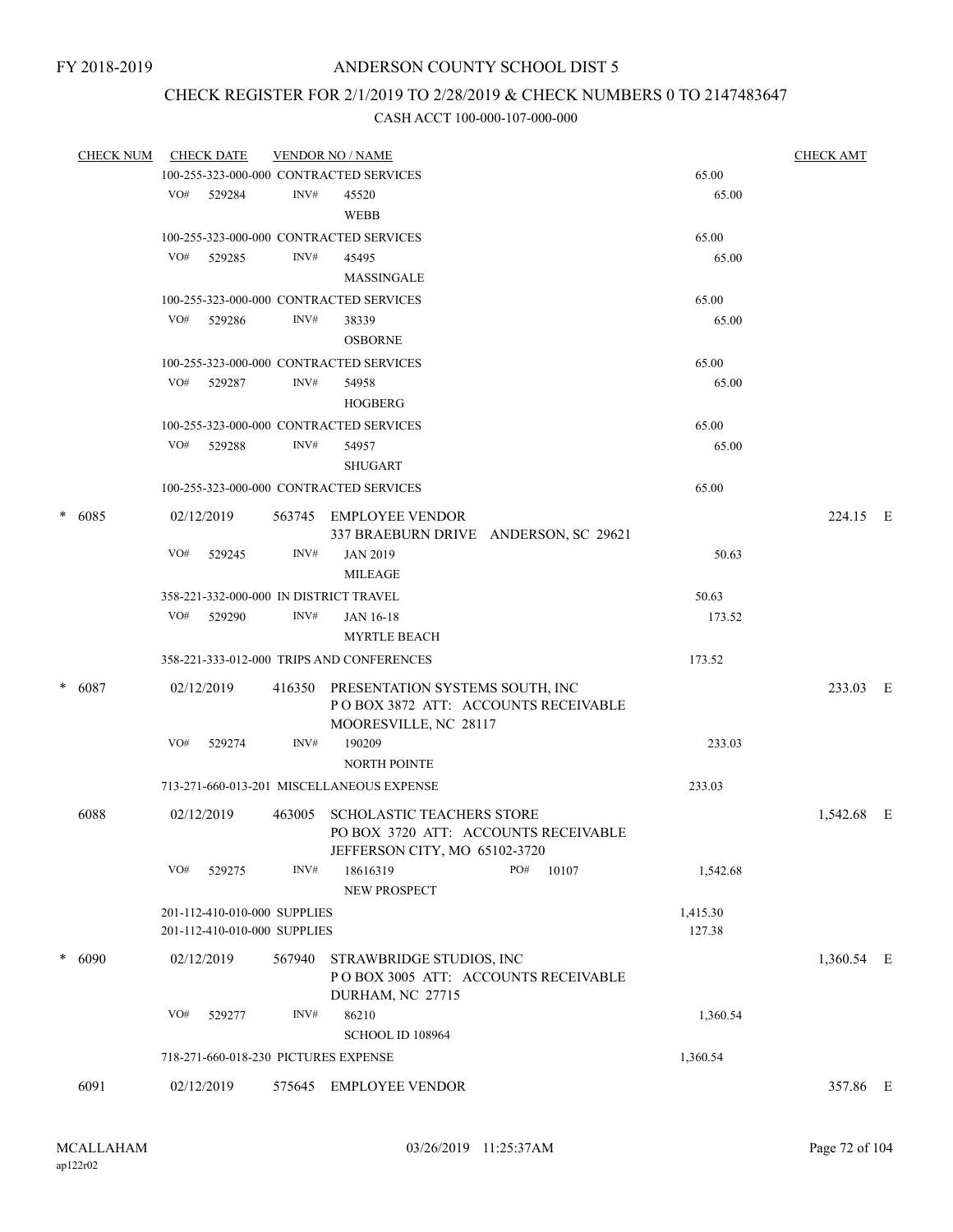FY 2018-2019

# ANDERSON COUNTY SCHOOL DIST 5

## CHECK REGISTER FOR 2/1/2019 TO 2/28/2019 & CHECK NUMBERS 0 TO 2147483647

### CASH ACCT 100-000-107-000-000

| CHECK NUM | CHECK DATE | VENDOR NO / NAME | | CHECK AMT |
|---|---|---|---|---|
| | 100-255-323-000-000 CONTRACTED SERVICES | | 65.00 | |
| | VO# 529284 | INV# 45520 WEBB | 65.00 | |
| | 100-255-323-000-000 CONTRACTED SERVICES | | 65.00 | |
| | VO# 529285 | INV# 45495 MASSINGALE | 65.00 | |
| | 100-255-323-000-000 CONTRACTED SERVICES | | 65.00 | |
| | VO# 529286 | INV# 38339 OSBORNE | 65.00 | |
| | 100-255-323-000-000 CONTRACTED SERVICES | | 65.00 | |
| | VO# 529287 | INV# 54958 HOGBERG | 65.00 | |
| | 100-255-323-000-000 CONTRACTED SERVICES | | 65.00 | |
| | VO# 529288 | INV# 54957 SHUGART | 65.00 | |
| | 100-255-323-000-000 CONTRACTED SERVICES | | 65.00 | |
| * 6085 | 02/12/2019 | 563745 EMPLOYEE VENDOR 337 BRAEBURN DRIVE ANDERSON, SC 29621 | | 224.15 E |
| | VO# 529245 | INV# JAN 2019 MILEAGE | 50.63 | |
| | 358-221-332-000-000 IN DISTRICT TRAVEL | | 50.63 | |
| | VO# 529290 | INV# JAN 16-18 MYRTLE BEACH | 173.52 | |
| | 358-221-333-012-000 TRIPS AND CONFERENCES | | 173.52 | |
| * 6087 | 02/12/2019 | 416350 PRESENTATION SYSTEMS SOUTH, INC P O BOX 3872 ATT: ACCOUNTS RECEIVABLE MOORESVILLE, NC 28117 | | 233.03 E |
| | VO# 529274 | INV# 190209 NORTH POINTE | 233.03 | |
| | 713-271-660-013-201 MISCELLANEOUS EXPENSE | | 233.03 | |
| 6088 | 02/12/2019 | 463005 SCHOLASTIC TEACHERS STORE PO BOX 3720 ATT: ACCOUNTS RECEIVABLE JEFFERSON CITY, MO 65102-3720 | | 1,542.68 E |
| | VO# 529275 | INV# 18616319 PO# 10107 NEW PROSPECT | 1,542.68 | |
| | 201-112-410-010-000 SUPPLIES | | 1,415.30 | |
| | 201-112-410-010-000 SUPPLIES | | 127.38 | |
| * 6090 | 02/12/2019 | 567940 STRAWBRIDGE STUDIOS, INC P O BOX 3005 ATT: ACCOUNTS RECEIVABLE DURHAM, NC 27715 | | 1,360.54 E |
| | VO# 529277 | INV# 86210 SCHOOL ID 108964 | 1,360.54 | |
| | 718-271-660-018-230 PICTURES EXPENSE | | 1,360.54 | |
| 6091 | 02/12/2019 | 575645 EMPLOYEE VENDOR | | 357.86 E |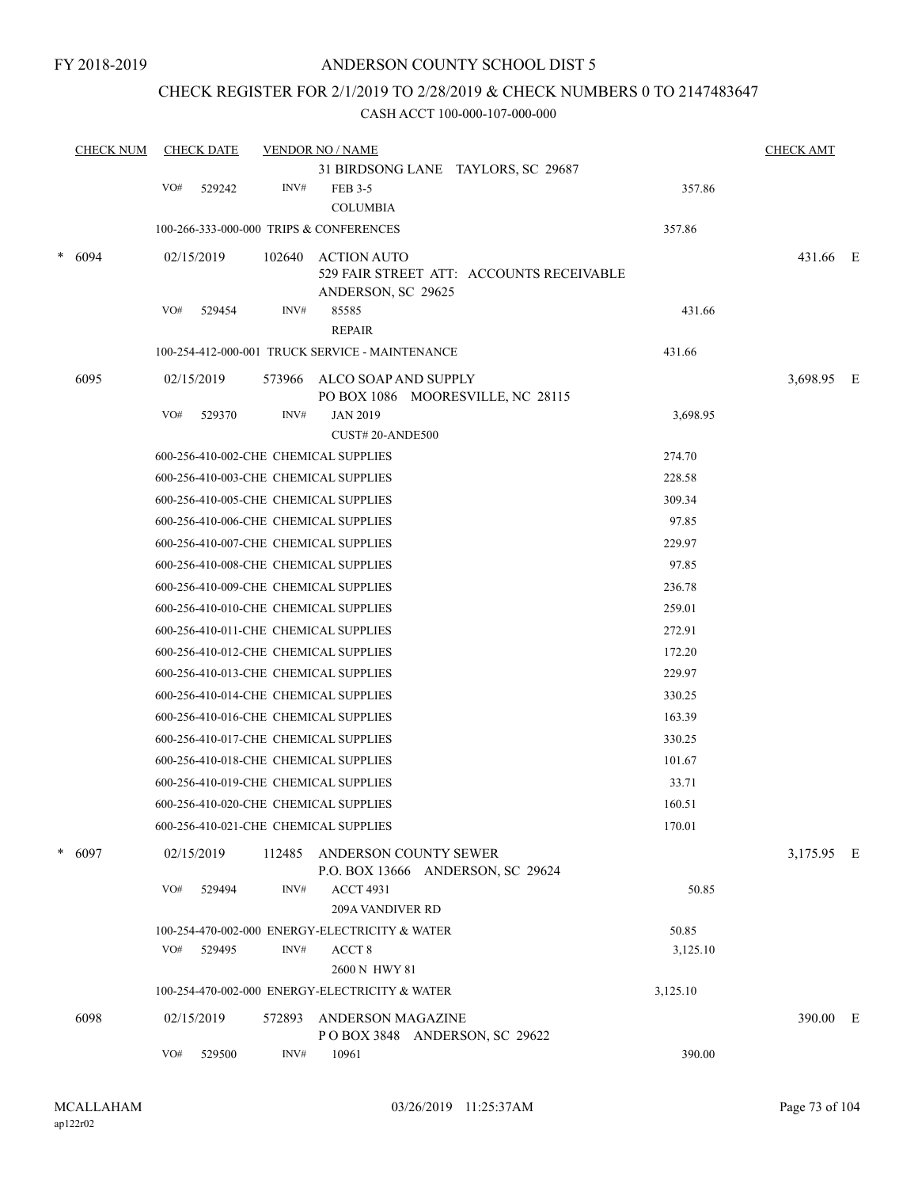FY 2018-2019

# ANDERSON COUNTY SCHOOL DIST 5

## CHECK REGISTER FOR 2/1/2019 TO 2/28/2019 & CHECK NUMBERS 0 TO 2147483647

### CASH ACCT 100-000-107-000-000

| CHECK NUM | CHECK DATE | VENDOR NO / NAME | | CHECK AMT | |
|---|---|---|---|---|---|
| | | 31 BIRDSONG LANE TAYLORS, SC 29687 | | | |
| | VO# 529242 | INV# FEB 3-5 COLUMBIA | 357.86 | | |
| | | 100-266-333-000-000 TRIPS & CONFERENCES | 357.86 | | |
| * 6094 | 02/15/2019 | 102640 ACTION AUTO 529 FAIR STREET ATT: ACCOUNTS RECEIVABLE ANDERSON, SC 29625 | | 431.66 | E |
| | VO# 529454 | INV# 85585 REPAIR | 431.66 | | |
| | | 100-254-412-000-001 TRUCK SERVICE - MAINTENANCE | 431.66 | | |
| 6095 | 02/15/2019 | 573966 ALCO SOAP AND SUPPLY PO BOX 1086 MOORESVILLE, NC 28115 | | 3,698.95 | E |
| | VO# 529370 | INV# JAN 2019 CUST# 20-ANDE500 | 3,698.95 | | |
| | | 600-256-410-002-CHE CHEMICAL SUPPLIES | 274.70 | | |
| | | 600-256-410-003-CHE CHEMICAL SUPPLIES | 228.58 | | |
| | | 600-256-410-005-CHE CHEMICAL SUPPLIES | 309.34 | | |
| | | 600-256-410-006-CHE CHEMICAL SUPPLIES | 97.85 | | |
| | | 600-256-410-007-CHE CHEMICAL SUPPLIES | 229.97 | | |
| | | 600-256-410-008-CHE CHEMICAL SUPPLIES | 97.85 | | |
| | | 600-256-410-009-CHE CHEMICAL SUPPLIES | 236.78 | | |
| | | 600-256-410-010-CHE CHEMICAL SUPPLIES | 259.01 | | |
| | | 600-256-410-011-CHE CHEMICAL SUPPLIES | 272.91 | | |
| | | 600-256-410-012-CHE CHEMICAL SUPPLIES | 172.20 | | |
| | | 600-256-410-013-CHE CHEMICAL SUPPLIES | 229.97 | | |
| | | 600-256-410-014-CHE CHEMICAL SUPPLIES | 330.25 | | |
| | | 600-256-410-016-CHE CHEMICAL SUPPLIES | 163.39 | | |
| | | 600-256-410-017-CHE CHEMICAL SUPPLIES | 330.25 | | |
| | | 600-256-410-018-CHE CHEMICAL SUPPLIES | 101.67 | | |
| | | 600-256-410-019-CHE CHEMICAL SUPPLIES | 33.71 | | |
| | | 600-256-410-020-CHE CHEMICAL SUPPLIES | 160.51 | | |
| | | 600-256-410-021-CHE CHEMICAL SUPPLIES | 170.01 | | |
| * 6097 | 02/15/2019 | 112485 ANDERSON COUNTY SEWER P.O. BOX 13666 ANDERSON, SC 29624 | | 3,175.95 | E |
| | VO# 529494 | INV# ACCT 4931 209A VANDIVER RD | 50.85 | | |
| | | 100-254-470-002-000 ENERGY-ELECTRICITY & WATER | 50.85 | | |
| | VO# 529495 | INV# ACCT 8 2600 N HWY 81 | 3,125.10 | | |
| | | 100-254-470-002-000 ENERGY-ELECTRICITY & WATER | 3,125.10 | | |
| 6098 | 02/15/2019 | 572893 ANDERSON MAGAZINE P O BOX 3848 ANDERSON, SC 29622 | | 390.00 | E |
| | VO# 529500 | INV# 10961 | 390.00 | | |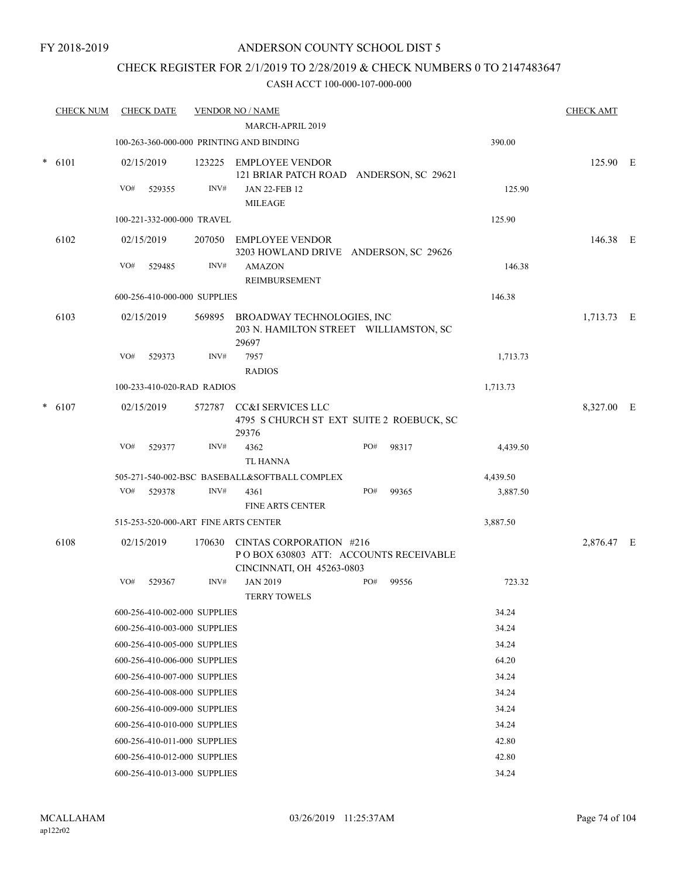FY 2018-2019

# ANDERSON COUNTY SCHOOL DIST 5

## CHECK REGISTER FOR 2/1/2019 TO 2/28/2019 & CHECK NUMBERS 0 TO 2147483647

CASH ACCT 100-000-107-000-000

| CHECK NUM | CHECK DATE | VENDOR NO / NAME | | | CHECK AMT |
|---|---|---|---|---|---|
| | | MARCH-APRIL 2019 | | | |
| | 100-263-360-000-000 PRINTING AND BINDING | | | 390.00 | |
| * 6101 | 02/15/2019 | 123225 EMPLOYEE VENDOR<br>121 BRIAR PATCH ROAD ANDERSON, SC 29621 | | | 125.90 E |
| | VO# 529355 | INV# JAN 22-FEB 12<br>MILEAGE | | 125.90 | |
| | 100-221-332-000-000 TRAVEL | | | 125.90 | |
| 6102 | 02/15/2019 | 207050 EMPLOYEE VENDOR<br>3203 HOWLAND DRIVE ANDERSON, SC 29626 | | | 146.38 E |
| | VO# 529485 | INV# AMAZON<br>REIMBURSEMENT | | 146.38 | |
| | 600-256-410-000-000 SUPPLIES | | | 146.38 | |
| 6103 | 02/15/2019 | 569895 BROADWAY TECHNOLOGIES, INC<br>203 N. HAMILTON STREET WILLIAMSTON, SC 29697 | | | 1,713.73 E |
| | VO# 529373 | INV# 7957<br>RADIOS | | 1,713.73 | |
| | 100-233-410-020-RAD RADIOS | | | 1,713.73 | |
| * 6107 | 02/15/2019 | 572787 CC&I SERVICES LLC<br>4795 S CHURCH ST EXT SUITE 2 ROEBUCK, SC 29376 | | | 8,327.00 E |
| | VO# 529377 | INV# 4362<br>TL HANNA | PO# 98317 | 4,439.50 | |
| | 505-271-540-002-BSC BASEBALL&SOFTBALL COMPLEX | | | 4,439.50 | |
| | VO# 529378 | INV# 4361<br>FINE ARTS CENTER | PO# 99365 | 3,887.50 | |
| | 515-253-520-000-ART FINE ARTS CENTER | | | 3,887.50 | |
| 6108 | 02/15/2019 | 170630 CINTAS CORPORATION #216<br>P O BOX 630803 ATT: ACCOUNTS RECEIVABLE<br>CINCINNATI, OH 45263-0803 | | | 2,876.47 E |
| | VO# 529367 | INV# JAN 2019<br>TERRY TOWELS | PO# 99556 | 723.32 | |
| | 600-256-410-002-000 SUPPLIES | | | 34.24 | |
| | 600-256-410-003-000 SUPPLIES | | | 34.24 | |
| | 600-256-410-005-000 SUPPLIES | | | 34.24 | |
| | 600-256-410-006-000 SUPPLIES | | | 64.20 | |
| | 600-256-410-007-000 SUPPLIES | | | 34.24 | |
| | 600-256-410-008-000 SUPPLIES | | | 34.24 | |
| | 600-256-410-009-000 SUPPLIES | | | 34.24 | |
| | 600-256-410-010-000 SUPPLIES | | | 34.24 | |
| | 600-256-410-011-000 SUPPLIES | | | 42.80 | |
| | 600-256-410-012-000 SUPPLIES | | | 42.80 | |
| | 600-256-410-013-000 SUPPLIES | | | 34.24 | |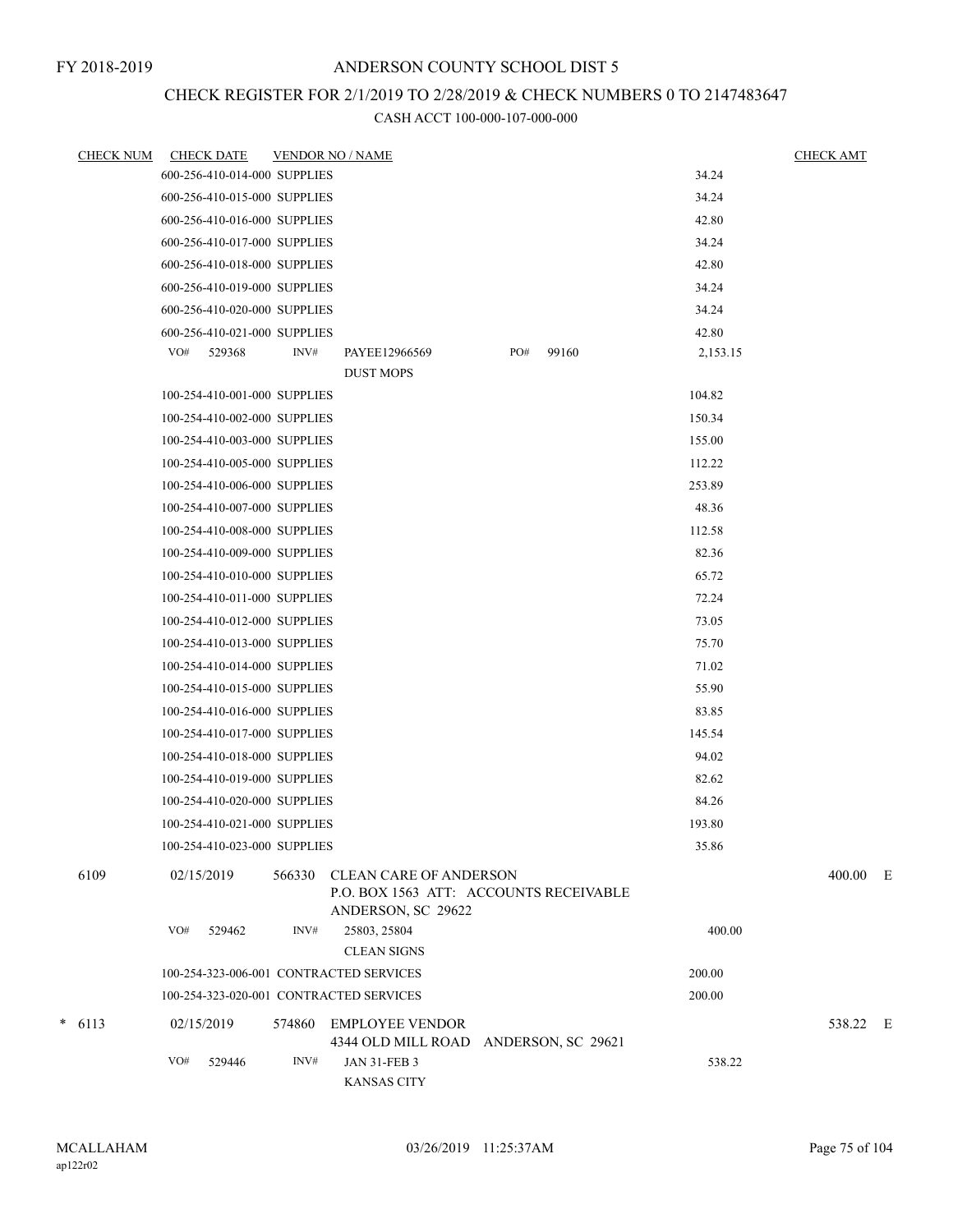FY 2018-2019

# ANDERSON COUNTY SCHOOL DIST 5

## CHECK REGISTER FOR 2/1/2019 TO 2/28/2019 & CHECK NUMBERS 0 TO 2147483647

CASH ACCT 100-000-107-000-000

| CHECK NUM | CHECK DATE | VENDOR NO / NAME | | CHECK AMT |
|---|---|---|---|---|
| | 600-256-410-014-000 SUPPLIES | | 34.24 | |
| | 600-256-410-015-000 SUPPLIES | | 34.24 | |
| | 600-256-410-016-000 SUPPLIES | | 42.80 | |
| | 600-256-410-017-000 SUPPLIES | | 34.24 | |
| | 600-256-410-018-000 SUPPLIES | | 42.80 | |
| | 600-256-410-019-000 SUPPLIES | | 34.24 | |
| | 600-256-410-020-000 SUPPLIES | | 34.24 | |
| | 600-256-410-021-000 SUPPLIES | | 42.80 | |
| | VO# 529368 INV# | PAYEE12966569 PO# 99160<br>DUST MOPS | 2,153.15 | |
| | 100-254-410-001-000 SUPPLIES | | 104.82 | |
| | 100-254-410-002-000 SUPPLIES | | 150.34 | |
| | 100-254-410-003-000 SUPPLIES | | 155.00 | |
| | 100-254-410-005-000 SUPPLIES | | 112.22 | |
| | 100-254-410-006-000 SUPPLIES | | 253.89 | |
| | 100-254-410-007-000 SUPPLIES | | 48.36 | |
| | 100-254-410-008-000 SUPPLIES | | 112.58 | |
| | 100-254-410-009-000 SUPPLIES | | 82.36 | |
| | 100-254-410-010-000 SUPPLIES | | 65.72 | |
| | 100-254-410-011-000 SUPPLIES | | 72.24 | |
| | 100-254-410-012-000 SUPPLIES | | 73.05 | |
| | 100-254-410-013-000 SUPPLIES | | 75.70 | |
| | 100-254-410-014-000 SUPPLIES | | 71.02 | |
| | 100-254-410-015-000 SUPPLIES | | 55.90 | |
| | 100-254-410-016-000 SUPPLIES | | 83.85 | |
| | 100-254-410-017-000 SUPPLIES | | 145.54 | |
| | 100-254-410-018-000 SUPPLIES | | 94.02 | |
| | 100-254-410-019-000 SUPPLIES | | 82.62 | |
| | 100-254-410-020-000 SUPPLIES | | 84.26 | |
| | 100-254-410-021-000 SUPPLIES | | 193.80 | |
| | 100-254-410-023-000 SUPPLIES | | 35.86 | |
| 6109 | 02/15/2019 | 566330 CLEAN CARE OF ANDERSON<br>P.O. BOX 1563 ATT: ACCOUNTS RECEIVABLE<br>ANDERSON, SC 29622 | | 400.00 E |
| | VO# 529462 INV# | 25803, 25804<br>CLEAN SIGNS | 400.00 | |
| | 100-254-323-006-001 CONTRACTED SERVICES | | 200.00 | |
| | 100-254-323-020-001 CONTRACTED SERVICES | | 200.00 | |
| * 6113 | 02/15/2019 | 574860 EMPLOYEE VENDOR<br>4344 OLD MILL ROAD ANDERSON, SC 29621 | | 538.22 E |
| | VO# 529446 INV# | JAN 31-FEB 3<br>KANSAS CITY | 538.22 | |

MCALLAHAM
ap122r02

03/26/2019 11:25:37AM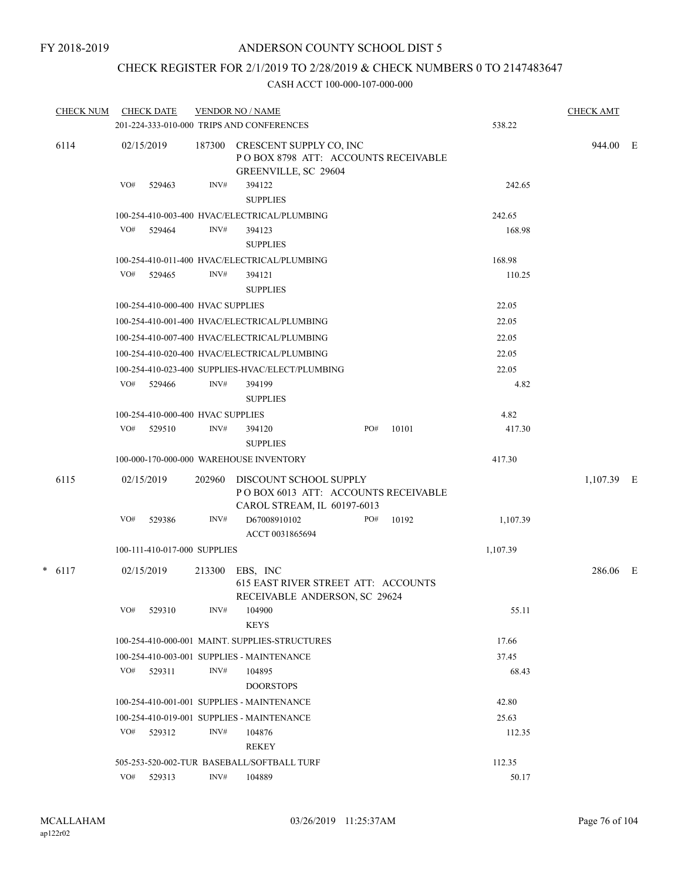FY 2018-2019

ANDERSON COUNTY SCHOOL DIST 5

CHECK REGISTER FOR 2/1/2019 TO 2/28/2019 & CHECK NUMBERS 0 TO 2147483647

CASH ACCT 100-000-107-000-000

| CHECK NUM | CHECK DATE | VENDOR NO / NAME | | CHECK AMT | |
|---|---|---|---|---|---|
| | | 201-224-333-010-000 TRIPS AND CONFERENCES | 538.22 | | |
| 6114 | 02/15/2019 | 187300 CRESCENT SUPPLY CO, INC P O BOX 8798 ATT: ACCOUNTS RECEIVABLE GREENVILLE, SC 29604 | | 944.00 | E |
| | VO# 529463 | INV# 394122 SUPPLIES | 242.65 | | |
| | | 100-254-410-003-400 HVAC/ELECTRICAL/PLUMBING | 242.65 | | |
| | VO# 529464 | INV# 394123 SUPPLIES | 168.98 | | |
| | | 100-254-410-011-400 HVAC/ELECTRICAL/PLUMBING | 168.98 | | |
| | VO# 529465 | INV# 394121 SUPPLIES | 110.25 | | |
| | | 100-254-410-000-400 HVAC SUPPLIES | 22.05 | | |
| | | 100-254-410-001-400 HVAC/ELECTRICAL/PLUMBING | 22.05 | | |
| | | 100-254-410-007-400 HVAC/ELECTRICAL/PLUMBING | 22.05 | | |
| | | 100-254-410-020-400 HVAC/ELECTRICAL/PLUMBING | 22.05 | | |
| | | 100-254-410-023-400 SUPPLIES-HVAC/ELECT/PLUMBING | 22.05 | | |
| | VO# 529466 | INV# 394199 SUPPLIES | 4.82 | | |
| | | 100-254-410-000-400 HVAC SUPPLIES | 4.82 | | |
| | VO# 529510 | INV# 394120 SUPPLIES PO# 10101 | 417.30 | | |
| | | 100-000-170-000-000 WAREHOUSE INVENTORY | 417.30 | | |
| 6115 | 02/15/2019 | 202960 DISCOUNT SCHOOL SUPPLY P O BOX 6013 ATT: ACCOUNTS RECEIVABLE CAROL STREAM, IL 60197-6013 | | 1,107.39 | E |
| | VO# 529386 | INV# D67008910102 ACCT 0031865694 PO# 10192 | 1,107.39 | | |
| | | 100-111-410-017-000 SUPPLIES | 1,107.39 | | |
| * 6117 | 02/15/2019 | 213300 EBS, INC 615 EAST RIVER STREET ATT: ACCOUNTS RECEIVABLE ANDERSON, SC 29624 | | 286.06 | E |
| | VO# 529310 | INV# 104900 KEYS | 55.11 | | |
| | | 100-254-410-000-001 MAINT. SUPPLIES-STRUCTURES | 17.66 | | |
| | | 100-254-410-003-001 SUPPLIES - MAINTENANCE | 37.45 | | |
| | VO# 529311 | INV# 104895 DOORSTOPS | 68.43 | | |
| | | 100-254-410-001-001 SUPPLIES - MAINTENANCE | 42.80 | | |
| | | 100-254-410-019-001 SUPPLIES - MAINTENANCE | 25.63 | | |
| | VO# 529312 | INV# 104876 REKEY | 112.35 | | |
| | | 505-253-520-002-TUR BASEBALL/SOFTBALL TURF | 112.35 | | |
| | VO# 529313 | INV# 104889 | 50.17 | | |

MCALLAHAM
ap122r02

03/26/2019 11:25:37AM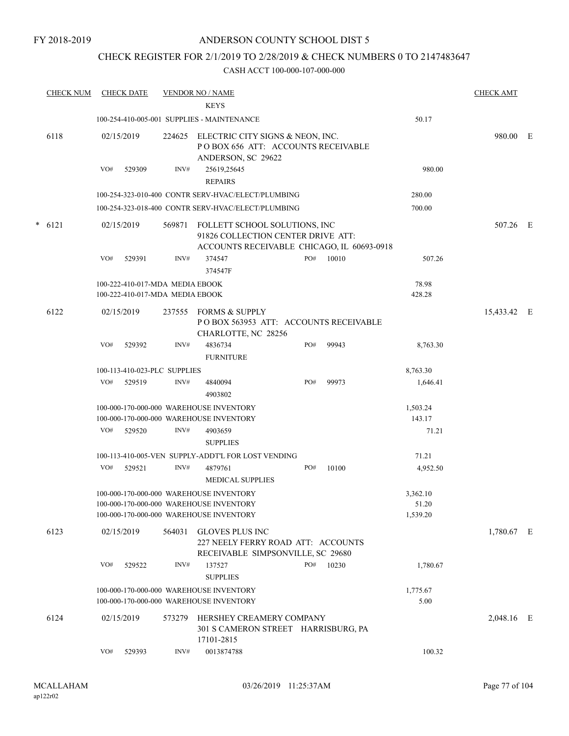FY 2018-2019

# ANDERSON COUNTY SCHOOL DIST 5

## CHECK REGISTER FOR 2/1/2019 TO 2/28/2019 & CHECK NUMBERS 0 TO 2147483647

CASH ACCT 100-000-107-000-000

| CHECK NUM | CHECK DATE | VENDOR NO / NAME | | CHECK AMT |
|---|---|---|---|---|
| | | KEYS | | |
| | | 100-254-410-005-001 SUPPLIES - MAINTENANCE | 50.17 | |
| 6118 | 02/15/2019 | 224625 ELECTRIC CITY SIGNS & NEON, INC. P O BOX 656 ATT: ACCOUNTS RECEIVABLE ANDERSON, SC 29622 | | 980.00 E |
| | VO# 529309 | INV# 25619,25645 REPAIRS | 980.00 | |
| | | 100-254-323-010-400 CONTR SERV-HVAC/ELECT/PLUMBING | 280.00 | |
| | | 100-254-323-018-400 CONTR SERV-HVAC/ELECT/PLUMBING | 700.00 | |
| * 6121 | 02/15/2019 | 569871 FOLLETT SCHOOL SOLUTIONS, INC 91826 COLLECTION CENTER DRIVE ATT: ACCOUNTS RECEIVABLE CHICAGO, IL 60693-0918 | | 507.26 E |
| | VO# 529391 | INV# 374547 374547F PO# 10010 | 507.26 | |
| | | 100-222-410-017-MDA MEDIA EBOOK | 78.98 | |
| | | 100-222-410-017-MDA MEDIA EBOOK | 428.28 | |
| 6122 | 02/15/2019 | 237555 FORMS & SUPPLY P O BOX 563953 ATT: ACCOUNTS RECEIVABLE CHARLOTTE, NC 28256 | | 15,433.42 E |
| | VO# 529392 | INV# 4836734 FURNITURE PO# 99943 | 8,763.30 | |
| | | 100-113-410-023-PLC SUPPLIES | 8,763.30 | |
| | VO# 529519 | INV# 4840094 4903802 PO# 99973 | 1,646.41 | |
| | | 100-000-170-000-000 WAREHOUSE INVENTORY | 1,503.24 | |
| | | 100-000-170-000-000 WAREHOUSE INVENTORY | 143.17 | |
| | VO# 529520 | INV# 4903659 SUPPLIES | 71.21 | |
| | | 100-113-410-005-VEN SUPPLY-ADDT'L FOR LOST VENDING | 71.21 | |
| | VO# 529521 | INV# 4879761 MEDICAL SUPPLIES PO# 10100 | 4,952.50 | |
| | | 100-000-170-000-000 WAREHOUSE INVENTORY | 3,362.10 | |
| | | 100-000-170-000-000 WAREHOUSE INVENTORY | 51.20 | |
| | | 100-000-170-000-000 WAREHOUSE INVENTORY | 1,539.20 | |
| 6123 | 02/15/2019 | 564031 GLOVES PLUS INC 227 NEELY FERRY ROAD ATT: ACCOUNTS RECEIVABLE SIMPSONVILLE, SC 29680 | | 1,780.67 E |
| | VO# 529522 | INV# 137527 SUPPLIES PO# 10230 | 1,780.67 | |
| | | 100-000-170-000-000 WAREHOUSE INVENTORY | 1,775.67 | |
| | | 100-000-170-000-000 WAREHOUSE INVENTORY | 5.00 | |
| 6124 | 02/15/2019 | 573279 HERSHEY CREAMERY COMPANY 301 S CAMERON STREET HARRISBURG, PA 17101-2815 | | 2,048.16 E |
| | VO# 529393 | INV# 0013874788 | 100.32 | |

MCALLAHAM ap122r02 03/26/2019 11:25:37AM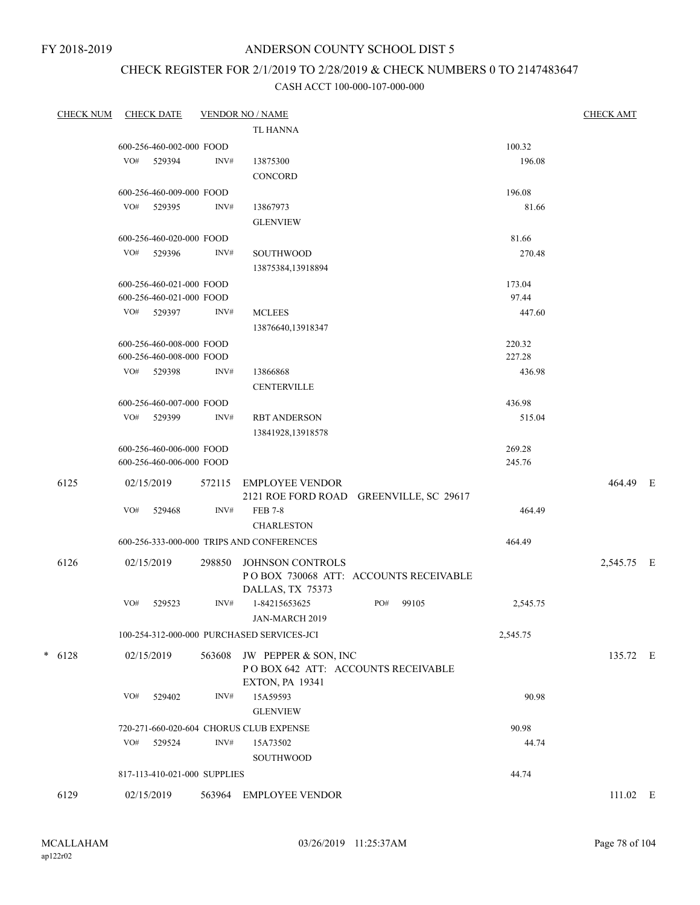FY 2018-2019

# ANDERSON COUNTY SCHOOL DIST 5

## CHECK REGISTER FOR 2/1/2019 TO 2/28/2019 & CHECK NUMBERS 0 TO 2147483647

### CASH ACCT 100-000-107-000-000

| CHECK NUM | CHECK DATE | VENDOR NO / NAME | | CHECK AMT | |
|---|---|---|---|---|---|
| | | TL HANNA | | | |
| | 600-256-460-002-000 FOOD | | 100.32 | | |
| | VO# 529394 INV# | 13875300<br>CONCORD | 196.08 | | |
| | 600-256-460-009-000 FOOD | | 196.08 | | |
| | VO# 529395 INV# | 13867973<br>GLENVIEW | 81.66 | | |
| | 600-256-460-020-000 FOOD | | 81.66 | | |
| | VO# 529396 INV# | SOUTHWOOD<br>13875384,13918894 | 270.48 | | |
| | 600-256-460-021-000 FOOD | | 173.04 | | |
| | 600-256-460-021-000 FOOD | | 97.44 | | |
| | VO# 529397 INV# | MCLEES<br>13876640,13918347 | 447.60 | | |
| | 600-256-460-008-000 FOOD | | 220.32 | | |
| | 600-256-460-008-000 FOOD | | 227.28 | | |
| | VO# 529398 INV# | 13866868<br>CENTERVILLE | 436.98 | | |
| | 600-256-460-007-000 FOOD | | 436.98 | | |
| | VO# 529399 INV# | RBT ANDERSON<br>13841928,13918578 | 515.04 | | |
| | 600-256-460-006-000 FOOD | | 269.28 | | |
| | 600-256-460-006-000 FOOD | | 245.76 | | |
| 6125 | 02/15/2019 | 572115 EMPLOYEE VENDOR<br>2121 ROE FORD ROAD GREENVILLE, SC 29617 | | 464.49 | E |
| | VO# 529468 INV# | FEB 7-8<br>CHARLESTON | 464.49 | | |
| | 600-256-333-000-000 TRIPS AND CONFERENCES | | 464.49 | | |
| 6126 | 02/15/2019 | 298850 JOHNSON CONTROLS<br>P O BOX 730068 ATT: ACCOUNTS RECEIVABLE<br>DALLAS, TX 75373 | | 2,545.75 | E |
| | VO# 529523 INV# | 1-84215653625 PO# 99105<br>JAN-MARCH 2019 | 2,545.75 | | |
| | 100-254-312-000-000 PURCHASED SERVICES-JCI | | 2,545.75 | | |
| * 6128 | 02/15/2019 | 563608 JW PEPPER & SON, INC<br>P O BOX 642 ATT: ACCOUNTS RECEIVABLE<br>EXTON, PA 19341 | | 135.72 | E |
| | VO# 529402 INV# | 15A59593<br>GLENVIEW | 90.98 | | |
| | 720-271-660-020-604 CHORUS CLUB EXPENSE | | 90.98 | | |
| | VO# 529524 INV# | 15A73502<br>SOUTHWOOD | 44.74 | | |
| | 817-113-410-021-000 SUPPLIES | | 44.74 | | |
| 6129 | 02/15/2019 | 563964 EMPLOYEE VENDOR | | 111.02 | E |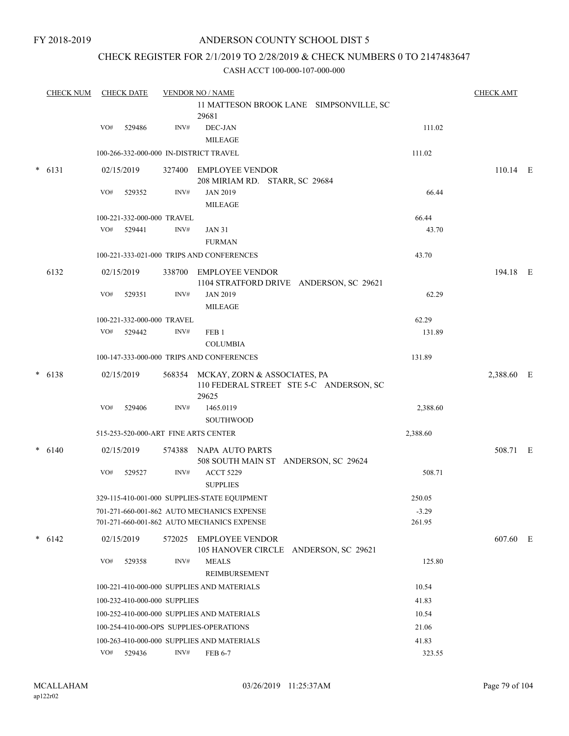FY 2018-2019

# ANDERSON COUNTY SCHOOL DIST 5

## CHECK REGISTER FOR 2/1/2019 TO 2/28/2019 & CHECK NUMBERS 0 TO 2147483647

### CASH ACCT 100-000-107-000-000

| CHECK NUM | CHECK DATE | VENDOR NO / NAME | | CHECK AMT |
|---|---|---|---|---|
| | | 11 MATTESON BROOK LANE SIMPSONVILLE, SC 29681 | | |
| | VO# 529486 | INV# DEC-JAN MILEAGE | 111.02 | |
| | | 100-266-332-000-000 IN-DISTRICT TRAVEL | 111.02 | |
| * 6131 | 02/15/2019 | 327400 EMPLOYEE VENDOR 208 MIRIAM RD. STARR, SC 29684 | | 110.14 E |
| | VO# 529352 | INV# JAN 2019 MILEAGE | 66.44 | |
| | | 100-221-332-000-000 TRAVEL | 66.44 | |
| | VO# 529441 | INV# JAN 31 FURMAN | 43.70 | |
| | | 100-221-333-021-000 TRIPS AND CONFERENCES | 43.70 | |
| 6132 | 02/15/2019 | 338700 EMPLOYEE VENDOR 1104 STRATFORD DRIVE ANDERSON, SC 29621 | | 194.18 E |
| | VO# 529351 | INV# JAN 2019 MILEAGE | 62.29 | |
| | | 100-221-332-000-000 TRAVEL | 62.29 | |
| | VO# 529442 | INV# FEB 1 COLUMBIA | 131.89 | |
| | | 100-147-333-000-000 TRIPS AND CONFERENCES | 131.89 | |
| * 6138 | 02/15/2019 | 568354 MCKAY, ZORN & ASSOCIATES, PA 110 FEDERAL STREET STE 5-C ANDERSON, SC 29625 | | 2,388.60 E |
| | VO# 529406 | INV# 1465.0119 SOUTHWOOD | 2,388.60 | |
| | | 515-253-520-000-ART FINE ARTS CENTER | 2,388.60 | |
| * 6140 | 02/15/2019 | 574388 NAPA AUTO PARTS 508 SOUTH MAIN ST ANDERSON, SC 29624 | | 508.71 E |
| | VO# 529527 | INV# ACCT 5229 SUPPLIES | 508.71 | |
| | | 329-115-410-001-000 SUPPLIES-STATE EQUIPMENT | 250.05 | |
| | | 701-271-660-001-862 AUTO MECHANICS EXPENSE | -3.29 | |
| | | 701-271-660-001-862 AUTO MECHANICS EXPENSE | 261.95 | |
| * 6142 | 02/15/2019 | 572025 EMPLOYEE VENDOR 105 HANOVER CIRCLE ANDERSON, SC 29621 | | 607.60 E |
| | VO# 529358 | INV# MEALS REIMBURSEMENT | 125.80 | |
| | | 100-221-410-000-000 SUPPLIES AND MATERIALS | 10.54 | |
| | | 100-232-410-000-000 SUPPLIES | 41.83 | |
| | | 100-252-410-000-000 SUPPLIES AND MATERIALS | 10.54 | |
| | | 100-254-410-000-OPS SUPPLIES-OPERATIONS | 21.06 | |
| | | 100-263-410-000-000 SUPPLIES AND MATERIALS | 41.83 | |
| | VO# 529436 | INV# FEB 6-7 | 323.55 | |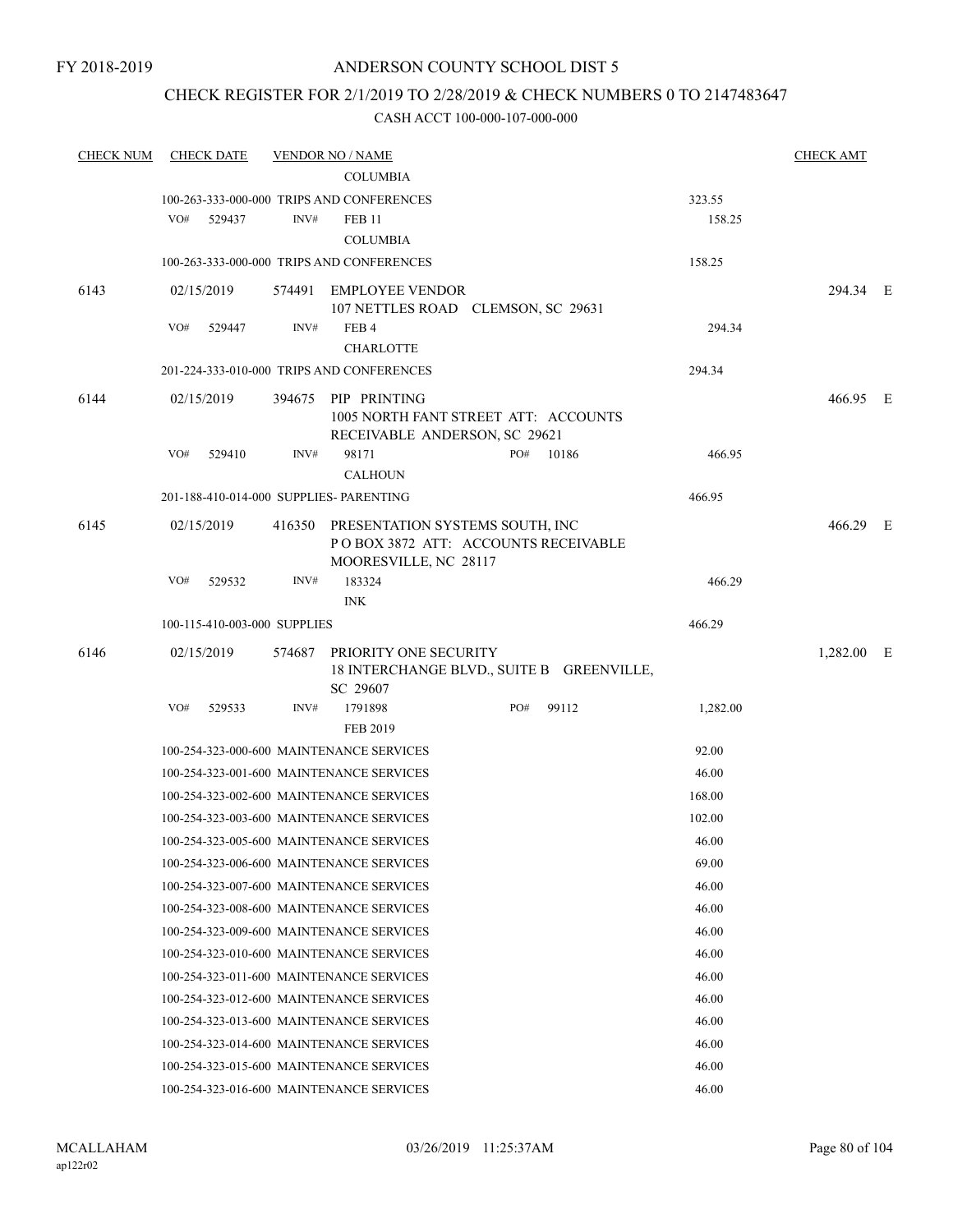FY 2018-2019

# ANDERSON COUNTY SCHOOL DIST 5

## CHECK REGISTER FOR 2/1/2019 TO 2/28/2019 & CHECK NUMBERS 0 TO 2147483647

CASH ACCT 100-000-107-000-000

| CHECK NUM | CHECK DATE | VENDOR NO / NAME | | CHECK AMT | |
|---|---|---|---|---|---|
| | | COLUMBIA | | | |
| | | 100-263-333-000-000 TRIPS AND CONFERENCES | 323.55 | | |
| | VO# 529437 | INV# FEB 11 | 158.25 | | |
| | | COLUMBIA | | | |
| | | 100-263-333-000-000 TRIPS AND CONFERENCES | 158.25 | | |
| 6143 | 02/15/2019 | 574491 EMPLOYEE VENDOR<br>107 NETTLES ROAD CLEMSON, SC 29631 | | 294.34 | E |
| | VO# 529447 | INV# FEB 4 | 294.34 | | |
| | | CHARLOTTE | | | |
| | | 201-224-333-010-000 TRIPS AND CONFERENCES | 294.34 | | |
| 6144 | 02/15/2019 | 394675 PIP PRINTING<br>1005 NORTH FANT STREET ATT: ACCOUNTS RECEIVABLE ANDERSON, SC 29621 | | 466.95 | E |
| | VO# 529410 | INV# 98171 PO# 10186 | 466.95 | | |
| | | CALHOUN | | | |
| | | 201-188-410-014-000 SUPPLIES- PARENTING | 466.95 | | |
| 6145 | 02/15/2019 | 416350 PRESENTATION SYSTEMS SOUTH, INC<br>P O BOX 3872 ATT: ACCOUNTS RECEIVABLE MOORESVILLE, NC 28117 | | 466.29 | E |
| | VO# 529532 | INV# 183324 | 466.29 | | |
| | | INK | | | |
| | | 100-115-410-003-000 SUPPLIES | 466.29 | | |
| 6146 | 02/15/2019 | 574687 PRIORITY ONE SECURITY<br>18 INTERCHANGE BLVD., SUITE B GREENVILLE, SC 29607 | | 1,282.00 | E |
| | VO# 529533 | INV# 1791898 PO# 99112 | 1,282.00 | | |
| | | FEB 2019 | | | |
| | | 100-254-323-000-600 MAINTENANCE SERVICES | 92.00 | | |
| | | 100-254-323-001-600 MAINTENANCE SERVICES | 46.00 | | |
| | | 100-254-323-002-600 MAINTENANCE SERVICES | 168.00 | | |
| | | 100-254-323-003-600 MAINTENANCE SERVICES | 102.00 | | |
| | | 100-254-323-005-600 MAINTENANCE SERVICES | 46.00 | | |
| | | 100-254-323-006-600 MAINTENANCE SERVICES | 69.00 | | |
| | | 100-254-323-007-600 MAINTENANCE SERVICES | 46.00 | | |
| | | 100-254-323-008-600 MAINTENANCE SERVICES | 46.00 | | |
| | | 100-254-323-009-600 MAINTENANCE SERVICES | 46.00 | | |
| | | 100-254-323-010-600 MAINTENANCE SERVICES | 46.00 | | |
| | | 100-254-323-011-600 MAINTENANCE SERVICES | 46.00 | | |
| | | 100-254-323-012-600 MAINTENANCE SERVICES | 46.00 | | |
| | | 100-254-323-013-600 MAINTENANCE SERVICES | 46.00 | | |
| | | 100-254-323-014-600 MAINTENANCE SERVICES | 46.00 | | |
| | | 100-254-323-015-600 MAINTENANCE SERVICES | 46.00 | | |
| | | 100-254-323-016-600 MAINTENANCE SERVICES | 46.00 | | |

MCALLAHAM
ap122r02
03/26/2019 11:25:37AM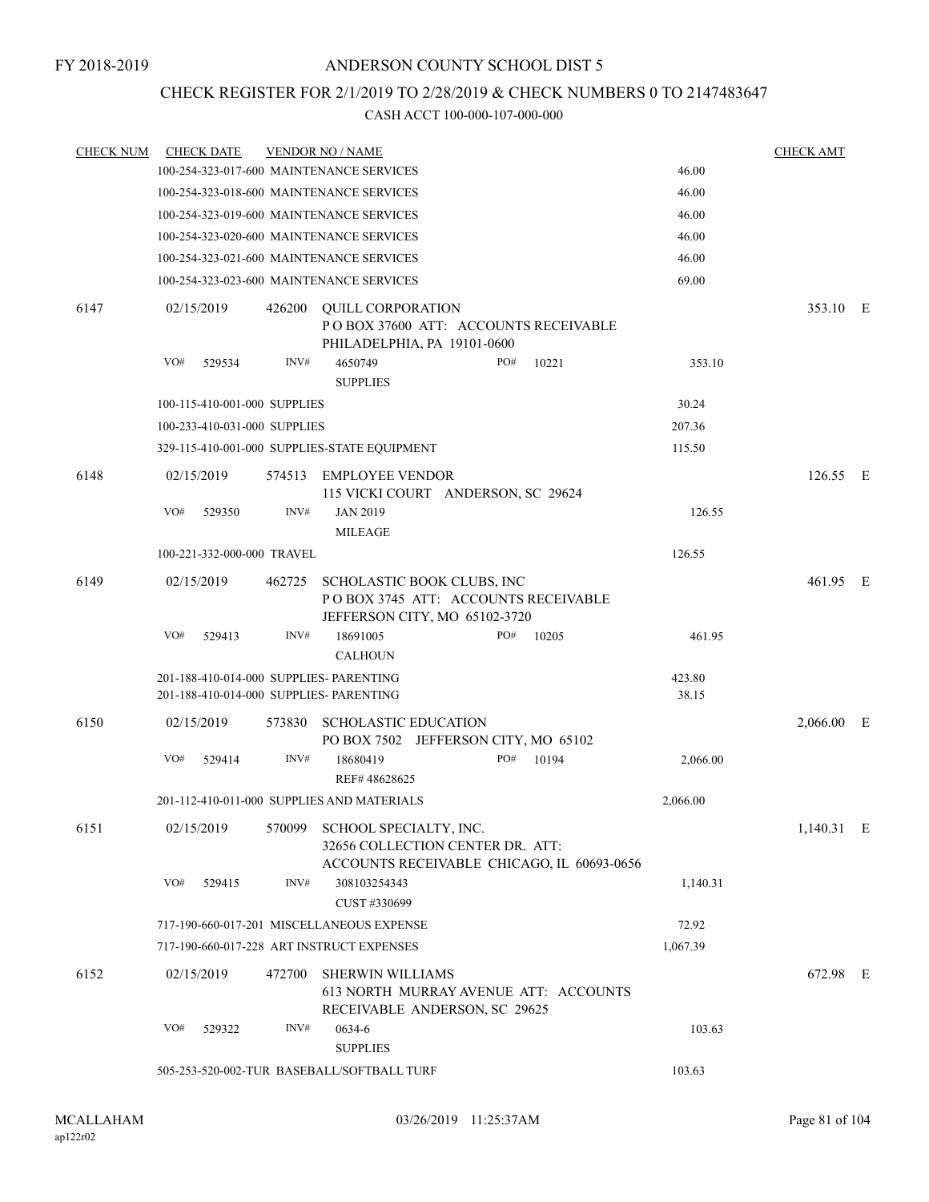FY 2018-2019

# ANDERSON COUNTY SCHOOL DIST 5

## CHECK REGISTER FOR 2/1/2019 TO 2/28/2019 & CHECK NUMBERS 0 TO 2147483647

CASH ACCT 100-000-107-000-000

| CHECK NUM | CHECK DATE | VENDOR NO / NAME | | CHECK AMT | |
|---|---|---|---|---|---|
| | 100-254-323-017-600 MAINTENANCE SERVICES | | 46.00 | | |
| | 100-254-323-018-600 MAINTENANCE SERVICES | | 46.00 | | |
| | 100-254-323-019-600 MAINTENANCE SERVICES | | 46.00 | | |
| | 100-254-323-020-600 MAINTENANCE SERVICES | | 46.00 | | |
| | 100-254-323-021-600 MAINTENANCE SERVICES | | 46.00 | | |
| | 100-254-323-023-600 MAINTENANCE SERVICES | | 69.00 | | |
| 6147 | 02/15/2019 | 426200 QUILL CORPORATION<br>P O BOX 37600 ATT: ACCOUNTS RECEIVABLE<br>PHILADELPHIA, PA 19101-0600 | | 353.10 | E |
| | VO# 529534 | INV# 4650749 PO# 10221<br>SUPPLIES | 353.10 | | |
| | 100-115-410-001-000 SUPPLIES | | 30.24 | | |
| | 100-233-410-031-000 SUPPLIES | | 207.36 | | |
| | 329-115-410-001-000 SUPPLIES-STATE EQUIPMENT | | 115.50 | | |
| 6148 | 02/15/2019 | 574513 EMPLOYEE VENDOR<br>115 VICKI COURT ANDERSON, SC 29624 | | 126.55 | E |
| | VO# 529350 | INV# JAN 2019<br>MILEAGE | 126.55 | | |
| | 100-221-332-000-000 TRAVEL | | 126.55 | | |
| 6149 | 02/15/2019 | 462725 SCHOLASTIC BOOK CLUBS, INC<br>P O BOX 3745 ATT: ACCOUNTS RECEIVABLE<br>JEFFERSON CITY, MO 65102-3720 | | 461.95 | E |
| | VO# 529413 | INV# 18691005 PO# 10205<br>CALHOUN | 461.95 | | |
| | 201-188-410-014-000 SUPPLIES- PARENTING | | 423.80 | | |
| | 201-188-410-014-000 SUPPLIES- PARENTING | | 38.15 | | |
| 6150 | 02/15/2019 | 573830 SCHOLASTIC EDUCATION<br>PO BOX 7502 JEFFERSON CITY, MO 65102 | | 2,066.00 | E |
| | VO# 529414 | INV# 18680419 PO# 10194<br>REF# 48628625 | 2,066.00 | | |
| | 201-112-410-011-000 SUPPLIES AND MATERIALS | | 2,066.00 | | |
| 6151 | 02/15/2019 | 570099 SCHOOL SPECIALTY, INC.<br>32656 COLLECTION CENTER DR. ATT:<br>ACCOUNTS RECEIVABLE CHICAGO, IL 60693-0656 | | 1,140.31 | E |
| | VO# 529415 | INV# 308103254343<br>CUST #330699 | 1,140.31 | | |
| | 717-190-660-017-201 MISCELLANEOUS EXPENSE | | 72.92 | | |
| | 717-190-660-017-228 ART INSTRUCT EXPENSES | | 1,067.39 | | |
| 6152 | 02/15/2019 | 472700 SHERWIN WILLIAMS<br>613 NORTH MURRAY AVENUE ATT: ACCOUNTS<br>RECEIVABLE ANDERSON, SC 29625 | | 672.98 | E |
| | VO# 529322 | INV# 0634-6<br>SUPPLIES | 103.63 | | |
| | 505-253-520-002-TUR BASEBALL/SOFTBALL TURF | | 103.63 | | |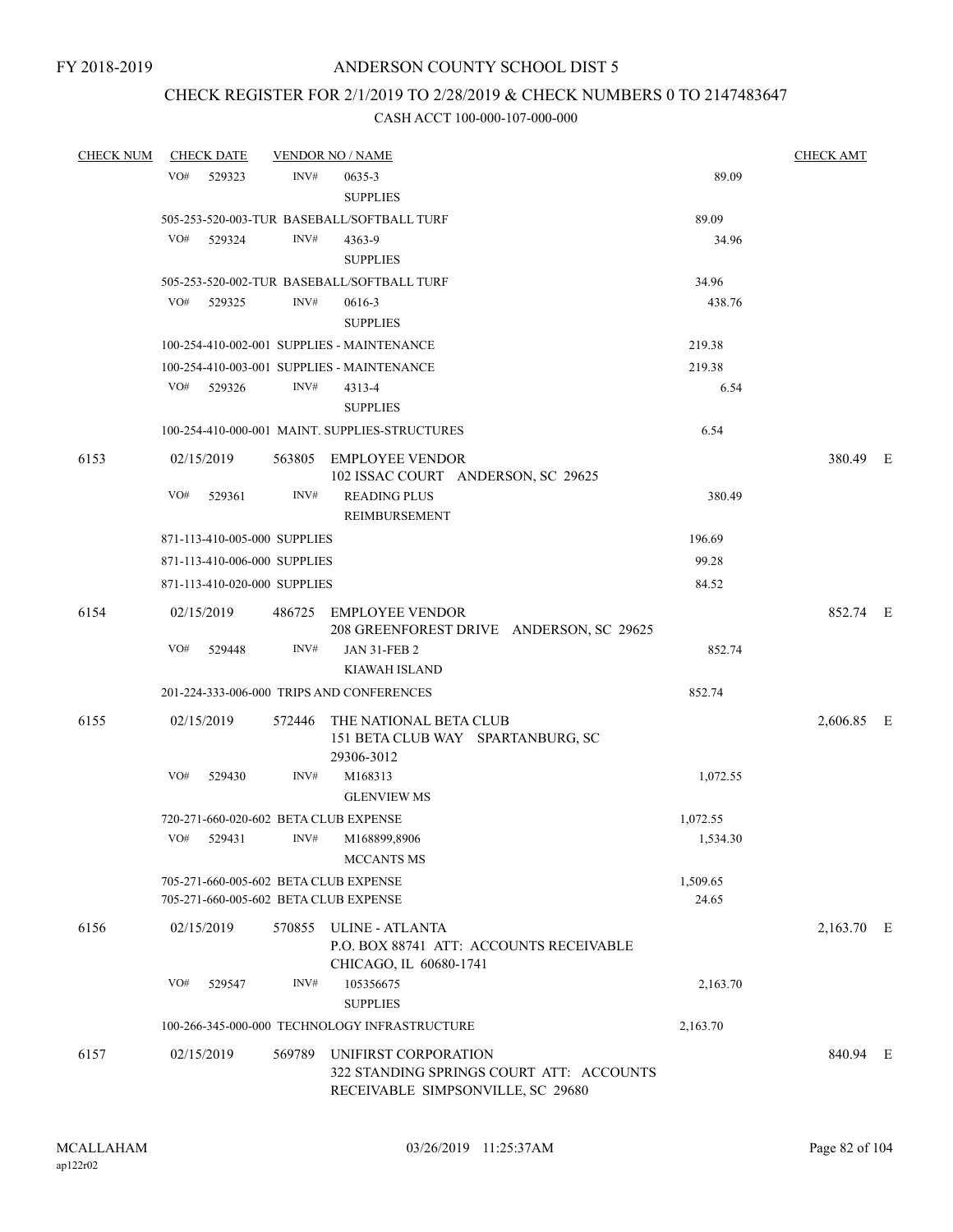FY 2018-2019

# ANDERSON COUNTY SCHOOL DIST 5

## CHECK REGISTER FOR 2/1/2019 TO 2/28/2019 & CHECK NUMBERS 0 TO 2147483647

### CASH ACCT 100-000-107-000-000

| CHECK NUM | CHECK DATE | VENDOR NO / NAME | | CHECK AMT | |
|---|---|---|---|---|---|
| | VO# 529323 | INV# 0635-3 SUPPLIES | 89.09 | | |
| | 505-253-520-003-TUR BASEBALL/SOFTBALL TURF | | 89.09 | | |
| | VO# 529324 | INV# 4363-9 SUPPLIES | 34.96 | | |
| | 505-253-520-002-TUR BASEBALL/SOFTBALL TURF | | 34.96 | | |
| | VO# 529325 | INV# 0616-3 SUPPLIES | 438.76 | | |
| | 100-254-410-002-001 SUPPLIES - MAINTENANCE | | 219.38 | | |
| | 100-254-410-003-001 SUPPLIES - MAINTENANCE | | 219.38 | | |
| | VO# 529326 | INV# 4313-4 SUPPLIES | 6.54 | | |
| | 100-254-410-000-001 MAINT. SUPPLIES-STRUCTURES | | 6.54 | | |
| 6153 | 02/15/2019 | 563805 EMPLOYEE VENDOR 102 ISSAC COURT ANDERSON, SC 29625 | | 380.49 | E |
| | VO# 529361 | INV# READING PLUS REIMBURSEMENT | 380.49 | | |
| | 871-113-410-005-000 SUPPLIES | | 196.69 | | |
| | 871-113-410-006-000 SUPPLIES | | 99.28 | | |
| | 871-113-410-020-000 SUPPLIES | | 84.52 | | |
| 6154 | 02/15/2019 | 486725 EMPLOYEE VENDOR 208 GREENFOREST DRIVE ANDERSON, SC 29625 | | 852.74 | E |
| | VO# 529448 | INV# JAN 31-FEB 2 KIAWAH ISLAND | 852.74 | | |
| | 201-224-333-006-000 TRIPS AND CONFERENCES | | 852.74 | | |
| 6155 | 02/15/2019 | 572446 THE NATIONAL BETA CLUB 151 BETA CLUB WAY SPARTANBURG, SC 29306-3012 | | 2,606.85 | E |
| | VO# 529430 | INV# M168313 GLENVIEW MS | 1,072.55 | | |
| | 720-271-660-020-602 BETA CLUB EXPENSE | | 1,072.55 | | |
| | VO# 529431 | INV# M168899,8906 MCCANTS MS | 1,534.30 | | |
| | 705-271-660-005-602 BETA CLUB EXPENSE | | 1,509.65 | | |
| | 705-271-660-005-602 BETA CLUB EXPENSE | | 24.65 | | |
| 6156 | 02/15/2019 | 570855 ULINE - ATLANTA P.O. BOX 88741 ATT: ACCOUNTS RECEIVABLE CHICAGO, IL 60680-1741 | | 2,163.70 | E |
| | VO# 529547 | INV# 105356675 SUPPLIES | 2,163.70 | | |
| | 100-266-345-000-000 TECHNOLOGY INFRASTRUCTURE | | 2,163.70 | | |
| 6157 | 02/15/2019 | 569789 UNIFIRST CORPORATION 322 STANDING SPRINGS COURT ATT: ACCOUNTS RECEIVABLE SIMPSONVILLE, SC 29680 | | 840.94 | E |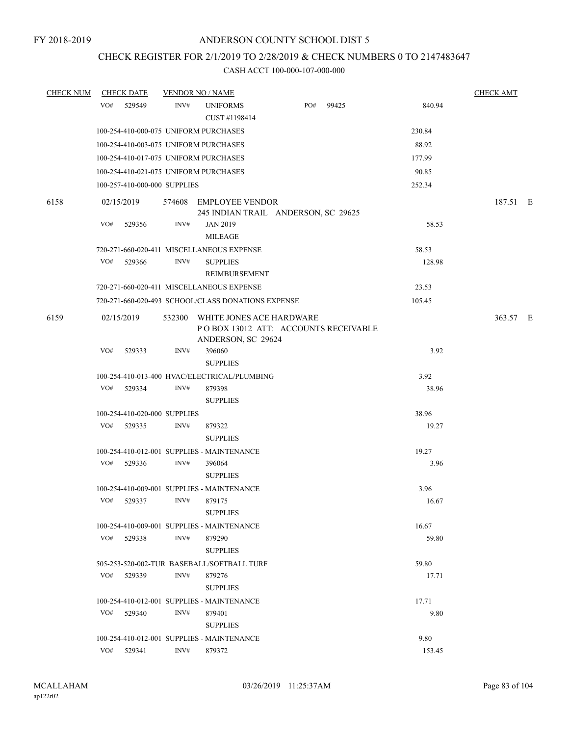FY 2018-2019

# ANDERSON COUNTY SCHOOL DIST 5

## CHECK REGISTER FOR 2/1/2019 TO 2/28/2019 & CHECK NUMBERS 0 TO 2147483647

### CASH ACCT 100-000-107-000-000

| CHECK NUM | CHECK DATE | VENDOR NO / NAME | | | CHECK AMT |
|---|---|---|---|---|---|
| | VO# 529549 | INV# UNIFORMS CUST #1198414 | PO# 99425 | 840.94 | |
| | 100-254-410-000-075 UNIFORM PURCHASES | | | 230.84 | |
| | 100-254-410-003-075 UNIFORM PURCHASES | | | 88.92 | |
| | 100-254-410-017-075 UNIFORM PURCHASES | | | 177.99 | |
| | 100-254-410-021-075 UNIFORM PURCHASES | | | 90.85 | |
| | 100-257-410-000-000 SUPPLIES | | | 252.34 | |
| 6158 | 02/15/2019 | 574608 EMPLOYEE VENDOR 245 INDIAN TRAIL ANDERSON, SC 29625 | | | 187.51 E |
| | VO# 529356 | INV# JAN 2019 MILEAGE | | 58.53 | |
| | 720-271-660-020-411 MISCELLANEOUS EXPENSE | | | 58.53 | |
| | VO# 529366 | INV# SUPPLIES REIMBURSEMENT | | 128.98 | |
| | 720-271-660-020-411 MISCELLANEOUS EXPENSE | | | 23.53 | |
| | 720-271-660-020-493 SCHOOL/CLASS DONATIONS EXPENSE | | | 105.45 | |
| 6159 | 02/15/2019 | 532300 WHITE JONES ACE HARDWARE P O BOX 13012 ATT: ACCOUNTS RECEIVABLE ANDERSON, SC 29624 | | | 363.57 E |
| | VO# 529333 | INV# 396060 SUPPLIES | | 3.92 | |
| | 100-254-410-013-400 HVAC/ELECTRICAL/PLUMBING | | | 3.92 | |
| | VO# 529334 | INV# 879398 SUPPLIES | | 38.96 | |
| | 100-254-410-020-000 SUPPLIES | | | 38.96 | |
| | VO# 529335 | INV# 879322 SUPPLIES | | 19.27 | |
| | 100-254-410-012-001 SUPPLIES - MAINTENANCE | | | 19.27 | |
| | VO# 529336 | INV# 396064 SUPPLIES | | 3.96 | |
| | 100-254-410-009-001 SUPPLIES - MAINTENANCE | | | 3.96 | |
| | VO# 529337 | INV# 879175 SUPPLIES | | 16.67 | |
| | 100-254-410-009-001 SUPPLIES - MAINTENANCE | | | 16.67 | |
| | VO# 529338 | INV# 879290 SUPPLIES | | 59.80 | |
| | 505-253-520-002-TUR BASEBALL/SOFTBALL TURF | | | 59.80 | |
| | VO# 529339 | INV# 879276 SUPPLIES | | 17.71 | |
| | 100-254-410-012-001 SUPPLIES - MAINTENANCE | | | 17.71 | |
| | VO# 529340 | INV# 879401 SUPPLIES | | 9.80 | |
| | 100-254-410-012-001 SUPPLIES - MAINTENANCE | | | 9.80 | |
| | VO# 529341 | INV# 879372 | | 153.45 | |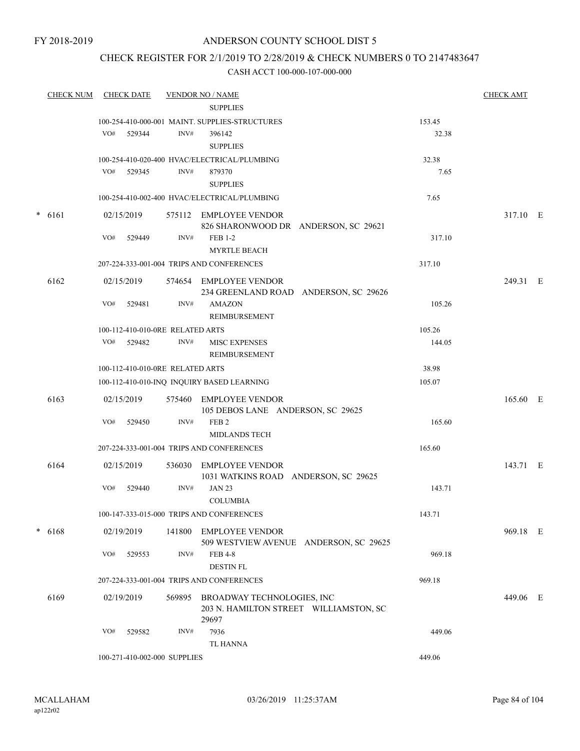FY 2018-2019

# ANDERSON COUNTY SCHOOL DIST 5

## CHECK REGISTER FOR 2/1/2019 TO 2/28/2019 & CHECK NUMBERS 0 TO 2147483647

CASH ACCT 100-000-107-000-000

| CHECK NUM | CHECK DATE | VENDOR NO / NAME | | CHECK AMT |
|---|---|---|---|---|
| | | SUPPLIES | | |
| | 100-254-410-000-001 MAINT. SUPPLIES-STRUCTURES | | 153.45 | |
| | VO# 529344 INV# | 396142 SUPPLIES | 32.38 | |
| | 100-254-410-020-400 HVAC/ELECTRICAL/PLUMBING | | 32.38 | |
| | VO# 529345 INV# | 879370 SUPPLIES | 7.65 | |
| | 100-254-410-002-400 HVAC/ELECTRICAL/PLUMBING | | 7.65 | |
| * 6161 | 02/15/2019 | 575112 EMPLOYEE VENDOR 826 SHARONWOOD DR ANDERSON, SC 29621 | | 317.10 E |
| | VO# 529449 INV# | FEB 1-2 MYRTLE BEACH | 317.10 | |
| | 207-224-333-001-004 TRIPS AND CONFERENCES | | 317.10 | |
| 6162 | 02/15/2019 | 574654 EMPLOYEE VENDOR 234 GREENLAND ROAD ANDERSON, SC 29626 | | 249.31 E |
| | VO# 529481 INV# | AMAZON REIMBURSEMENT | 105.26 | |
| | 100-112-410-010-0RE RELATED ARTS | | 105.26 | |
| | VO# 529482 INV# | MISC EXPENSES REIMBURSEMENT | 144.05 | |
| | 100-112-410-010-0RE RELATED ARTS | | 38.98 | |
| | 100-112-410-010-INQ INQUIRY BASED LEARNING | | 105.07 | |
| 6163 | 02/15/2019 | 575460 EMPLOYEE VENDOR 105 DEBOS LANE ANDERSON, SC 29625 | | 165.60 E |
| | VO# 529450 INV# | FEB 2 MIDLANDS TECH | 165.60 | |
| | 207-224-333-001-004 TRIPS AND CONFERENCES | | 165.60 | |
| 6164 | 02/15/2019 | 536030 EMPLOYEE VENDOR 1031 WATKINS ROAD ANDERSON, SC 29625 | | 143.71 E |
| | VO# 529440 INV# | JAN 23 COLUMBIA | 143.71 | |
| | 100-147-333-015-000 TRIPS AND CONFERENCES | | 143.71 | |
| * 6168 | 02/19/2019 | 141800 EMPLOYEE VENDOR 509 WESTVIEW AVENUE ANDERSON, SC 29625 | | 969.18 E |
| | VO# 529553 INV# | FEB 4-8 DESTIN FL | 969.18 | |
| | 207-224-333-001-004 TRIPS AND CONFERENCES | | 969.18 | |
| 6169 | 02/19/2019 | 569895 BROADWAY TECHNOLOGIES, INC 203 N. HAMILTON STREET WILLIAMSTON, SC 29697 | | 449.06 E |
| | VO# 529582 INV# | 7936 TL HANNA | 449.06 | |
| | 100-271-410-002-000 SUPPLIES | | 449.06 | |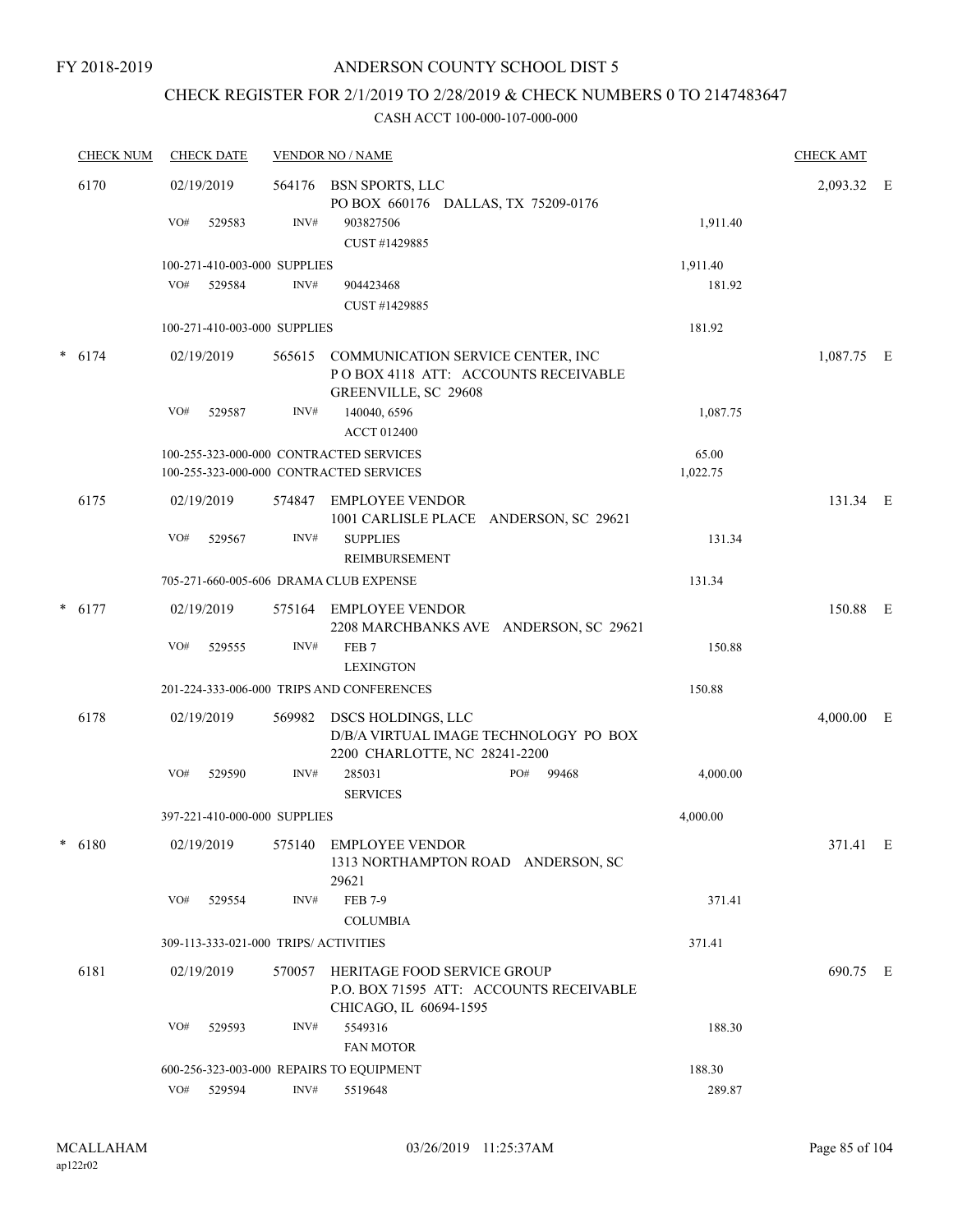FY 2018-2019

# ANDERSON COUNTY SCHOOL DIST 5

## CHECK REGISTER FOR 2/1/2019 TO 2/28/2019 & CHECK NUMBERS 0 TO 2147483647

CASH ACCT 100-000-107-000-000

| CHECK NUM | CHECK DATE | VENDOR NO / NAME | | CHECK AMT | |
|---|---|---|---|---|---|
| 6170 | 02/19/2019 | 564176 BSN SPORTS, LLC<br>PO BOX 660176 DALLAS, TX 75209-0176 | | 2,093.32 | E |
| | VO# 529583 | INV# 903827506<br>CUST #1429885 | 1,911.40 | | |
| | 100-271-410-003-000 SUPPLIES | | 1,911.40 | | |
| | VO# 529584 | INV# 904423468<br>CUST #1429885 | 181.92 | | |
| | 100-271-410-003-000 SUPPLIES | | 181.92 | | |
| * 6174 | 02/19/2019 | 565615 COMMUNICATION SERVICE CENTER, INC<br>P O BOX 4118 ATT: ACCOUNTS RECEIVABLE<br>GREENVILLE, SC 29608 | | 1,087.75 | E |
| | VO# 529587 | INV# 140040, 6596<br>ACCT 012400 | 1,087.75 | | |
| | 100-255-323-000-000 CONTRACTED SERVICES | | 65.00 | | |
| | 100-255-323-000-000 CONTRACTED SERVICES | | 1,022.75 | | |
| 6175 | 02/19/2019 | 574847 EMPLOYEE VENDOR<br>1001 CARLISLE PLACE ANDERSON, SC 29621 | | 131.34 | E |
| | VO# 529567 | INV# SUPPLIES<br>REIMBURSEMENT | 131.34 | | |
| | 705-271-660-005-606 DRAMA CLUB EXPENSE | | 131.34 | | |
| * 6177 | 02/19/2019 | 575164 EMPLOYEE VENDOR<br>2208 MARCHBANKS AVE ANDERSON, SC 29621 | | 150.88 | E |
| | VO# 529555 | INV# FEB 7<br>LEXINGTON | 150.88 | | |
| | 201-224-333-006-000 TRIPS AND CONFERENCES | | 150.88 | | |
| 6178 | 02/19/2019 | 569982 DSCS HOLDINGS, LLC<br>D/B/A VIRTUAL IMAGE TECHNOLOGY PO BOX<br>2200 CHARLOTTE, NC 28241-2200 | | 4,000.00 | E |
| | VO# 529590 | INV# 285031 PO# 99468<br>SERVICES | 4,000.00 | | |
| | 397-221-410-000-000 SUPPLIES | | 4,000.00 | | |
| * 6180 | 02/19/2019 | 575140 EMPLOYEE VENDOR<br>1313 NORTHAMPTON ROAD ANDERSON, SC<br>29621 | | 371.41 | E |
| | VO# 529554 | INV# FEB 7-9<br>COLUMBIA | 371.41 | | |
| | 309-113-333-021-000 TRIPS/ ACTIVITIES | | 371.41 | | |
| 6181 | 02/19/2019 | 570057 HERITAGE FOOD SERVICE GROUP<br>P.O. BOX 71595 ATT: ACCOUNTS RECEIVABLE<br>CHICAGO, IL 60694-1595 | | 690.75 | E |
| | VO# 529593 | INV# 5549316<br>FAN MOTOR | 188.30 | | |
| | 600-256-323-003-000 REPAIRS TO EQUIPMENT | | 188.30 | | |
| | VO# 529594 | INV# 5519648 | 289.87 | | |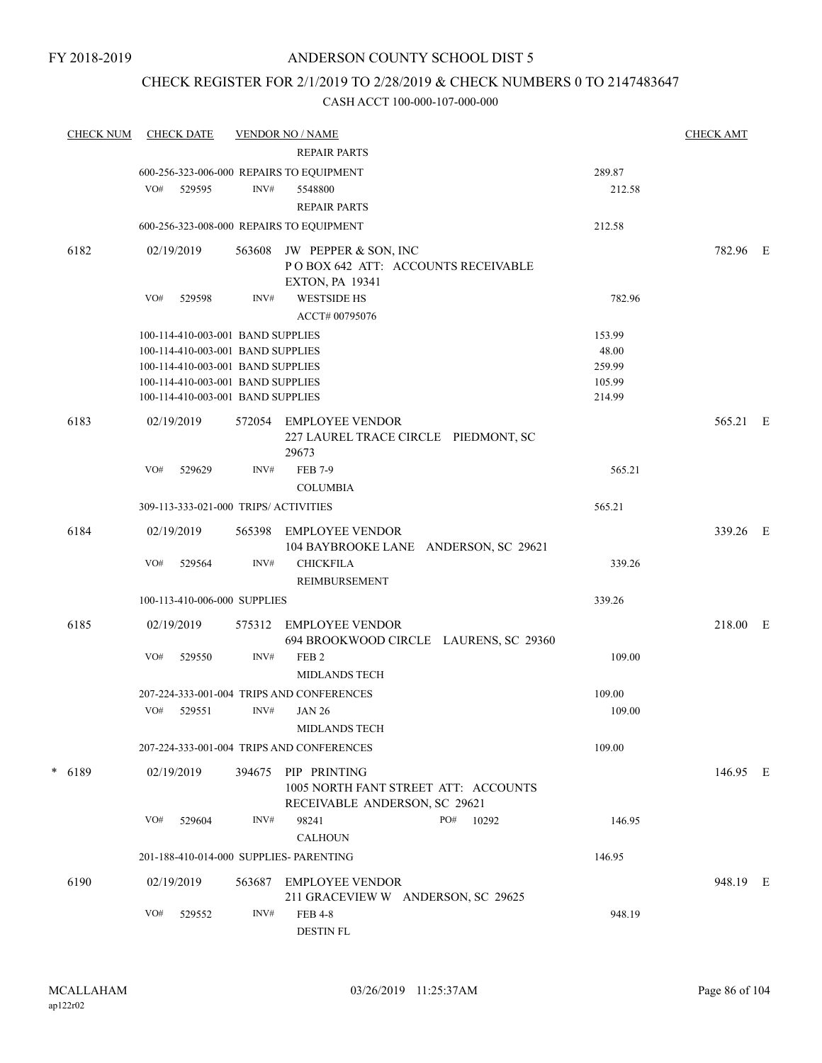FY 2018-2019

# ANDERSON COUNTY SCHOOL DIST 5

## CHECK REGISTER FOR 2/1/2019 TO 2/28/2019 & CHECK NUMBERS 0 TO 2147483647

CASH ACCT 100-000-107-000-000

| CHECK NUM | CHECK DATE | VENDOR NO / NAME | | CHECK AMT | |
|---|---|---|---|---|---|
| | | REPAIR PARTS | | | |
| | 600-256-323-006-000 REPAIRS TO EQUIPMENT | | 289.87 | | |
| | VO# 529595 | INV# 5548800 REPAIR PARTS | 212.58 | | |
| | 600-256-323-008-000 REPAIRS TO EQUIPMENT | | 212.58 | | |
| 6182 | 02/19/2019 | 563608 JW PEPPER & SON, INC P O BOX 642 ATT: ACCOUNTS RECEIVABLE EXTON, PA 19341 | | 782.96 | E |
| | VO# 529598 | INV# WESTSIDE HS ACCT# 00795076 | 782.96 | | |
| | 100-114-410-003-001 BAND SUPPLIES | | 153.99 | | |
| | 100-114-410-003-001 BAND SUPPLIES | | 48.00 | | |
| | 100-114-410-003-001 BAND SUPPLIES | | 259.99 | | |
| | 100-114-410-003-001 BAND SUPPLIES | | 105.99 | | |
| | 100-114-410-003-001 BAND SUPPLIES | | 214.99 | | |
| 6183 | 02/19/2019 | 572054 EMPLOYEE VENDOR 227 LAUREL TRACE CIRCLE PIEDMONT, SC 29673 | | 565.21 | E |
| | VO# 529629 | INV# FEB 7-9 COLUMBIA | 565.21 | | |
| | 309-113-333-021-000 TRIPS/ ACTIVITIES | | 565.21 | | |
| 6184 | 02/19/2019 | 565398 EMPLOYEE VENDOR 104 BAYBROOKE LANE ANDERSON, SC 29621 | | 339.26 | E |
| | VO# 529564 | INV# CHICKFILA REIMBURSEMENT | 339.26 | | |
| | 100-113-410-006-000 SUPPLIES | | 339.26 | | |
| 6185 | 02/19/2019 | 575312 EMPLOYEE VENDOR 694 BROOKWOOD CIRCLE LAURENS, SC 29360 | | 218.00 | E |
| | VO# 529550 | INV# FEB 2 MIDLANDS TECH | 109.00 | | |
| | 207-224-333-001-004 TRIPS AND CONFERENCES | | 109.00 | | |
| | VO# 529551 | INV# JAN 26 MIDLANDS TECH | 109.00 | | |
| | 207-224-333-001-004 TRIPS AND CONFERENCES | | 109.00 | | |
| * 6189 | 02/19/2019 | 394675 PIP PRINTING 1005 NORTH FANT STREET ATT: ACCOUNTS RECEIVABLE ANDERSON, SC 29621 | | 146.95 | E |
| | VO# 529604 | INV# 98241 PO# 10292 CALHOUN | 146.95 | | |
| | 201-188-410-014-000 SUPPLIES- PARENTING | | 146.95 | | |
| 6190 | 02/19/2019 | 563687 EMPLOYEE VENDOR 211 GRACEVIEW W ANDERSON, SC 29625 | | 948.19 | E |
| | VO# 529552 | INV# FEB 4-8 DESTIN FL | 948.19 | | |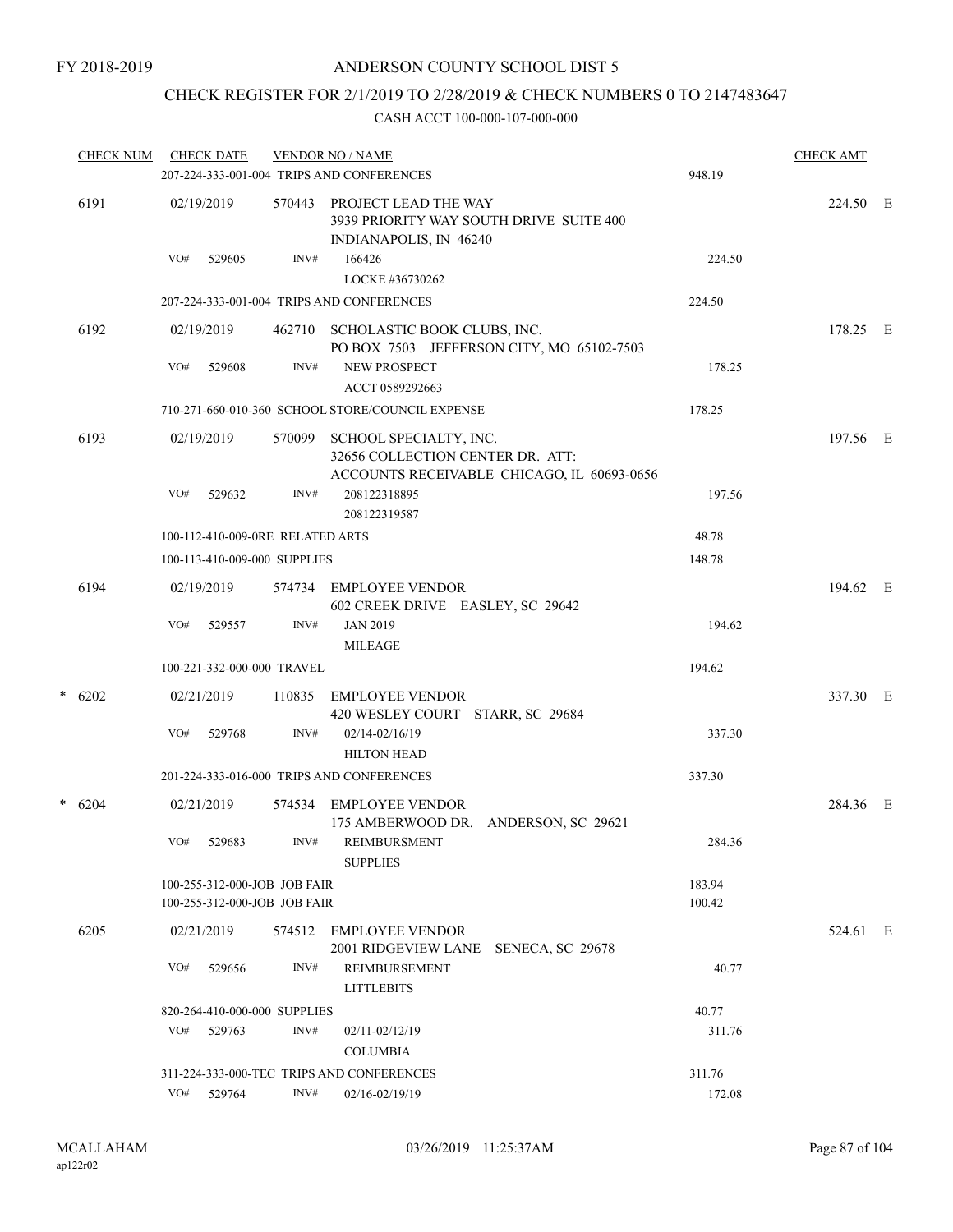FY 2018-2019

ANDERSON COUNTY SCHOOL DIST 5

CHECK REGISTER FOR 2/1/2019 TO 2/28/2019 & CHECK NUMBERS 0 TO 2147483647

CASH ACCT 100-000-107-000-000

| CHECK NUM | CHECK DATE | VENDOR NO / NAME | | CHECK AMT | |
|---|---|---|---|---|---|
| | 207-224-333-001-004 TRIPS AND CONFERENCES | | 948.19 | | |
| 6191 | 02/19/2019 | 570443 PROJECT LEAD THE WAY<br>3939 PRIORITY WAY SOUTH DRIVE SUITE 400<br>INDIANAPOLIS, IN 46240 | | 224.50 | E |
| | VO# 529605 INV# | 166426<br>LOCKE #36730262 | 224.50 | | |
| | 207-224-333-001-004 TRIPS AND CONFERENCES | | 224.50 | | |
| 6192 | 02/19/2019 | 462710 SCHOLASTIC BOOK CLUBS, INC.<br>PO BOX 7503 JEFFERSON CITY, MO 65102-7503 | | 178.25 | E |
| | VO# 529608 INV# | NEW PROSPECT<br>ACCT 0589292663 | 178.25 | | |
| | 710-271-660-010-360 SCHOOL STORE/COUNCIL EXPENSE | | 178.25 | | |
| 6193 | 02/19/2019 | 570099 SCHOOL SPECIALTY, INC.<br>32656 COLLECTION CENTER DR. ATT:<br>ACCOUNTS RECEIVABLE CHICAGO, IL 60693-0656 | | 197.56 | E |
| | VO# 529632 INV# | 208122318895<br>208122319587 | 197.56 | | |
| | 100-112-410-009-0RE RELATED ARTS | | 48.78 | | |
| | 100-113-410-009-000 SUPPLIES | | 148.78 | | |
| 6194 | 02/19/2019 | 574734 EMPLOYEE VENDOR<br>602 CREEK DRIVE EASLEY, SC 29642 | | 194.62 | E |
| | VO# 529557 INV# | JAN 2019<br>MILEAGE | 194.62 | | |
| | 100-221-332-000-000 TRAVEL | | 194.62 | | |
| * 6202 | 02/21/2019 | 110835 EMPLOYEE VENDOR<br>420 WESLEY COURT STARR, SC 29684 | | 337.30 | E |
| | VO# 529768 INV# | 02/14-02/16/19<br>HILTON HEAD | 337.30 | | |
| | 201-224-333-016-000 TRIPS AND CONFERENCES | | 337.30 | | |
| * 6204 | 02/21/2019 | 574534 EMPLOYEE VENDOR<br>175 AMBERWOOD DR. ANDERSON, SC 29621 | | 284.36 | E |
| | VO# 529683 INV# | REIMBURSMENT<br>SUPPLIES | 284.36 | | |
| | 100-255-312-000-JOB JOB FAIR | | 183.94 | | |
| | 100-255-312-000-JOB JOB FAIR | | 100.42 | | |
| 6205 | 02/21/2019 | 574512 EMPLOYEE VENDOR<br>2001 RIDGEVIEW LANE SENECA, SC 29678 | | 524.61 | E |
| | VO# 529656 INV# | REIMBURSEMENT<br>LITTLEBITS | 40.77 | | |
| | 820-264-410-000-000 SUPPLIES | | 40.77 | | |
| | VO# 529763 INV# | 02/11-02/12/19<br>COLUMBIA | 311.76 | | |
| | 311-224-333-000-TEC TRIPS AND CONFERENCES | | 311.76 | | |
| | VO# 529764 INV# | 02/16-02/19/19 | 172.08 | | |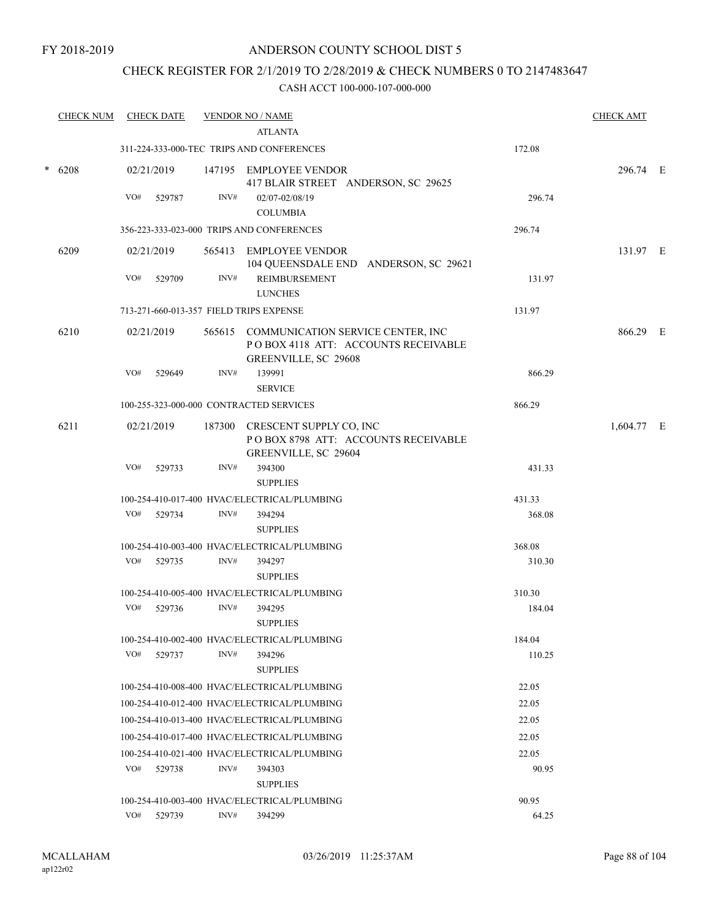FY 2018-2019

# ANDERSON COUNTY SCHOOL DIST 5

## CHECK REGISTER FOR 2/1/2019 TO 2/28/2019 & CHECK NUMBERS 0 TO 2147483647

CASH ACCT 100-000-107-000-000

| CHECK NUM | CHECK DATE | VENDOR NO / NAME | | CHECK AMT |
|---|---|---|---|---|
| | | ATLANTA | | |
| | | 311-224-333-000-TEC TRIPS AND CONFERENCES | 172.08 | |
| * 6208 | 02/21/2019 | 147195 EMPLOYEE VENDOR<br>417 BLAIR STREET ANDERSON, SC 29625 | | 296.74 E |
| | VO# 529787 | INV# 02/07-02/08/19<br>COLUMBIA | 296.74 | |
| | | 356-223-333-023-000 TRIPS AND CONFERENCES | 296.74 | |
| 6209 | 02/21/2019 | 565413 EMPLOYEE VENDOR<br>104 QUEENSDALE END ANDERSON, SC 29621 | | 131.97 E |
| | VO# 529709 | INV# REIMBURSEMENT<br>LUNCHES | 131.97 | |
| | | 713-271-660-013-357 FIELD TRIPS EXPENSE | 131.97 | |
| 6210 | 02/21/2019 | 565615 COMMUNICATION SERVICE CENTER, INC<br>P O BOX 4118 ATT: ACCOUNTS RECEIVABLE<br>GREENVILLE, SC 29608 | | 866.29 E |
| | VO# 529649 | INV# 139991<br>SERVICE | 866.29 | |
| | | 100-255-323-000-000 CONTRACTED SERVICES | 866.29 | |
| 6211 | 02/21/2019 | 187300 CRESCENT SUPPLY CO, INC<br>P O BOX 8798 ATT: ACCOUNTS RECEIVABLE<br>GREENVILLE, SC 29604 | | 1,604.77 E |
| | VO# 529733 | INV# 394300<br>SUPPLIES | 431.33 | |
| | | 100-254-410-017-400 HVAC/ELECTRICAL/PLUMBING | 431.33 | |
| | VO# 529734 | INV# 394294<br>SUPPLIES | 368.08 | |
| | | 100-254-410-003-400 HVAC/ELECTRICAL/PLUMBING | 368.08 | |
| | VO# 529735 | INV# 394297<br>SUPPLIES | 310.30 | |
| | | 100-254-410-005-400 HVAC/ELECTRICAL/PLUMBING | 310.30 | |
| | VO# 529736 | INV# 394295<br>SUPPLIES | 184.04 | |
| | | 100-254-410-002-400 HVAC/ELECTRICAL/PLUMBING | 184.04 | |
| | VO# 529737 | INV# 394296<br>SUPPLIES | 110.25 | |
| | | 100-254-410-008-400 HVAC/ELECTRICAL/PLUMBING | 22.05 | |
| | | 100-254-410-012-400 HVAC/ELECTRICAL/PLUMBING | 22.05 | |
| | | 100-254-410-013-400 HVAC/ELECTRICAL/PLUMBING | 22.05 | |
| | | 100-254-410-017-400 HVAC/ELECTRICAL/PLUMBING | 22.05 | |
| | | 100-254-410-021-400 HVAC/ELECTRICAL/PLUMBING | 22.05 | |
| | VO# 529738 | INV# 394303<br>SUPPLIES | 90.95 | |
| | | 100-254-410-003-400 HVAC/ELECTRICAL/PLUMBING | 90.95 | |
| | VO# 529739 | INV# 394299 | 64.25 | |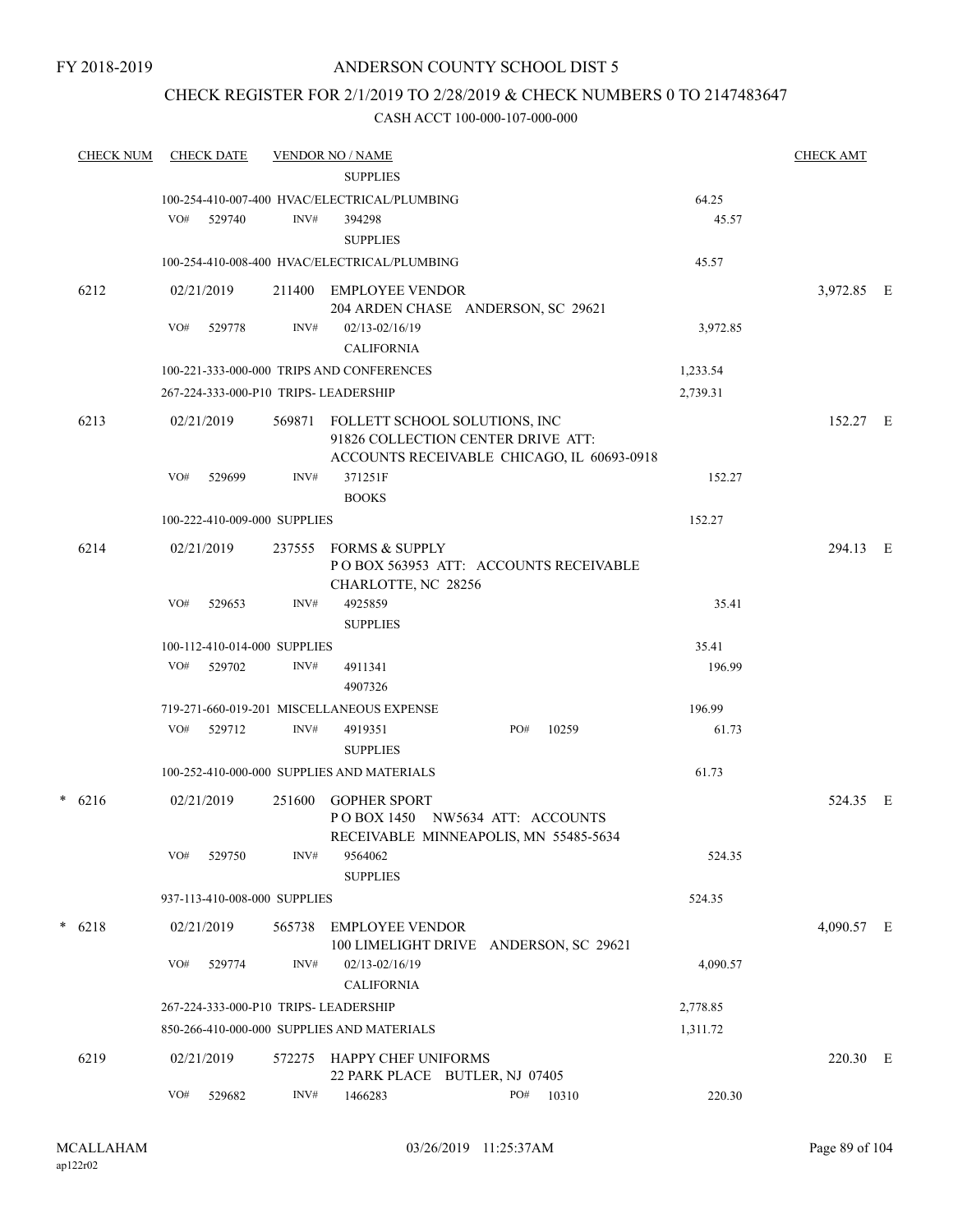FY 2018-2019

# ANDERSON COUNTY SCHOOL DIST 5

## CHECK REGISTER FOR 2/1/2019 TO 2/28/2019 & CHECK NUMBERS 0 TO 2147483647

CASH ACCT 100-000-107-000-000

| CHECK NUM | CHECK DATE | VENDOR NO / NAME | | CHECK AMT |
|---|---|---|---|---|
| | | SUPPLIES | | |
| | 100-254-410-007-400 HVAC/ELECTRICAL/PLUMBING | | 64.25 | |
| | VO# 529740 | INV# 394298 SUPPLIES | 45.57 | |
| | 100-254-410-008-400 HVAC/ELECTRICAL/PLUMBING | | 45.57 | |
| 6212 | 02/21/2019 | 211400 EMPLOYEE VENDOR 204 ARDEN CHASE ANDERSON, SC 29621 | | 3,972.85 E |
| | VO# 529778 | INV# 02/13-02/16/19 CALIFORNIA | 3,972.85 | |
| | 100-221-333-000-000 TRIPS AND CONFERENCES | | 1,233.54 | |
| | 267-224-333-000-P10 TRIPS- LEADERSHIP | | 2,739.31 | |
| 6213 | 02/21/2019 | 569871 FOLLETT SCHOOL SOLUTIONS, INC 91826 COLLECTION CENTER DRIVE ATT: ACCOUNTS RECEIVABLE CHICAGO, IL 60693-0918 | | 152.27 E |
| | VO# 529699 | INV# 371251F BOOKS | 152.27 | |
| | 100-222-410-009-000 SUPPLIES | | 152.27 | |
| 6214 | 02/21/2019 | 237555 FORMS & SUPPLY P O BOX 563953 ATT: ACCOUNTS RECEIVABLE CHARLOTTE, NC 28256 | | 294.13 E |
| | VO# 529653 | INV# 4925859 SUPPLIES | 35.41 | |
| | 100-112-410-014-000 SUPPLIES | | 35.41 | |
| | VO# 529702 | INV# 4911341 4907326 | 196.99 | |
| | 719-271-660-019-201 MISCELLANEOUS EXPENSE | | 196.99 | |
| | VO# 529712 | INV# 4919351 PO# 10259 SUPPLIES | 61.73 | |
| | 100-252-410-000-000 SUPPLIES AND MATERIALS | | 61.73 | |
| * 6216 | 02/21/2019 | 251600 GOPHER SPORT P O BOX 1450 NW5634 ATT: ACCOUNTS RECEIVABLE MINNEAPOLIS, MN 55485-5634 | | 524.35 E |
| | VO# 529750 | INV# 9564062 SUPPLIES | 524.35 | |
| | 937-113-410-008-000 SUPPLIES | | 524.35 | |
| * 6218 | 02/21/2019 | 565738 EMPLOYEE VENDOR 100 LIMELIGHT DRIVE ANDERSON, SC 29621 | | 4,090.57 E |
| | VO# 529774 | INV# 02/13-02/16/19 CALIFORNIA | 4,090.57 | |
| | 267-224-333-000-P10 TRIPS- LEADERSHIP | | 2,778.85 | |
| | 850-266-410-000-000 SUPPLIES AND MATERIALS | | 1,311.72 | |
| 6219 | 02/21/2019 | 572275 HAPPY CHEF UNIFORMS 22 PARK PLACE BUTLER, NJ 07405 | | 220.30 E |
| | VO# 529682 | INV# 1466283 PO# 10310 | 220.30 | |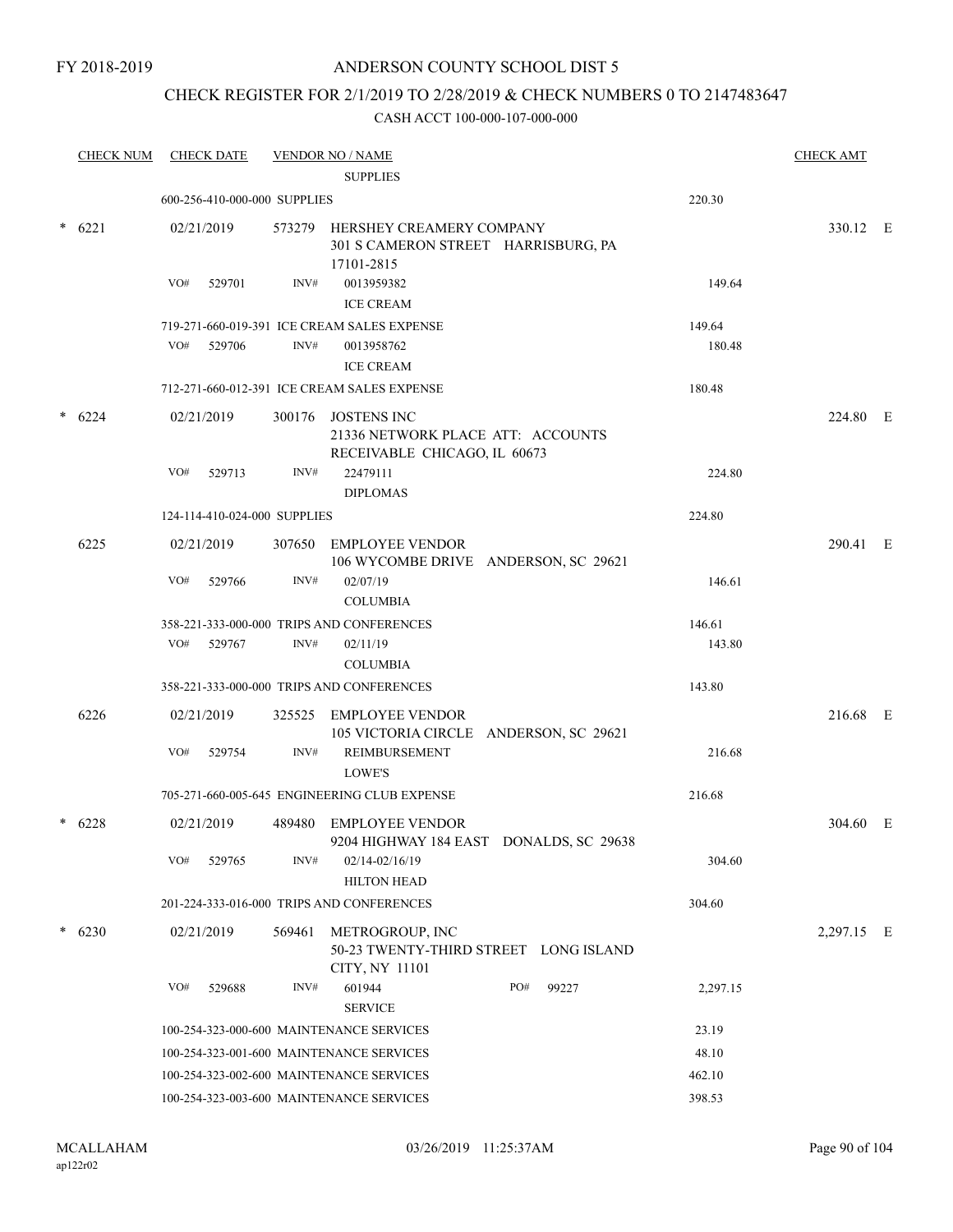FY 2018-2019

# ANDERSON COUNTY SCHOOL DIST 5

## CHECK REGISTER FOR 2/1/2019 TO 2/28/2019 & CHECK NUMBERS 0 TO 2147483647

### CASH ACCT 100-000-107-000-000

| CHECK NUM | CHECK DATE | VENDOR NO / NAME | | CHECK AMT | |
|---|---|---|---|---|---|
| | | SUPPLIES | | | |
| | 600-256-410-000-000 SUPPLIES | | 220.30 | | |
| * 6221 | 02/21/2019 | 573279 HERSHEY CREAMERY COMPANY 301 S CAMERON STREET HARRISBURG, PA 17101-2815 | | 330.12 | E |
| | VO# 529701 | INV# 0013959382 ICE CREAM | 149.64 | | |
| | 719-271-660-019-391 ICE CREAM SALES EXPENSE | | 149.64 | | |
| | VO# 529706 | INV# 0013958762 ICE CREAM | 180.48 | | |
| | 712-271-660-012-391 ICE CREAM SALES EXPENSE | | 180.48 | | |
| * 6224 | 02/21/2019 | 300176 JOSTENS INC 21336 NETWORK PLACE ATT: ACCOUNTS RECEIVABLE CHICAGO, IL 60673 | | 224.80 | E |
| | VO# 529713 | INV# 22479111 DIPLOMAS | 224.80 | | |
| | 124-114-410-024-000 SUPPLIES | | 224.80 | | |
| 6225 | 02/21/2019 | 307650 EMPLOYEE VENDOR 106 WYCOMBE DRIVE ANDERSON, SC 29621 | | 290.41 | E |
| | VO# 529766 | INV# 02/07/19 COLUMBIA | 146.61 | | |
| | 358-221-333-000-000 TRIPS AND CONFERENCES | | 146.61 | | |
| | VO# 529767 | INV# 02/11/19 COLUMBIA | 143.80 | | |
| | 358-221-333-000-000 TRIPS AND CONFERENCES | | 143.80 | | |
| 6226 | 02/21/2019 | 325525 EMPLOYEE VENDOR 105 VICTORIA CIRCLE ANDERSON, SC 29621 | | 216.68 | E |
| | VO# 529754 | INV# REIMBURSEMENT LOWE'S | 216.68 | | |
| | 705-271-660-005-645 ENGINEERING CLUB EXPENSE | | 216.68 | | |
| * 6228 | 02/21/2019 | 489480 EMPLOYEE VENDOR 9204 HIGHWAY 184 EAST DONALDS, SC 29638 | | 304.60 | E |
| | VO# 529765 | INV# 02/14-02/16/19 HILTON HEAD | 304.60 | | |
| | 201-224-333-016-000 TRIPS AND CONFERENCES | | 304.60 | | |
| * 6230 | 02/21/2019 | 569461 METROGROUP, INC 50-23 TWENTY-THIRD STREET LONG ISLAND CITY, NY 11101 | | 2,297.15 | E |
| | VO# 529688 | INV# 601944 PO# 99227 SERVICE | 2,297.15 | | |
| | 100-254-323-000-600 MAINTENANCE SERVICES | | 23.19 | | |
| | 100-254-323-001-600 MAINTENANCE SERVICES | | 48.10 | | |
| | 100-254-323-002-600 MAINTENANCE SERVICES | | 462.10 | | |
| | 100-254-323-003-600 MAINTENANCE SERVICES | | 398.53 | | |

MCALLAHAM
ap122r02

03/26/2019 11:25:37AM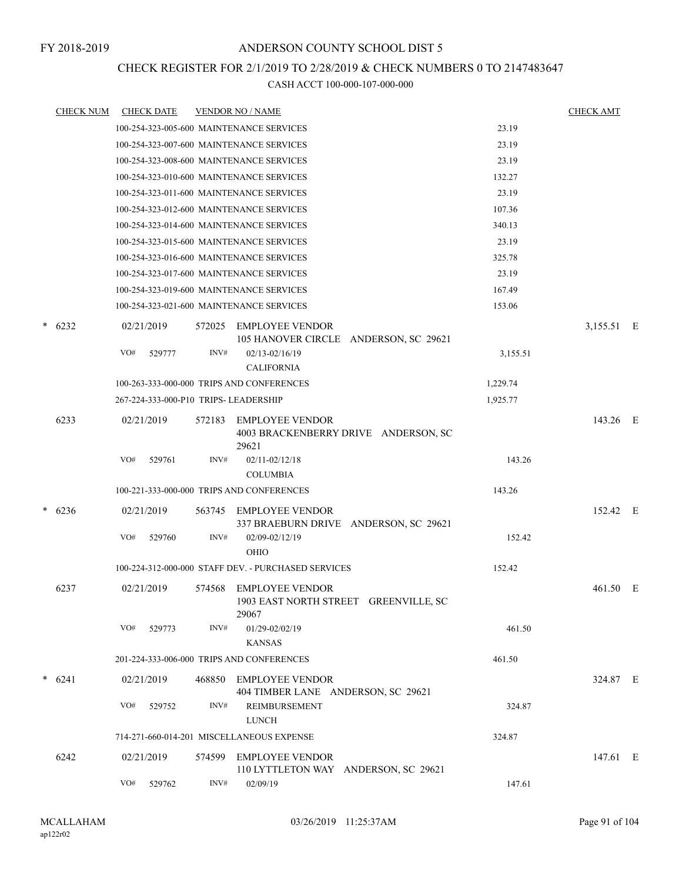FY 2018-2019

# ANDERSON COUNTY SCHOOL DIST 5

## CHECK REGISTER FOR 2/1/2019 TO 2/28/2019 & CHECK NUMBERS 0 TO 2147483647

CASH ACCT 100-000-107-000-000

| CHECK NUM | CHECK DATE | VENDOR NO / NAME | | CHECK AMT |
|---|---|---|---|---|
| | | 100-254-323-005-600 MAINTENANCE SERVICES | 23.19 | |
| | | 100-254-323-007-600 MAINTENANCE SERVICES | 23.19 | |
| | | 100-254-323-008-600 MAINTENANCE SERVICES | 23.19 | |
| | | 100-254-323-010-600 MAINTENANCE SERVICES | 132.27 | |
| | | 100-254-323-011-600 MAINTENANCE SERVICES | 23.19 | |
| | | 100-254-323-012-600 MAINTENANCE SERVICES | 107.36 | |
| | | 100-254-323-014-600 MAINTENANCE SERVICES | 340.13 | |
| | | 100-254-323-015-600 MAINTENANCE SERVICES | 23.19 | |
| | | 100-254-323-016-600 MAINTENANCE SERVICES | 325.78 | |
| | | 100-254-323-017-600 MAINTENANCE SERVICES | 23.19 | |
| | | 100-254-323-019-600 MAINTENANCE SERVICES | 167.49 | |
| | | 100-254-323-021-600 MAINTENANCE SERVICES | 153.06 | |
| * 6232 | 02/21/2019 | 572025 EMPLOYEE VENDOR<br>105 HANOVER CIRCLE ANDERSON, SC 29621 | | 3,155.51 E |
| | VO# 529777 | INV# 02/13-02/16/19<br>CALIFORNIA | 3,155.51 | |
| | | 100-263-333-000-000 TRIPS AND CONFERENCES | 1,229.74 | |
| | | 267-224-333-000-P10 TRIPS- LEADERSHIP | 1,925.77 | |
| 6233 | 02/21/2019 | 572183 EMPLOYEE VENDOR<br>4003 BRACKENBERRY DRIVE ANDERSON, SC 29621 | | 143.26 E |
| | VO# 529761 | INV# 02/11-02/12/18<br>COLUMBIA | 143.26 | |
| | | 100-221-333-000-000 TRIPS AND CONFERENCES | 143.26 | |
| * 6236 | 02/21/2019 | 563745 EMPLOYEE VENDOR<br>337 BRAEBURN DRIVE ANDERSON, SC 29621 | | 152.42 E |
| | VO# 529760 | INV# 02/09-02/12/19<br>OHIO | 152.42 | |
| | | 100-224-312-000-000 STAFF DEV. - PURCHASED SERVICES | 152.42 | |
| 6237 | 02/21/2019 | 574568 EMPLOYEE VENDOR<br>1903 EAST NORTH STREET GREENVILLE, SC 29067 | | 461.50 E |
| | VO# 529773 | INV# 01/29-02/02/19<br>KANSAS | 461.50 | |
| | | 201-224-333-006-000 TRIPS AND CONFERENCES | 461.50 | |
| * 6241 | 02/21/2019 | 468850 EMPLOYEE VENDOR<br>404 TIMBER LANE ANDERSON, SC 29621 | | 324.87 E |
| | VO# 529752 | INV# REIMBURSEMENT<br>LUNCH | 324.87 | |
| | | 714-271-660-014-201 MISCELLANEOUS EXPENSE | 324.87 | |
| 6242 | 02/21/2019 | 574599 EMPLOYEE VENDOR<br>110 LYTTLETON WAY ANDERSON, SC 29621 | | 147.61 E |
| | VO# 529762 | INV# 02/09/19 | 147.61 | |

MCALLAHAM ap122r02 03/26/2019 11:25:37AM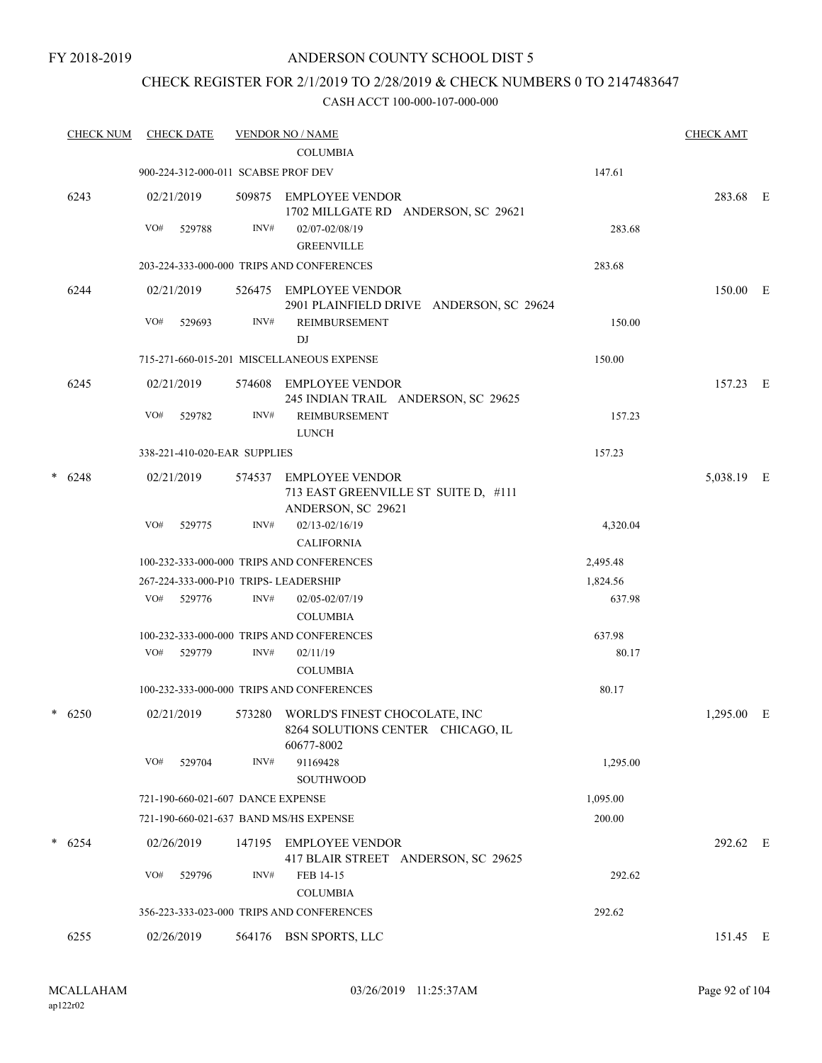FY 2018-2019

# ANDERSON COUNTY SCHOOL DIST 5

## CHECK REGISTER FOR 2/1/2019 TO 2/28/2019 & CHECK NUMBERS 0 TO 2147483647

CASH ACCT 100-000-107-000-000

| CHECK NUM | CHECK DATE | VENDOR NO / NAME | | CHECK AMT | |
|---|---|---|---|---|---|
| | | COLUMBIA | | | |
| | 900-224-312-000-011 SCABSE PROF DEV | | 147.61 | | |
| 6243 | 02/21/2019 | 509875 EMPLOYEE VENDOR<br>1702 MILLGATE RD ANDERSON, SC 29621 | | 283.68 | E |
| | VO# 529788 | INV# 02/07-02/08/19<br>GREENVILLE | 283.68 | | |
| | 203-224-333-000-000 TRIPS AND CONFERENCES | | 283.68 | | |
| 6244 | 02/21/2019 | 526475 EMPLOYEE VENDOR<br>2901 PLAINFIELD DRIVE ANDERSON, SC 29624 | | 150.00 | E |
| | VO# 529693 | INV# REIMBURSEMENT<br>DJ | 150.00 | | |
| | 715-271-660-015-201 MISCELLANEOUS EXPENSE | | 150.00 | | |
| 6245 | 02/21/2019 | 574608 EMPLOYEE VENDOR<br>245 INDIAN TRAIL ANDERSON, SC 29625 | | 157.23 | E |
| | VO# 529782 | INV# REIMBURSEMENT<br>LUNCH | 157.23 | | |
| | 338-221-410-020-EAR SUPPLIES | | 157.23 | | |
| * 6248 | 02/21/2019 | 574537 EMPLOYEE VENDOR<br>713 EAST GREENVILLE ST SUITE D, #111<br>ANDERSON, SC 29621 | | 5,038.19 | E |
| | VO# 529775 | INV# 02/13-02/16/19<br>CALIFORNIA | 4,320.04 | | |
| | 100-232-333-000-000 TRIPS AND CONFERENCES | | 2,495.48 | | |
| | 267-224-333-000-P10 TRIPS- LEADERSHIP | | 1,824.56 | | |
| | VO# 529776 | INV# 02/05-02/07/19<br>COLUMBIA | 637.98 | | |
| | 100-232-333-000-000 TRIPS AND CONFERENCES | | 637.98 | | |
| | VO# 529779 | INV# 02/11/19<br>COLUMBIA | 80.17 | | |
| | 100-232-333-000-000 TRIPS AND CONFERENCES | | 80.17 | | |
| * 6250 | 02/21/2019 | 573280 WORLD'S FINEST CHOCOLATE, INC<br>8264 SOLUTIONS CENTER CHICAGO, IL<br>60677-8002 | | 1,295.00 | E |
| | VO# 529704 | INV# 91169428<br>SOUTHWOOD | 1,295.00 | | |
| | 721-190-660-021-607 DANCE EXPENSE | | 1,095.00 | | |
| | 721-190-660-021-637 BAND MS/HS EXPENSE | | 200.00 | | |
| * 6254 | 02/26/2019 | 147195 EMPLOYEE VENDOR<br>417 BLAIR STREET ANDERSON, SC 29625 | | 292.62 | E |
| | VO# 529796 | INV# FEB 14-15<br>COLUMBIA | 292.62 | | |
| | 356-223-333-023-000 TRIPS AND CONFERENCES | | 292.62 | | |
| 6255 | 02/26/2019 | 564176 BSN SPORTS, LLC | | 151.45 | E |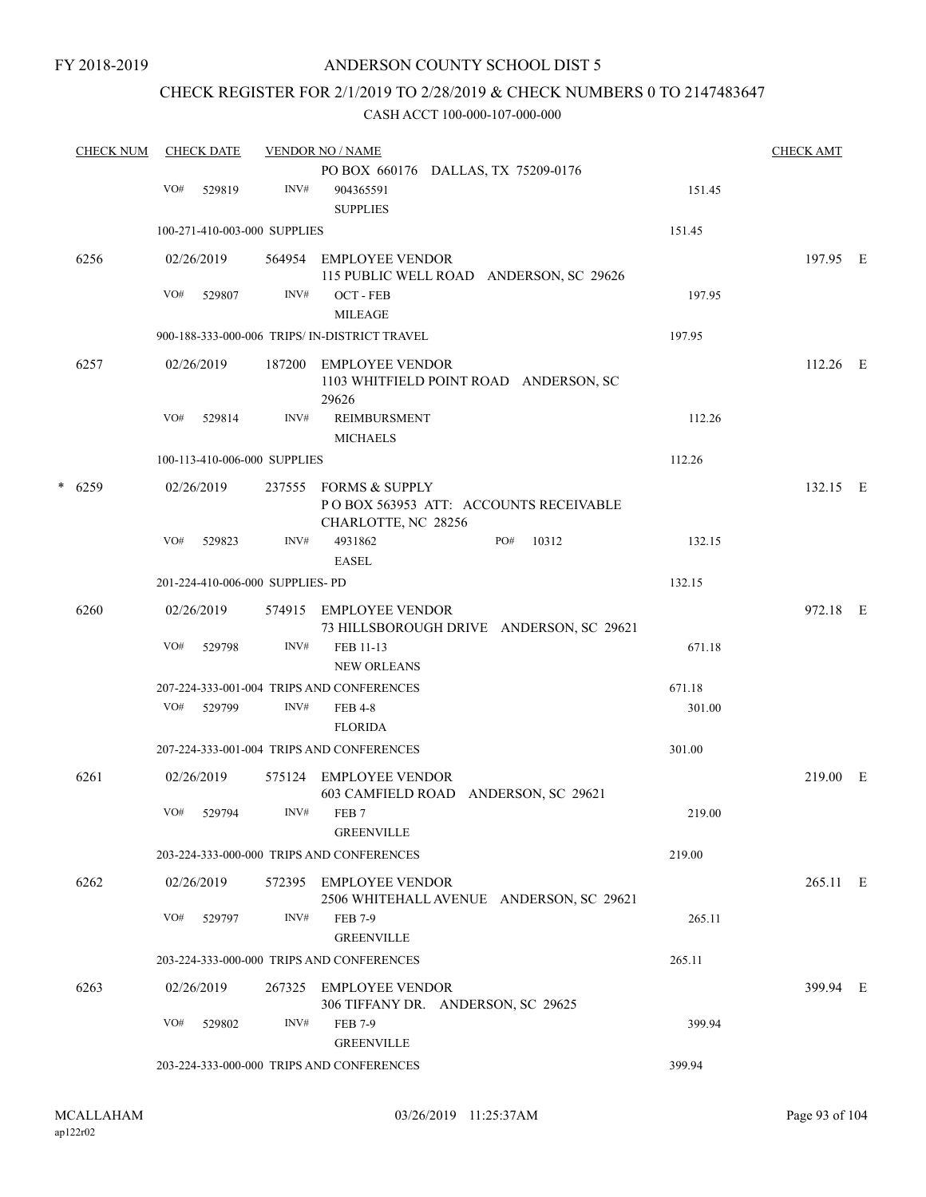FY 2018-2019

# ANDERSON COUNTY SCHOOL DIST 5

## CHECK REGISTER FOR 2/1/2019 TO 2/28/2019 & CHECK NUMBERS 0 TO 2147483647

### CASH ACCT 100-000-107-000-000

| CHECK NUM | CHECK DATE | VENDOR NO / NAME | | CHECK AMT |
|---|---|---|---|---|
| | | PO BOX 660176 DALLAS, TX 75209-0176 | | |
| | VO# 529819 | INV# 904365591 SUPPLIES | 151.45 | |
| | 100-271-410-003-000 SUPPLIES | | 151.45 | |
| 6256 | 02/26/2019 | 564954 EMPLOYEE VENDOR 115 PUBLIC WELL ROAD ANDERSON, SC 29626 | | 197.95 E |
| | VO# 529807 | INV# OCT - FEB MILEAGE | 197.95 | |
| | 900-188-333-000-006 TRIPS/ IN-DISTRICT TRAVEL | | 197.95 | |
| 6257 | 02/26/2019 | 187200 EMPLOYEE VENDOR 1103 WHITFIELD POINT ROAD ANDERSON, SC 29626 | | 112.26 E |
| | VO# 529814 | INV# REIMBURSMENT MICHAELS | 112.26 | |
| | 100-113-410-006-000 SUPPLIES | | 112.26 | |
| * 6259 | 02/26/2019 | 237555 FORMS & SUPPLY P O BOX 563953 ATT: ACCOUNTS RECEIVABLE CHARLOTTE, NC 28256 | | 132.15 E |
| | VO# 529823 | INV# 4931862 PO# 10312 EASEL | 132.15 | |
| | 201-224-410-006-000 SUPPLIES- PD | | 132.15 | |
| 6260 | 02/26/2019 | 574915 EMPLOYEE VENDOR 73 HILLSBOROUGH DRIVE ANDERSON, SC 29621 | | 972.18 E |
| | VO# 529798 | INV# FEB 11-13 NEW ORLEANS | 671.18 | |
| | 207-224-333-001-004 TRIPS AND CONFERENCES | | 671.18 | |
| | VO# 529799 | INV# FEB 4-8 FLORIDA | 301.00 | |
| | 207-224-333-001-004 TRIPS AND CONFERENCES | | 301.00 | |
| 6261 | 02/26/2019 | 575124 EMPLOYEE VENDOR 603 CAMFIELD ROAD ANDERSON, SC 29621 | | 219.00 E |
| | VO# 529794 | INV# FEB 7 GREENVILLE | 219.00 | |
| | 203-224-333-000-000 TRIPS AND CONFERENCES | | 219.00 | |
| 6262 | 02/26/2019 | 572395 EMPLOYEE VENDOR 2506 WHITEHALL AVENUE ANDERSON, SC 29621 | | 265.11 E |
| | VO# 529797 | INV# FEB 7-9 GREENVILLE | 265.11 | |
| | 203-224-333-000-000 TRIPS AND CONFERENCES | | 265.11 | |
| 6263 | 02/26/2019 | 267325 EMPLOYEE VENDOR 306 TIFFANY DR. ANDERSON, SC 29625 | | 399.94 E |
| | VO# 529802 | INV# FEB 7-9 GREENVILLE | 399.94 | |
| | 203-224-333-000-000 TRIPS AND CONFERENCES | | 399.94 | |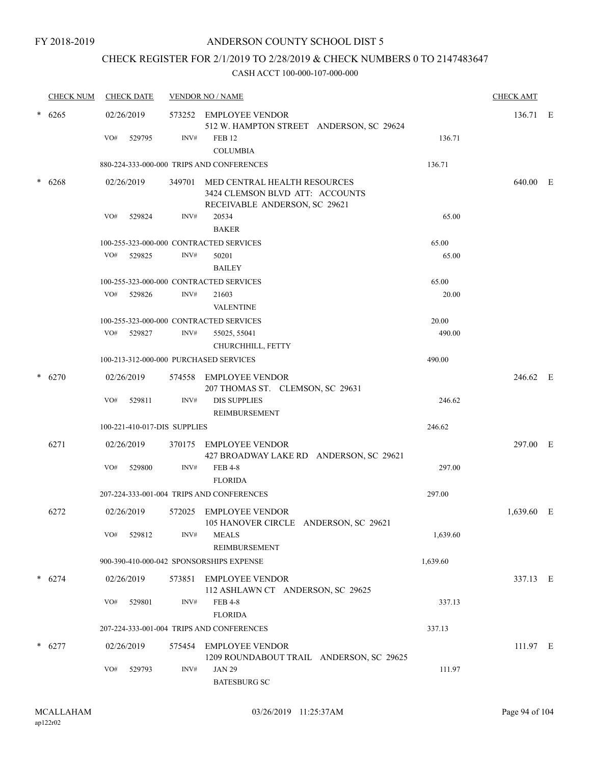FY 2018-2019

# ANDERSON COUNTY SCHOOL DIST 5

## CHECK REGISTER FOR 2/1/2019 TO 2/28/2019 & CHECK NUMBERS 0 TO 2147483647

### CASH ACCT 100-000-107-000-000

| CHECK NUM | CHECK DATE | VENDOR NO / NAME | | CHECK AMT | |
|---|---|---|---|---|---|
| * 6265 | 02/26/2019 | 573252 EMPLOYEE VENDOR<br>512 W. HAMPTON STREET ANDERSON, SC 29624 | | 136.71 | E |
| | VO# 529795 | INV# FEB 12<br>COLUMBIA | 136.71 | | |
| | 880-224-333-000-000 TRIPS AND CONFERENCES | | 136.71 | | |
| * 6268 | 02/26/2019 | 349701 MED CENTRAL HEALTH RESOURCES<br>3424 CLEMSON BLVD ATT: ACCOUNTS RECEIVABLE ANDERSON, SC 29621 | | 640.00 | E |
| | VO# 529824 | INV# 20534<br>BAKER | 65.00 | | |
| | 100-255-323-000-000 CONTRACTED SERVICES | | 65.00 | | |
| | VO# 529825 | INV# 50201<br>BAILEY | 65.00 | | |
| | 100-255-323-000-000 CONTRACTED SERVICES | | 65.00 | | |
| | VO# 529826 | INV# 21603<br>VALENTINE | 20.00 | | |
| | 100-255-323-000-000 CONTRACTED SERVICES | | 20.00 | | |
| | VO# 529827 | INV# 55025, 55041<br>CHURCHHILL, FETTY | 490.00 | | |
| | 100-213-312-000-000 PURCHASED SERVICES | | 490.00 | | |
| * 6270 | 02/26/2019 | 574558 EMPLOYEE VENDOR<br>207 THOMAS ST. CLEMSON, SC 29631 | | 246.62 | E |
| | VO# 529811 | INV# DIS SUPPLIES<br>REIMBURSEMENT | 246.62 | | |
| | 100-221-410-017-DIS SUPPLIES | | 246.62 | | |
| 6271 | 02/26/2019 | 370175 EMPLOYEE VENDOR<br>427 BROADWAY LAKE RD ANDERSON, SC 29621 | | 297.00 | E |
| | VO# 529800 | INV# FEB 4-8<br>FLORIDA | 297.00 | | |
| | 207-224-333-001-004 TRIPS AND CONFERENCES | | 297.00 | | |
| 6272 | 02/26/2019 | 572025 EMPLOYEE VENDOR<br>105 HANOVER CIRCLE ANDERSON, SC 29621 | | 1,639.60 | E |
| | VO# 529812 | INV# MEALS<br>REIMBURSEMENT | 1,639.60 | | |
| | 900-390-410-000-042 SPONSORSHIPS EXPENSE | | 1,639.60 | | |
| * 6274 | 02/26/2019 | 573851 EMPLOYEE VENDOR<br>112 ASHLAWN CT ANDERSON, SC 29625 | | 337.13 | E |
| | VO# 529801 | INV# FEB 4-8<br>FLORIDA | 337.13 | | |
| | 207-224-333-001-004 TRIPS AND CONFERENCES | | 337.13 | | |
| * 6277 | 02/26/2019 | 575454 EMPLOYEE VENDOR<br>1209 ROUNDABOUT TRAIL ANDERSON, SC 29625 | | 111.97 | E |
| | VO# 529793 | INV# JAN 29<br>BATESBURG SC | 111.97 | | |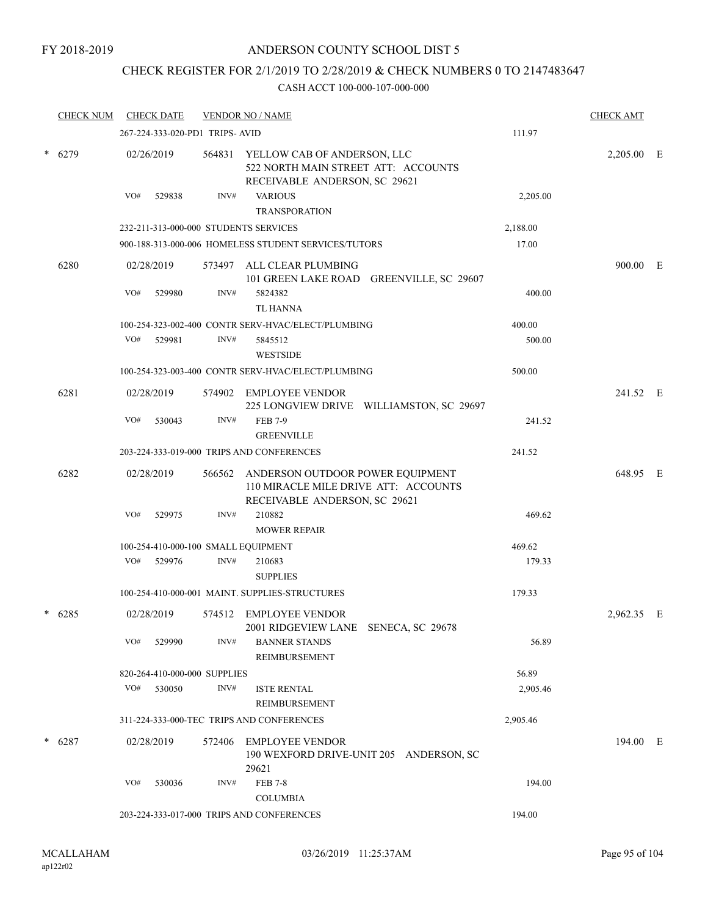FY 2018-2019

# ANDERSON COUNTY SCHOOL DIST 5

## CHECK REGISTER FOR 2/1/2019 TO 2/28/2019 & CHECK NUMBERS 0 TO 2147483647

### CASH ACCT 100-000-107-000-000

| CHECK NUM | CHECK DATE | VENDOR NO / NAME | | CHECK AMT | |
|---|---|---|---|---|---|
| | 267-224-333-020-PD1 TRIPS- AVID | | 111.97 | | |
| * 6279 | 02/26/2019 | 564831 YELLOW CAB OF ANDERSON, LLC<br>522 NORTH MAIN STREET ATT: ACCOUNTS RECEIVABLE ANDERSON, SC 29621 | | 2,205.00 | E |
| | VO# 529838 | INV# VARIOUS<br>TRANSPORATION | 2,205.00 | | |
| | 232-211-313-000-000 STUDENTS SERVICES | | 2,188.00 | | |
| | 900-188-313-000-006 HOMELESS STUDENT SERVICES/TUTORS | | 17.00 | | |
| 6280 | 02/28/2019 | 573497 ALL CLEAR PLUMBING<br>101 GREEN LAKE ROAD GREENVILLE, SC 29607 | | 900.00 | E |
| | VO# 529980 | INV# 5824382<br>TL HANNA | 400.00 | | |
| | 100-254-323-002-400 CONTR SERV-HVAC/ELECT/PLUMBING | | 400.00 | | |
| | VO# 529981 | INV# 5845512<br>WESTSIDE | 500.00 | | |
| | 100-254-323-003-400 CONTR SERV-HVAC/ELECT/PLUMBING | | 500.00 | | |
| 6281 | 02/28/2019 | 574902 EMPLOYEE VENDOR<br>225 LONGVIEW DRIVE WILLIAMSTON, SC 29697 | | 241.52 | E |
| | VO# 530043 | INV# FEB 7-9<br>GREENVILLE | 241.52 | | |
| | 203-224-333-019-000 TRIPS AND CONFERENCES | | 241.52 | | |
| 6282 | 02/28/2019 | 566562 ANDERSON OUTDOOR POWER EQUIPMENT<br>110 MIRACLE MILE DRIVE ATT: ACCOUNTS RECEIVABLE ANDERSON, SC 29621 | | 648.95 | E |
| | VO# 529975 | INV# 210882<br>MOWER REPAIR | 469.62 | | |
| | 100-254-410-000-100 SMALL EQUIPMENT | | 469.62 | | |
| | VO# 529976 | INV# 210683<br>SUPPLIES | 179.33 | | |
| | 100-254-410-000-001 MAINT. SUPPLIES-STRUCTURES | | 179.33 | | |
| * 6285 | 02/28/2019 | 574512 EMPLOYEE VENDOR<br>2001 RIDGEVIEW LANE SENECA, SC 29678 | | 2,962.35 | E |
| | VO# 529990 | INV# BANNER STANDS<br>REIMBURSEMENT | 56.89 | | |
| | 820-264-410-000-000 SUPPLIES | | 56.89 | | |
| | VO# 530050 | INV# ISTE RENTAL<br>REIMBURSEMENT | 2,905.46 | | |
| | 311-224-333-000-TEC TRIPS AND CONFERENCES | | 2,905.46 | | |
| * 6287 | 02/28/2019 | 572406 EMPLOYEE VENDOR<br>190 WEXFORD DRIVE-UNIT 205 ANDERSON, SC 29621 | | 194.00 | E |
| | VO# 530036 | INV# FEB 7-8<br>COLUMBIA | 194.00 | | |
| | 203-224-333-017-000 TRIPS AND CONFERENCES | | 194.00 | | |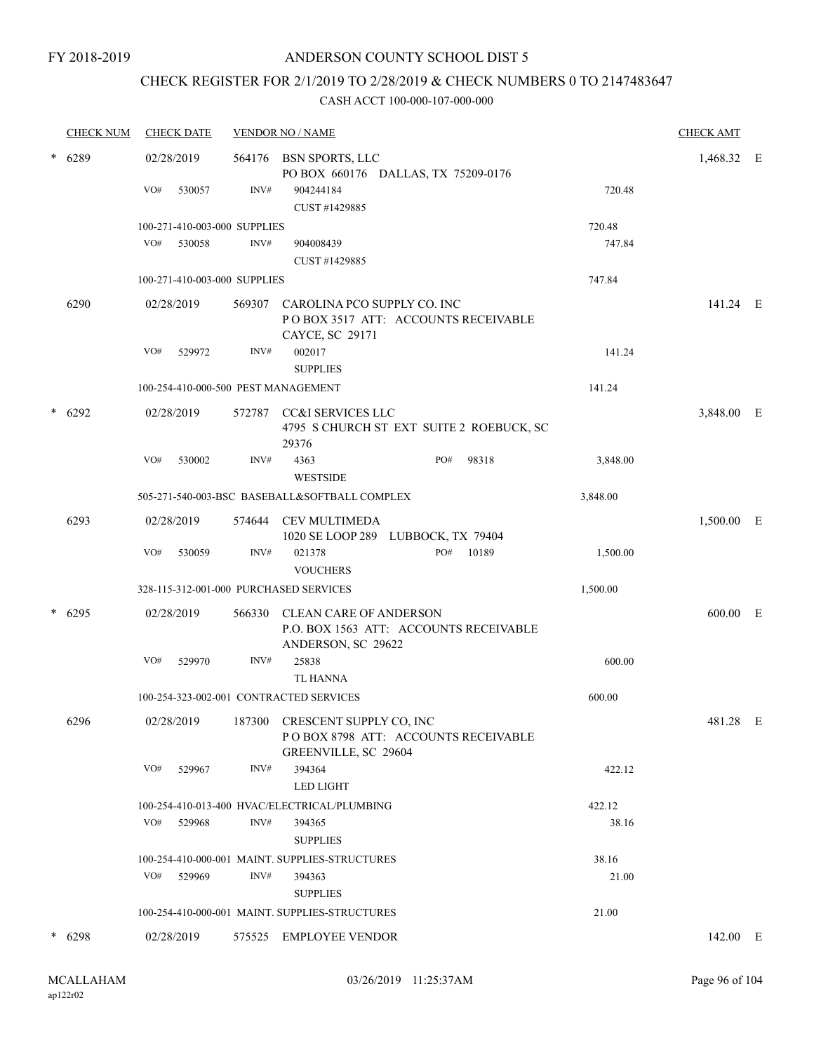FY 2018-2019

# ANDERSON COUNTY SCHOOL DIST 5

## CHECK REGISTER FOR 2/1/2019 TO 2/28/2019 & CHECK NUMBERS 0 TO 2147483647

CASH ACCT 100-000-107-000-000

| CHECK NUM | CHECK DATE | VENDOR NO / NAME | | CHECK AMT |
|---|---|---|---|---|
| * 6289 | 02/28/2019 | 564176 BSN SPORTS, LLC<br>PO BOX 660176 DALLAS, TX 75209-0176 | | 1,468.32 E |
| | VO# 530057 | INV# 904244184<br>CUST #1429885 | 720.48 | |
| | 100-271-410-003-000 SUPPLIES | | 720.48 | |
| | VO# 530058 | INV# 904008439<br>CUST #1429885 | 747.84 | |
| | 100-271-410-003-000 SUPPLIES | | 747.84 | |
| 6290 | 02/28/2019 | 569307 CAROLINA PCO SUPPLY CO. INC<br>P O BOX 3517 ATT: ACCOUNTS RECEIVABLE<br>CAYCE, SC 29171 | | 141.24 E |
| | VO# 529972 | INV# 002017<br>SUPPLIES | 141.24 | |
| | 100-254-410-000-500 PEST MANAGEMENT | | 141.24 | |
| * 6292 | 02/28/2019 | 572787 CC&I SERVICES LLC<br>4795 S CHURCH ST EXT SUITE 2 ROEBUCK, SC 29376 | | 3,848.00 E |
| | VO# 530002 | INV# 4363 PO# 98318<br>WESTSIDE | 3,848.00 | |
| | 505-271-540-003-BSC BASEBALL&SOFTBALL COMPLEX | | 3,848.00 | |
| 6293 | 02/28/2019 | 574644 CEV MULTIMEDA<br>1020 SE LOOP 289 LUBBOCK, TX 79404 | | 1,500.00 E |
| | VO# 530059 | INV# 021378 PO# 10189<br>VOUCHERS | 1,500.00 | |
| | 328-115-312-001-000 PURCHASED SERVICES | | 1,500.00 | |
| * 6295 | 02/28/2019 | 566330 CLEAN CARE OF ANDERSON<br>P.O. BOX 1563 ATT: ACCOUNTS RECEIVABLE<br>ANDERSON, SC 29622 | | 600.00 E |
| | VO# 529970 | INV# 25838<br>TL HANNA | 600.00 | |
| | 100-254-323-002-001 CONTRACTED SERVICES | | 600.00 | |
| 6296 | 02/28/2019 | 187300 CRESCENT SUPPLY CO, INC<br>P O BOX 8798 ATT: ACCOUNTS RECEIVABLE<br>GREENVILLE, SC 29604 | | 481.28 E |
| | VO# 529967 | INV# 394364<br>LED LIGHT | 422.12 | |
| | 100-254-410-013-400 HVAC/ELECTRICAL/PLUMBING | | 422.12 | |
| | VO# 529968 | INV# 394365<br>SUPPLIES | 38.16 | |
| | 100-254-410-000-001 MAINT. SUPPLIES-STRUCTURES | | 38.16 | |
| | VO# 529969 | INV# 394363<br>SUPPLIES | 21.00 | |
| | 100-254-410-000-001 MAINT. SUPPLIES-STRUCTURES | | 21.00 | |
| * 6298 | 02/28/2019 | 575525 EMPLOYEE VENDOR | | 142.00 E |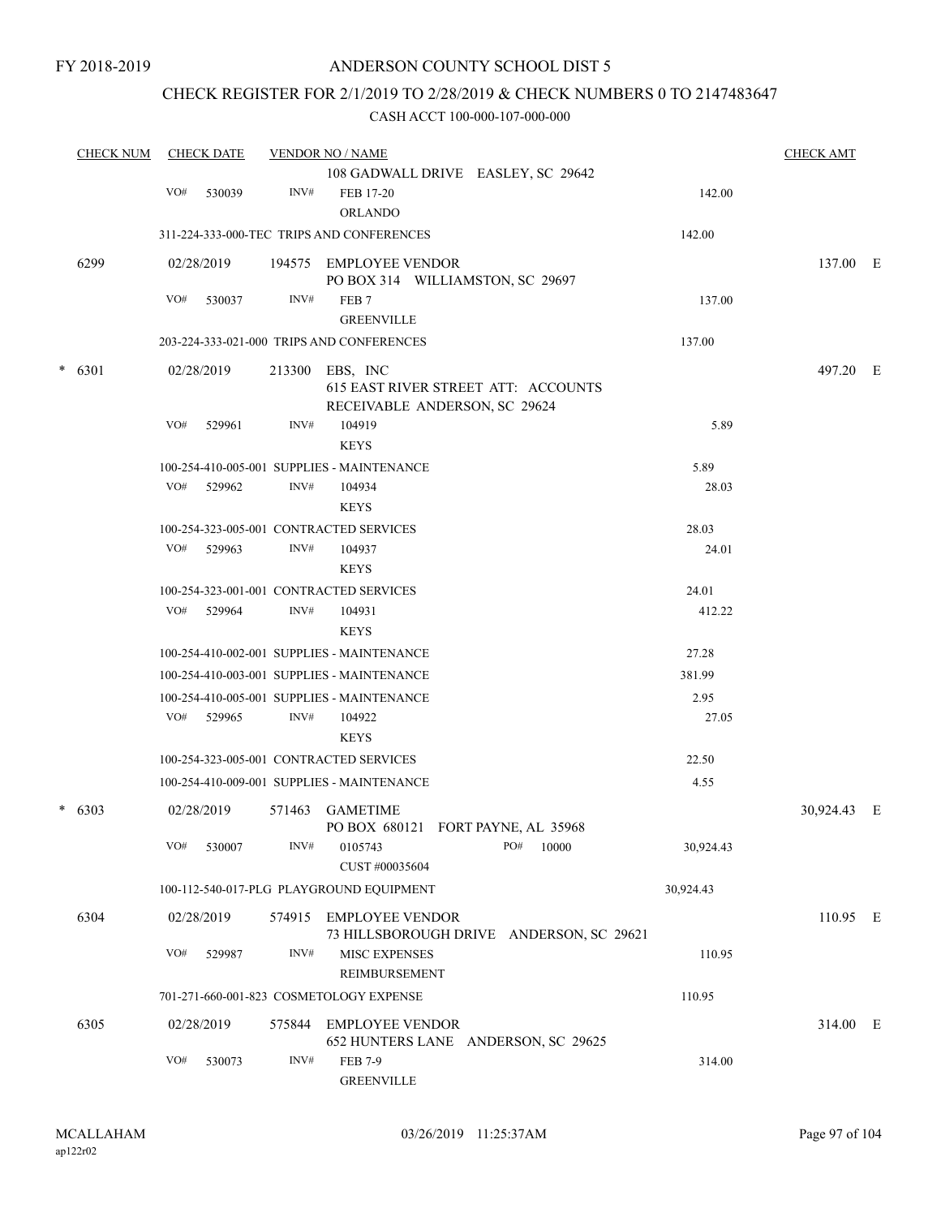FY 2018-2019

ANDERSON COUNTY SCHOOL DIST 5

CHECK REGISTER FOR 2/1/2019 TO 2/28/2019 & CHECK NUMBERS 0 TO 2147483647

CASH ACCT 100-000-107-000-000

| CHECK NUM | CHECK DATE | VENDOR NO / NAME | | CHECK AMT |
|---|---|---|---|---|
| | | 108 GADWALL DRIVE EASLEY, SC 29642 | | |
| | VO# 530039 | INV# FEB 17-20 ORLANDO | 142.00 | |
| | | 311-224-333-000-TEC TRIPS AND CONFERENCES | 142.00 | |
| 6299 | 02/28/2019 | 194575 EMPLOYEE VENDOR PO BOX 314 WILLIAMSTON, SC 29697 | | 137.00 E |
| | VO# 530037 | INV# FEB 7 GREENVILLE | 137.00 | |
| | | 203-224-333-021-000 TRIPS AND CONFERENCES | 137.00 | |
| * 6301 | 02/28/2019 | 213300 EBS, INC 615 EAST RIVER STREET ATT: ACCOUNTS RECEIVABLE ANDERSON, SC 29624 | | 497.20 E |
| | VO# 529961 | INV# 104919 KEYS | 5.89 | |
| | | 100-254-410-005-001 SUPPLIES - MAINTENANCE | 5.89 | |
| | VO# 529962 | INV# 104934 KEYS | 28.03 | |
| | | 100-254-323-005-001 CONTRACTED SERVICES | 28.03 | |
| | VO# 529963 | INV# 104937 KEYS | 24.01 | |
| | | 100-254-323-001-001 CONTRACTED SERVICES | 24.01 | |
| | VO# 529964 | INV# 104931 KEYS | 412.22 | |
| | | 100-254-410-002-001 SUPPLIES - MAINTENANCE | 27.28 | |
| | | 100-254-410-003-001 SUPPLIES - MAINTENANCE | 381.99 | |
| | | 100-254-410-005-001 SUPPLIES - MAINTENANCE | 2.95 | |
| | VO# 529965 | INV# 104922 KEYS | 27.05 | |
| | | 100-254-323-005-001 CONTRACTED SERVICES | 22.50 | |
| | | 100-254-410-009-001 SUPPLIES - MAINTENANCE | 4.55 | |
| * 6303 | 02/28/2019 | 571463 GAMETIME PO BOX 680121 FORT PAYNE, AL 35968 | | 30,924.43 E |
| | VO# 530007 | INV# 0105743 PO# 10000 CUST #00035604 | 30,924.43 | |
| | | 100-112-540-017-PLG PLAYGROUND EQUIPMENT | 30,924.43 | |
| 6304 | 02/28/2019 | 574915 EMPLOYEE VENDOR 73 HILLSBOROUGH DRIVE ANDERSON, SC 29621 | | 110.95 E |
| | VO# 529987 | INV# MISC EXPENSES REIMBURSEMENT | 110.95 | |
| | | 701-271-660-001-823 COSMETOLOGY EXPENSE | 110.95 | |
| 6305 | 02/28/2019 | 575844 EMPLOYEE VENDOR 652 HUNTERS LANE ANDERSON, SC 29625 | | 314.00 E |
| | VO# 530073 | INV# FEB 7-9 GREENVILLE | 314.00 | |

MCALLAHAM
ap122r02

03/26/2019 11:25:37AM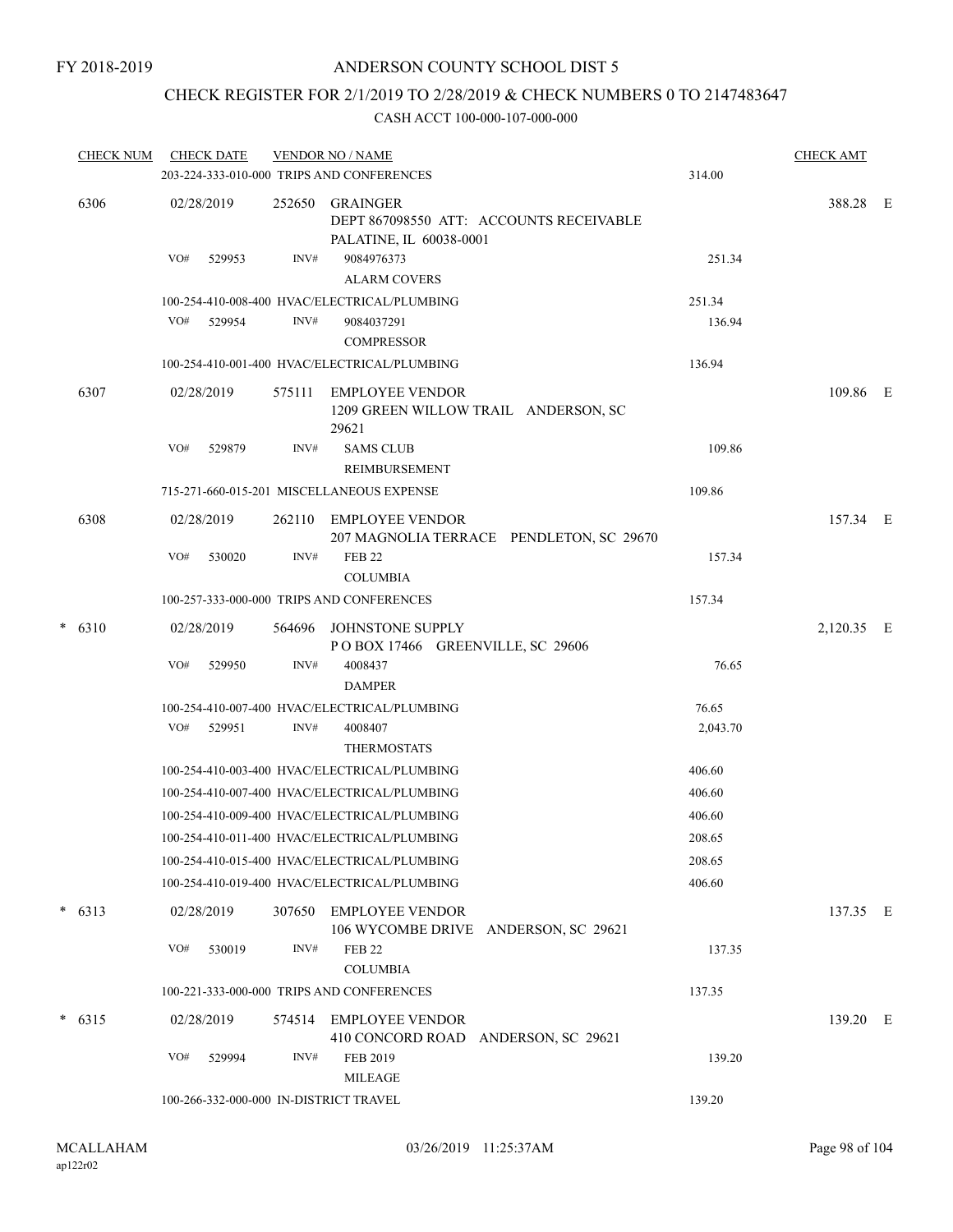FY 2018-2019

# ANDERSON COUNTY SCHOOL DIST 5

## CHECK REGISTER FOR 2/1/2019 TO 2/28/2019 & CHECK NUMBERS 0 TO 2147483647

### CASH ACCT 100-000-107-000-000

| CHECK NUM | CHECK DATE | VENDOR NO / NAME | | | CHECK AMT | |
|---|---|---|---|---|---|---|
| | 203-224-333-010-000 TRIPS AND CONFERENCES | | | 314.00 | | |
| 6306 | 02/28/2019 | 252650 | GRAINGER<br>DEPT 867098550 ATT: ACCOUNTS RECEIVABLE<br>PALATINE, IL 60038-0001 | | 388.28 | E |
| | VO# 529953 | INV# | 9084976373<br>ALARM COVERS | 251.34 | | |
| | 100-254-410-008-400 HVAC/ELECTRICAL/PLUMBING | | | 251.34 | | |
| | VO# 529954 | INV# | 9084037291<br>COMPRESSOR | 136.94 | | |
| | 100-254-410-001-400 HVAC/ELECTRICAL/PLUMBING | | | 136.94 | | |
| 6307 | 02/28/2019 | 575111 | EMPLOYEE VENDOR<br>1209 GREEN WILLOW TRAIL ANDERSON, SC 29621 | | 109.86 | E |
| | VO# 529879 | INV# | SAMS CLUB<br>REIMBURSEMENT | 109.86 | | |
| | 715-271-660-015-201 MISCELLANEOUS EXPENSE | | | 109.86 | | |
| 6308 | 02/28/2019 | 262110 | EMPLOYEE VENDOR<br>207 MAGNOLIA TERRACE PENDLETON, SC 29670 | | 157.34 | E |
| | VO# 530020 | INV# | FEB 22<br>COLUMBIA | 157.34 | | |
| | 100-257-333-000-000 TRIPS AND CONFERENCES | | | 157.34 | | |
| * 6310 | 02/28/2019 | 564696 | JOHNSTONE SUPPLY<br>P O BOX 17466 GREENVILLE, SC 29606 | | 2,120.35 | E |
| | VO# 529950 | INV# | 4008437<br>DAMPER | 76.65 | | |
| | 100-254-410-007-400 HVAC/ELECTRICAL/PLUMBING | | | 76.65 | | |
| | VO# 529951 | INV# | 4008407<br>THERMOSTATS | 2,043.70 | | |
| | 100-254-410-003-400 HVAC/ELECTRICAL/PLUMBING | | | 406.60 | | |
| | 100-254-410-007-400 HVAC/ELECTRICAL/PLUMBING | | | 406.60 | | |
| | 100-254-410-009-400 HVAC/ELECTRICAL/PLUMBING | | | 406.60 | | |
| | 100-254-410-011-400 HVAC/ELECTRICAL/PLUMBING | | | 208.65 | | |
| | 100-254-410-015-400 HVAC/ELECTRICAL/PLUMBING | | | 208.65 | | |
| | 100-254-410-019-400 HVAC/ELECTRICAL/PLUMBING | | | 406.60 | | |
| * 6313 | 02/28/2019 | 307650 | EMPLOYEE VENDOR<br>106 WYCOMBE DRIVE ANDERSON, SC 29621 | | 137.35 | E |
| | VO# 530019 | INV# | FEB 22<br>COLUMBIA | 137.35 | | |
| | 100-221-333-000-000 TRIPS AND CONFERENCES | | | 137.35 | | |
| * 6315 | 02/28/2019 | 574514 | EMPLOYEE VENDOR<br>410 CONCORD ROAD ANDERSON, SC 29621 | | 139.20 | E |
| | VO# 529994 | INV# | FEB 2019<br>MILEAGE | 139.20 | | |
| | 100-266-332-000-000 IN-DISTRICT TRAVEL | | | 139.20 | | |

MCALLAHAM
ap122r02

03/26/2019 11:25:37AM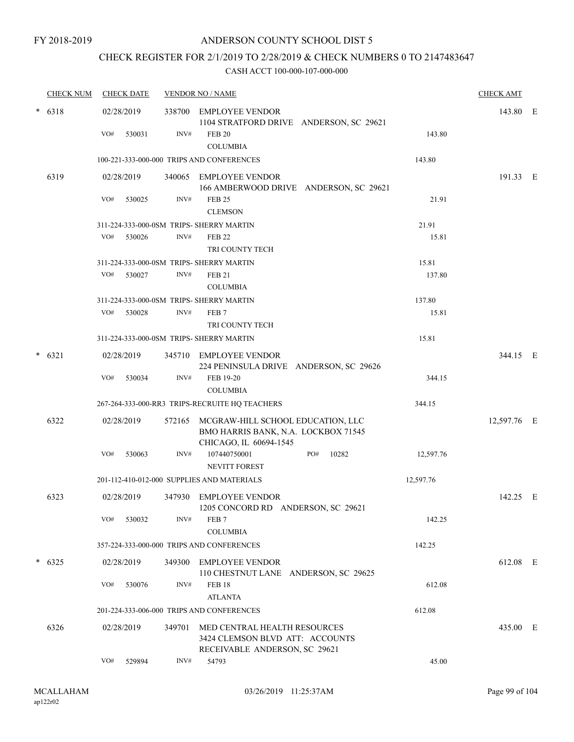FY 2018-2019

# ANDERSON COUNTY SCHOOL DIST 5

## CHECK REGISTER FOR 2/1/2019 TO 2/28/2019 & CHECK NUMBERS 0 TO 2147483647

CASH ACCT 100-000-107-000-000

| CHECK NUM | CHECK DATE | VENDOR NO / NAME | | CHECK AMT |
|---|---|---|---|---|
| * 6318 | 02/28/2019 | 338700 EMPLOYEE VENDOR<br>1104 STRATFORD DRIVE ANDERSON, SC 29621 | | 143.80 E |
| | VO# 530031 | INV# FEB 20<br>COLUMBIA | 143.80 | |
| | 100-221-333-000-000 TRIPS AND CONFERENCES | | 143.80 | |
| 6319 | 02/28/2019 | 340065 EMPLOYEE VENDOR<br>166 AMBERWOOD DRIVE ANDERSON, SC 29621 | | 191.33 E |
| | VO# 530025 | INV# FEB 25<br>CLEMSON | 21.91 | |
| | 311-224-333-000-0SM TRIPS- SHERRY MARTIN | | 21.91 | |
| | VO# 530026 | INV# FEB 22<br>TRI COUNTY TECH | 15.81 | |
| | 311-224-333-000-0SM TRIPS- SHERRY MARTIN | | 15.81 | |
| | VO# 530027 | INV# FEB 21<br>COLUMBIA | 137.80 | |
| | 311-224-333-000-0SM TRIPS- SHERRY MARTIN | | 137.80 | |
| | VO# 530028 | INV# FEB 7<br>TRI COUNTY TECH | 15.81 | |
| | 311-224-333-000-0SM TRIPS- SHERRY MARTIN | | 15.81 | |
| * 6321 | 02/28/2019 | 345710 EMPLOYEE VENDOR<br>224 PENINSULA DRIVE ANDERSON, SC 29626 | | 344.15 E |
| | VO# 530034 | INV# FEB 19-20<br>COLUMBIA | 344.15 | |
| | 267-264-333-000-RR3 TRIPS-RECRUITE HQ TEACHERS | | 344.15 | |
| 6322 | 02/28/2019 | 572165 MCGRAW-HILL SCHOOL EDUCATION, LLC<br>BMO HARRIS BANK, N.A. LOCKBOX 71545<br>CHICAGO, IL 60694-1545 | | 12,597.76 E |
| | VO# 530063 | INV# 107440750001 PO# 10282<br>NEVITT FOREST | 12,597.76 | |
| | 201-112-410-012-000 SUPPLIES AND MATERIALS | | 12,597.76 | |
| 6323 | 02/28/2019 | 347930 EMPLOYEE VENDOR<br>1205 CONCORD RD ANDERSON, SC 29621 | | 142.25 E |
| | VO# 530032 | INV# FEB 7<br>COLUMBIA | 142.25 | |
| | 357-224-333-000-000 TRIPS AND CONFERENCES | | 142.25 | |
| * 6325 | 02/28/2019 | 349300 EMPLOYEE VENDOR<br>110 CHESTNUT LANE ANDERSON, SC 29625 | | 612.08 E |
| | VO# 530076 | INV# FEB 18<br>ATLANTA | 612.08 | |
| | 201-224-333-006-000 TRIPS AND CONFERENCES | | 612.08 | |
| 6326 | 02/28/2019 | 349701 MED CENTRAL HEALTH RESOURCES<br>3424 CLEMSON BLVD ATT: ACCOUNTS<br>RECEIVABLE ANDERSON, SC 29621 | | 435.00 E |
| | VO# 529894 | INV# 54793 | 45.00 | |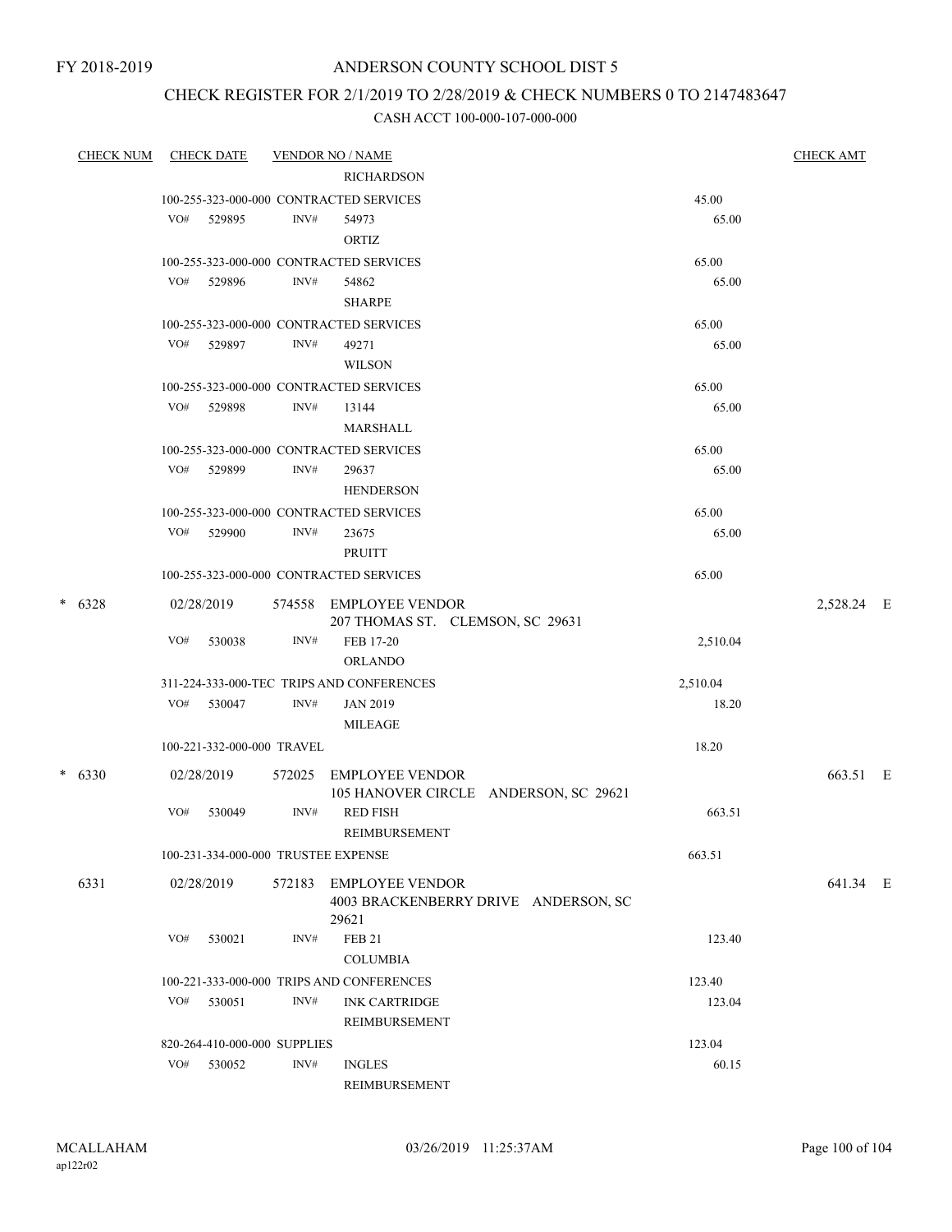FY 2018-2019

# ANDERSON COUNTY SCHOOL DIST 5

## CHECK REGISTER FOR 2/1/2019 TO 2/28/2019 & CHECK NUMBERS 0 TO 2147483647

### CASH ACCT 100-000-107-000-000

| CHECK NUM | CHECK DATE | VENDOR NO / NAME | | CHECK AMT |
|---|---|---|---|---|
| | | RICHARDSON | | |
| | 100-255-323-000-000 CONTRACTED SERVICES | | 45.00 | |
| | VO# 529895 | INV# 54973 ORTIZ | 65.00 | |
| | 100-255-323-000-000 CONTRACTED SERVICES | | 65.00 | |
| | VO# 529896 | INV# 54862 SHARPE | 65.00 | |
| | 100-255-323-000-000 CONTRACTED SERVICES | | 65.00 | |
| | VO# 529897 | INV# 49271 WILSON | 65.00 | |
| | 100-255-323-000-000 CONTRACTED SERVICES | | 65.00 | |
| | VO# 529898 | INV# 13144 MARSHALL | 65.00 | |
| | 100-255-323-000-000 CONTRACTED SERVICES | | 65.00 | |
| | VO# 529899 | INV# 29637 HENDERSON | 65.00 | |
| | 100-255-323-000-000 CONTRACTED SERVICES | | 65.00 | |
| | VO# 529900 | INV# 23675 PRUITT | 65.00 | |
| | 100-255-323-000-000 CONTRACTED SERVICES | | 65.00 | |
| * 6328 | 02/28/2019 | 574558 EMPLOYEE VENDOR 207 THOMAS ST. CLEMSON, SC 29631 | | 2,528.24 E |
| | VO# 530038 | INV# FEB 17-20 ORLANDO | 2,510.04 | |
| | 311-224-333-000-TEC TRIPS AND CONFERENCES | | 2,510.04 | |
| | VO# 530047 | INV# JAN 2019 MILEAGE | 18.20 | |
| | 100-221-332-000-000 TRAVEL | | 18.20 | |
| * 6330 | 02/28/2019 | 572025 EMPLOYEE VENDOR 105 HANOVER CIRCLE ANDERSON, SC 29621 | | 663.51 E |
| | VO# 530049 | INV# RED FISH REIMBURSEMENT | 663.51 | |
| | 100-231-334-000-000 TRUSTEE EXPENSE | | 663.51 | |
| 6331 | 02/28/2019 | 572183 EMPLOYEE VENDOR 4003 BRACKENBERRY DRIVE ANDERSON, SC 29621 | | 641.34 E |
| | VO# 530021 | INV# FEB 21 COLUMBIA | 123.40 | |
| | 100-221-333-000-000 TRIPS AND CONFERENCES | | 123.40 | |
| | VO# 530051 | INV# INK CARTRIDGE REIMBURSEMENT | 123.04 | |
| | 820-264-410-000-000 SUPPLIES | | 123.04 | |
| | VO# 530052 | INV# INGLES REIMBURSEMENT | 60.15 | |

MCALLAHAM
ap122r02

03/26/2019 11:25:37AM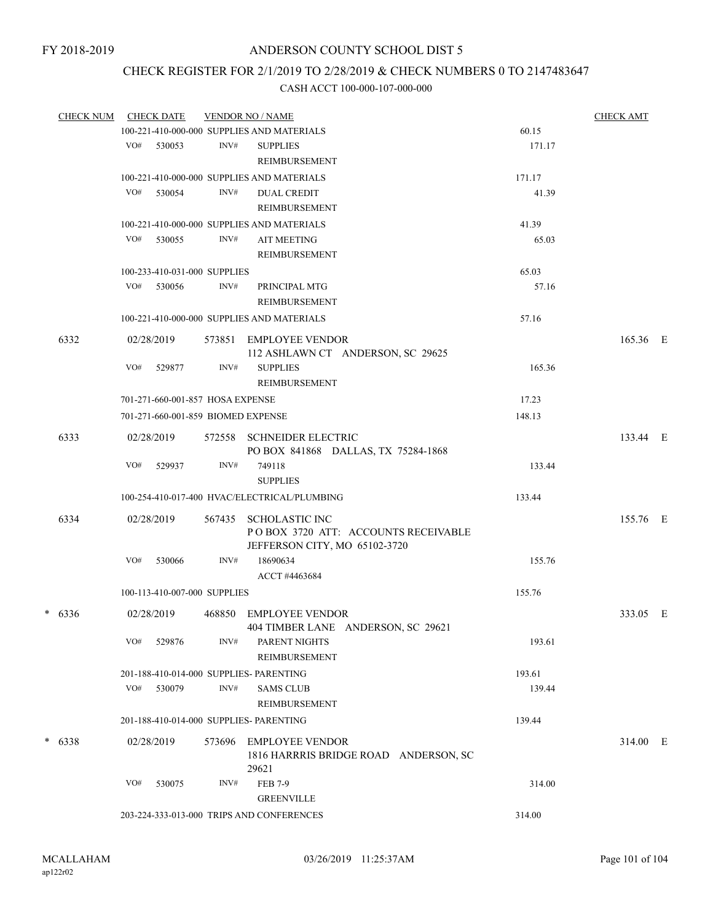FY 2018-2019

# ANDERSON COUNTY SCHOOL DIST 5

## CHECK REGISTER FOR 2/1/2019 TO 2/28/2019 & CHECK NUMBERS 0 TO 2147483647

### CASH ACCT 100-000-107-000-000

| CHECK NUM | CHECK DATE | VENDOR NO / NAME | | CHECK AMT |
|---|---|---|---|---|
| | 100-221-410-000-000 SUPPLIES AND MATERIALS | | 60.15 | |
| | VO# 530053 | INV# SUPPLIES REIMBURSEMENT | 171.17 | |
| | 100-221-410-000-000 SUPPLIES AND MATERIALS | | 171.17 | |
| | VO# 530054 | INV# DUAL CREDIT REIMBURSEMENT | 41.39 | |
| | 100-221-410-000-000 SUPPLIES AND MATERIALS | | 41.39 | |
| | VO# 530055 | INV# AIT MEETING REIMBURSEMENT | 65.03 | |
| | 100-233-410-031-000 SUPPLIES | | 65.03 | |
| | VO# 530056 | INV# PRINCIPAL MTG REIMBURSEMENT | 57.16 | |
| | 100-221-410-000-000 SUPPLIES AND MATERIALS | | 57.16 | |
| 6332 | 02/28/2019 | 573851 EMPLOYEE VENDOR 112 ASHLAWN CT ANDERSON, SC 29625 | | 165.36 E |
| | VO# 529877 | INV# SUPPLIES REIMBURSEMENT | 165.36 | |
| | 701-271-660-001-857 HOSA EXPENSE | | 17.23 | |
| | 701-271-660-001-859 BIOMED EXPENSE | | 148.13 | |
| 6333 | 02/28/2019 | 572558 SCHNEIDER ELECTRIC PO BOX 841868 DALLAS, TX 75284-1868 | | 133.44 E |
| | VO# 529937 | INV# 749118 SUPPLIES | 133.44 | |
| | 100-254-410-017-400 HVAC/ELECTRICAL/PLUMBING | | 133.44 | |
| 6334 | 02/28/2019 | 567435 SCHOLASTIC INC P O BOX 3720 ATT: ACCOUNTS RECEIVABLE JEFFERSON CITY, MO 65102-3720 | | 155.76 E |
| | VO# 530066 | INV# 18690634 ACCT #4463684 | 155.76 | |
| | 100-113-410-007-000 SUPPLIES | | 155.76 | |
| * 6336 | 02/28/2019 | 468850 EMPLOYEE VENDOR 404 TIMBER LANE ANDERSON, SC 29621 | | 333.05 E |
| | VO# 529876 | INV# PARENT NIGHTS REIMBURSEMENT | 193.61 | |
| | 201-188-410-014-000 SUPPLIES- PARENTING | | 193.61 | |
| | VO# 530079 | INV# SAMS CLUB REIMBURSEMENT | 139.44 | |
| | 201-188-410-014-000 SUPPLIES- PARENTING | | 139.44 | |
| * 6338 | 02/28/2019 | 573696 EMPLOYEE VENDOR 1816 HARRRIS BRIDGE ROAD ANDERSON, SC 29621 | | 314.00 E |
| | VO# 530075 | INV# FEB 7-9 GREENVILLE | 314.00 | |
| | 203-224-333-013-000 TRIPS AND CONFERENCES | | 314.00 | |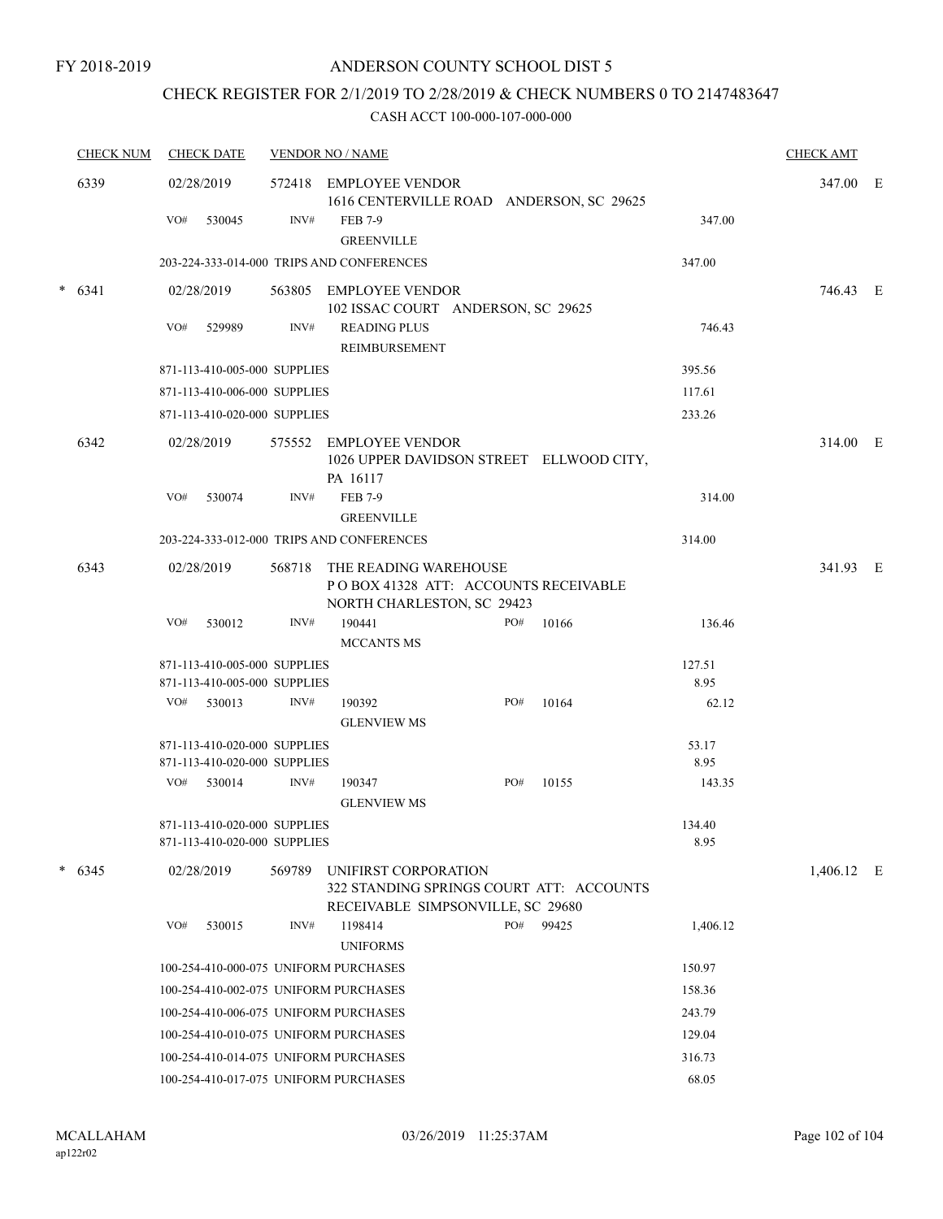FY 2018-2019

# ANDERSON COUNTY SCHOOL DIST 5

## CHECK REGISTER FOR 2/1/2019 TO 2/28/2019 & CHECK NUMBERS 0 TO 2147483647

CASH ACCT 100-000-107-000-000

| CHECK NUM | CHECK DATE | VENDOR NO / NAME | | | CHECK AMT |
|---|---|---|---|---|---|
| 6339 | 02/28/2019 | 572418 EMPLOYEE VENDOR<br>1616 CENTERVILLE ROAD ANDERSON, SC 29625 | | | 347.00 E |
| | VO# 530045 | INV# FEB 7-9<br>GREENVILLE | | 347.00 | |
| | 203-224-333-014-000 TRIPS AND CONFERENCES | | | 347.00 | |
| * 6341 | 02/28/2019 | 563805 EMPLOYEE VENDOR<br>102 ISSAC COURT ANDERSON, SC 29625 | | | 746.43 E |
| | VO# 529989 | INV# READING PLUS<br>REIMBURSEMENT | | 746.43 | |
| | 871-113-410-005-000 SUPPLIES | | | 395.56 | |
| | 871-113-410-006-000 SUPPLIES | | | 117.61 | |
| | 871-113-410-020-000 SUPPLIES | | | 233.26 | |
| 6342 | 02/28/2019 | 575552 EMPLOYEE VENDOR<br>1026 UPPER DAVIDSON STREET ELLWOOD CITY, PA 16117 | | | 314.00 E |
| | VO# 530074 | INV# FEB 7-9<br>GREENVILLE | | 314.00 | |
| | 203-224-333-012-000 TRIPS AND CONFERENCES | | | 314.00 | |
| 6343 | 02/28/2019 | 568718 THE READING WAREHOUSE<br>P O BOX 41328 ATT: ACCOUNTS RECEIVABLE<br>NORTH CHARLESTON, SC 29423 | | | 341.93 E |
| | VO# 530012 | INV# 190441<br>MCCANTS MS | PO# 10166 | 136.46 | |
| | 871-113-410-005-000 SUPPLIES | | | 127.51 | |
| | 871-113-410-005-000 SUPPLIES | | | 8.95 | |
| | VO# 530013 | INV# 190392<br>GLENVIEW MS | PO# 10164 | 62.12 | |
| | 871-113-410-020-000 SUPPLIES | | | 53.17 | |
| | 871-113-410-020-000 SUPPLIES | | | 8.95 | |
| | VO# 530014 | INV# 190347<br>GLENVIEW MS | PO# 10155 | 143.35 | |
| | 871-113-410-020-000 SUPPLIES | | | 134.40 | |
| | 871-113-410-020-000 SUPPLIES | | | 8.95 | |
| * 6345 | 02/28/2019 | 569789 UNIFIRST CORPORATION<br>322 STANDING SPRINGS COURT ATT: ACCOUNTS RECEIVABLE SIMPSONVILLE, SC 29680 | | | 1,406.12 E |
| | VO# 530015 | INV# 1198414<br>UNIFORMS | PO# 99425 | 1,406.12 | |
| | 100-254-410-000-075 UNIFORM PURCHASES | | | 150.97 | |
| | 100-254-410-002-075 UNIFORM PURCHASES | | | 158.36 | |
| | 100-254-410-006-075 UNIFORM PURCHASES | | | 243.79 | |
| | 100-254-410-010-075 UNIFORM PURCHASES | | | 129.04 | |
| | 100-254-410-014-075 UNIFORM PURCHASES | | | 316.73 | |
| | 100-254-410-017-075 UNIFORM PURCHASES | | | 68.05 | |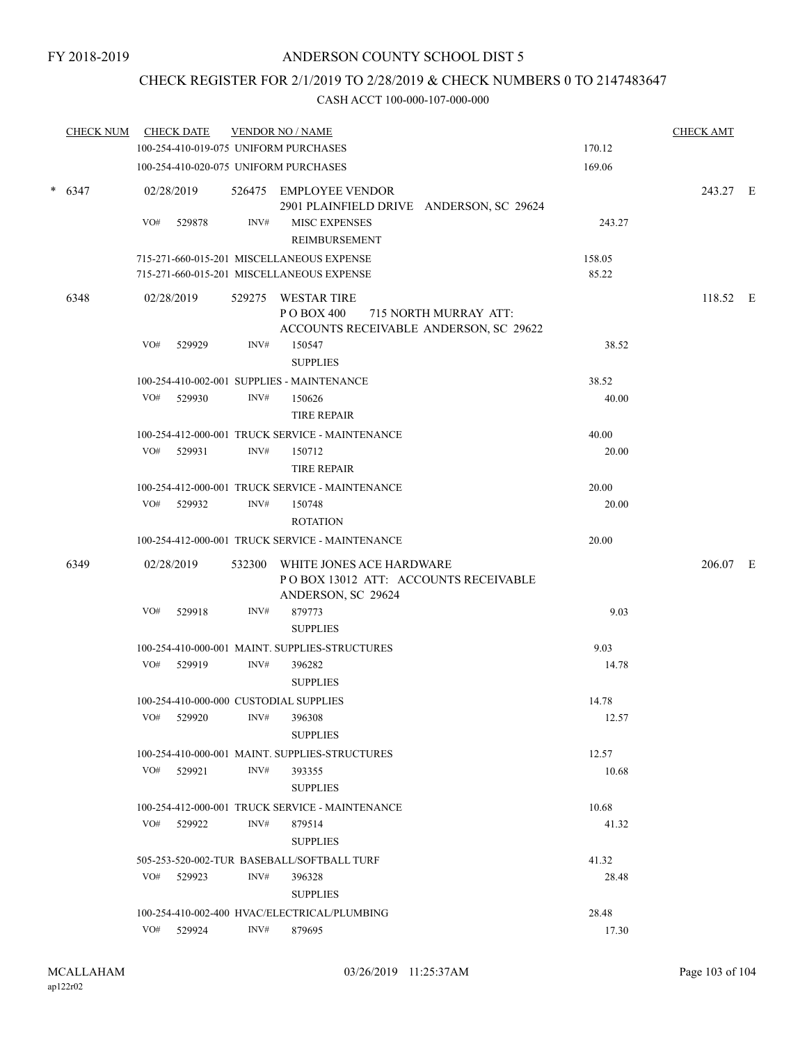FY 2018-2019

# ANDERSON COUNTY SCHOOL DIST 5

## CHECK REGISTER FOR 2/1/2019 TO 2/28/2019 & CHECK NUMBERS 0 TO 2147483647

### CASH ACCT 100-000-107-000-000

| CHECK NUM | CHECK DATE | VENDOR NO / NAME | | CHECK AMT |
|---|---|---|---|---|
| | 100-254-410-019-075 UNIFORM PURCHASES | | 170.12 | |
| | 100-254-410-020-075 UNIFORM PURCHASES | | 169.06 | |
| * 6347 | 02/28/2019 | 526475 EMPLOYEE VENDOR 2901 PLAINFIELD DRIVE ANDERSON, SC 29624 | | 243.27 E |
| | VO# 529878 | INV# MISC EXPENSES REIMBURSEMENT | 243.27 | |
| | 715-271-660-015-201 MISCELLANEOUS EXPENSE | | 158.05 | |
| | 715-271-660-015-201 MISCELLANEOUS EXPENSE | | 85.22 | |
| 6348 | 02/28/2019 | 529275 WESTAR TIRE P O BOX 400 715 NORTH MURRAY ATT: ACCOUNTS RECEIVABLE ANDERSON, SC 29622 | | 118.52 E |
| | VO# 529929 | INV# 150547 SUPPLIES | 38.52 | |
| | 100-254-410-002-001 SUPPLIES - MAINTENANCE | | 38.52 | |
| | VO# 529930 | INV# 150626 TIRE REPAIR | 40.00 | |
| | 100-254-412-000-001 TRUCK SERVICE - MAINTENANCE | | 40.00 | |
| | VO# 529931 | INV# 150712 TIRE REPAIR | 20.00 | |
| | 100-254-412-000-001 TRUCK SERVICE - MAINTENANCE | | 20.00 | |
| | VO# 529932 | INV# 150748 ROTATION | 20.00 | |
| | 100-254-412-000-001 TRUCK SERVICE - MAINTENANCE | | 20.00 | |
| 6349 | 02/28/2019 | 532300 WHITE JONES ACE HARDWARE P O BOX 13012 ATT: ACCOUNTS RECEIVABLE ANDERSON, SC 29624 | | 206.07 E |
| | VO# 529918 | INV# 879773 SUPPLIES | 9.03 | |
| | 100-254-410-000-001 MAINT. SUPPLIES-STRUCTURES | | 9.03 | |
| | VO# 529919 | INV# 396282 SUPPLIES | 14.78 | |
| | 100-254-410-000-000 CUSTODIAL SUPPLIES | | 14.78 | |
| | VO# 529920 | INV# 396308 SUPPLIES | 12.57 | |
| | 100-254-410-000-001 MAINT. SUPPLIES-STRUCTURES | | 12.57 | |
| | VO# 529921 | INV# 393355 SUPPLIES | 10.68 | |
| | 100-254-412-000-001 TRUCK SERVICE - MAINTENANCE | | 10.68 | |
| | VO# 529922 | INV# 879514 SUPPLIES | 41.32 | |
| | 505-253-520-002-TUR BASEBALL/SOFTBALL TURF | | 41.32 | |
| | VO# 529923 | INV# 396328 SUPPLIES | 28.48 | |
| | 100-254-410-002-400 HVAC/ELECTRICAL/PLUMBING | | 28.48 | |
| | VO# 529924 | INV# 879695 | 17.30 | |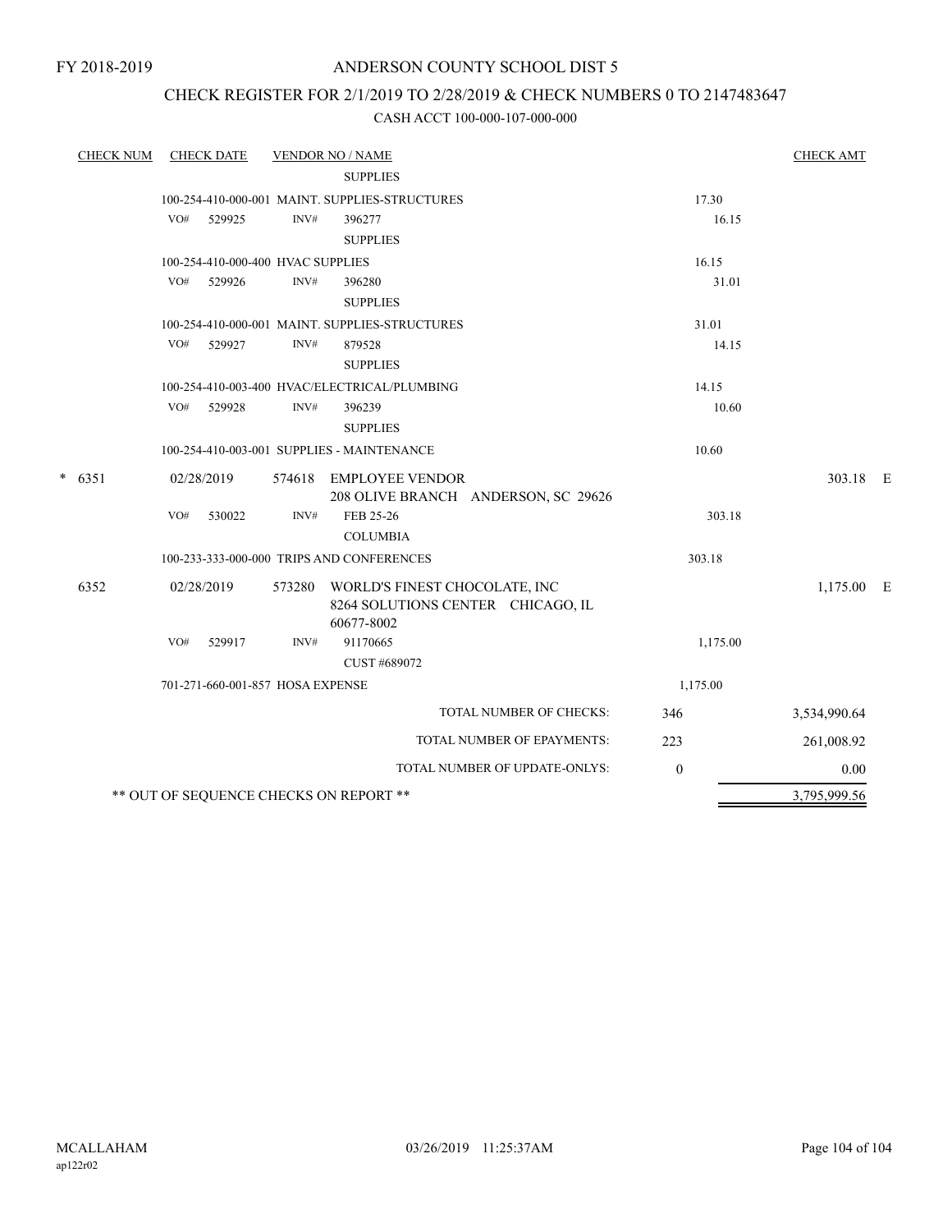FY 2018-2019

# ANDERSON COUNTY SCHOOL DIST 5

## CHECK REGISTER FOR 2/1/2019 TO 2/28/2019 & CHECK NUMBERS 0 TO 2147483647

### CASH ACCT 100-000-107-000-000

| CHECK NUM | CHECK DATE | VENDOR NO / NAME | | CHECK AMT | |
|---|---|---|---|---|---|
| | | SUPPLIES | | | |
| | 100-254-410-000-001 MAINT. SUPPLIES-STRUCTURES | | 17.30 | | |
| | VO# 529925 INV# | 396277 SUPPLIES | 16.15 | | |
| | 100-254-410-000-400 HVAC SUPPLIES | | 16.15 | | |
| | VO# 529926 INV# | 396280 SUPPLIES | 31.01 | | |
| | 100-254-410-000-001 MAINT. SUPPLIES-STRUCTURES | | 31.01 | | |
| | VO# 529927 INV# | 879528 SUPPLIES | 14.15 | | |
| | 100-254-410-003-400 HVAC/ELECTRICAL/PLUMBING | | 14.15 | | |
| | VO# 529928 INV# | 396239 SUPPLIES | 10.60 | | |
| | 100-254-410-003-001 SUPPLIES - MAINTENANCE | | 10.60 | | |
| * 6351 | 02/28/2019 | 574618 EMPLOYEE VENDOR 208 OLIVE BRANCH ANDERSON, SC 29626 | | 303.18 | E |
| | VO# 530022 INV# | FEB 25-26 COLUMBIA | 303.18 | | |
| | 100-233-333-000-000 TRIPS AND CONFERENCES | | 303.18 | | |
| 6352 | 02/28/2019 | 573280 WORLD'S FINEST CHOCOLATE, INC 8264 SOLUTIONS CENTER CHICAGO, IL 60677-8002 | | 1,175.00 | E |
| | VO# 529917 INV# | 91170665 CUST #689072 | 1,175.00 | | |
| | 701-271-660-001-857 HOSA EXPENSE | | 1,175.00 | | |
| | | TOTAL NUMBER OF CHECKS: | 346 | 3,534,990.64 | |
| | | TOTAL NUMBER OF EPAYMENTS: | 223 | 261,008.92 | |
| | | TOTAL NUMBER OF UPDATE-ONLYS: | 0 | 0.00 | |
| | ** OUT OF SEQUENCE CHECKS ON REPORT ** | | | 3,795,999.56 | |

MCALLAHAM
ap122r02

03/26/2019 11:25:37AM